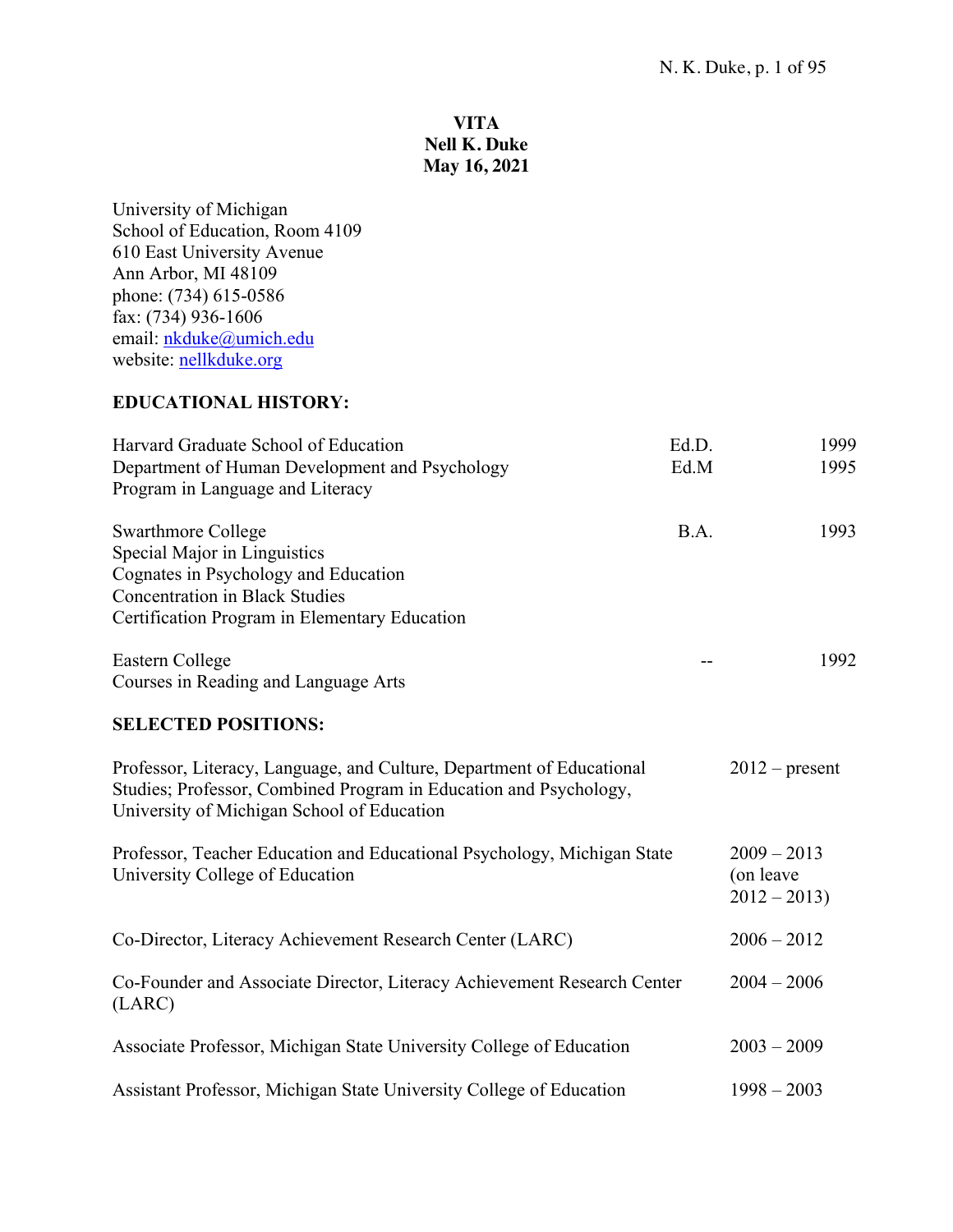**VITA**
**Nell K. Duke**
**May 16, 2021**

University of Michigan
School of Education, Room 4109
610 East University Avenue
Ann Arbor, MI 48109
phone: (734) 615-0586
fax: (734) 936-1606
email: [nkduke@umich.edu](mailto:nkduke@umich.edu)
website: [nellkduke.org](http://nellkduke.org)

## EDUCATIONAL HISTORY:

| | | |
|---|---|---|
| Harvard Graduate School of Education<br>Department of Human Development and Psychology<br>Program in Language and Literacy | Ed.D.<br>Ed.M | 1999<br>1995 |
| Swarthmore College<br>Special Major in Linguistics<br>Cognates in Psychology and Education<br>Concentration in Black Studies<br>Certification Program in Elementary Education | B.A. | 1993 |
| Eastern College<br>Courses in Reading and Language Arts | -- | 1992 |

## SELECTED POSITIONS:

| | |
|---|---|
| Professor, Literacy, Language, and Culture, Department of Educational Studies; Professor, Combined Program in Education and Psychology, University of Michigan School of Education | 2012 – present |
| Professor, Teacher Education and Educational Psychology, Michigan State University College of Education | 2009 – 2013 (on leave 2012 – 2013) |
| Co-Director, Literacy Achievement Research Center (LARC) | 2006 – 2012 |
| Co-Founder and Associate Director, Literacy Achievement Research Center (LARC) | 2004 – 2006 |
| Associate Professor, Michigan State University College of Education | 2003 – 2009 |
| Assistant Professor, Michigan State University College of Education | 1998 – 2003 |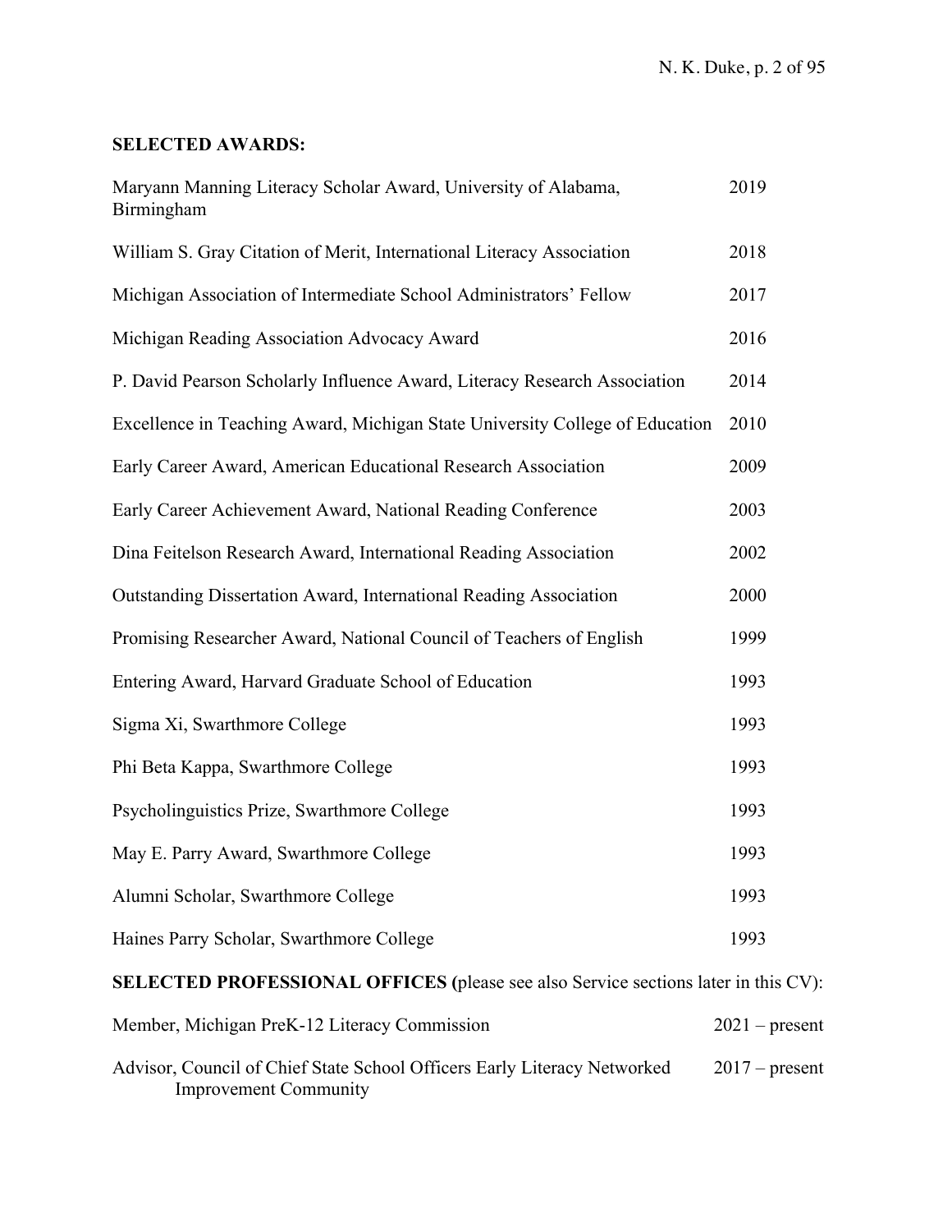## SELECTED AWARDS:

| | |
|---|---|
| Maryann Manning Literacy Scholar Award, University of Alabama, Birmingham | 2019 |
| William S. Gray Citation of Merit, International Literacy Association | 2018 |
| Michigan Association of Intermediate School Administrators' Fellow | 2017 |
| Michigan Reading Association Advocacy Award | 2016 |
| P. David Pearson Scholarly Influence Award, Literacy Research Association | 2014 |
| Excellence in Teaching Award, Michigan State University College of Education | 2010 |
| Early Career Award, American Educational Research Association | 2009 |
| Early Career Achievement Award, National Reading Conference | 2003 |
| Dina Feitelson Research Award, International Reading Association | 2002 |
| Outstanding Dissertation Award, International Reading Association | 2000 |
| Promising Researcher Award, National Council of Teachers of English | 1999 |
| Entering Award, Harvard Graduate School of Education | 1993 |
| Sigma Xi, Swarthmore College | 1993 |
| Phi Beta Kappa, Swarthmore College | 1993 |
| Psycholinguistics Prize, Swarthmore College | 1993 |
| May E. Parry Award, Swarthmore College | 1993 |
| Alumni Scholar, Swarthmore College | 1993 |
| Haines Parry Scholar, Swarthmore College | 1993 |

## SELECTED PROFESSIONAL OFFICES (please see also Service sections later in this CV):

| | |
|---|---|
| Member, Michigan PreK-12 Literacy Commission | 2021 – present |
| Advisor, Council of Chief State School Officers Early Literacy Networked Improvement Community | 2017 – present |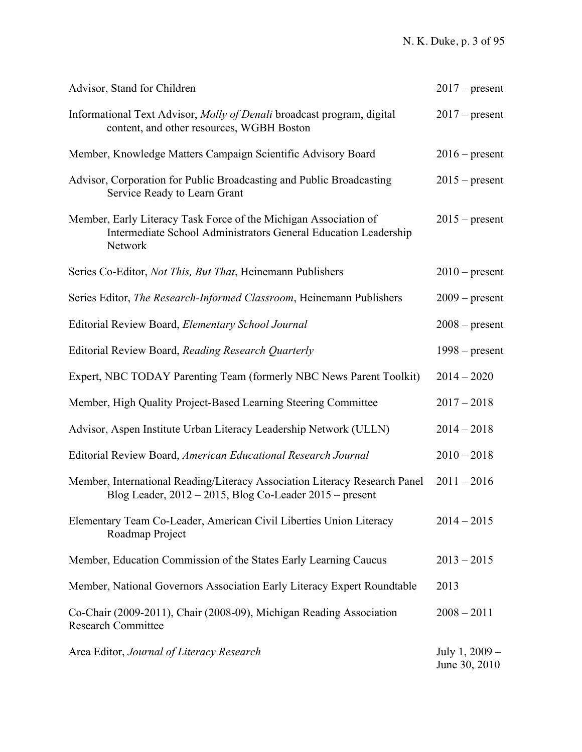| | |
|---|---|
| Advisor, Stand for Children | 2017 – present |
| Informational Text Advisor, *Molly of Denali* broadcast program, digital content, and other resources, WGBH Boston | 2017 – present |
| Member, Knowledge Matters Campaign Scientific Advisory Board | 2016 – present |
| Advisor, Corporation for Public Broadcasting and Public Broadcasting Service Ready to Learn Grant | 2015 – present |
| Member, Early Literacy Task Force of the Michigan Association of Intermediate School Administrators General Education Leadership Network | 2015 – present |
| Series Co-Editor, *Not This, But That*, Heinemann Publishers | 2010 – present |
| Series Editor, *The Research-Informed Classroom*, Heinemann Publishers | 2009 – present |
| Editorial Review Board, *Elementary School Journal* | 2008 – present |
| Editorial Review Board, *Reading Research Quarterly* | 1998 – present |
| Expert, NBC TODAY Parenting Team (formerly NBC News Parent Toolkit) | 2014 – 2020 |
| Member, High Quality Project-Based Learning Steering Committee | 2017 – 2018 |
| Advisor, Aspen Institute Urban Literacy Leadership Network (ULLN) | 2014 – 2018 |
| Editorial Review Board, *American Educational Research Journal* | 2010 – 2018 |
| Member, International Reading/Literacy Association Literacy Research Panel Blog Leader, 2012 – 2015, Blog Co-Leader 2015 – present | 2011 – 2016 |
| Elementary Team Co-Leader, American Civil Liberties Union Literacy Roadmap Project | 2014 – 2015 |
| Member, Education Commission of the States Early Learning Caucus | 2013 – 2015 |
| Member, National Governors Association Early Literacy Expert Roundtable | 2013 |
| Co-Chair (2009-2011), Chair (2008-09), Michigan Reading Association Research Committee | 2008 – 2011 |
| Area Editor, *Journal of Literacy Research* | July 1, 2009 – June 30, 2010 |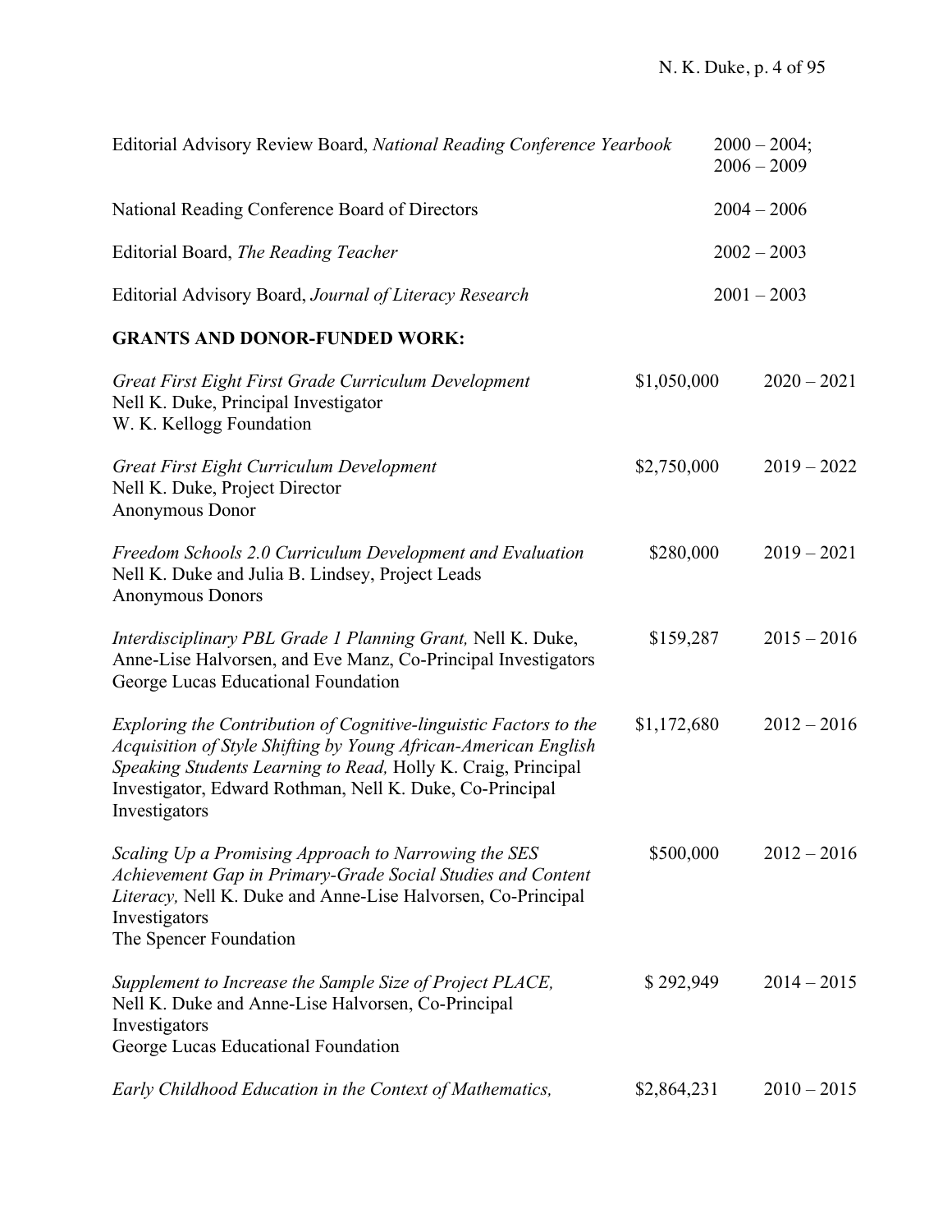Editorial Advisory Review Board, *National Reading Conference Yearbook* 2000 – 2004; 2006 – 2009

National Reading Conference Board of Directors 2004 – 2006

Editorial Board, *The Reading Teacher* 2002 – 2003

Editorial Advisory Board, *Journal of Literacy Research* 2001 – 2003

**GRANTS AND DONOR-FUNDED WORK:**

*Great First Eight First Grade Curriculum Development* $1,050,000 2020 – 2021
Nell K. Duke, Principal Investigator
W. K. Kellogg Foundation

*Great First Eight Curriculum Development* $2,750,000 2019 – 2022
Nell K. Duke, Project Director
Anonymous Donor

*Freedom Schools 2.0 Curriculum Development and Evaluation* $280,000 2019 – 2021
Nell K. Duke and Julia B. Lindsey, Project Leads
Anonymous Donors

*Interdisciplinary PBL Grade 1 Planning Grant,* Nell K. Duke, Anne-Lise Halvorsen, and Eve Manz, Co-Principal Investigators $159,287 2015 – 2016
George Lucas Educational Foundation

*Exploring the Contribution of Cognitive-linguistic Factors to the Acquisition of Style Shifting by Young African-American English Speaking Students Learning to Read,* Holly K. Craig, Principal Investigator, Edward Rothman, Nell K. Duke, Co-Principal Investigators $1,172,680 2012 – 2016

*Scaling Up a Promising Approach to Narrowing the SES Achievement Gap in Primary-Grade Social Studies and Content Literacy,* Nell K. Duke and Anne-Lise Halvorsen, Co-Principal Investigators $500,000 2012 – 2016
The Spencer Foundation

*Supplement to Increase the Sample Size of Project PLACE,* Nell K. Duke and Anne-Lise Halvorsen, Co-Principal Investigators $ 292,949 2014 – 2015
George Lucas Educational Foundation

*Early Childhood Education in the Context of Mathematics,* $2,864,231 2010 – 2015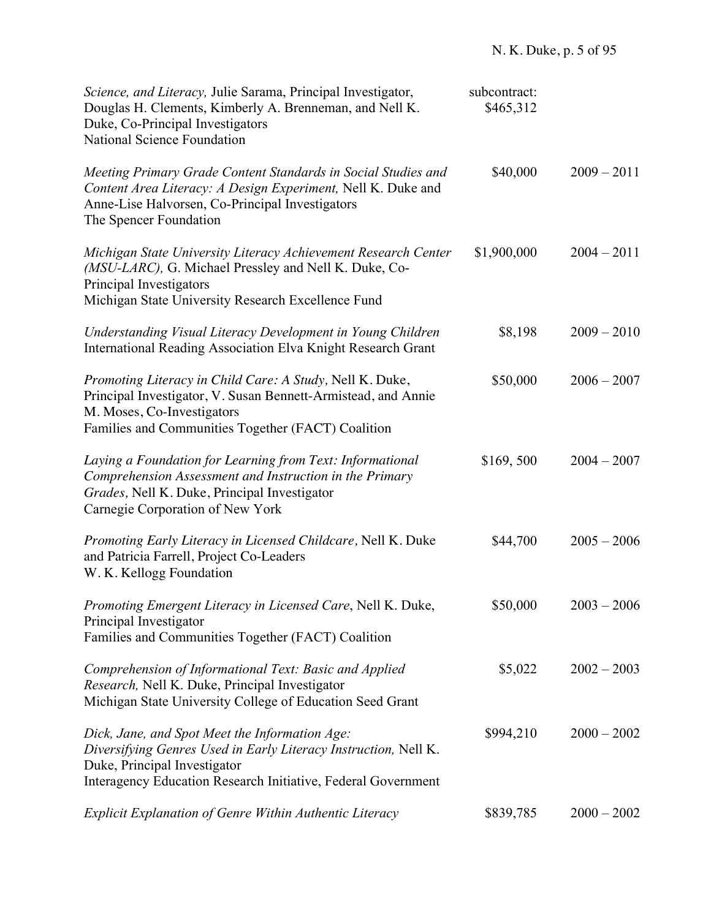| | | |
|---|---|---|
| *Science, and Literacy,* Julie Sarama, Principal Investigator, Douglas H. Clements, Kimberly A. Brenneman, and Nell K. Duke, Co-Principal Investigators<br>National Science Foundation | subcontract: $465,312 | |
| *Meeting Primary Grade Content Standards in Social Studies and Content Area Literacy: A Design Experiment,* Nell K. Duke and Anne-Lise Halvorsen, Co-Principal Investigators<br>The Spencer Foundation | $40,000 | 2009 – 2011 |
| *Michigan State University Literacy Achievement Research Center (MSU-LARC),* G. Michael Pressley and Nell K. Duke, Co-Principal Investigators<br>Michigan State University Research Excellence Fund | $1,900,000 | 2004 – 2011 |
| *Understanding Visual Literacy Development in Young Children*<br>International Reading Association Elva Knight Research Grant | $8,198 | 2009 – 2010 |
| *Promoting Literacy in Child Care: A Study,* Nell K. Duke, Principal Investigator, V. Susan Bennett-Armistead, and Annie M. Moses, Co-Investigators<br>Families and Communities Together (FACT) Coalition | $50,000 | 2006 – 2007 |
| *Laying a Foundation for Learning from Text: Informational Comprehension Assessment and Instruction in the Primary Grades,* Nell K. Duke, Principal Investigator<br>Carnegie Corporation of New York | $169, 500 | 2004 – 2007 |
| *Promoting Early Literacy in Licensed Childcare,* Nell K. Duke and Patricia Farrell, Project Co-Leaders<br>W. K. Kellogg Foundation | $44,700 | 2005 – 2006 |
| *Promoting Emergent Literacy in Licensed Care*, Nell K. Duke, Principal Investigator<br>Families and Communities Together (FACT) Coalition | $50,000 | 2003 – 2006 |
| *Comprehension of Informational Text: Basic and Applied Research,* Nell K. Duke, Principal Investigator<br>Michigan State University College of Education Seed Grant | $5,022 | 2002 – 2003 |
| *Dick, Jane, and Spot Meet the Information Age: Diversifying Genres Used in Early Literacy Instruction,* Nell K. Duke, Principal Investigator<br>Interagency Education Research Initiative, Federal Government | $994,210 | 2000 – 2002 |
| *Explicit Explanation of Genre Within Authentic Literacy* | $839,785 | 2000 – 2002 |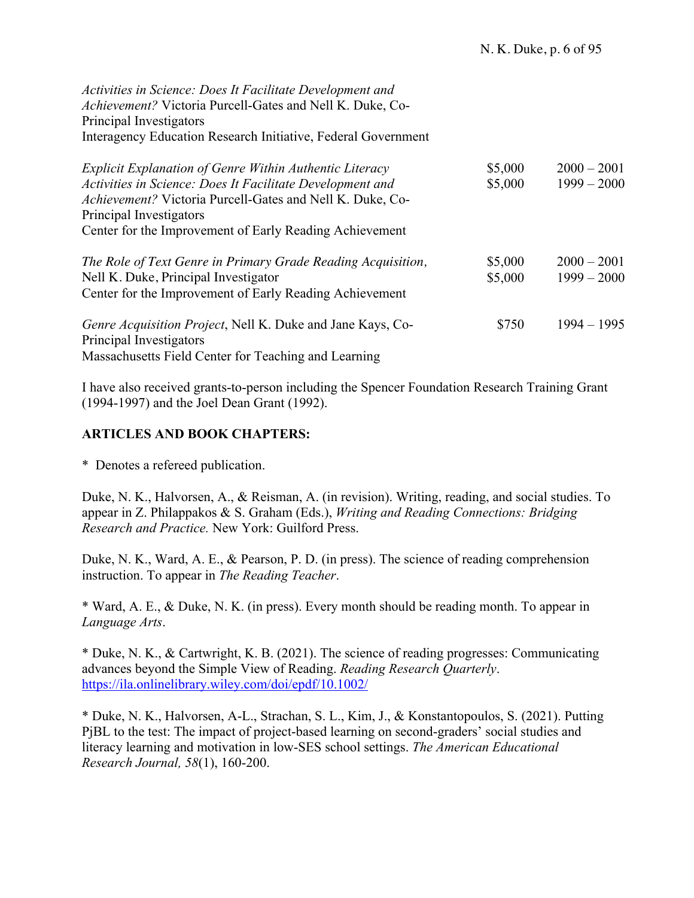*Activities in Science: Does It Facilitate Development and Achievement?* Victoria Purcell-Gates and Nell K. Duke, Co-Principal Investigators
Interagency Education Research Initiative, Federal Government

| | | |
|---|---|---|
| *Explicit Explanation of Genre Within Authentic Literacy Activities in Science: Does It Facilitate Development and Achievement?* Victoria Purcell-Gates and Nell K. Duke, Co-Principal Investigators<br>Center for the Improvement of Early Reading Achievement | $5,000<br>$5,000 | 2000 – 2001<br>1999 – 2000 |
| *The Role of Text Genre in Primary Grade Reading Acquisition,* Nell K. Duke, Principal Investigator<br>Center for the Improvement of Early Reading Achievement | $5,000<br>$5,000 | 2000 – 2001<br>1999 – 2000 |
| *Genre Acquisition Project*, Nell K. Duke and Jane Kays, Co-Principal Investigators<br>Massachusetts Field Center for Teaching and Learning | $750 | 1994 – 1995 |

I have also received grants-to-person including the Spencer Foundation Research Training Grant (1994-1997) and the Joel Dean Grant (1992).

**ARTICLES AND BOOK CHAPTERS:**

\* Denotes a refereed publication.

Duke, N. K., Halvorsen, A., & Reisman, A. (in revision). Writing, reading, and social studies. To appear in Z. Philappakos & S. Graham (Eds.), *Writing and Reading Connections: Bridging Research and Practice.* New York: Guilford Press.

Duke, N. K., Ward, A. E., & Pearson, P. D. (in press). The science of reading comprehension instruction. To appear in *The Reading Teacher*.

\* Ward, A. E., & Duke, N. K. (in press). Every month should be reading month. To appear in *Language Arts*.

\* Duke, N. K., & Cartwright, K. B. (2021). The science of reading progresses: Communicating advances beyond the Simple View of Reading. *Reading Research Quarterly*. https://ila.onlinelibrary.wiley.com/doi/epdf/10.1002/

\* Duke, N. K., Halvorsen, A-L., Strachan, S. L., Kim, J., & Konstantopoulos, S. (2021). Putting PjBL to the test: The impact of project-based learning on second-graders' social studies and literacy learning and motivation in low-SES school settings. *The American Educational Research Journal, 58*(1), 160-200.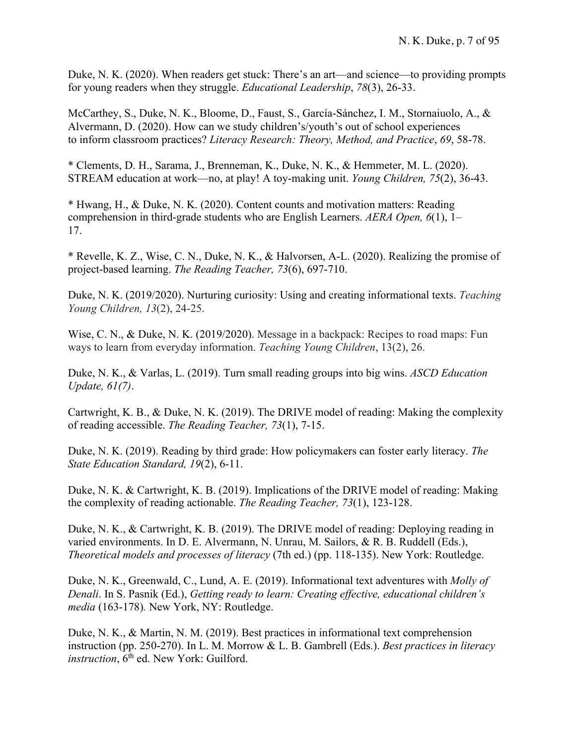Duke, N. K. (2020). When readers get stuck: There's an art—and science—to providing prompts for young readers when they struggle. *Educational Leadership*, *78*(3), 26-33.

McCarthey, S., Duke, N. K., Bloome, D., Faust, S., García-Sánchez, I. M., Stornaiuolo, A., & Alvermann, D. (2020). How can we study children's/youth's out of school experiences to inform classroom practices? *Literacy Research: Theory, Method, and Practice*, *69*, 58-78.

* Clements, D. H., Sarama, J., Brenneman, K., Duke, N. K., & Hemmeter, M. L. (2020). STREAM education at work—no, at play! A toy-making unit. *Young Children, 75*(2), 36-43.

* Hwang, H., & Duke, N. K. (2020). Content counts and motivation matters: Reading comprehension in third-grade students who are English Learners. *AERA Open, 6*(1), 1–17.

* Revelle, K. Z., Wise, C. N., Duke, N. K., & Halvorsen, A-L. (2020). Realizing the promise of project-based learning. *The Reading Teacher, 73*(6), 697-710.

Duke, N. K. (2019/2020). Nurturing curiosity: Using and creating informational texts. *Teaching Young Children, 13*(2), 24-25.

Wise, C. N., & Duke, N. K. (2019/2020). Message in a backpack: Recipes to road maps: Fun ways to learn from everyday information. *Teaching Young Children*, 13(2), 26.

Duke, N. K., & Varlas, L. (2019). Turn small reading groups into big wins. *ASCD Education Update, 61(7)*.

Cartwright, K. B., & Duke, N. K. (2019). The DRIVE model of reading: Making the complexity of reading accessible. *The Reading Teacher, 73*(1), 7-15.

Duke, N. K. (2019). Reading by third grade: How policymakers can foster early literacy. *The State Education Standard, 19*(2), 6-11.

Duke, N. K. & Cartwright, K. B. (2019). Implications of the DRIVE model of reading: Making the complexity of reading actionable. *The Reading Teacher, 73*(1), 123-128.

Duke, N. K., & Cartwright, K. B. (2019). The DRIVE model of reading: Deploying reading in varied environments. In D. E. Alvermann, N. Unrau, M. Sailors, & R. B. Ruddell (Eds.), *Theoretical models and processes of literacy* (7th ed.) (pp. 118-135). New York: Routledge.

Duke, N. K., Greenwald, C., Lund, A. E. (2019). Informational text adventures with *Molly of Denali*. In S. Pasnik (Ed.), *Getting ready to learn: Creating effective, educational children's media* (163-178)*.* New York, NY: Routledge.

Duke, N. K., & Martin, N. M. (2019). Best practices in informational text comprehension instruction (pp. 250-270). In L. M. Morrow & L. B. Gambrell (Eds.). *Best practices in literacy instruction*, 6th ed. New York: Guilford.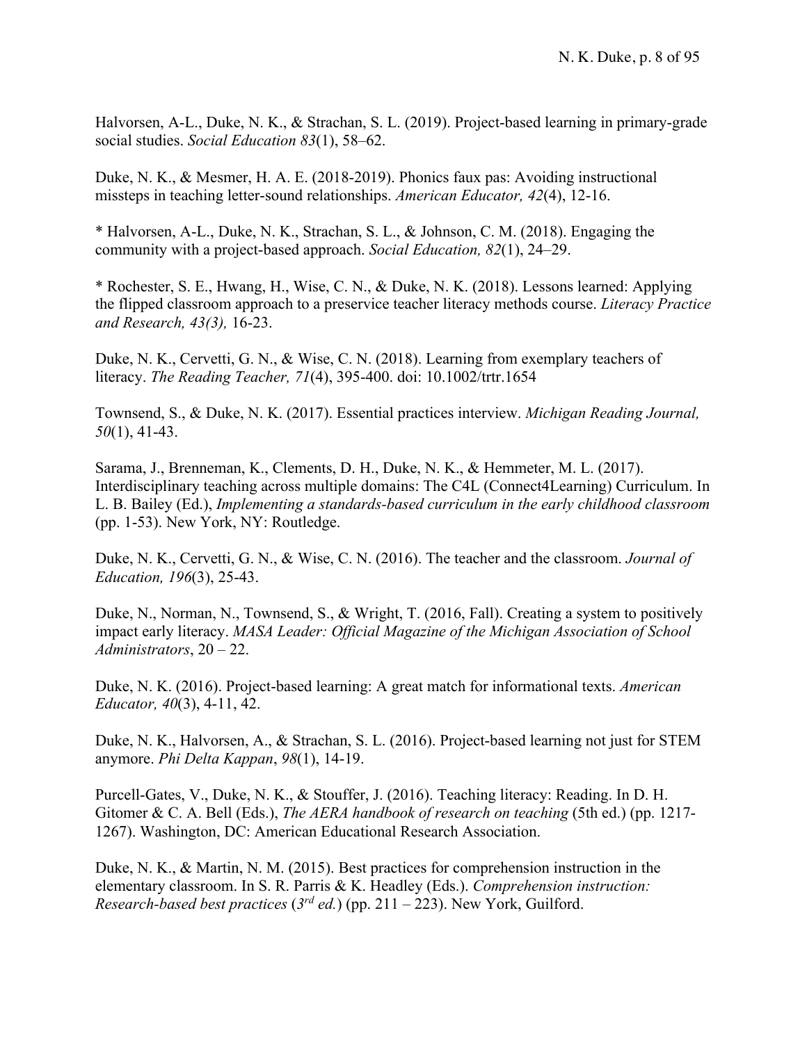Halvorsen, A-L., Duke, N. K., & Strachan, S. L. (2019). Project-based learning in primary-grade social studies. *Social Education 83*(1), 58–62.

Duke, N. K., & Mesmer, H. A. E. (2018-2019). Phonics faux pas: Avoiding instructional missteps in teaching letter-sound relationships. *American Educator, 42*(4), 12-16.

* Halvorsen, A-L., Duke, N. K., Strachan, S. L., & Johnson, C. M. (2018). Engaging the community with a project-based approach. *Social Education, 82*(1), 24–29.

* Rochester, S. E., Hwang, H., Wise, C. N., & Duke, N. K. (2018). Lessons learned: Applying the flipped classroom approach to a preservice teacher literacy methods course. *Literacy Practice and Research, 43(3),* 16-23.

Duke, N. K., Cervetti, G. N., & Wise, C. N. (2018). Learning from exemplary teachers of literacy. *The Reading Teacher, 71*(4), 395-400. doi: 10.1002/trtr.1654

Townsend, S., & Duke, N. K. (2017). Essential practices interview. *Michigan Reading Journal, 50*(1), 41-43.

Sarama, J., Brenneman, K., Clements, D. H., Duke, N. K., & Hemmeter, M. L. (2017). Interdisciplinary teaching across multiple domains: The C4L (Connect4Learning) Curriculum. In L. B. Bailey (Ed.), *Implementing a standards-based curriculum in the early childhood classroom* (pp. 1-53). New York, NY: Routledge.

Duke, N. K., Cervetti, G. N., & Wise, C. N. (2016). The teacher and the classroom. *Journal of Education, 196*(3), 25-43.

Duke, N., Norman, N., Townsend, S., & Wright, T. (2016, Fall). Creating a system to positively impact early literacy. *MASA Leader: Official Magazine of the Michigan Association of School Administrators*, 20 – 22.

Duke, N. K. (2016). Project-based learning: A great match for informational texts. *American Educator, 40*(3), 4-11, 42.

Duke, N. K., Halvorsen, A., & Strachan, S. L. (2016). Project-based learning not just for STEM anymore. *Phi Delta Kappan*, *98*(1), 14-19.

Purcell-Gates, V., Duke, N. K., & Stouffer, J. (2016). Teaching literacy: Reading. In D. H. Gitomer & C. A. Bell (Eds.), *The AERA handbook of research on teaching* (5th ed.) (pp. 1217-1267). Washington, DC: American Educational Research Association.

Duke, N. K., & Martin, N. M. (2015). Best practices for comprehension instruction in the elementary classroom. In S. R. Parris & K. Headley (Eds.). *Comprehension instruction: Research-based best practices* (*3rd ed.*) (pp. 211 – 223). New York, Guilford.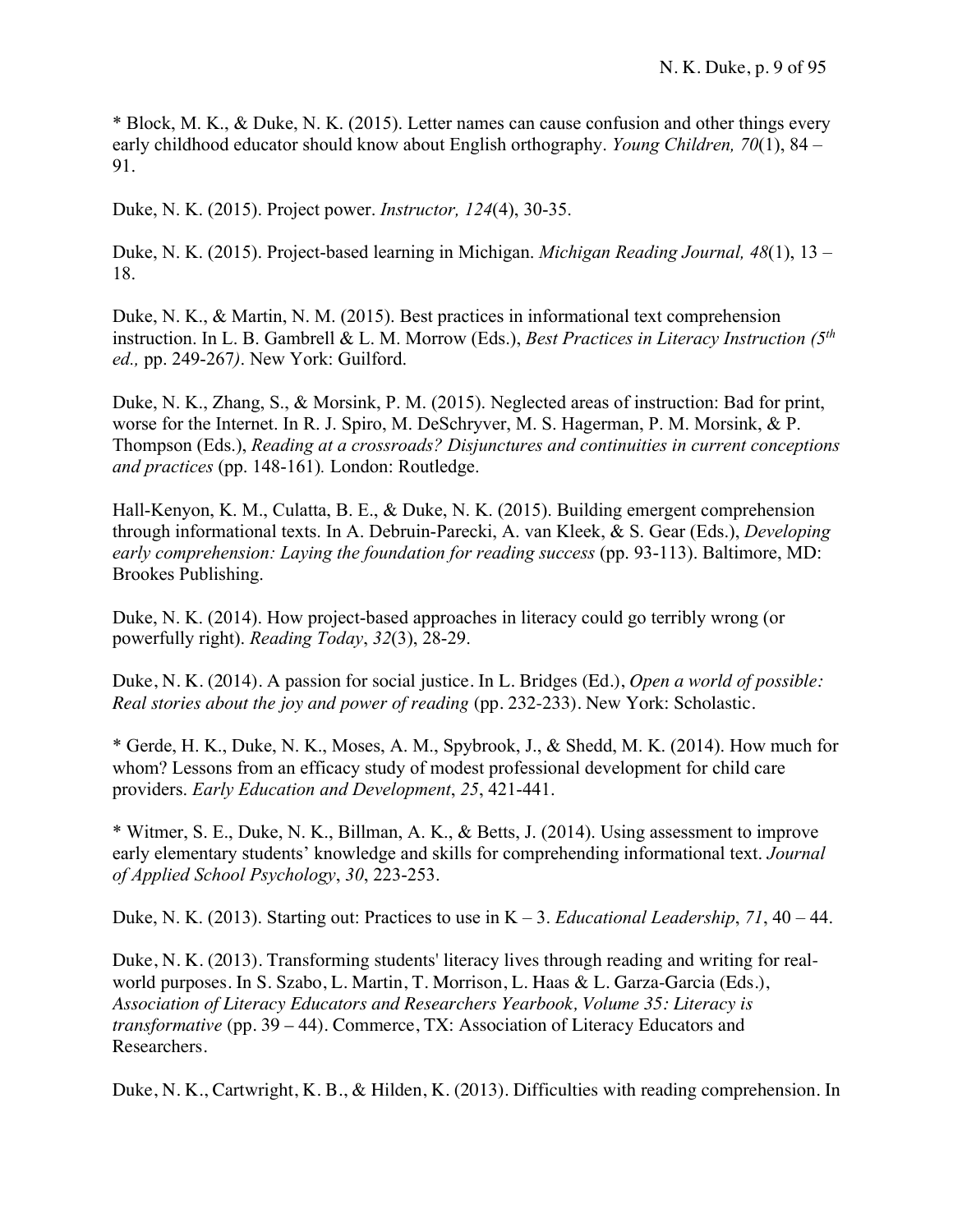* Block, M. K., & Duke, N. K. (2015). Letter names can cause confusion and other things every early childhood educator should know about English orthography. *Young Children, 70*(1), 84 – 91.

Duke, N. K. (2015). Project power. *Instructor, 124*(4), 30-35.

Duke, N. K. (2015). Project-based learning in Michigan. *Michigan Reading Journal, 48*(1), 13 – 18.

Duke, N. K., & Martin, N. M. (2015). Best practices in informational text comprehension instruction. In L. B. Gambrell & L. M. Morrow (Eds.), *Best Practices in Literacy Instruction (5th ed.,* pp. 249-267*)*. New York: Guilford.

Duke, N. K., Zhang, S., & Morsink, P. M. (2015). Neglected areas of instruction: Bad for print, worse for the Internet. In R. J. Spiro, M. DeSchryver, M. S. Hagerman, P. M. Morsink, & P. Thompson (Eds.), *Reading at a crossroads? Disjunctures and continuities in current conceptions and practices* (pp. 148-161)*.* London: Routledge.

Hall-Kenyon, K. M., Culatta, B. E., & Duke, N. K. (2015). Building emergent comprehension through informational texts. In A. Debruin-Parecki, A. van Kleek, & S. Gear (Eds.), *Developing early comprehension: Laying the foundation for reading success* (pp. 93-113). Baltimore, MD: Brookes Publishing.

Duke, N. K. (2014). How project-based approaches in literacy could go terribly wrong (or powerfully right). *Reading Today*, *32*(3), 28-29.

Duke, N. K. (2014). A passion for social justice. In L. Bridges (Ed.), *Open a world of possible: Real stories about the joy and power of reading* (pp. 232-233). New York: Scholastic.

* Gerde, H. K., Duke, N. K., Moses, A. M., Spybrook, J., & Shedd, M. K. (2014). How much for whom? Lessons from an efficacy study of modest professional development for child care providers. *Early Education and Development*, *25*, 421-441.

* Witmer, S. E., Duke, N. K., Billman, A. K., & Betts, J. (2014). Using assessment to improve early elementary students' knowledge and skills for comprehending informational text. *Journal of Applied School Psychology*, *30*, 223-253.

Duke, N. K. (2013). Starting out: Practices to use in K – 3. *Educational Leadership*, *71*, 40 – 44.

Duke, N. K. (2013). Transforming students' literacy lives through reading and writing for real-world purposes. In S. Szabo, L. Martin, T. Morrison, L. Haas & L. Garza-Garcia (Eds.), *Association of Literacy Educators and Researchers Yearbook, Volume 35: Literacy is transformative* (pp. 39 – 44). Commerce, TX: Association of Literacy Educators and Researchers.

Duke, N. K., Cartwright, K. B., & Hilden, K. (2013). Difficulties with reading comprehension. In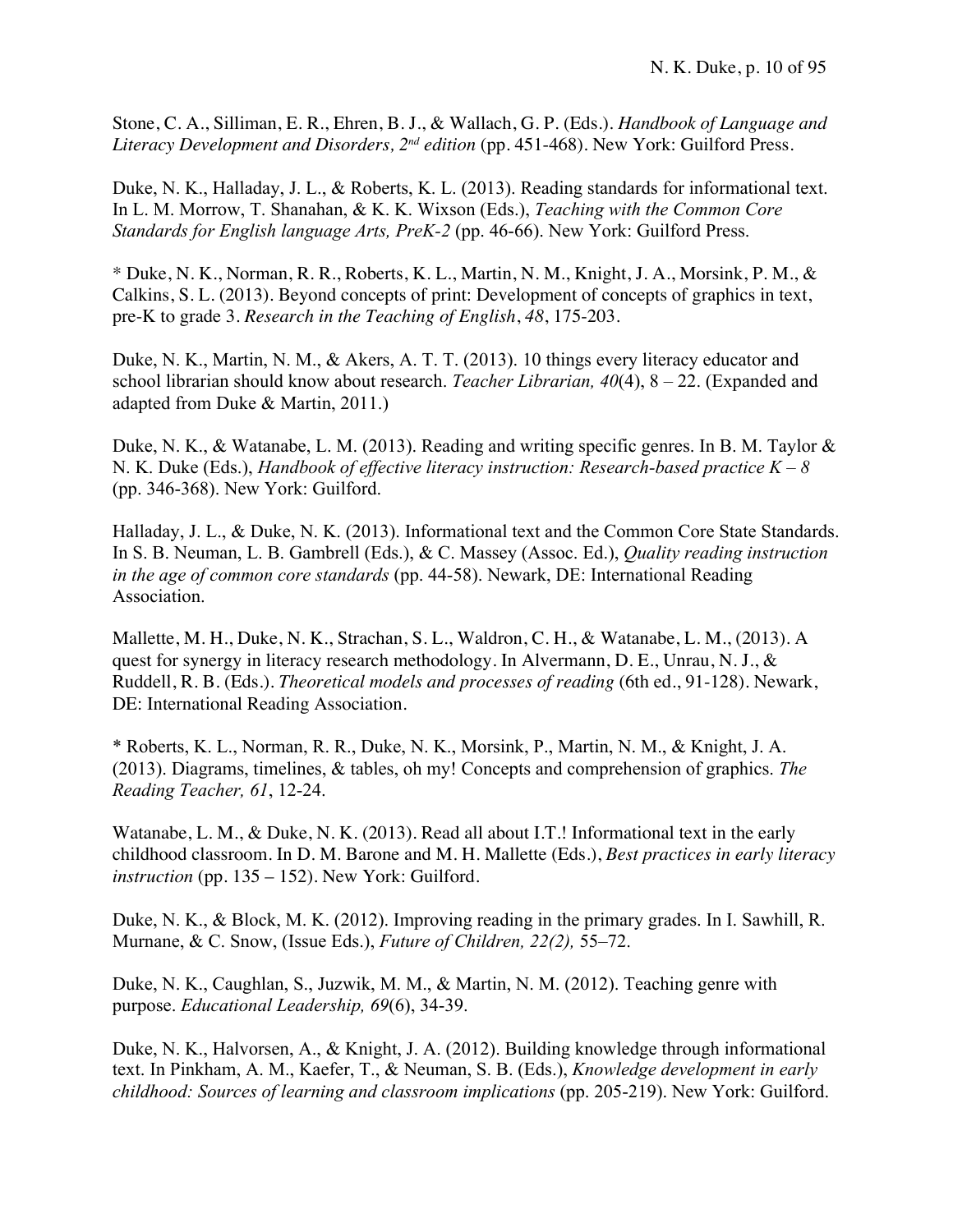Stone, C. A., Silliman, E. R., Ehren, B. J., & Wallach, G. P. (Eds.). *Handbook of Language and Literacy Development and Disorders, 2nd edition* (pp. 451-468). New York: Guilford Press.

Duke, N. K., Halladay, J. L., & Roberts, K. L. (2013). Reading standards for informational text. In L. M. Morrow, T. Shanahan, & K. K. Wixson (Eds.), *Teaching with the Common Core Standards for English language Arts, PreK-2* (pp. 46-66). New York: Guilford Press.

* Duke, N. K., Norman, R. R., Roberts, K. L., Martin, N. M., Knight, J. A., Morsink, P. M., & Calkins, S. L. (2013). Beyond concepts of print: Development of concepts of graphics in text, pre-K to grade 3. *Research in the Teaching of English*, *48*, 175-203.

Duke, N. K., Martin, N. M., & Akers, A. T. T. (2013). 10 things every literacy educator and school librarian should know about research. *Teacher Librarian, 40*(4), 8 – 22. (Expanded and adapted from Duke & Martin, 2011.)

Duke, N. K., & Watanabe, L. M. (2013). Reading and writing specific genres. In B. M. Taylor & N. K. Duke (Eds.), *Handbook of effective literacy instruction: Research-based practice K – 8* (pp. 346-368). New York: Guilford.

Halladay, J. L., & Duke, N. K. (2013). Informational text and the Common Core State Standards. In S. B. Neuman, L. B. Gambrell (Eds.), & C. Massey (Assoc. Ed.), *Quality reading instruction in the age of common core standards* (pp. 44-58). Newark, DE: International Reading Association.

Mallette, M. H., Duke, N. K., Strachan, S. L., Waldron, C. H., & Watanabe, L. M., (2013). A quest for synergy in literacy research methodology. In Alvermann, D. E., Unrau, N. J., & Ruddell, R. B. (Eds.). *Theoretical models and processes of reading* (6th ed., 91-128). Newark, DE: International Reading Association.

* Roberts, K. L., Norman, R. R., Duke, N. K., Morsink, P., Martin, N. M., & Knight, J. A. (2013). Diagrams, timelines, & tables, oh my! Concepts and comprehension of graphics. *The Reading Teacher, 61*, 12-24.

Watanabe, L. M., & Duke, N. K. (2013). Read all about I.T.! Informational text in the early childhood classroom. In D. M. Barone and M. H. Mallette (Eds.), *Best practices in early literacy instruction* (pp. 135 – 152). New York: Guilford.

Duke, N. K., & Block, M. K. (2012). Improving reading in the primary grades. In I. Sawhill, R. Murnane, & C. Snow, (Issue Eds.), *Future of Children, 22(2),* 55–72.

Duke, N. K., Caughlan, S., Juzwik, M. M., & Martin, N. M. (2012). Teaching genre with purpose. *Educational Leadership, 69*(6), 34-39.

Duke, N. K., Halvorsen, A., & Knight, J. A. (2012). Building knowledge through informational text. In Pinkham, A. M., Kaefer, T., & Neuman, S. B. (Eds.), *Knowledge development in early childhood: Sources of learning and classroom implications* (pp. 205-219). New York: Guilford.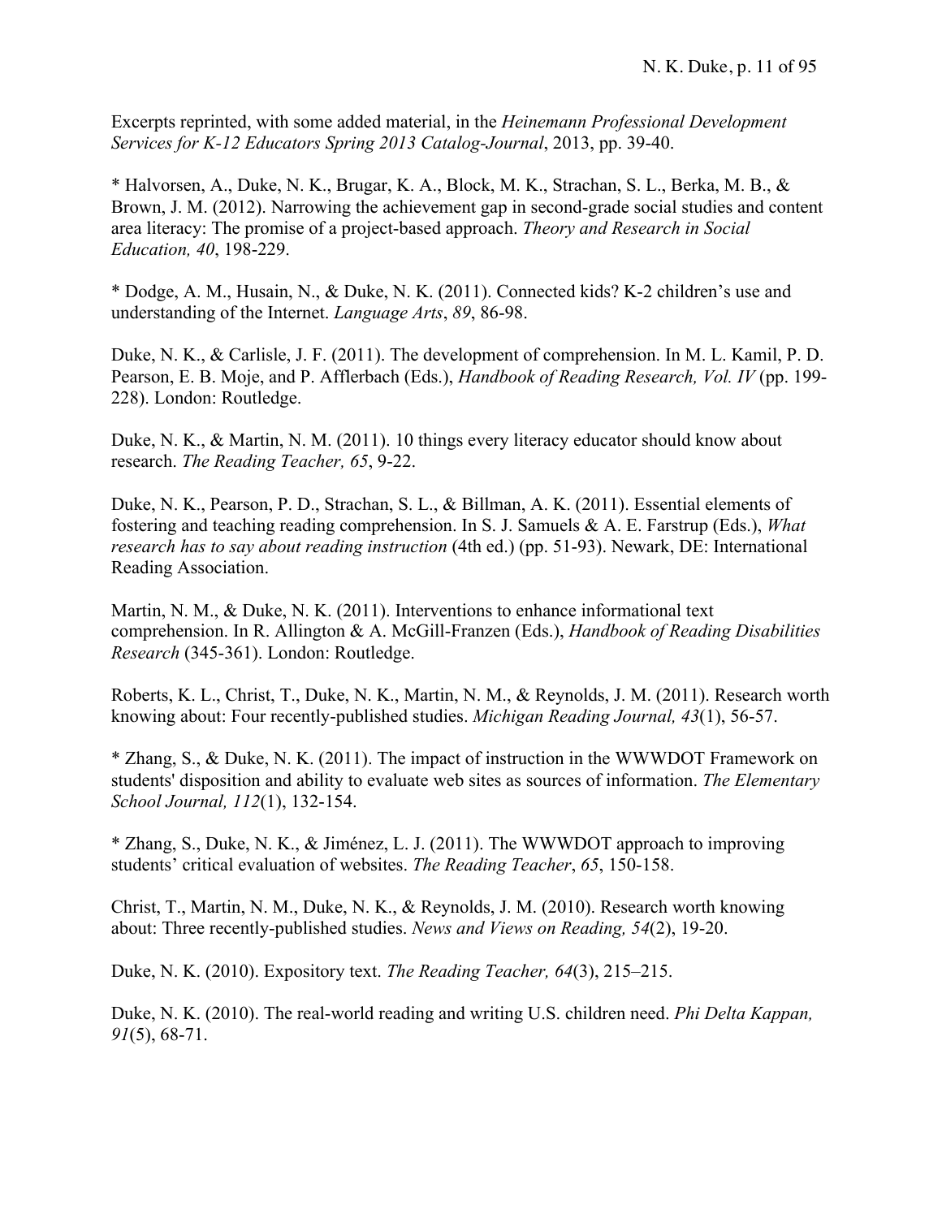Excerpts reprinted, with some added material, in the *Heinemann Professional Development Services for K-12 Educators Spring 2013 Catalog-Journal*, 2013, pp. 39-40.

* Halvorsen, A., Duke, N. K., Brugar, K. A., Block, M. K., Strachan, S. L., Berka, M. B., & Brown, J. M. (2012). Narrowing the achievement gap in second-grade social studies and content area literacy: The promise of a project-based approach. *Theory and Research in Social Education, 40*, 198-229.

* Dodge, A. M., Husain, N., & Duke, N. K. (2011). Connected kids? K-2 children's use and understanding of the Internet. *Language Arts*, *89*, 86-98.

Duke, N. K., & Carlisle, J. F. (2011). The development of comprehension. In M. L. Kamil, P. D. Pearson, E. B. Moje, and P. Afflerbach (Eds.), *Handbook of Reading Research, Vol. IV* (pp. 199-228). London: Routledge.

Duke, N. K., & Martin, N. M. (2011). 10 things every literacy educator should know about research. *The Reading Teacher, 65*, 9-22.

Duke, N. K., Pearson, P. D., Strachan, S. L., & Billman, A. K. (2011). Essential elements of fostering and teaching reading comprehension. In S. J. Samuels & A. E. Farstrup (Eds.), *What research has to say about reading instruction* (4th ed.) (pp. 51-93). Newark, DE: International Reading Association.

Martin, N. M., & Duke, N. K. (2011). Interventions to enhance informational text comprehension. In R. Allington & A. McGill-Franzen (Eds.), *Handbook of Reading Disabilities Research* (345-361). London: Routledge.

Roberts, K. L., Christ, T., Duke, N. K., Martin, N. M., & Reynolds, J. M. (2011). Research worth knowing about: Four recently-published studies. *Michigan Reading Journal, 43*(1), 56-57.

* Zhang, S., & Duke, N. K. (2011). The impact of instruction in the WWWDOT Framework on students' disposition and ability to evaluate web sites as sources of information. *The Elementary School Journal, 112*(1), 132-154.

* Zhang, S., Duke, N. K., & Jiménez, L. J. (2011). The WWWDOT approach to improving students' critical evaluation of websites. *The Reading Teacher*, *65*, 150-158.

Christ, T., Martin, N. M., Duke, N. K., & Reynolds, J. M. (2010). Research worth knowing about: Three recently-published studies. *News and Views on Reading, 54*(2), 19-20.

Duke, N. K. (2010). Expository text. *The Reading Teacher, 64*(3), 215–215.

Duke, N. K. (2010). The real-world reading and writing U.S. children need. *Phi Delta Kappan, 91*(5), 68-71.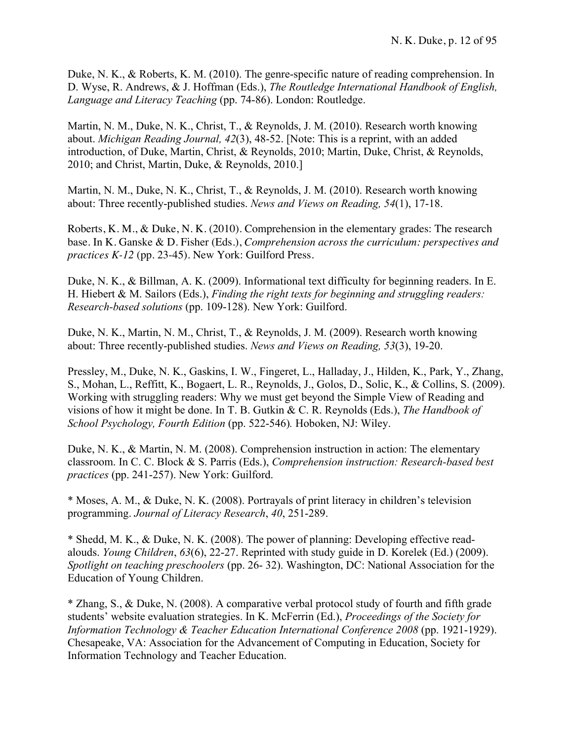Duke, N. K., & Roberts, K. M. (2010). The genre-specific nature of reading comprehension. In D. Wyse, R. Andrews, & J. Hoffman (Eds.), *The Routledge International Handbook of English, Language and Literacy Teaching* (pp. 74-86). London: Routledge.

Martin, N. M., Duke, N. K., Christ, T., & Reynolds, J. M. (2010). Research worth knowing about. *Michigan Reading Journal, 42*(3), 48-52. [Note: This is a reprint, with an added introduction, of Duke, Martin, Christ, & Reynolds, 2010; Martin, Duke, Christ, & Reynolds, 2010; and Christ, Martin, Duke, & Reynolds, 2010.]

Martin, N. M., Duke, N. K., Christ, T., & Reynolds, J. M. (2010). Research worth knowing about: Three recently-published studies. *News and Views on Reading, 54*(1), 17-18.

Roberts, K. M., & Duke, N. K. (2010). Comprehension in the elementary grades: The research base. In K. Ganske & D. Fisher (Eds.), *Comprehension across the curriculum: perspectives and practices K-12* (pp. 23-45). New York: Guilford Press.

Duke, N. K., & Billman, A. K. (2009). Informational text difficulty for beginning readers. In E. H. Hiebert & M. Sailors (Eds.), *Finding the right texts for beginning and struggling readers: Research-based solutions* (pp. 109-128). New York: Guilford.

Duke, N. K., Martin, N. M., Christ, T., & Reynolds, J. M. (2009). Research worth knowing about: Three recently-published studies. *News and Views on Reading, 53*(3), 19-20.

Pressley, M., Duke, N. K., Gaskins, I. W., Fingeret, L., Halladay, J., Hilden, K., Park, Y., Zhang, S., Mohan, L., Reffitt, K., Bogaert, L. R., Reynolds, J., Golos, D., Solic, K., & Collins, S. (2009). Working with struggling readers: Why we must get beyond the Simple View of Reading and visions of how it might be done. In T. B. Gutkin & C. R. Reynolds (Eds.), *The Handbook of School Psychology, Fourth Edition* (pp. 522-546). Hoboken, NJ: Wiley.

Duke, N. K., & Martin, N. M. (2008). Comprehension instruction in action: The elementary classroom. In C. C. Block & S. Parris (Eds.), *Comprehension instruction: Research-based best practices* (pp. 241-257). New York: Guilford.

* Moses, A. M., & Duke, N. K. (2008). Portrayals of print literacy in children's television programming. *Journal of Literacy Research*, *40*, 251-289.

* Shedd, M. K., & Duke, N. K. (2008). The power of planning: Developing effective read-alouds. *Young Children*, *63*(6), 22-27. Reprinted with study guide in D. Korelek (Ed.) (2009). *Spotlight on teaching preschoolers* (pp. 26- 32). Washington, DC: National Association for the Education of Young Children.

* Zhang, S., & Duke, N. (2008). A comparative verbal protocol study of fourth and fifth grade students' website evaluation strategies. In K. McFerrin (Ed.), *Proceedings of the Society for Information Technology & Teacher Education International Conference 2008* (pp. 1921-1929). Chesapeake, VA: Association for the Advancement of Computing in Education, Society for Information Technology and Teacher Education.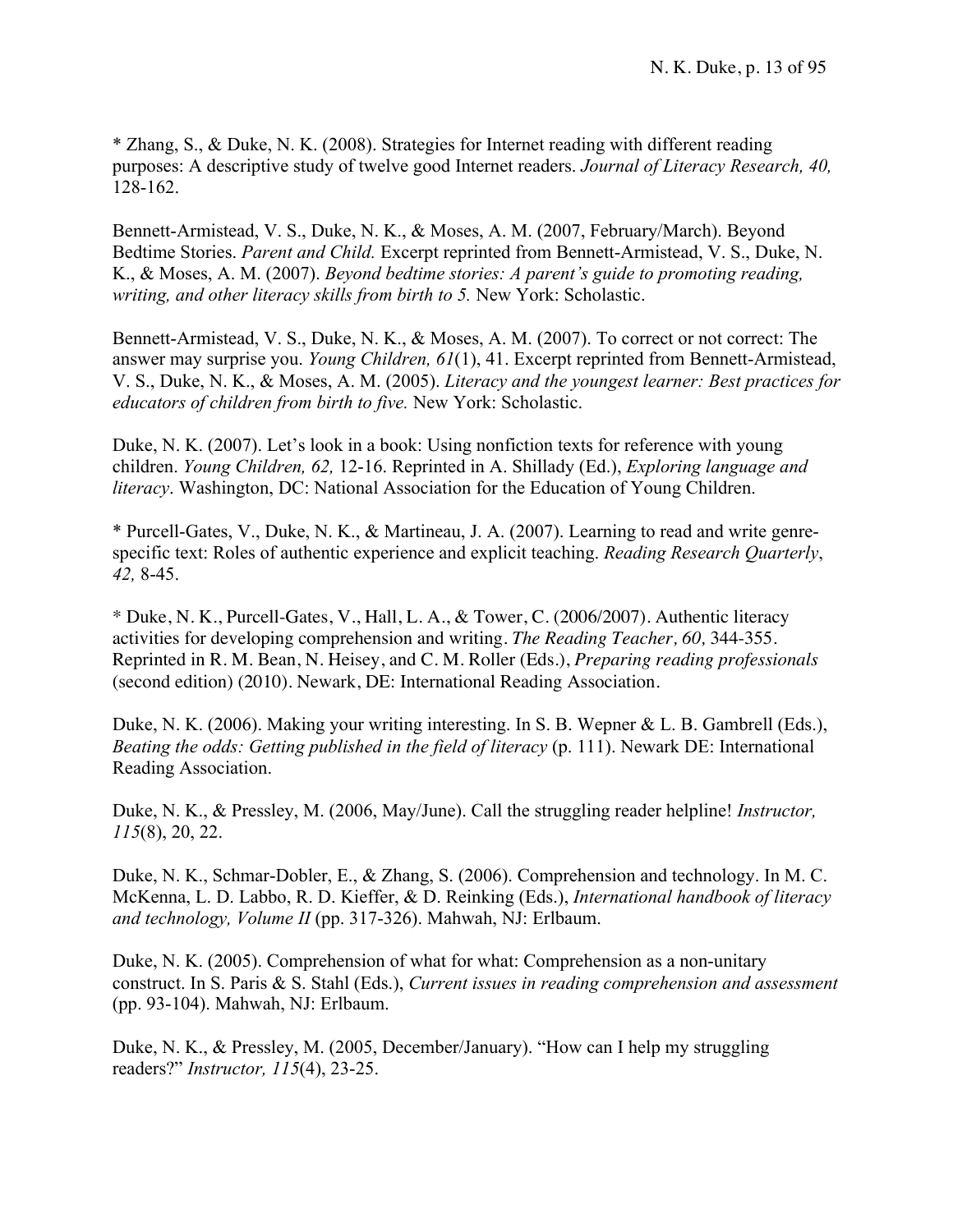* Zhang, S., & Duke, N. K. (2008). Strategies for Internet reading with different reading purposes: A descriptive study of twelve good Internet readers. *Journal of Literacy Research, 40,* 128-162.

Bennett-Armistead, V. S., Duke, N. K., & Moses, A. M. (2007, February/March). Beyond Bedtime Stories. *Parent and Child.* Excerpt reprinted from Bennett-Armistead, V. S., Duke, N. K., & Moses, A. M. (2007). *Beyond bedtime stories: A parent's guide to promoting reading, writing, and other literacy skills from birth to 5.* New York: Scholastic.

Bennett-Armistead, V. S., Duke, N. K., & Moses, A. M. (2007). To correct or not correct: The answer may surprise you. *Young Children, 61*(1), 41. Excerpt reprinted from Bennett-Armistead, V. S., Duke, N. K., & Moses, A. M. (2005). *Literacy and the youngest learner: Best practices for educators of children from birth to five.* New York: Scholastic.

Duke, N. K. (2007). Let's look in a book: Using nonfiction texts for reference with young children. *Young Children, 62,* 12-16. Reprinted in A. Shillady (Ed.), *Exploring language and literacy*. Washington, DC: National Association for the Education of Young Children.

* Purcell-Gates, V., Duke, N. K., & Martineau, J. A. (2007). Learning to read and write genre-specific text: Roles of authentic experience and explicit teaching. *Reading Research Quarterly*, *42,* 8-45.

* Duke, N. K., Purcell-Gates, V., Hall, L. A., & Tower, C. (2006/2007). Authentic literacy activities for developing comprehension and writing. *The Reading Teacher, 60,* 344-355. Reprinted in R. M. Bean, N. Heisey, and C. M. Roller (Eds.), *Preparing reading professionals* (second edition) (2010). Newark, DE: International Reading Association.

Duke, N. K. (2006). Making your writing interesting. In S. B. Wepner & L. B. Gambrell (Eds.), *Beating the odds: Getting published in the field of literacy* (p. 111). Newark DE: International Reading Association.

Duke, N. K., & Pressley, M. (2006, May/June). Call the struggling reader helpline! *Instructor, 115*(8), 20, 22.

Duke, N. K., Schmar-Dobler, E., & Zhang, S. (2006). Comprehension and technology. In M. C. McKenna, L. D. Labbo, R. D. Kieffer, & D. Reinking (Eds.), *International handbook of literacy and technology, Volume II* (pp. 317-326). Mahwah, NJ: Erlbaum.

Duke, N. K. (2005). Comprehension of what for what: Comprehension as a non-unitary construct. In S. Paris & S. Stahl (Eds.), *Current issues in reading comprehension and assessment* (pp. 93-104). Mahwah, NJ: Erlbaum.

Duke, N. K., & Pressley, M. (2005, December/January). "How can I help my struggling readers?" *Instructor, 115*(4), 23-25.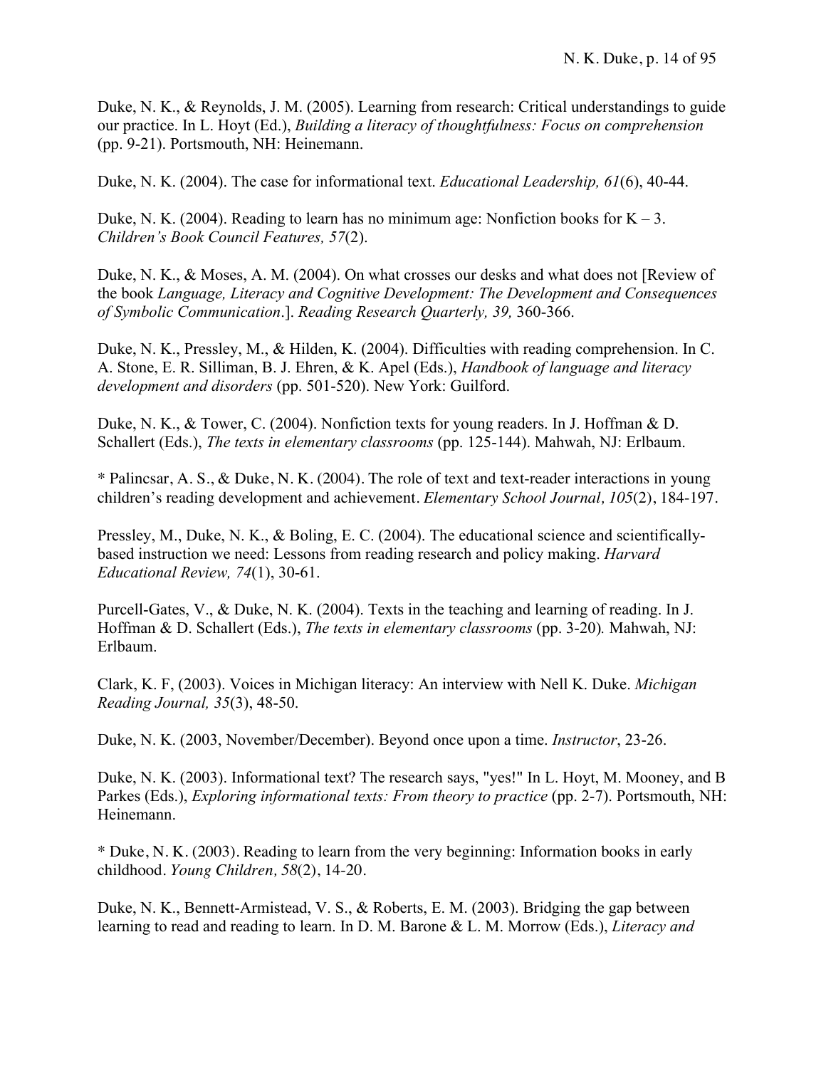Duke, N. K., & Reynolds, J. M. (2005). Learning from research: Critical understandings to guide our practice. In L. Hoyt (Ed.), *Building a literacy of thoughtfulness: Focus on comprehension* (pp. 9-21). Portsmouth, NH: Heinemann.

Duke, N. K. (2004). The case for informational text. *Educational Leadership, 61*(6), 40-44.

Duke, N. K. (2004). Reading to learn has no minimum age: Nonfiction books for K – 3. *Children's Book Council Features, 57*(2).

Duke, N. K., & Moses, A. M. (2004). On what crosses our desks and what does not [Review of the book *Language, Literacy and Cognitive Development: The Development and Consequences of Symbolic Communication*.]. *Reading Research Quarterly, 39,* 360-366.

Duke, N. K., Pressley, M., & Hilden, K. (2004). Difficulties with reading comprehension. In C. A. Stone, E. R. Silliman, B. J. Ehren, & K. Apel (Eds.), *Handbook of language and literacy development and disorders* (pp. 501-520). New York: Guilford.

Duke, N. K., & Tower, C. (2004). Nonfiction texts for young readers. In J. Hoffman & D. Schallert (Eds.), *The texts in elementary classrooms* (pp. 125-144). Mahwah, NJ: Erlbaum.

* Palincsar, A. S., & Duke, N. K. (2004). The role of text and text-reader interactions in young children's reading development and achievement. *Elementary School Journal, 105*(2), 184-197.

Pressley, M., Duke, N. K., & Boling, E. C. (2004). The educational science and scientifically-based instruction we need: Lessons from reading research and policy making. *Harvard Educational Review, 74*(1), 30-61.

Purcell-Gates, V., & Duke, N. K. (2004). Texts in the teaching and learning of reading. In J. Hoffman & D. Schallert (Eds.), *The texts in elementary classrooms* (pp. 3-20)*.* Mahwah, NJ: Erlbaum.

Clark, K. F, (2003). Voices in Michigan literacy: An interview with Nell K. Duke. *Michigan Reading Journal, 35*(3), 48-50.

Duke, N. K. (2003, November/December). Beyond once upon a time. *Instructor*, 23-26.

Duke, N. K. (2003). Informational text? The research says, "yes!" In L. Hoyt, M. Mooney, and B Parkes (Eds.), *Exploring informational texts: From theory to practice* (pp. 2-7). Portsmouth, NH: Heinemann.

* Duke, N. K. (2003). Reading to learn from the very beginning: Information books in early childhood. *Young Children, 58*(2), 14-20.

Duke, N. K., Bennett-Armistead, V. S., & Roberts, E. M. (2003). Bridging the gap between learning to read and reading to learn. In D. M. Barone & L. M. Morrow (Eds.), *Literacy and*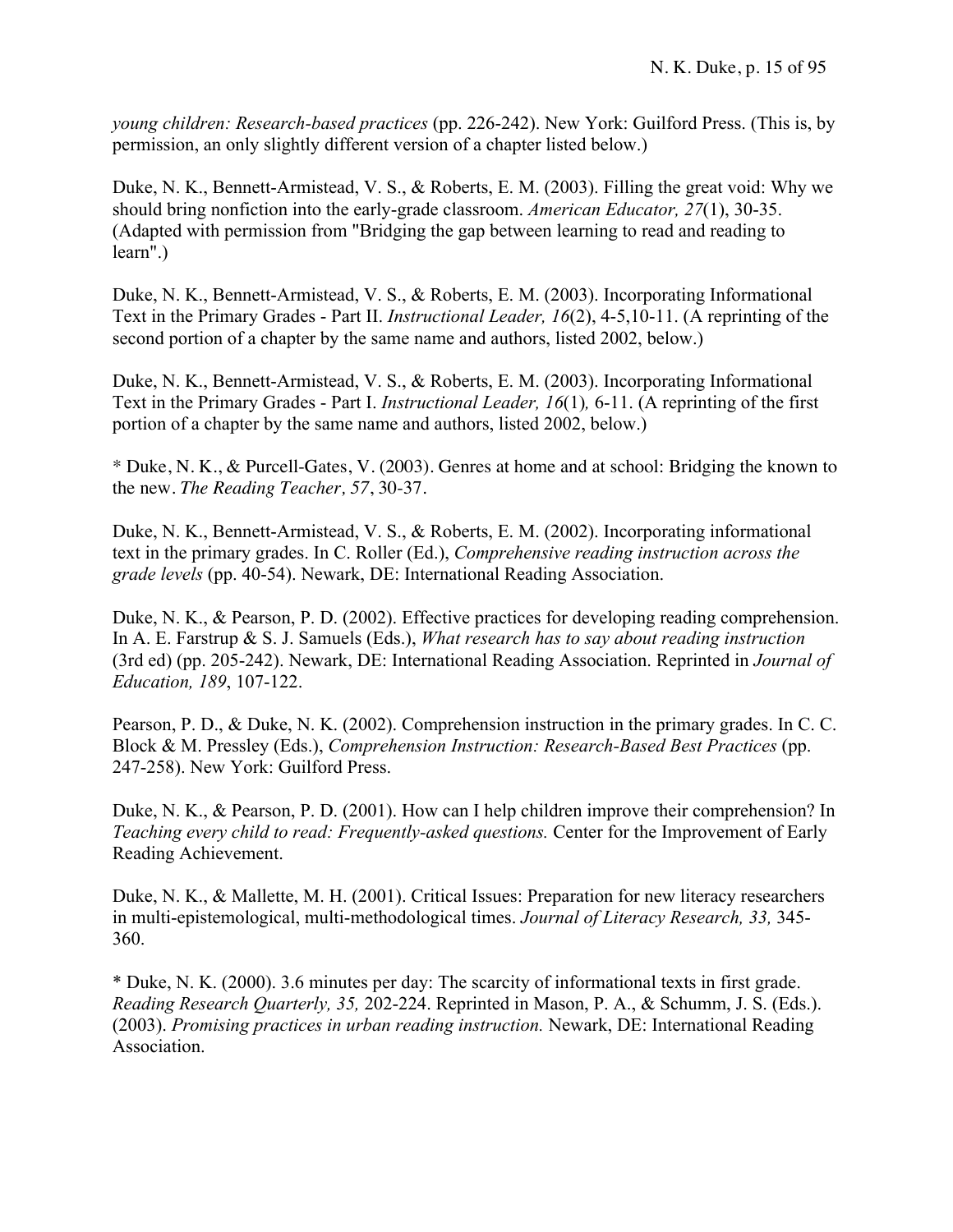*young children: Research-based practices* (pp. 226-242). New York: Guilford Press. (This is, by permission, an only slightly different version of a chapter listed below.)

Duke, N. K., Bennett-Armistead, V. S., & Roberts, E. M. (2003). Filling the great void: Why we should bring nonfiction into the early-grade classroom. *American Educator, 27*(1), 30-35. (Adapted with permission from "Bridging the gap between learning to read and reading to learn".)

Duke, N. K., Bennett-Armistead, V. S., & Roberts, E. M. (2003). Incorporating Informational Text in the Primary Grades - Part II. *Instructional Leader, 16*(2), 4-5,10-11. (A reprinting of the second portion of a chapter by the same name and authors, listed 2002, below.)

Duke, N. K., Bennett-Armistead, V. S., & Roberts, E. M. (2003). Incorporating Informational Text in the Primary Grades - Part I. *Instructional Leader, 16*(1)*,* 6-11. (A reprinting of the first portion of a chapter by the same name and authors, listed 2002, below.)

* Duke, N. K., & Purcell-Gates, V. (2003). Genres at home and at school: Bridging the known to the new. *The Reading Teacher, 57*, 30-37.

Duke, N. K., Bennett-Armistead, V. S., & Roberts, E. M. (2002). Incorporating informational text in the primary grades. In C. Roller (Ed.), *Comprehensive reading instruction across the grade levels* (pp. 40-54). Newark, DE: International Reading Association.

Duke, N. K., & Pearson, P. D. (2002). Effective practices for developing reading comprehension. In A. E. Farstrup & S. J. Samuels (Eds.), *What research has to say about reading instruction* (3rd ed) (pp. 205-242). Newark, DE: International Reading Association. Reprinted in *Journal of Education, 189*, 107-122.

Pearson, P. D., & Duke, N. K. (2002). Comprehension instruction in the primary grades. In C. C. Block & M. Pressley (Eds.), *Comprehension Instruction: Research-Based Best Practices* (pp. 247-258). New York: Guilford Press.

Duke, N. K., & Pearson, P. D. (2001). How can I help children improve their comprehension? In *Teaching every child to read: Frequently-asked questions.* Center for the Improvement of Early Reading Achievement.

Duke, N. K., & Mallette, M. H. (2001). Critical Issues: Preparation for new literacy researchers in multi-epistemological, multi-methodological times. *Journal of Literacy Research, 33,* 345-360.

* Duke, N. K. (2000). 3.6 minutes per day: The scarcity of informational texts in first grade. *Reading Research Quarterly, 35,* 202-224. Reprinted in Mason, P. A., & Schumm, J. S. (Eds.). (2003). *Promising practices in urban reading instruction.* Newark, DE: International Reading Association.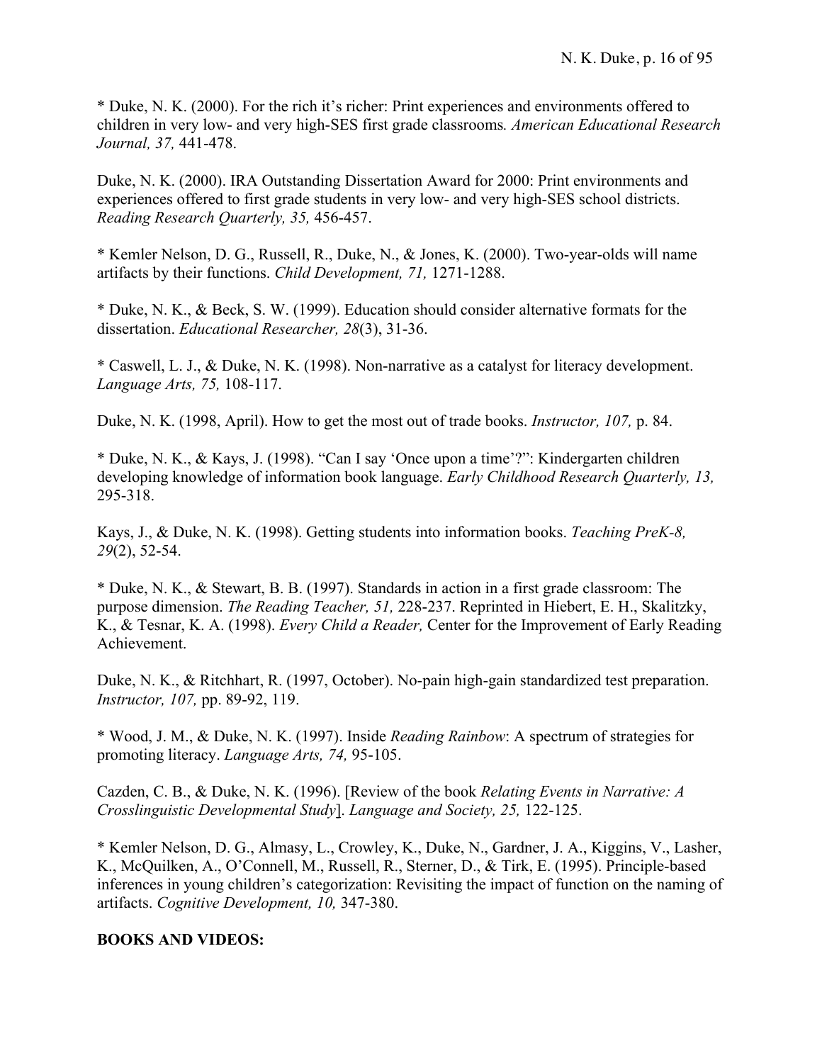* Duke, N. K. (2000). For the rich it's richer: Print experiences and environments offered to children in very low- and very high-SES first grade classrooms. *American Educational Research Journal, 37,* 441-478.

Duke, N. K. (2000). IRA Outstanding Dissertation Award for 2000: Print environments and experiences offered to first grade students in very low- and very high-SES school districts. *Reading Research Quarterly, 35,* 456-457.

* Kemler Nelson, D. G., Russell, R., Duke, N., & Jones, K. (2000). Two-year-olds will name artifacts by their functions. *Child Development, 71,* 1271-1288.

* Duke, N. K., & Beck, S. W. (1999). Education should consider alternative formats for the dissertation. *Educational Researcher, 28*(3), 31-36.

* Caswell, L. J., & Duke, N. K. (1998). Non-narrative as a catalyst for literacy development. *Language Arts, 75,* 108-117.

Duke, N. K. (1998, April). How to get the most out of trade books. *Instructor, 107,* p. 84.

* Duke, N. K., & Kays, J. (1998). "Can I say 'Once upon a time'?": Kindergarten children developing knowledge of information book language. *Early Childhood Research Quarterly, 13,* 295-318.

Kays, J., & Duke, N. K. (1998). Getting students into information books. *Teaching PreK-8, 29*(2), 52-54.

* Duke, N. K., & Stewart, B. B. (1997). Standards in action in a first grade classroom: The purpose dimension. *The Reading Teacher, 51,* 228-237. Reprinted in Hiebert, E. H., Skalitzky, K., & Tesnar, K. A. (1998). *Every Child a Reader,* Center for the Improvement of Early Reading Achievement.

Duke, N. K., & Ritchhart, R. (1997, October). No-pain high-gain standardized test preparation. *Instructor, 107,* pp. 89-92, 119.

* Wood, J. M., & Duke, N. K. (1997). Inside *Reading Rainbow*: A spectrum of strategies for promoting literacy. *Language Arts, 74,* 95-105.

Cazden, C. B., & Duke, N. K. (1996). [Review of the book *Relating Events in Narrative: A Crosslinguistic Developmental Study*]. *Language and Society, 25,* 122-125.

* Kemler Nelson, D. G., Almasy, L., Crowley, K., Duke, N., Gardner, J. A., Kiggins, V., Lasher, K., McQuilken, A., O'Connell, M., Russell, R., Sterner, D., & Tirk, E. (1995). Principle-based inferences in young children's categorization: Revisiting the impact of function on the naming of artifacts. *Cognitive Development, 10,* 347-380.

**BOOKS AND VIDEOS:**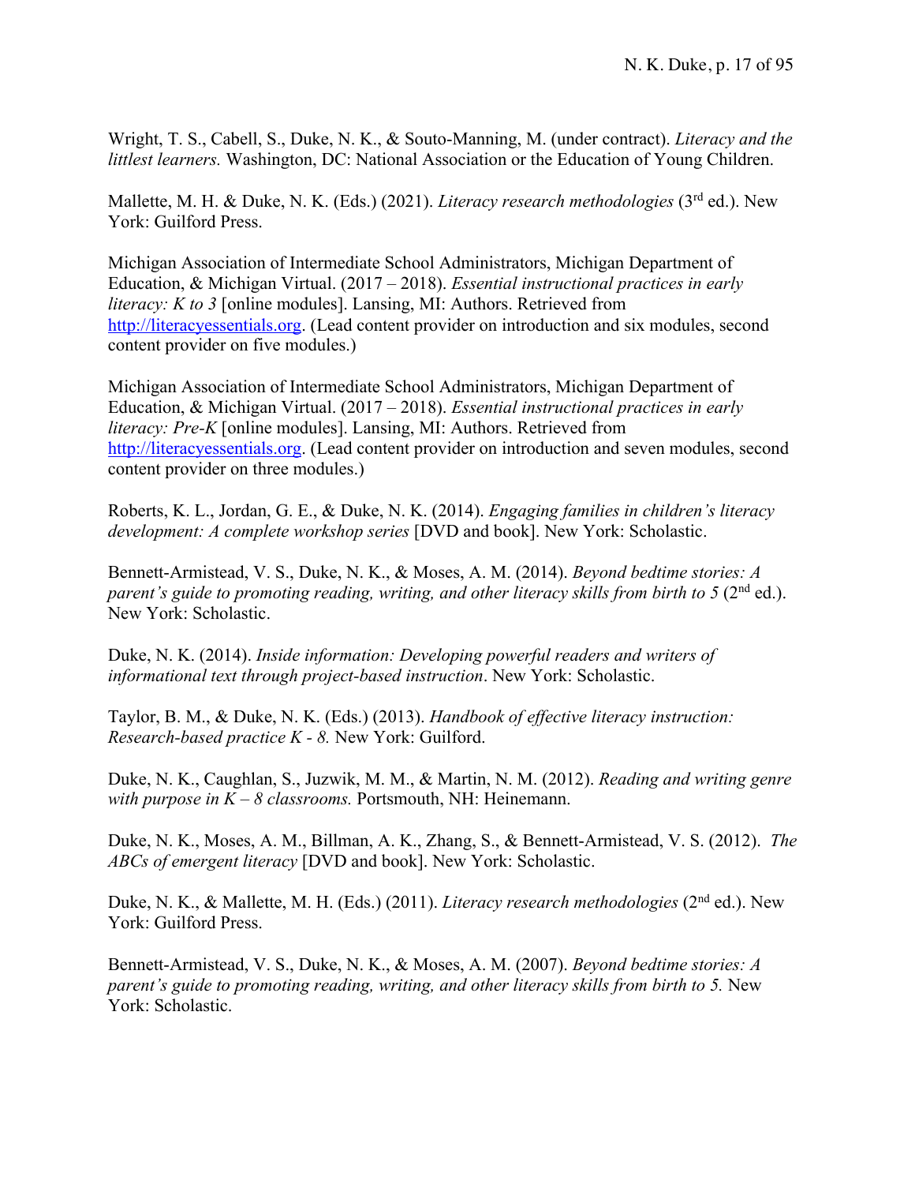Wright, T. S., Cabell, S., Duke, N. K., & Souto-Manning, M. (under contract). *Literacy and the littlest learners.* Washington, DC: National Association or the Education of Young Children.

Mallette, M. H. & Duke, N. K. (Eds.) (2021). *Literacy research methodologies* (3rd ed.). New York: Guilford Press.

Michigan Association of Intermediate School Administrators, Michigan Department of Education, & Michigan Virtual. (2017 – 2018). *Essential instructional practices in early literacy: K to 3* [online modules]. Lansing, MI: Authors. Retrieved from http://literacyessentials.org. (Lead content provider on introduction and six modules, second content provider on five modules.)

Michigan Association of Intermediate School Administrators, Michigan Department of Education, & Michigan Virtual. (2017 – 2018). *Essential instructional practices in early literacy: Pre-K* [online modules]. Lansing, MI: Authors. Retrieved from http://literacyessentials.org. (Lead content provider on introduction and seven modules, second content provider on three modules.)

Roberts, K. L., Jordan, G. E., & Duke, N. K. (2014). *Engaging families in children's literacy development: A complete workshop series* [DVD and book]. New York: Scholastic.

Bennett-Armistead, V. S., Duke, N. K., & Moses, A. M. (2014). *Beyond bedtime stories: A parent's guide to promoting reading, writing, and other literacy skills from birth to 5* (2nd ed.). New York: Scholastic.

Duke, N. K. (2014). *Inside information: Developing powerful readers and writers of informational text through project-based instruction*. New York: Scholastic.

Taylor, B. M., & Duke, N. K. (Eds.) (2013). *Handbook of effective literacy instruction: Research-based practice K - 8.* New York: Guilford.

Duke, N. K., Caughlan, S., Juzwik, M. M., & Martin, N. M. (2012). *Reading and writing genre with purpose in K – 8 classrooms.* Portsmouth, NH: Heinemann.

Duke, N. K., Moses, A. M., Billman, A. K., Zhang, S., & Bennett-Armistead, V. S. (2012). *The ABCs of emergent literacy* [DVD and book]. New York: Scholastic.

Duke, N. K., & Mallette, M. H. (Eds.) (2011). *Literacy research methodologies* (2nd ed.). New York: Guilford Press.

Bennett-Armistead, V. S., Duke, N. K., & Moses, A. M. (2007). *Beyond bedtime stories: A parent's guide to promoting reading, writing, and other literacy skills from birth to 5.* New York: Scholastic.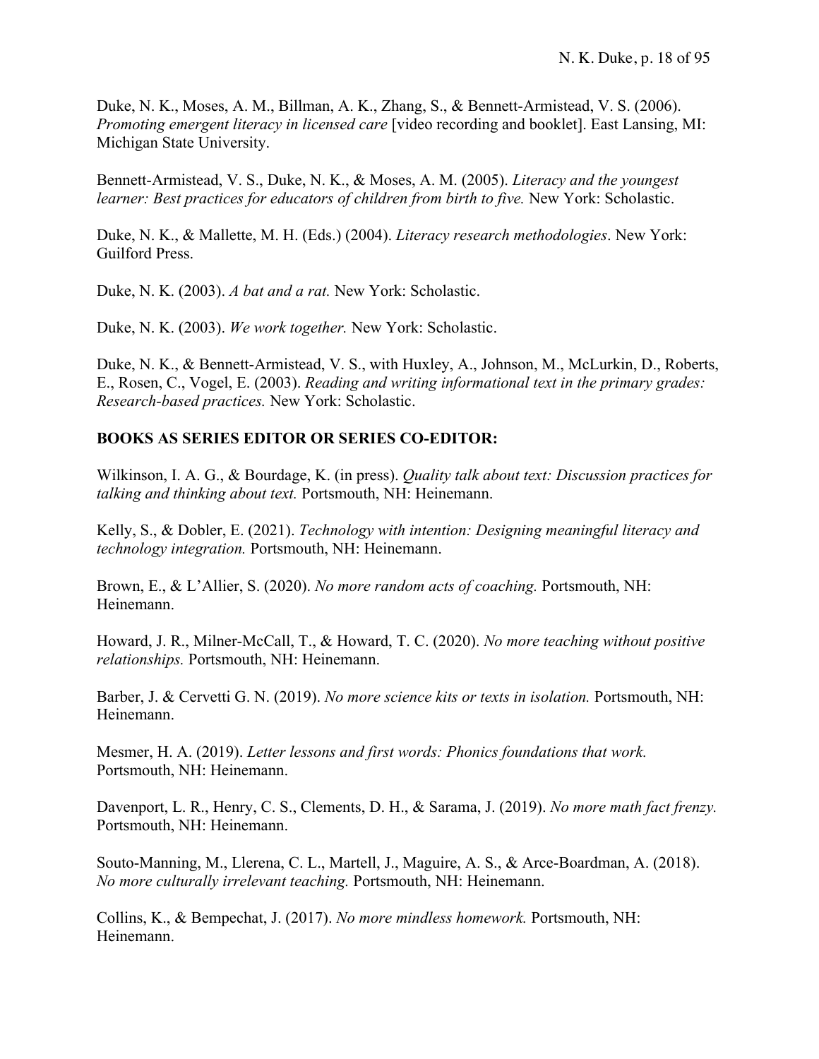Duke, N. K., Moses, A. M., Billman, A. K., Zhang, S., & Bennett-Armistead, V. S. (2006). *Promoting emergent literacy in licensed care* [video recording and booklet]. East Lansing, MI: Michigan State University.

Bennett-Armistead, V. S., Duke, N. K., & Moses, A. M. (2005). *Literacy and the youngest learner: Best practices for educators of children from birth to five.* New York: Scholastic.

Duke, N. K., & Mallette, M. H. (Eds.) (2004). *Literacy research methodologies*. New York: Guilford Press.

Duke, N. K. (2003). *A bat and a rat.* New York: Scholastic.

Duke, N. K. (2003). *We work together.* New York: Scholastic.

Duke, N. K., & Bennett-Armistead, V. S., with Huxley, A., Johnson, M., McLurkin, D., Roberts, E., Rosen, C., Vogel, E. (2003). *Reading and writing informational text in the primary grades: Research-based practices.* New York: Scholastic.

**BOOKS AS SERIES EDITOR OR SERIES CO-EDITOR:**

Wilkinson, I. A. G., & Bourdage, K. (in press). *Quality talk about text: Discussion practices for talking and thinking about text.* Portsmouth, NH: Heinemann.

Kelly, S., & Dobler, E. (2021). *Technology with intention: Designing meaningful literacy and technology integration.* Portsmouth, NH: Heinemann.

Brown, E., & L'Allier, S. (2020). *No more random acts of coaching.* Portsmouth, NH: Heinemann.

Howard, J. R., Milner-McCall, T., & Howard, T. C. (2020). *No more teaching without positive relationships.* Portsmouth, NH: Heinemann.

Barber, J. & Cervetti G. N. (2019). *No more science kits or texts in isolation.* Portsmouth, NH: Heinemann.

Mesmer, H. A. (2019). *Letter lessons and first words: Phonics foundations that work.* Portsmouth, NH: Heinemann.

Davenport, L. R., Henry, C. S., Clements, D. H., & Sarama, J. (2019). *No more math fact frenzy.* Portsmouth, NH: Heinemann.

Souto-Manning, M., Llerena, C. L., Martell, J., Maguire, A. S., & Arce-Boardman, A. (2018). *No more culturally irrelevant teaching.* Portsmouth, NH: Heinemann.

Collins, K., & Bempechat, J. (2017). *No more mindless homework.* Portsmouth, NH: Heinemann.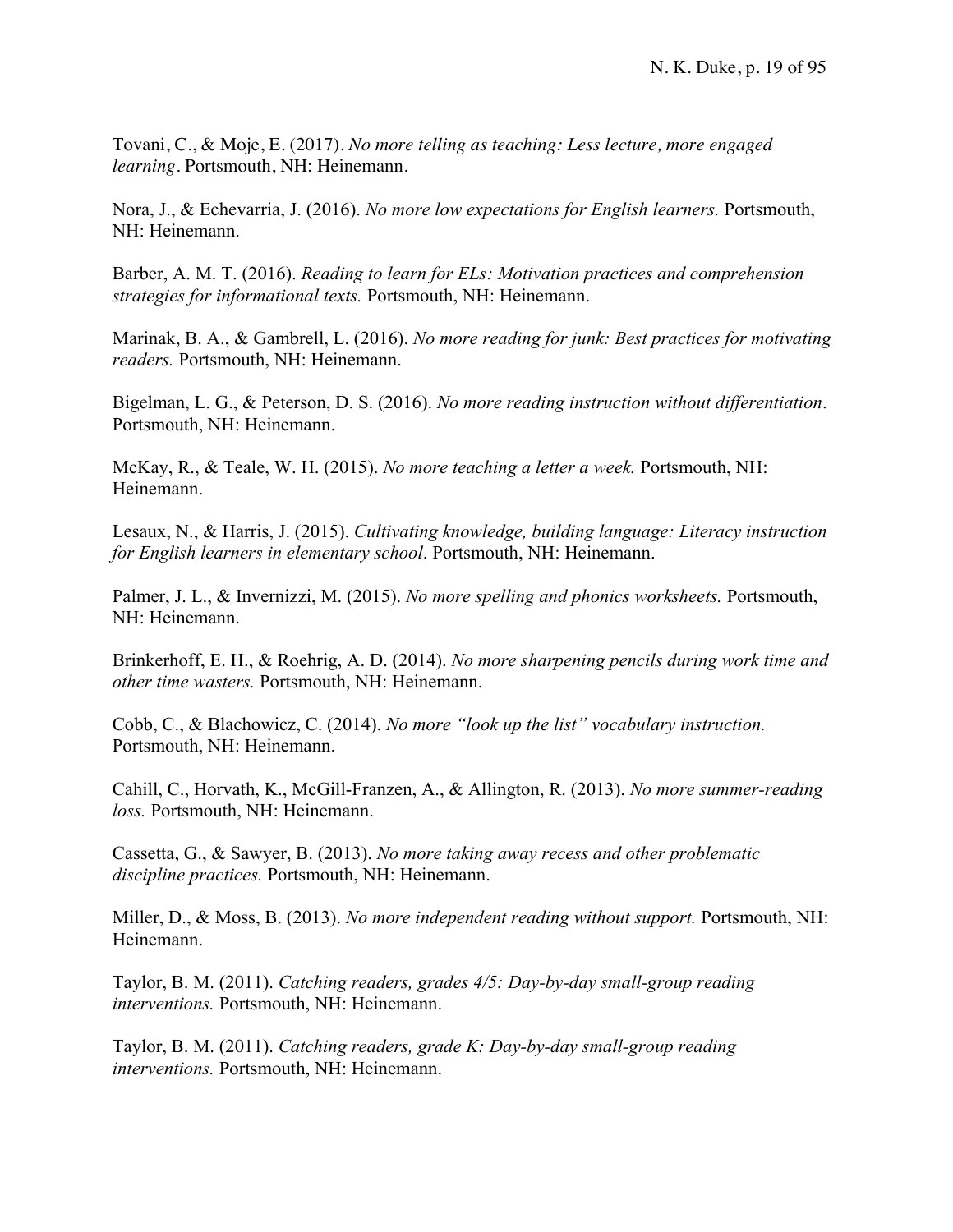Tovani, C., & Moje, E. (2017). *No more telling as teaching: Less lecture, more engaged learning*. Portsmouth, NH: Heinemann.

Nora, J., & Echevarria, J. (2016). *No more low expectations for English learners.* Portsmouth, NH: Heinemann.

Barber, A. M. T. (2016). *Reading to learn for ELs: Motivation practices and comprehension strategies for informational texts.* Portsmouth, NH: Heinemann.

Marinak, B. A., & Gambrell, L. (2016). *No more reading for junk: Best practices for motivating readers.* Portsmouth, NH: Heinemann.

Bigelman, L. G., & Peterson, D. S. (2016). *No more reading instruction without differentiation*. Portsmouth, NH: Heinemann.

McKay, R., & Teale, W. H. (2015). *No more teaching a letter a week.* Portsmouth, NH: Heinemann.

Lesaux, N., & Harris, J. (2015). *Cultivating knowledge, building language: Literacy instruction for English learners in elementary school*. Portsmouth, NH: Heinemann.

Palmer, J. L., & Invernizzi, M. (2015). *No more spelling and phonics worksheets.* Portsmouth, NH: Heinemann.

Brinkerhoff, E. H., & Roehrig, A. D. (2014). *No more sharpening pencils during work time and other time wasters.* Portsmouth, NH: Heinemann.

Cobb, C., & Blachowicz, C. (2014). *No more "look up the list" vocabulary instruction.* Portsmouth, NH: Heinemann.

Cahill, C., Horvath, K., McGill-Franzen, A., & Allington, R. (2013). *No more summer-reading loss.* Portsmouth, NH: Heinemann.

Cassetta, G., & Sawyer, B. (2013). *No more taking away recess and other problematic discipline practices.* Portsmouth, NH: Heinemann.

Miller, D., & Moss, B. (2013). *No more independent reading without support.* Portsmouth, NH: Heinemann.

Taylor, B. M. (2011). *Catching readers, grades 4/5: Day-by-day small-group reading interventions.* Portsmouth, NH: Heinemann.

Taylor, B. M. (2011). *Catching readers, grade K: Day-by-day small-group reading interventions.* Portsmouth, NH: Heinemann.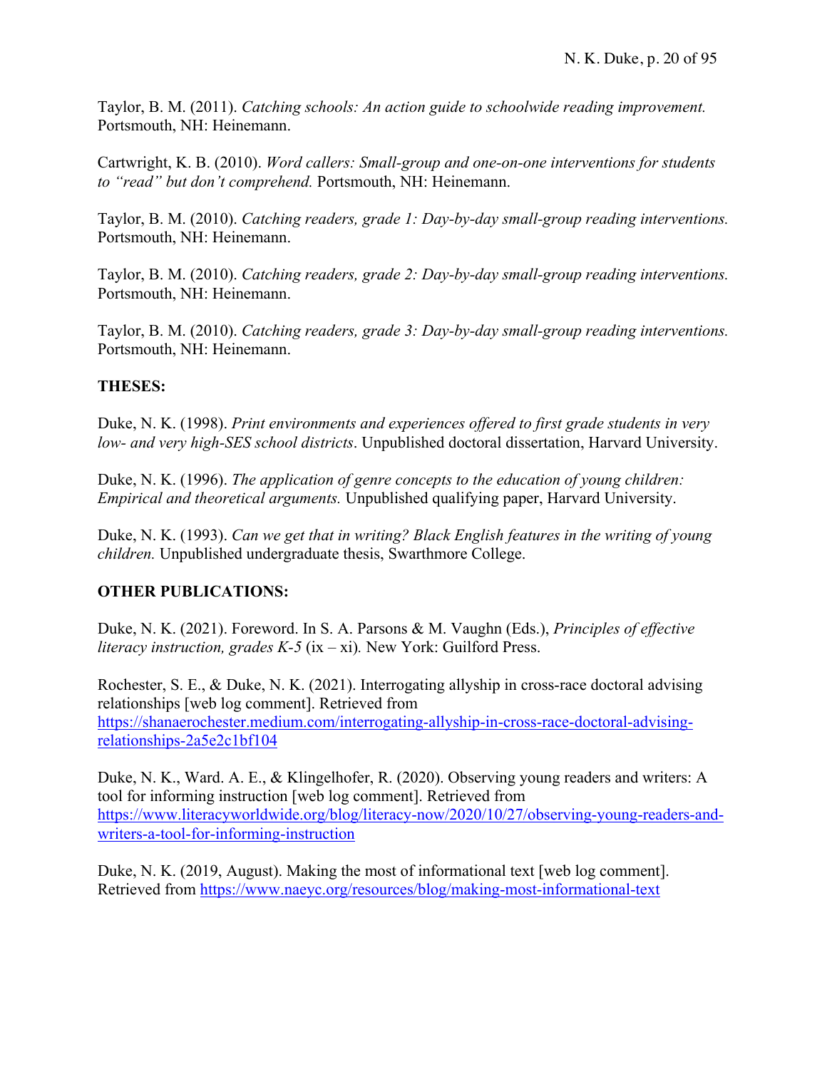Taylor, B. M. (2011). *Catching schools: An action guide to schoolwide reading improvement.* Portsmouth, NH: Heinemann.

Cartwright, K. B. (2010). *Word callers: Small-group and one-on-one interventions for students to "read" but don't comprehend.* Portsmouth, NH: Heinemann.

Taylor, B. M. (2010). *Catching readers, grade 1: Day-by-day small-group reading interventions.* Portsmouth, NH: Heinemann.

Taylor, B. M. (2010). *Catching readers, grade 2: Day-by-day small-group reading interventions.* Portsmouth, NH: Heinemann.

Taylor, B. M. (2010). *Catching readers, grade 3: Day-by-day small-group reading interventions.* Portsmouth, NH: Heinemann.

**THESES:**

Duke, N. K. (1998). *Print environments and experiences offered to first grade students in very low- and very high-SES school districts*. Unpublished doctoral dissertation, Harvard University.

Duke, N. K. (1996). *The application of genre concepts to the education of young children: Empirical and theoretical arguments.* Unpublished qualifying paper, Harvard University.

Duke, N. K. (1993). *Can we get that in writing? Black English features in the writing of young children.* Unpublished undergraduate thesis, Swarthmore College.

**OTHER PUBLICATIONS:**

Duke, N. K. (2021). Foreword. In S. A. Parsons & M. Vaughn (Eds.), *Principles of effective literacy instruction, grades K-5* (ix – xi)*.* New York: Guilford Press.

Rochester, S. E., & Duke, N. K. (2021). Interrogating allyship in cross-race doctoral advising relationships [web log comment]. Retrieved from https://shanaerochester.medium.com/interrogating-allyship-in-cross-race-doctoral-advising-relationships-2a5e2c1bf104

Duke, N. K., Ward. A. E., & Klingelhofer, R. (2020). Observing young readers and writers: A tool for informing instruction [web log comment]. Retrieved from https://www.literacyworldwide.org/blog/literacy-now/2020/10/27/observing-young-readers-and-writers-a-tool-for-informing-instruction

Duke, N. K. (2019, August). Making the most of informational text [web log comment]. Retrieved from https://www.naeyc.org/resources/blog/making-most-informational-text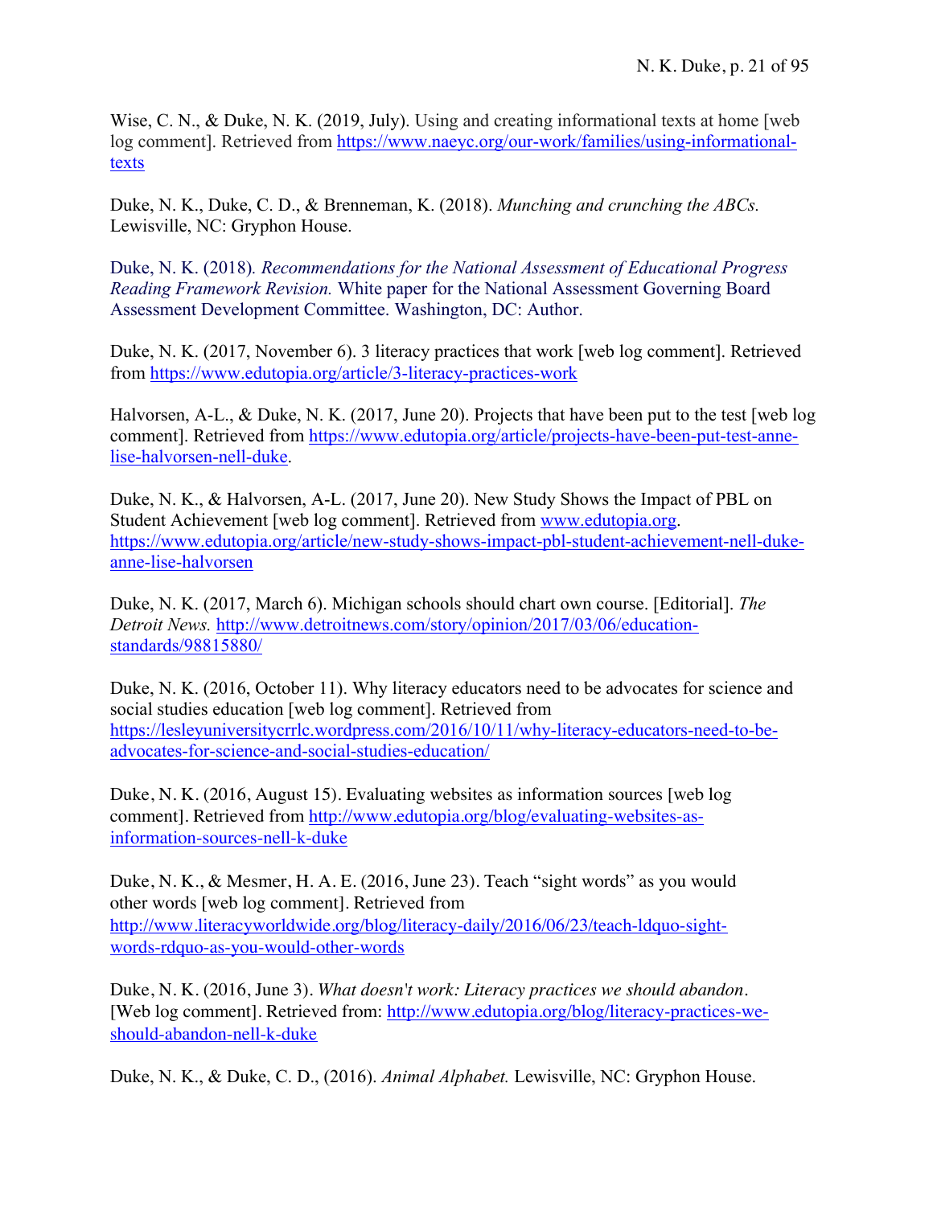Wise, C. N., & Duke, N. K. (2019, July). Using and creating informational texts at home [web log comment]. Retrieved from https://www.naeyc.org/our-work/families/using-informational-texts

Duke, N. K., Duke, C. D., & Brenneman, K. (2018). *Munching and crunching the ABCs.* Lewisville, NC: Gryphon House.

Duke, N. K. (2018). *Recommendations for the National Assessment of Educational Progress Reading Framework Revision.* White paper for the National Assessment Governing Board Assessment Development Committee. Washington, DC: Author.

Duke, N. K. (2017, November 6). 3 literacy practices that work [web log comment]. Retrieved from https://www.edutopia.org/article/3-literacy-practices-work

Halvorsen, A-L., & Duke, N. K. (2017, June 20). Projects that have been put to the test [web log comment]. Retrieved from https://www.edutopia.org/article/projects-have-been-put-test-anne-lise-halvorsen-nell-duke.

Duke, N. K., & Halvorsen, A-L. (2017, June 20). New Study Shows the Impact of PBL on Student Achievement [web log comment]. Retrieved from www.edutopia.org. https://www.edutopia.org/article/new-study-shows-impact-pbl-student-achievement-nell-duke-anne-lise-halvorsen

Duke, N. K. (2017, March 6). Michigan schools should chart own course. [Editorial]. *The Detroit News.* http://www.detroitnews.com/story/opinion/2017/03/06/education-standards/98815880/

Duke, N. K. (2016, October 11). Why literacy educators need to be advocates for science and social studies education [web log comment]. Retrieved from https://lesleyuniversitycrrlc.wordpress.com/2016/10/11/why-literacy-educators-need-to-be-advocates-for-science-and-social-studies-education/

Duke, N. K. (2016, August 15). Evaluating websites as information sources [web log comment]. Retrieved from http://www.edutopia.org/blog/evaluating-websites-as-information-sources-nell-k-duke

Duke, N. K., & Mesmer, H. A. E. (2016, June 23). Teach "sight words" as you would other words [web log comment]. Retrieved from http://www.literacyworldwide.org/blog/literacy-daily/2016/06/23/teach-ldquo-sight-words-rdquo-as-you-would-other-words

Duke, N. K. (2016, June 3). *What doesn't work: Literacy practices we should abandon*. [Web log comment]. Retrieved from: http://www.edutopia.org/blog/literacy-practices-we-should-abandon-nell-k-duke

Duke, N. K., & Duke, C. D., (2016). *Animal Alphabet.* Lewisville, NC: Gryphon House.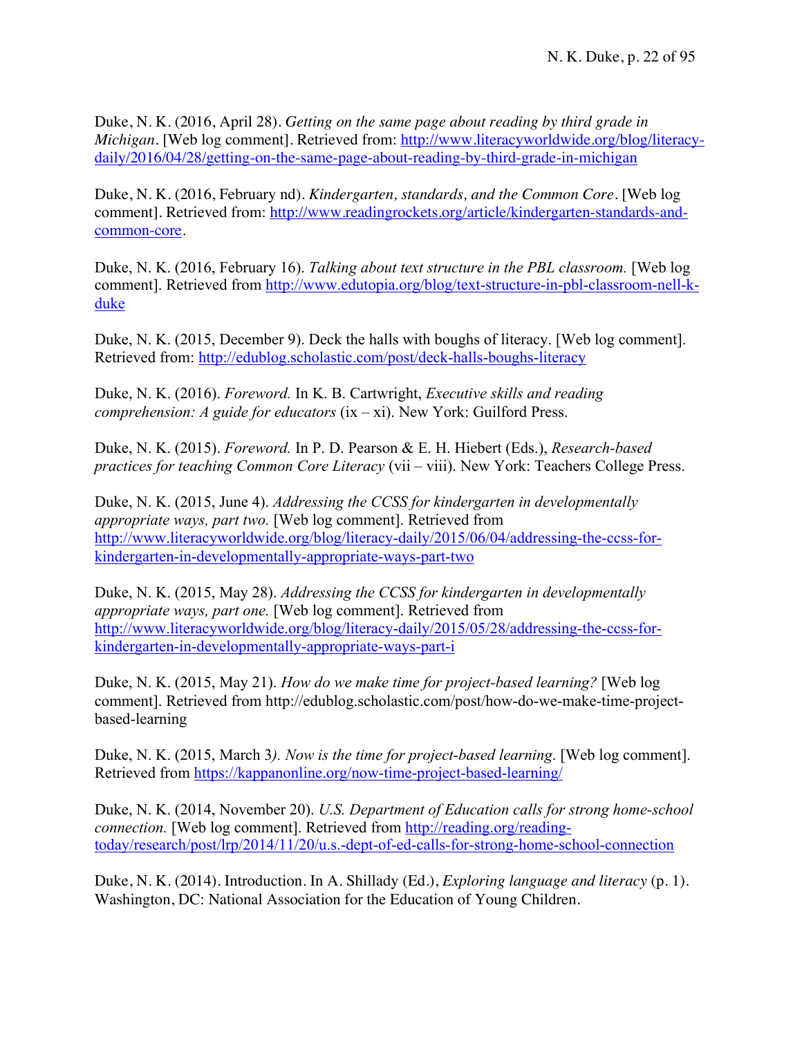Duke, N. K. (2016, April 28). *Getting on the same page about reading by third grade in Michigan*. [Web log comment]. Retrieved from: http://www.literacyworldwide.org/blog/literacy-daily/2016/04/28/getting-on-the-same-page-about-reading-by-third-grade-in-michigan

Duke, N. K. (2016, February nd). *Kindergarten, standards, and the Common Core*. [Web log comment]. Retrieved from: http://www.readingrockets.org/article/kindergarten-standards-and-common-core.

Duke, N. K. (2016, February 16). *Talking about text structure in the PBL classroom.* [Web log comment]. Retrieved from http://www.edutopia.org/blog/text-structure-in-pbl-classroom-nell-k-duke

Duke, N. K. (2015, December 9). Deck the halls with boughs of literacy. [Web log comment]. Retrieved from: http://edublog.scholastic.com/post/deck-halls-boughs-literacy

Duke, N. K. (2016). *Foreword.* In K. B. Cartwright, *Executive skills and reading comprehension: A guide for educators* (ix – xi). New York: Guilford Press.

Duke, N. K. (2015). *Foreword.* In P. D. Pearson & E. H. Hiebert (Eds.), *Research-based practices for teaching Common Core Literacy* (vii – viii). New York: Teachers College Press.

Duke, N. K. (2015, June 4). *Addressing the CCSS for kindergarten in developmentally appropriate ways, part two.* [Web log comment]. Retrieved from http://www.literacyworldwide.org/blog/literacy-daily/2015/06/04/addressing-the-ccss-for-kindergarten-in-developmentally-appropriate-ways-part-two

Duke, N. K. (2015, May 28). *Addressing the CCSS for kindergarten in developmentally appropriate ways, part one.* [Web log comment]. Retrieved from http://www.literacyworldwide.org/blog/literacy-daily/2015/05/28/addressing-the-ccss-for-kindergarten-in-developmentally-appropriate-ways-part-i

Duke, N. K. (2015, May 21). *How do we make time for project-based learning?* [Web log comment]. Retrieved from http://edublog.scholastic.com/post/how-do-we-make-time-project-based-learning

Duke, N. K. (2015, March 3*). Now is the time for project-based learning*. [Web log comment]. Retrieved from https://kappanonline.org/now-time-project-based-learning/

Duke, N. K. (2014, November 20). *U.S. Department of Education calls for strong home-school connection.* [Web log comment]. Retrieved from http://reading.org/reading-today/research/post/lrp/2014/11/20/u.s.-dept-of-ed-calls-for-strong-home-school-connection

Duke, N. K. (2014). Introduction. In A. Shillady (Ed.), *Exploring language and literacy* (p. 1). Washington, DC: National Association for the Education of Young Children.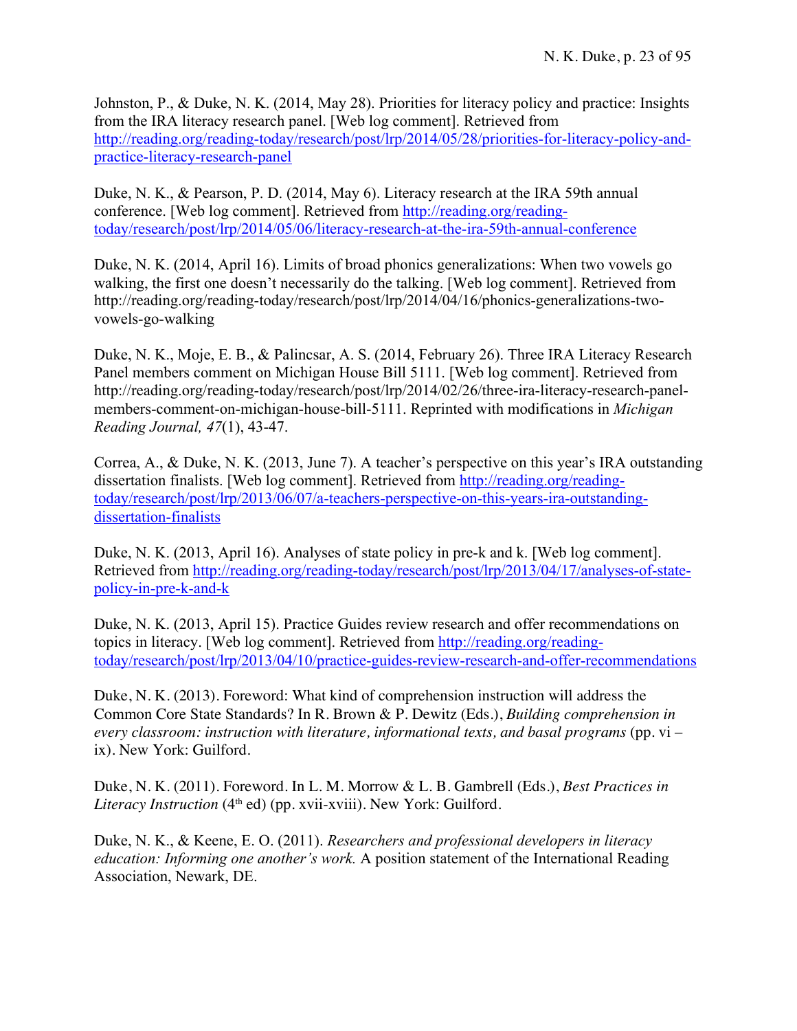Johnston, P., & Duke, N. K. (2014, May 28). Priorities for literacy policy and practice: Insights from the IRA literacy research panel. [Web log comment]. Retrieved from http://reading.org/reading-today/research/post/lrp/2014/05/28/priorities-for-literacy-policy-and-practice-literacy-research-panel

Duke, N. K., & Pearson, P. D. (2014, May 6). Literacy research at the IRA 59th annual conference. [Web log comment]. Retrieved from http://reading.org/reading-today/research/post/lrp/2014/05/06/literacy-research-at-the-ira-59th-annual-conference

Duke, N. K. (2014, April 16). Limits of broad phonics generalizations: When two vowels go walking, the first one doesn't necessarily do the talking. [Web log comment]. Retrieved from http://reading.org/reading-today/research/post/lrp/2014/04/16/phonics-generalizations-two-vowels-go-walking

Duke, N. K., Moje, E. B., & Palincsar, A. S. (2014, February 26). Three IRA Literacy Research Panel members comment on Michigan House Bill 5111. [Web log comment]. Retrieved from http://reading.org/reading-today/research/post/lrp/2014/02/26/three-ira-literacy-research-panel-members-comment-on-michigan-house-bill-5111. Reprinted with modifications in *Michigan Reading Journal, 47*(1), 43-47.

Correa, A., & Duke, N. K. (2013, June 7). A teacher's perspective on this year's IRA outstanding dissertation finalists. [Web log comment]. Retrieved from http://reading.org/reading-today/research/post/lrp/2013/06/07/a-teachers-perspective-on-this-years-ira-outstanding-dissertation-finalists

Duke, N. K. (2013, April 16). Analyses of state policy in pre-k and k. [Web log comment]. Retrieved from http://reading.org/reading-today/research/post/lrp/2013/04/17/analyses-of-state-policy-in-pre-k-and-k

Duke, N. K. (2013, April 15). Practice Guides review research and offer recommendations on topics in literacy. [Web log comment]. Retrieved from http://reading.org/reading-today/research/post/lrp/2013/04/10/practice-guides-review-research-and-offer-recommendations

Duke, N. K. (2013). Foreword: What kind of comprehension instruction will address the Common Core State Standards? In R. Brown & P. Dewitz (Eds.), *Building comprehension in every classroom: instruction with literature, informational texts, and basal programs* (pp. vi – ix). New York: Guilford.

Duke, N. K. (2011). Foreword. In L. M. Morrow & L. B. Gambrell (Eds.), *Best Practices in Literacy Instruction* (4th ed) (pp. xvii-xviii). New York: Guilford.

Duke, N. K., & Keene, E. O. (2011). *Researchers and professional developers in literacy education: Informing one another's work.* A position statement of the International Reading Association, Newark, DE.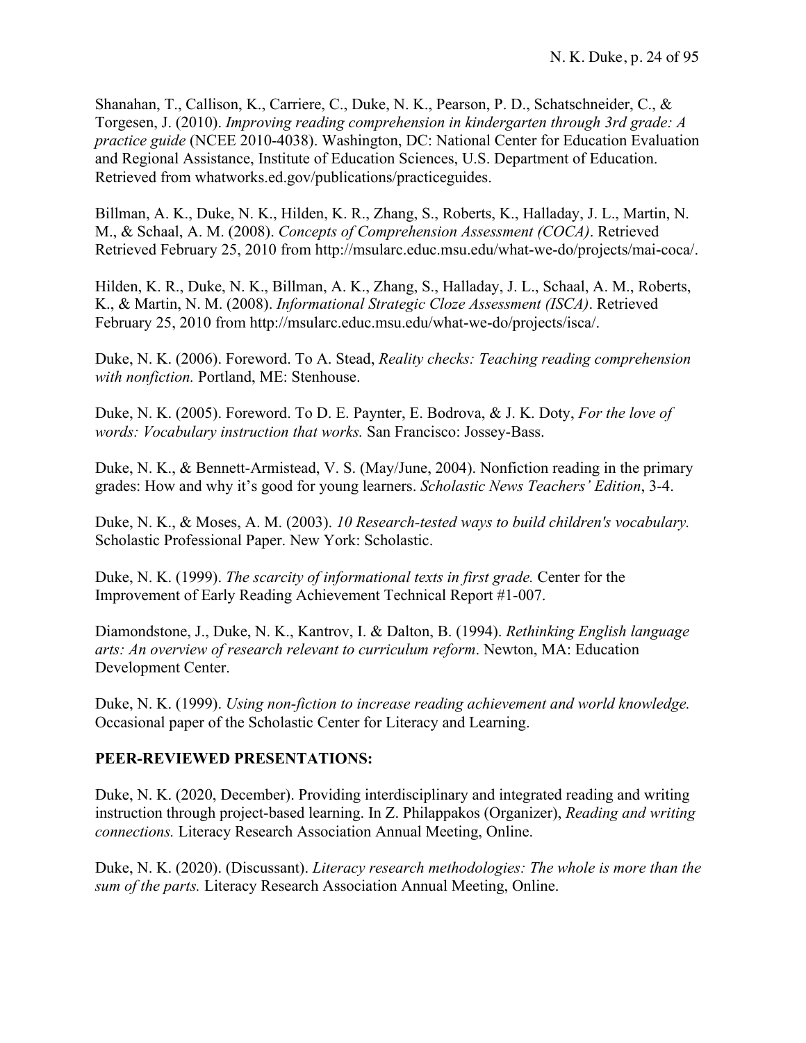Shanahan, T., Callison, K., Carriere, C., Duke, N. K., Pearson, P. D., Schatschneider, C., & Torgesen, J. (2010). *Improving reading comprehension in kindergarten through 3rd grade: A practice guide* (NCEE 2010-4038). Washington, DC: National Center for Education Evaluation and Regional Assistance, Institute of Education Sciences, U.S. Department of Education. Retrieved from whatworks.ed.gov/publications/practiceguides.

Billman, A. K., Duke, N. K., Hilden, K. R., Zhang, S., Roberts, K., Halladay, J. L., Martin, N. M., & Schaal, A. M. (2008). *Concepts of Comprehension Assessment (COCA)*. Retrieved Retrieved February 25, 2010 from http://msularc.educ.msu.edu/what-we-do/projects/mai-coca/.

Hilden, K. R., Duke, N. K., Billman, A. K., Zhang, S., Halladay, J. L., Schaal, A. M., Roberts, K., & Martin, N. M. (2008). *Informational Strategic Cloze Assessment (ISCA)*. Retrieved February 25, 2010 from http://msularc.educ.msu.edu/what-we-do/projects/isca/.

Duke, N. K. (2006). Foreword. To A. Stead, *Reality checks: Teaching reading comprehension with nonfiction.* Portland, ME: Stenhouse.

Duke, N. K. (2005). Foreword. To D. E. Paynter, E. Bodrova, & J. K. Doty, *For the love of words: Vocabulary instruction that works.* San Francisco: Jossey-Bass.

Duke, N. K., & Bennett-Armistead, V. S. (May/June, 2004). Nonfiction reading in the primary grades: How and why it's good for young learners. *Scholastic News Teachers' Edition*, 3-4.

Duke, N. K., & Moses, A. M. (2003). *10 Research-tested ways to build children's vocabulary.* Scholastic Professional Paper. New York: Scholastic.

Duke, N. K. (1999). *The scarcity of informational texts in first grade.* Center for the Improvement of Early Reading Achievement Technical Report #1-007.

Diamondstone, J., Duke, N. K., Kantrov, I. & Dalton, B. (1994). *Rethinking English language arts: An overview of research relevant to curriculum reform*. Newton, MA: Education Development Center.

Duke, N. K. (1999). *Using non-fiction to increase reading achievement and world knowledge.* Occasional paper of the Scholastic Center for Literacy and Learning.

## PEER-REVIEWED PRESENTATIONS:

Duke, N. K. (2020, December). Providing interdisciplinary and integrated reading and writing instruction through project-based learning. In Z. Philappakos (Organizer), *Reading and writing connections.* Literacy Research Association Annual Meeting, Online.

Duke, N. K. (2020). (Discussant). *Literacy research methodologies: The whole is more than the sum of the parts.* Literacy Research Association Annual Meeting, Online.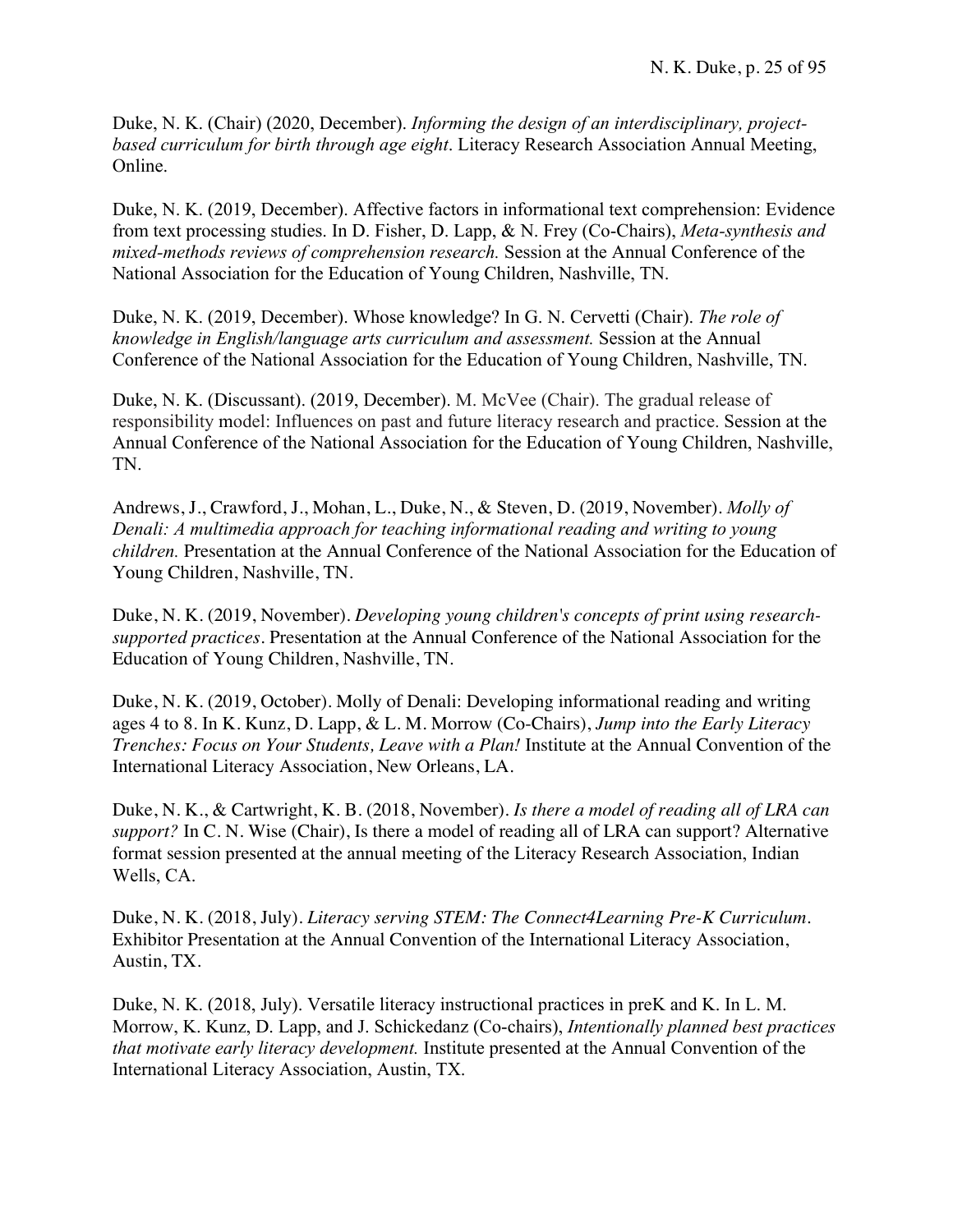Duke, N. K. (Chair) (2020, December). *Informing the design of an interdisciplinary, project-based curriculum for birth through age eight*. Literacy Research Association Annual Meeting, Online.

Duke, N. K. (2019, December). Affective factors in informational text comprehension: Evidence from text processing studies. In D. Fisher, D. Lapp, & N. Frey (Co-Chairs), *Meta-synthesis and mixed-methods reviews of comprehension research.* Session at the Annual Conference of the National Association for the Education of Young Children, Nashville, TN.

Duke, N. K. (2019, December). Whose knowledge? In G. N. Cervetti (Chair). *The role of knowledge in English/language arts curriculum and assessment.* Session at the Annual Conference of the National Association for the Education of Young Children, Nashville, TN.

Duke, N. K. (Discussant). (2019, December). M. McVee (Chair). The gradual release of responsibility model: Influences on past and future literacy research and practice. Session at the Annual Conference of the National Association for the Education of Young Children, Nashville, TN.

Andrews, J., Crawford, J., Mohan, L., Duke, N., & Steven, D. (2019, November). *Molly of Denali: A multimedia approach for teaching informational reading and writing to young children.* Presentation at the Annual Conference of the National Association for the Education of Young Children, Nashville, TN.

Duke, N. K. (2019, November). *Developing young children's concepts of print using research-supported practices*. Presentation at the Annual Conference of the National Association for the Education of Young Children, Nashville, TN.

Duke, N. K. (2019, October). Molly of Denali: Developing informational reading and writing ages 4 to 8. In K. Kunz, D. Lapp, & L. M. Morrow (Co-Chairs), *Jump into the Early Literacy Trenches: Focus on Your Students, Leave with a Plan!* Institute at the Annual Convention of the International Literacy Association, New Orleans, LA.

Duke, N. K., & Cartwright, K. B. (2018, November). *Is there a model of reading all of LRA can support?* In C. N. Wise (Chair), Is there a model of reading all of LRA can support? Alternative format session presented at the annual meeting of the Literacy Research Association, Indian Wells, CA.

Duke, N. K. (2018, July). *Literacy serving STEM: The Connect4Learning Pre-K Curriculum*. Exhibitor Presentation at the Annual Convention of the International Literacy Association, Austin, TX.

Duke, N. K. (2018, July). Versatile literacy instructional practices in preK and K. In L. M. Morrow, K. Kunz, D. Lapp, and J. Schickedanz (Co-chairs), *Intentionally planned best practices that motivate early literacy development.* Institute presented at the Annual Convention of the International Literacy Association, Austin, TX.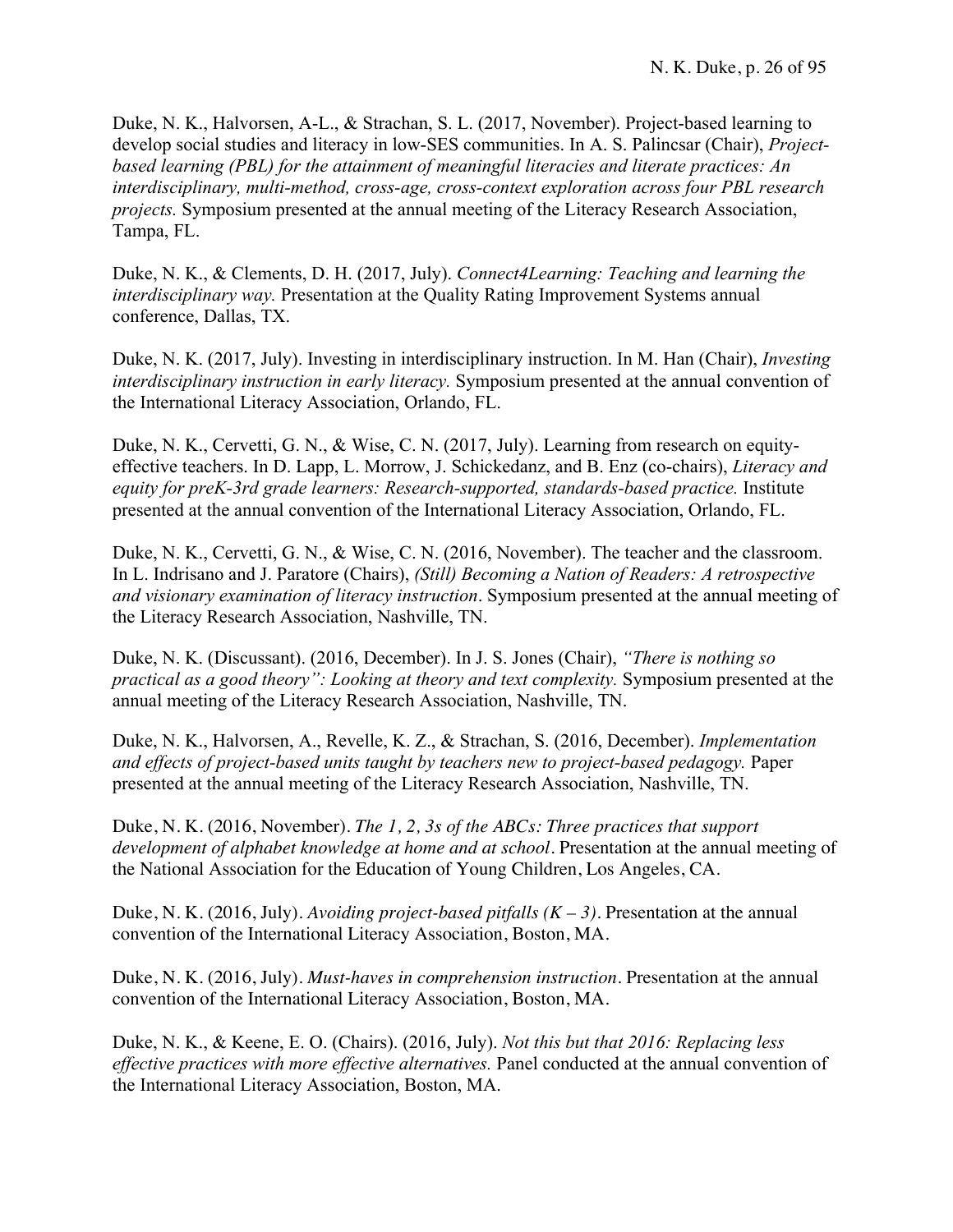Duke, N. K., Halvorsen, A-L., & Strachan, S. L. (2017, November). Project-based learning to develop social studies and literacy in low-SES communities. In A. S. Palincsar (Chair), *Project-based learning (PBL) for the attainment of meaningful literacies and literate practices: An interdisciplinary, multi-method, cross-age, cross-context exploration across four PBL research projects.* Symposium presented at the annual meeting of the Literacy Research Association, Tampa, FL.

Duke, N. K., & Clements, D. H. (2017, July). *Connect4Learning: Teaching and learning the interdisciplinary way.* Presentation at the Quality Rating Improvement Systems annual conference, Dallas, TX.

Duke, N. K. (2017, July). Investing in interdisciplinary instruction. In M. Han (Chair), *Investing interdisciplinary instruction in early literacy.* Symposium presented at the annual convention of the International Literacy Association, Orlando, FL.

Duke, N. K., Cervetti, G. N., & Wise, C. N. (2017, July). Learning from research on equity-effective teachers. In D. Lapp, L. Morrow, J. Schickedanz, and B. Enz (co-chairs), *Literacy and equity for preK-3rd grade learners: Research-supported, standards-based practice.* Institute presented at the annual convention of the International Literacy Association, Orlando, FL.

Duke, N. K., Cervetti, G. N., & Wise, C. N. (2016, November). The teacher and the classroom. In L. Indrisano and J. Paratore (Chairs), *(Still) Becoming a Nation of Readers: A retrospective and visionary examination of literacy instruction*. Symposium presented at the annual meeting of the Literacy Research Association, Nashville, TN.

Duke, N. K. (Discussant). (2016, December). In J. S. Jones (Chair), *"There is nothing so practical as a good theory": Looking at theory and text complexity.* Symposium presented at the annual meeting of the Literacy Research Association, Nashville, TN.

Duke, N. K., Halvorsen, A., Revelle, K. Z., & Strachan, S. (2016, December). *Implementation and effects of project-based units taught by teachers new to project-based pedagogy.* Paper presented at the annual meeting of the Literacy Research Association, Nashville, TN.

Duke, N. K. (2016, November). *The 1, 2, 3s of the ABCs: Three practices that support development of alphabet knowledge at home and at school*. Presentation at the annual meeting of the National Association for the Education of Young Children, Los Angeles, CA.

Duke, N. K. (2016, July). *Avoiding project-based pitfalls (K – 3)*. Presentation at the annual convention of the International Literacy Association, Boston, MA.

Duke, N. K. (2016, July). *Must-haves in comprehension instruction*. Presentation at the annual convention of the International Literacy Association, Boston, MA.

Duke, N. K., & Keene, E. O. (Chairs). (2016, July). *Not this but that 2016: Replacing less effective practices with more effective alternatives.* Panel conducted at the annual convention of the International Literacy Association, Boston, MA.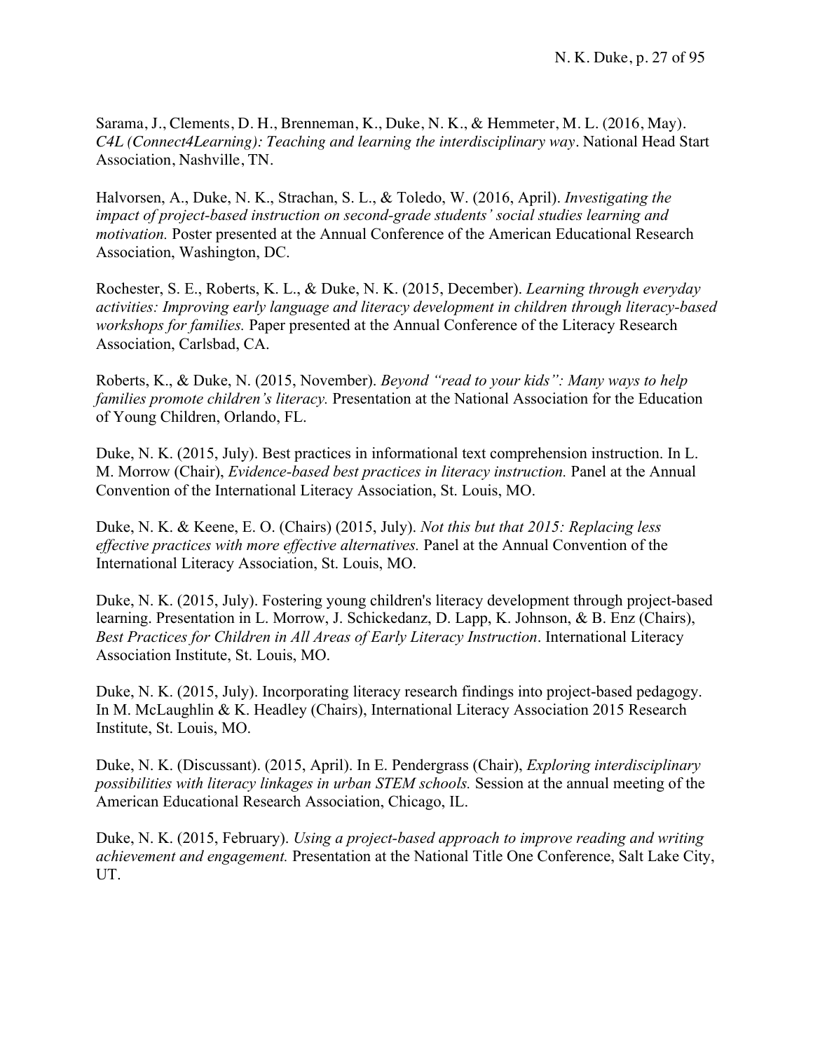Sarama, J., Clements, D. H., Brenneman, K., Duke, N. K., & Hemmeter, M. L. (2016, May). *C4L (Connect4Learning): Teaching and learning the interdisciplinary way*. National Head Start Association, Nashville, TN.

Halvorsen, A., Duke, N. K., Strachan, S. L., & Toledo, W. (2016, April). *Investigating the impact of project-based instruction on second-grade students' social studies learning and motivation.* Poster presented at the Annual Conference of the American Educational Research Association, Washington, DC.

Rochester, S. E., Roberts, K. L., & Duke, N. K. (2015, December). *Learning through everyday activities: Improving early language and literacy development in children through literacy-based workshops for families.* Paper presented at the Annual Conference of the Literacy Research Association, Carlsbad, CA.

Roberts, K., & Duke, N. (2015, November). *Beyond "read to your kids": Many ways to help families promote children's literacy.* Presentation at the National Association for the Education of Young Children, Orlando, FL.

Duke, N. K. (2015, July). Best practices in informational text comprehension instruction. In L. M. Morrow (Chair), *Evidence-based best practices in literacy instruction.* Panel at the Annual Convention of the International Literacy Association, St. Louis, MO.

Duke, N. K. & Keene, E. O. (Chairs) (2015, July). *Not this but that 2015: Replacing less effective practices with more effective alternatives.* Panel at the Annual Convention of the International Literacy Association, St. Louis, MO.

Duke, N. K. (2015, July). Fostering young children's literacy development through project-based learning. Presentation in L. Morrow, J. Schickedanz, D. Lapp, K. Johnson, & B. Enz (Chairs), *Best Practices for Children in All Areas of Early Literacy Instruction*. International Literacy Association Institute, St. Louis, MO.

Duke, N. K. (2015, July). Incorporating literacy research findings into project-based pedagogy. In M. McLaughlin & K. Headley (Chairs), International Literacy Association 2015 Research Institute, St. Louis, MO.

Duke, N. K. (Discussant). (2015, April). In E. Pendergrass (Chair), *Exploring interdisciplinary possibilities with literacy linkages in urban STEM schools.* Session at the annual meeting of the American Educational Research Association, Chicago, IL.

Duke, N. K. (2015, February). *Using a project-based approach to improve reading and writing achievement and engagement.* Presentation at the National Title One Conference, Salt Lake City, UT.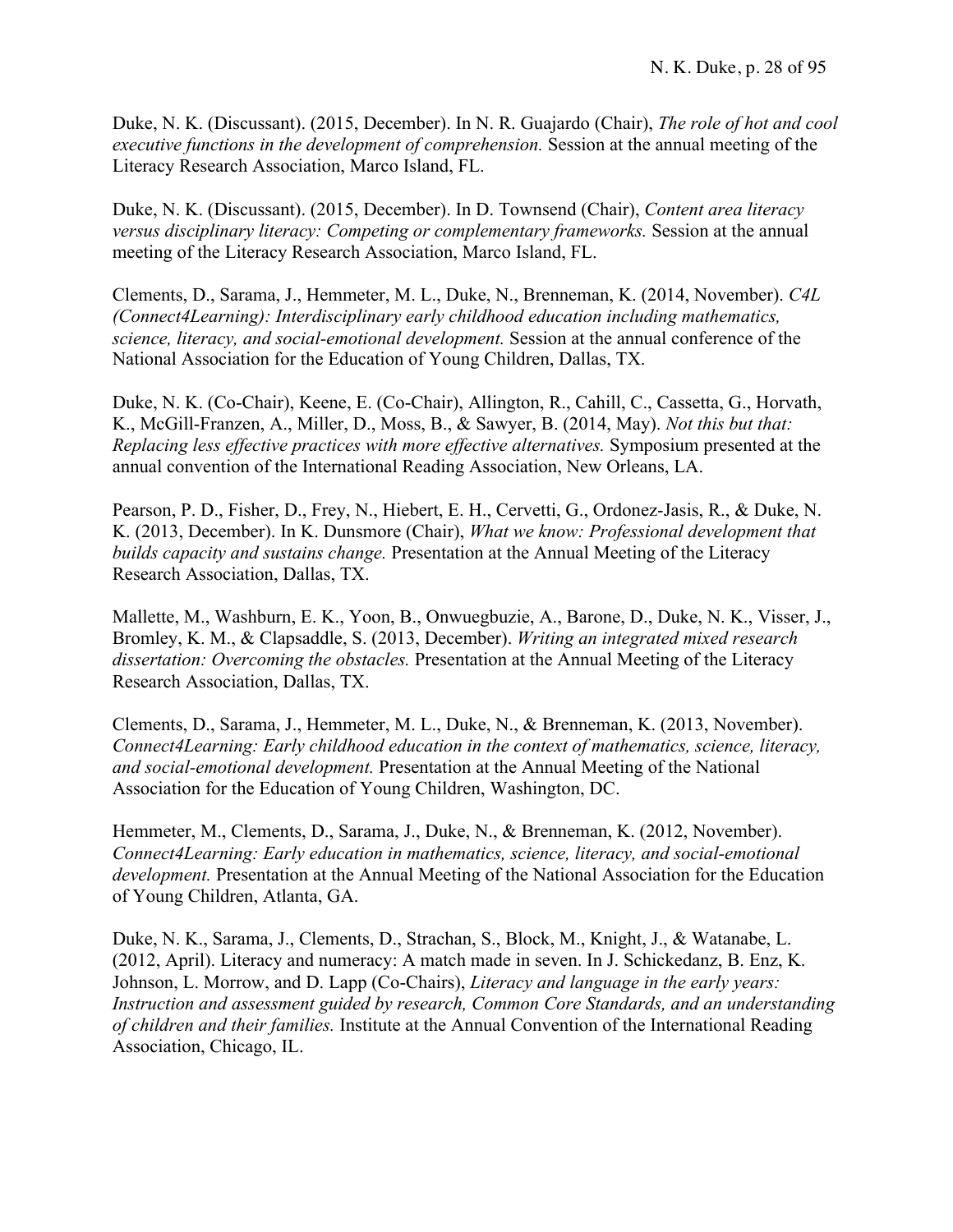Duke, N. K. (Discussant). (2015, December). In N. R. Guajardo (Chair), *The role of hot and cool executive functions in the development of comprehension.* Session at the annual meeting of the Literacy Research Association, Marco Island, FL.

Duke, N. K. (Discussant). (2015, December). In D. Townsend (Chair), *Content area literacy versus disciplinary literacy: Competing or complementary frameworks.* Session at the annual meeting of the Literacy Research Association, Marco Island, FL.

Clements, D., Sarama, J., Hemmeter, M. L., Duke, N., Brenneman, K. (2014, November). *C4L (Connect4Learning): Interdisciplinary early childhood education including mathematics, science, literacy, and social-emotional development.* Session at the annual conference of the National Association for the Education of Young Children, Dallas, TX.

Duke, N. K. (Co-Chair), Keene, E. (Co-Chair), Allington, R., Cahill, C., Cassetta, G., Horvath, K., McGill-Franzen, A., Miller, D., Moss, B., & Sawyer, B. (2014, May). *Not this but that: Replacing less effective practices with more effective alternatives.* Symposium presented at the annual convention of the International Reading Association, New Orleans, LA.

Pearson, P. D., Fisher, D., Frey, N., Hiebert, E. H., Cervetti, G., Ordonez-Jasis, R., & Duke, N. K. (2013, December). In K. Dunsmore (Chair), *What we know: Professional development that builds capacity and sustains change.* Presentation at the Annual Meeting of the Literacy Research Association, Dallas, TX.

Mallette, M., Washburn, E. K., Yoon, B., Onwuegbuzie, A., Barone, D., Duke, N. K., Visser, J., Bromley, K. M., & Clapsaddle, S. (2013, December). *Writing an integrated mixed research dissertation: Overcoming the obstacles.* Presentation at the Annual Meeting of the Literacy Research Association, Dallas, TX.

Clements, D., Sarama, J., Hemmeter, M. L., Duke, N., & Brenneman, K. (2013, November). *Connect4Learning: Early childhood education in the context of mathematics, science, literacy, and social-emotional development.* Presentation at the Annual Meeting of the National Association for the Education of Young Children, Washington, DC.

Hemmeter, M., Clements, D., Sarama, J., Duke, N., & Brenneman, K. (2012, November). *Connect4Learning: Early education in mathematics, science, literacy, and social-emotional development.* Presentation at the Annual Meeting of the National Association for the Education of Young Children, Atlanta, GA.

Duke, N. K., Sarama, J., Clements, D., Strachan, S., Block, M., Knight, J., & Watanabe, L. (2012, April). Literacy and numeracy: A match made in seven. In J. Schickedanz, B. Enz, K. Johnson, L. Morrow, and D. Lapp (Co-Chairs), *Literacy and language in the early years: Instruction and assessment guided by research, Common Core Standards, and an understanding of children and their families.* Institute at the Annual Convention of the International Reading Association, Chicago, IL.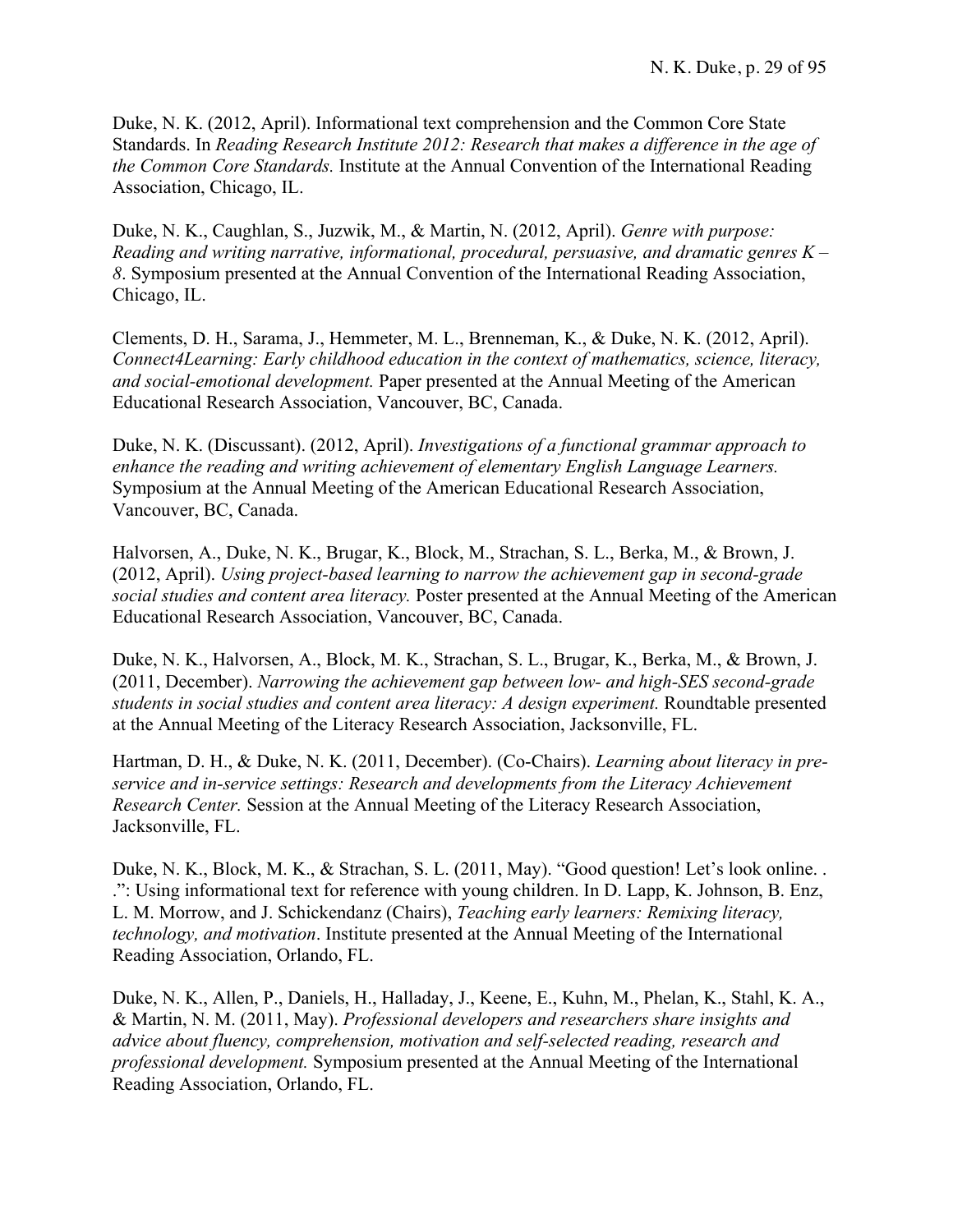Duke, N. K. (2012, April). Informational text comprehension and the Common Core State Standards. In *Reading Research Institute 2012: Research that makes a difference in the age of the Common Core Standards.* Institute at the Annual Convention of the International Reading Association, Chicago, IL.

Duke, N. K., Caughlan, S., Juzwik, M., & Martin, N. (2012, April). *Genre with purpose: Reading and writing narrative, informational, procedural, persuasive, and dramatic genres K – 8*. Symposium presented at the Annual Convention of the International Reading Association, Chicago, IL.

Clements, D. H., Sarama, J., Hemmeter, M. L., Brenneman, K., & Duke, N. K. (2012, April). *Connect4Learning: Early childhood education in the context of mathematics, science, literacy, and social-emotional development.* Paper presented at the Annual Meeting of the American Educational Research Association, Vancouver, BC, Canada.

Duke, N. K. (Discussant). (2012, April). *Investigations of a functional grammar approach to enhance the reading and writing achievement of elementary English Language Learners.* Symposium at the Annual Meeting of the American Educational Research Association, Vancouver, BC, Canada.

Halvorsen, A., Duke, N. K., Brugar, K., Block, M., Strachan, S. L., Berka, M., & Brown, J. (2012, April). *Using project-based learning to narrow the achievement gap in second-grade social studies and content area literacy.* Poster presented at the Annual Meeting of the American Educational Research Association, Vancouver, BC, Canada.

Duke, N. K., Halvorsen, A., Block, M. K., Strachan, S. L., Brugar, K., Berka, M., & Brown, J. (2011, December). *Narrowing the achievement gap between low- and high-SES second-grade students in social studies and content area literacy: A design experiment.* Roundtable presented at the Annual Meeting of the Literacy Research Association, Jacksonville, FL.

Hartman, D. H., & Duke, N. K. (2011, December). (Co-Chairs). *Learning about literacy in pre-service and in-service settings: Research and developments from the Literacy Achievement Research Center.* Session at the Annual Meeting of the Literacy Research Association, Jacksonville, FL.

Duke, N. K., Block, M. K., & Strachan, S. L. (2011, May). "Good question! Let's look online. . .": Using informational text for reference with young children. In D. Lapp, K. Johnson, B. Enz, L. M. Morrow, and J. Schickendanz (Chairs), *Teaching early learners: Remixing literacy, technology, and motivation*. Institute presented at the Annual Meeting of the International Reading Association, Orlando, FL.

Duke, N. K., Allen, P., Daniels, H., Halladay, J., Keene, E., Kuhn, M., Phelan, K., Stahl, K. A., & Martin, N. M. (2011, May). *Professional developers and researchers share insights and advice about fluency, comprehension, motivation and self-selected reading, research and professional development.* Symposium presented at the Annual Meeting of the International Reading Association, Orlando, FL.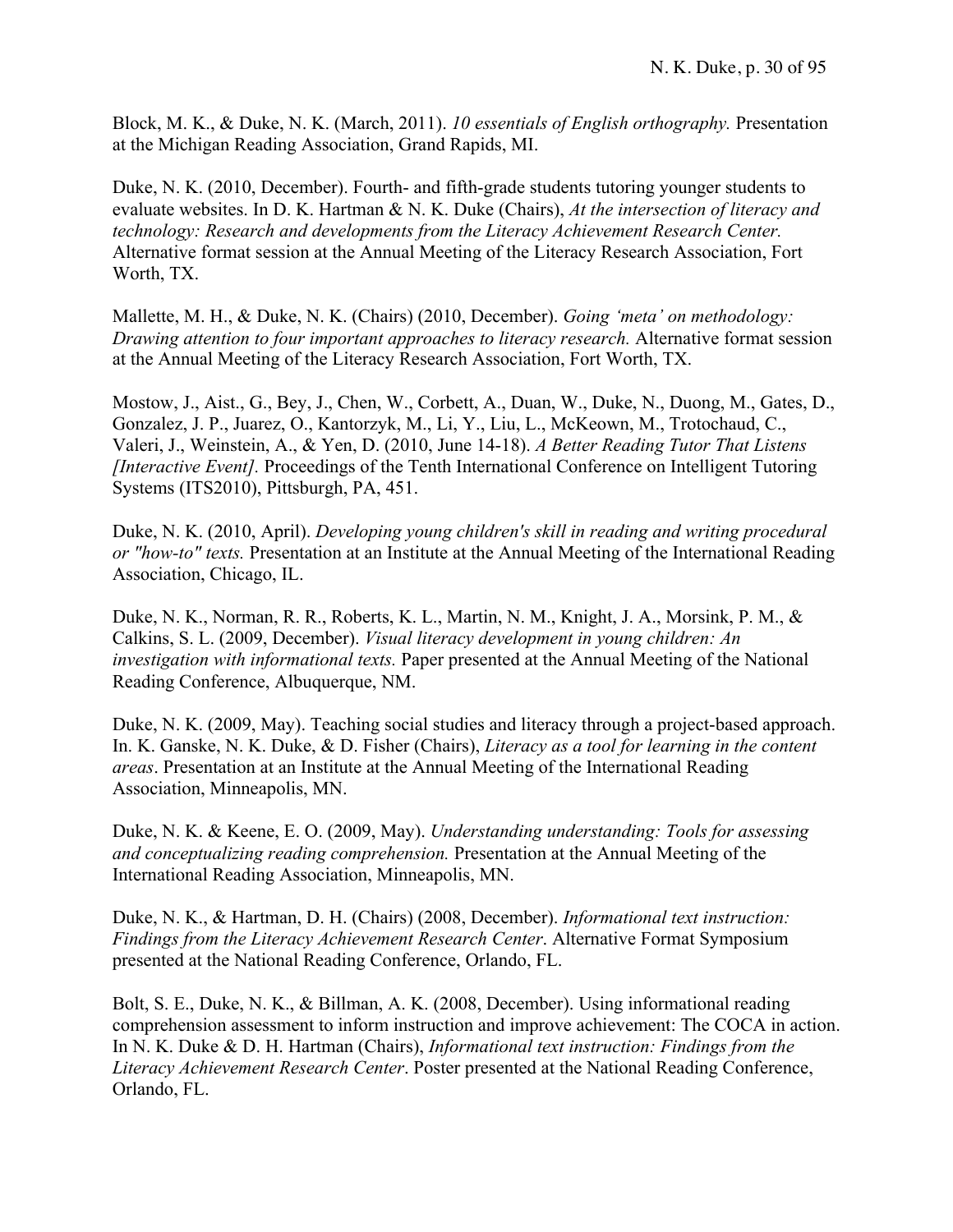Block, M. K., & Duke, N. K. (March, 2011). *10 essentials of English orthography.* Presentation at the Michigan Reading Association, Grand Rapids, MI.

Duke, N. K. (2010, December). Fourth- and fifth-grade students tutoring younger students to evaluate websites. In D. K. Hartman & N. K. Duke (Chairs), *At the intersection of literacy and technology: Research and developments from the Literacy Achievement Research Center.* Alternative format session at the Annual Meeting of the Literacy Research Association, Fort Worth, TX.

Mallette, M. H., & Duke, N. K. (Chairs) (2010, December). *Going 'meta' on methodology: Drawing attention to four important approaches to literacy research.* Alternative format session at the Annual Meeting of the Literacy Research Association, Fort Worth, TX.

Mostow, J., Aist., G., Bey, J., Chen, W., Corbett, A., Duan, W., Duke, N., Duong, M., Gates, D., Gonzalez, J. P., Juarez, O., Kantorzyk, M., Li, Y., Liu, L., McKeown, M., Trotochaud, C., Valeri, J., Weinstein, A., & Yen, D. (2010, June 14-18). *A Better Reading Tutor That Listens [Interactive Event].* Proceedings of the Tenth International Conference on Intelligent Tutoring Systems (ITS2010), Pittsburgh, PA, 451.

Duke, N. K. (2010, April). *Developing young children's skill in reading and writing procedural or "how-to" texts.* Presentation at an Institute at the Annual Meeting of the International Reading Association, Chicago, IL.

Duke, N. K., Norman, R. R., Roberts, K. L., Martin, N. M., Knight, J. A., Morsink, P. M., & Calkins, S. L. (2009, December). *Visual literacy development in young children: An investigation with informational texts.* Paper presented at the Annual Meeting of the National Reading Conference, Albuquerque, NM.

Duke, N. K. (2009, May). Teaching social studies and literacy through a project-based approach. In. K. Ganske, N. K. Duke, & D. Fisher (Chairs), *Literacy as a tool for learning in the content areas*. Presentation at an Institute at the Annual Meeting of the International Reading Association, Minneapolis, MN.

Duke, N. K. & Keene, E. O. (2009, May). *Understanding understanding: Tools for assessing and conceptualizing reading comprehension.* Presentation at the Annual Meeting of the International Reading Association, Minneapolis, MN.

Duke, N. K., & Hartman, D. H. (Chairs) (2008, December). *Informational text instruction: Findings from the Literacy Achievement Research Center*. Alternative Format Symposium presented at the National Reading Conference, Orlando, FL.

Bolt, S. E., Duke, N. K., & Billman, A. K. (2008, December). Using informational reading comprehension assessment to inform instruction and improve achievement: The COCA in action. In N. K. Duke & D. H. Hartman (Chairs), *Informational text instruction: Findings from the Literacy Achievement Research Center*. Poster presented at the National Reading Conference, Orlando, FL.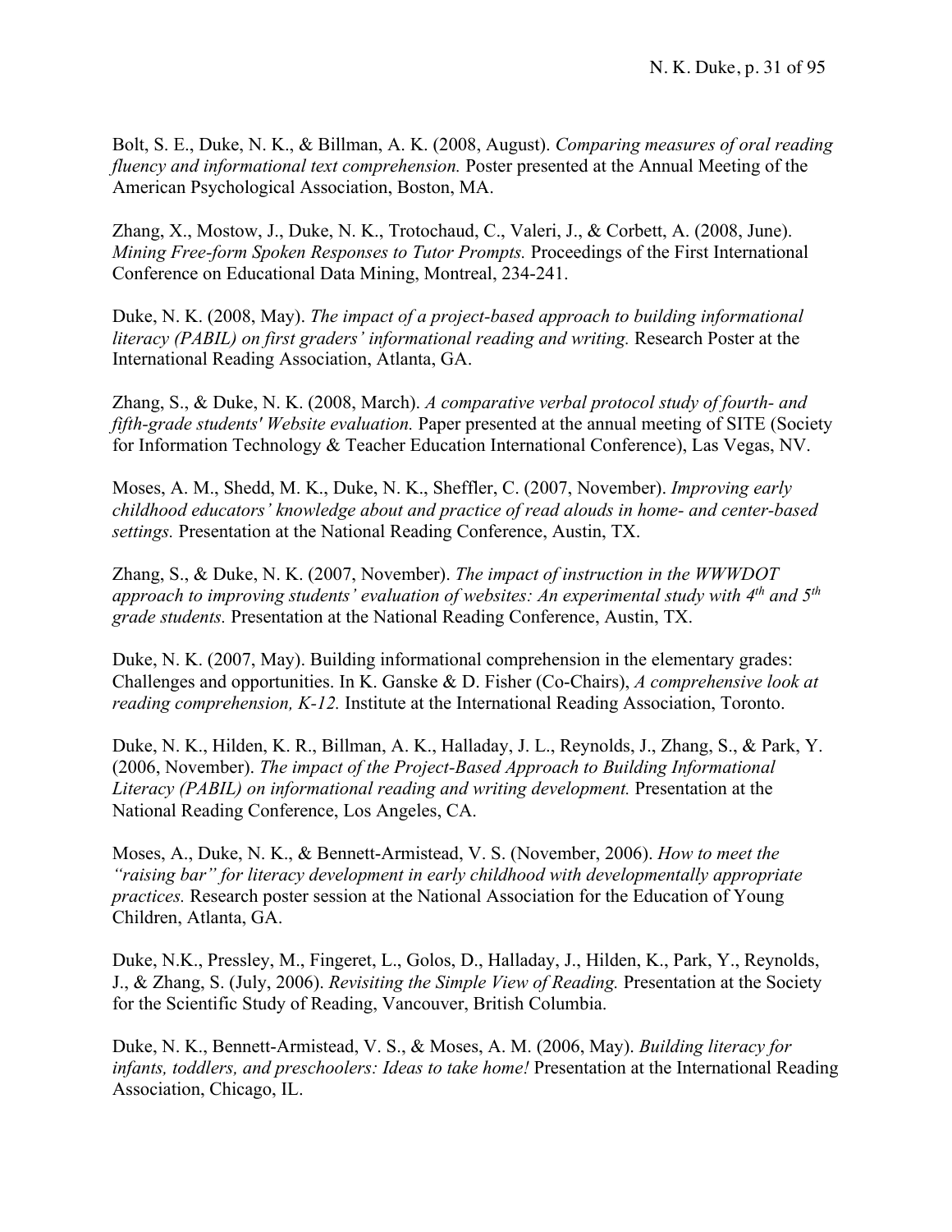Bolt, S. E., Duke, N. K., & Billman, A. K. (2008, August). *Comparing measures of oral reading fluency and informational text comprehension.* Poster presented at the Annual Meeting of the American Psychological Association, Boston, MA.

Zhang, X., Mostow, J., Duke, N. K., Trotochaud, C., Valeri, J., & Corbett, A. (2008, June). *Mining Free-form Spoken Responses to Tutor Prompts.* Proceedings of the First International Conference on Educational Data Mining, Montreal, 234-241.

Duke, N. K. (2008, May). *The impact of a project-based approach to building informational literacy (PABIL) on first graders' informational reading and writing.* Research Poster at the International Reading Association, Atlanta, GA.

Zhang, S., & Duke, N. K. (2008, March). *A comparative verbal protocol study of fourth- and fifth-grade students' Website evaluation.* Paper presented at the annual meeting of SITE (Society for Information Technology & Teacher Education International Conference), Las Vegas, NV.

Moses, A. M., Shedd, M. K., Duke, N. K., Sheffler, C. (2007, November). *Improving early childhood educators' knowledge about and practice of read alouds in home- and center-based settings.* Presentation at the National Reading Conference, Austin, TX.

Zhang, S., & Duke, N. K. (2007, November). *The impact of instruction in the WWWDOT approach to improving students' evaluation of websites: An experimental study with 4th and 5th grade students.* Presentation at the National Reading Conference, Austin, TX.

Duke, N. K. (2007, May). Building informational comprehension in the elementary grades: Challenges and opportunities. In K. Ganske & D. Fisher (Co-Chairs), *A comprehensive look at reading comprehension, K-12.* Institute at the International Reading Association, Toronto.

Duke, N. K., Hilden, K. R., Billman, A. K., Halladay, J. L., Reynolds, J., Zhang, S., & Park, Y. (2006, November). *The impact of the Project-Based Approach to Building Informational Literacy (PABIL) on informational reading and writing development.* Presentation at the National Reading Conference, Los Angeles, CA.

Moses, A., Duke, N. K., & Bennett-Armistead, V. S. (November, 2006). *How to meet the "raising bar" for literacy development in early childhood with developmentally appropriate practices.* Research poster session at the National Association for the Education of Young Children, Atlanta, GA.

Duke, N.K., Pressley, M., Fingeret, L., Golos, D., Halladay, J., Hilden, K., Park, Y., Reynolds, J., & Zhang, S. (July, 2006). *Revisiting the Simple View of Reading.* Presentation at the Society for the Scientific Study of Reading, Vancouver, British Columbia.

Duke, N. K., Bennett-Armistead, V. S., & Moses, A. M. (2006, May). *Building literacy for infants, toddlers, and preschoolers: Ideas to take home!* Presentation at the International Reading Association, Chicago, IL.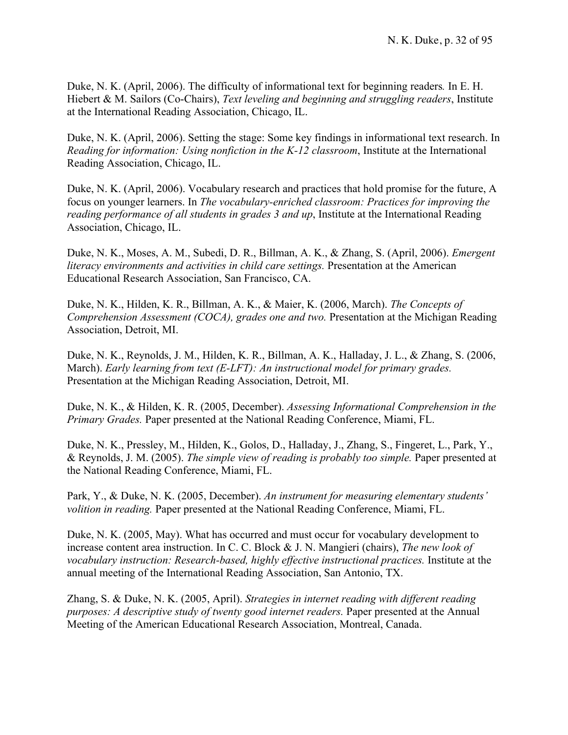Duke, N. K. (April, 2006). The difficulty of informational text for beginning readers*.* In E. H. Hiebert & M. Sailors (Co-Chairs), *Text leveling and beginning and struggling readers*, Institute at the International Reading Association, Chicago, IL.

Duke, N. K. (April, 2006). Setting the stage: Some key findings in informational text research. In *Reading for information: Using nonfiction in the K-12 classroom*, Institute at the International Reading Association, Chicago, IL.

Duke, N. K. (April, 2006). Vocabulary research and practices that hold promise for the future, A focus on younger learners. In *The vocabulary-enriched classroom: Practices for improving the reading performance of all students in grades 3 and up*, Institute at the International Reading Association, Chicago, IL.

Duke, N. K., Moses, A. M., Subedi, D. R., Billman, A. K., & Zhang, S. (April, 2006). *Emergent literacy environments and activities in child care settings.* Presentation at the American Educational Research Association, San Francisco, CA.

Duke, N. K., Hilden, K. R., Billman, A. K., & Maier, K. (2006, March). *The Concepts of Comprehension Assessment (COCA), grades one and two.* Presentation at the Michigan Reading Association, Detroit, MI.

Duke, N. K., Reynolds, J. M., Hilden, K. R., Billman, A. K., Halladay, J. L., & Zhang, S. (2006, March). *Early learning from text (E-LFT): An instructional model for primary grades.* Presentation at the Michigan Reading Association, Detroit, MI.

Duke, N. K., & Hilden, K. R. (2005, December). *Assessing Informational Comprehension in the Primary Grades.* Paper presented at the National Reading Conference, Miami, FL.

Duke, N. K., Pressley, M., Hilden, K., Golos, D., Halladay, J., Zhang, S., Fingeret, L., Park, Y., & Reynolds, J. M. (2005). *The simple view of reading is probably too simple.* Paper presented at the National Reading Conference, Miami, FL.

Park, Y., & Duke, N. K. (2005, December). *An instrument for measuring elementary students' volition in reading.* Paper presented at the National Reading Conference, Miami, FL.

Duke, N. K. (2005, May). What has occurred and must occur for vocabulary development to increase content area instruction. In C. C. Block & J. N. Mangieri (chairs), *The new look of vocabulary instruction: Research-based, highly effective instructional practices.* Institute at the annual meeting of the International Reading Association, San Antonio, TX.

Zhang, S. & Duke, N. K. (2005, April). *Strategies in internet reading with different reading purposes: A descriptive study of twenty good internet readers.* Paper presented at the Annual Meeting of the American Educational Research Association, Montreal, Canada.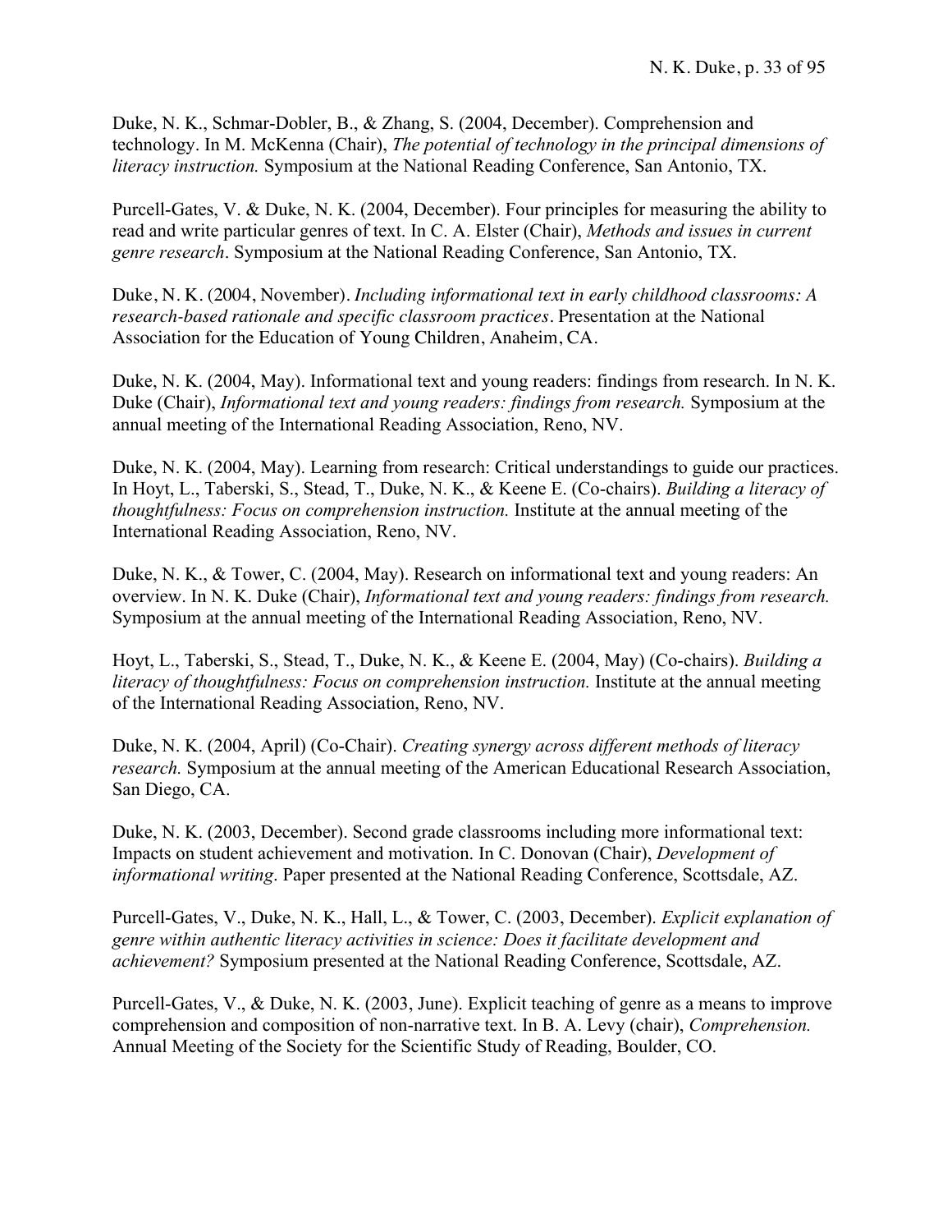Duke, N. K., Schmar-Dobler, B., & Zhang, S. (2004, December). Comprehension and technology. In M. McKenna (Chair), *The potential of technology in the principal dimensions of literacy instruction.* Symposium at the National Reading Conference, San Antonio, TX.

Purcell-Gates, V. & Duke, N. K. (2004, December). Four principles for measuring the ability to read and write particular genres of text. In C. A. Elster (Chair), *Methods and issues in current genre research*. Symposium at the National Reading Conference, San Antonio, TX.

Duke, N. K. (2004, November). *Including informational text in early childhood classrooms: A research-based rationale and specific classroom practices*. Presentation at the National Association for the Education of Young Children, Anaheim, CA.

Duke, N. K. (2004, May). Informational text and young readers: findings from research. In N. K. Duke (Chair), *Informational text and young readers: findings from research.* Symposium at the annual meeting of the International Reading Association, Reno, NV.

Duke, N. K. (2004, May). Learning from research: Critical understandings to guide our practices. In Hoyt, L., Taberski, S., Stead, T., Duke, N. K., & Keene E. (Co-chairs). *Building a literacy of thoughtfulness: Focus on comprehension instruction.* Institute at the annual meeting of the International Reading Association, Reno, NV.

Duke, N. K., & Tower, C. (2004, May). Research on informational text and young readers: An overview. In N. K. Duke (Chair), *Informational text and young readers: findings from research.* Symposium at the annual meeting of the International Reading Association, Reno, NV.

Hoyt, L., Taberski, S., Stead, T., Duke, N. K., & Keene E. (2004, May) (Co-chairs). *Building a literacy of thoughtfulness: Focus on comprehension instruction.* Institute at the annual meeting of the International Reading Association, Reno, NV.

Duke, N. K. (2004, April) (Co-Chair). *Creating synergy across different methods of literacy research.* Symposium at the annual meeting of the American Educational Research Association, San Diego, CA.

Duke, N. K. (2003, December). Second grade classrooms including more informational text: Impacts on student achievement and motivation. In C. Donovan (Chair), *Development of informational writing*. Paper presented at the National Reading Conference, Scottsdale, AZ.

Purcell-Gates, V., Duke, N. K., Hall, L., & Tower, C. (2003, December). *Explicit explanation of genre within authentic literacy activities in science: Does it facilitate development and achievement?* Symposium presented at the National Reading Conference, Scottsdale, AZ.

Purcell-Gates, V., & Duke, N. K. (2003, June). Explicit teaching of genre as a means to improve comprehension and composition of non-narrative text. In B. A. Levy (chair), *Comprehension.* Annual Meeting of the Society for the Scientific Study of Reading, Boulder, CO.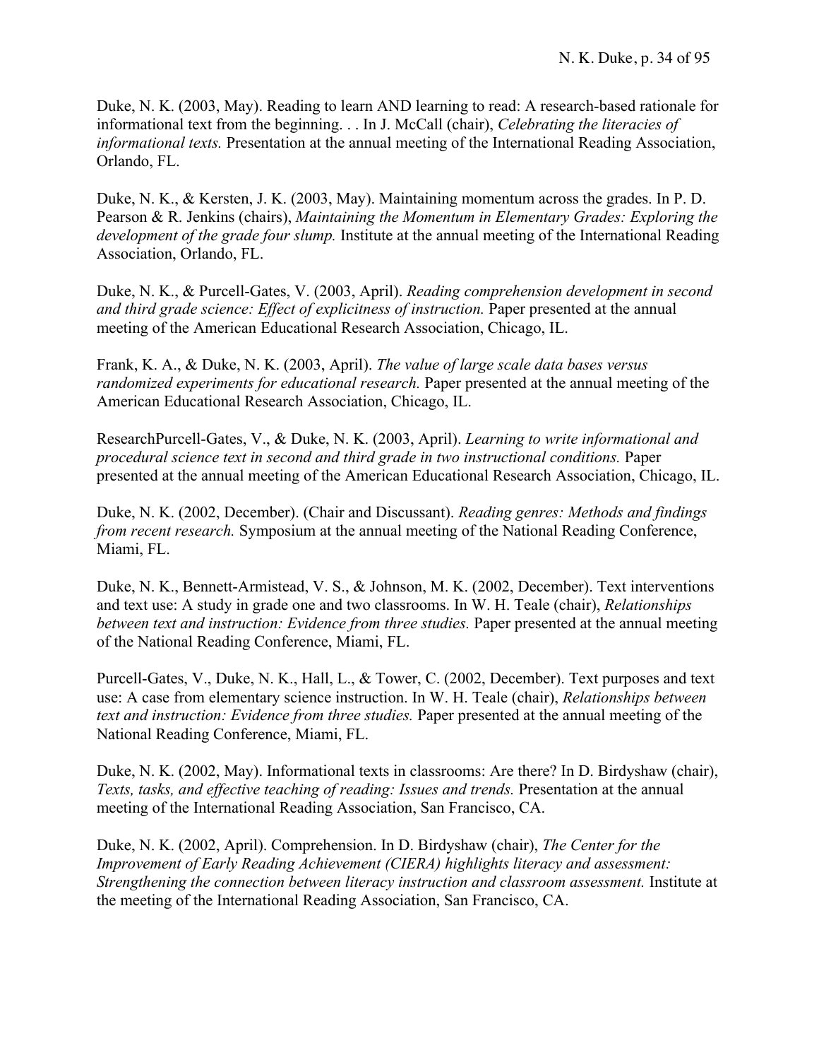Duke, N. K. (2003, May). Reading to learn AND learning to read: A research-based rationale for informational text from the beginning. . . In J. McCall (chair), *Celebrating the literacies of informational texts.* Presentation at the annual meeting of the International Reading Association, Orlando, FL.

Duke, N. K., & Kersten, J. K. (2003, May). Maintaining momentum across the grades. In P. D. Pearson & R. Jenkins (chairs), *Maintaining the Momentum in Elementary Grades: Exploring the development of the grade four slump.* Institute at the annual meeting of the International Reading Association, Orlando, FL.

Duke, N. K., & Purcell-Gates, V. (2003, April). *Reading comprehension development in second and third grade science: Effect of explicitness of instruction.* Paper presented at the annual meeting of the American Educational Research Association, Chicago, IL.

Frank, K. A., & Duke, N. K. (2003, April). *The value of large scale data bases versus randomized experiments for educational research.* Paper presented at the annual meeting of the American Educational Research Association, Chicago, IL.

ResearchPurcell-Gates, V., & Duke, N. K. (2003, April). *Learning to write informational and procedural science text in second and third grade in two instructional conditions.* Paper presented at the annual meeting of the American Educational Research Association, Chicago, IL.

Duke, N. K. (2002, December). (Chair and Discussant). *Reading genres: Methods and findings from recent research.* Symposium at the annual meeting of the National Reading Conference, Miami, FL.

Duke, N. K., Bennett-Armistead, V. S., & Johnson, M. K. (2002, December). Text interventions and text use: A study in grade one and two classrooms. In W. H. Teale (chair), *Relationships between text and instruction: Evidence from three studies.* Paper presented at the annual meeting of the National Reading Conference, Miami, FL.

Purcell-Gates, V., Duke, N. K., Hall, L., & Tower, C. (2002, December). Text purposes and text use: A case from elementary science instruction. In W. H. Teale (chair), *Relationships between text and instruction: Evidence from three studies.* Paper presented at the annual meeting of the National Reading Conference, Miami, FL.

Duke, N. K. (2002, May). Informational texts in classrooms: Are there? In D. Birdyshaw (chair), *Texts, tasks, and effective teaching of reading: Issues and trends.* Presentation at the annual meeting of the International Reading Association, San Francisco, CA.

Duke, N. K. (2002, April). Comprehension. In D. Birdyshaw (chair), *The Center for the Improvement of Early Reading Achievement (CIERA) highlights literacy and assessment: Strengthening the connection between literacy instruction and classroom assessment.* Institute at the meeting of the International Reading Association, San Francisco, CA.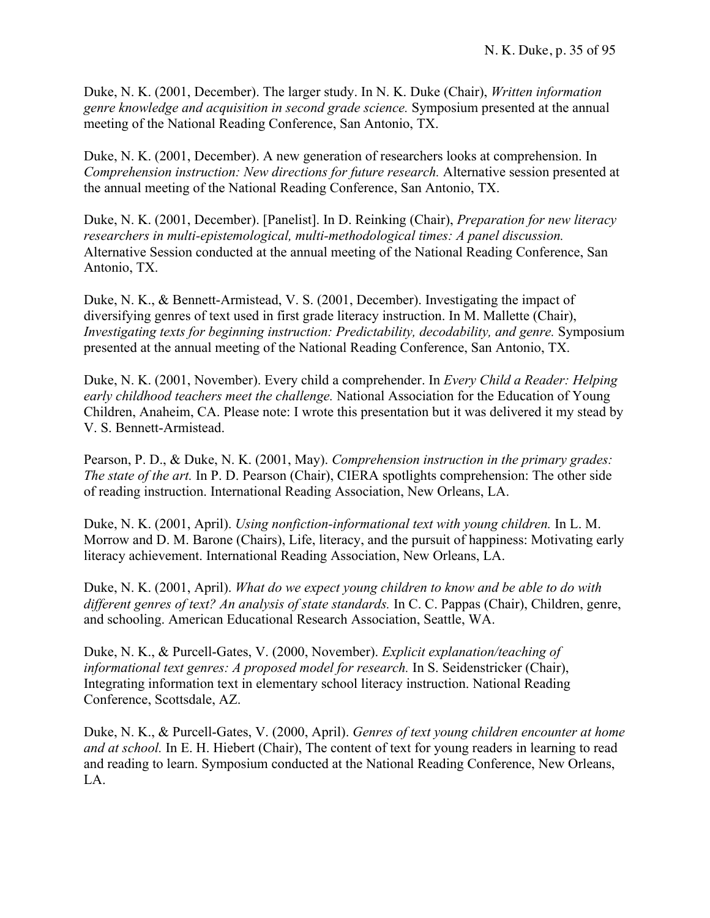Duke, N. K. (2001, December). The larger study. In N. K. Duke (Chair), *Written information genre knowledge and acquisition in second grade science.* Symposium presented at the annual meeting of the National Reading Conference, San Antonio, TX.

Duke, N. K. (2001, December). A new generation of researchers looks at comprehension. In *Comprehension instruction: New directions for future research.* Alternative session presented at the annual meeting of the National Reading Conference, San Antonio, TX.

Duke, N. K. (2001, December). [Panelist]. In D. Reinking (Chair), *Preparation for new literacy researchers in multi-epistemological, multi-methodological times: A panel discussion.* Alternative Session conducted at the annual meeting of the National Reading Conference, San Antonio, TX.

Duke, N. K., & Bennett-Armistead, V. S. (2001, December). Investigating the impact of diversifying genres of text used in first grade literacy instruction. In M. Mallette (Chair), *Investigating texts for beginning instruction: Predictability, decodability, and genre.* Symposium presented at the annual meeting of the National Reading Conference, San Antonio, TX.

Duke, N. K. (2001, November). Every child a comprehender. In *Every Child a Reader: Helping early childhood teachers meet the challenge.* National Association for the Education of Young Children, Anaheim, CA. Please note: I wrote this presentation but it was delivered it my stead by V. S. Bennett-Armistead.

Pearson, P. D., & Duke, N. K. (2001, May). *Comprehension instruction in the primary grades: The state of the art.* In P. D. Pearson (Chair), CIERA spotlights comprehension: The other side of reading instruction. International Reading Association, New Orleans, LA.

Duke, N. K. (2001, April). *Using nonfiction-informational text with young children.* In L. M. Morrow and D. M. Barone (Chairs), Life, literacy, and the pursuit of happiness: Motivating early literacy achievement. International Reading Association, New Orleans, LA.

Duke, N. K. (2001, April). *What do we expect young children to know and be able to do with different genres of text? An analysis of state standards.* In C. C. Pappas (Chair), Children, genre, and schooling. American Educational Research Association, Seattle, WA.

Duke, N. K., & Purcell-Gates, V. (2000, November). *Explicit explanation/teaching of informational text genres: A proposed model for research.* In S. Seidenstricker (Chair), Integrating information text in elementary school literacy instruction. National Reading Conference, Scottsdale, AZ.

Duke, N. K., & Purcell-Gates, V. (2000, April). *Genres of text young children encounter at home and at school.* In E. H. Hiebert (Chair), The content of text for young readers in learning to read and reading to learn. Symposium conducted at the National Reading Conference, New Orleans, LA.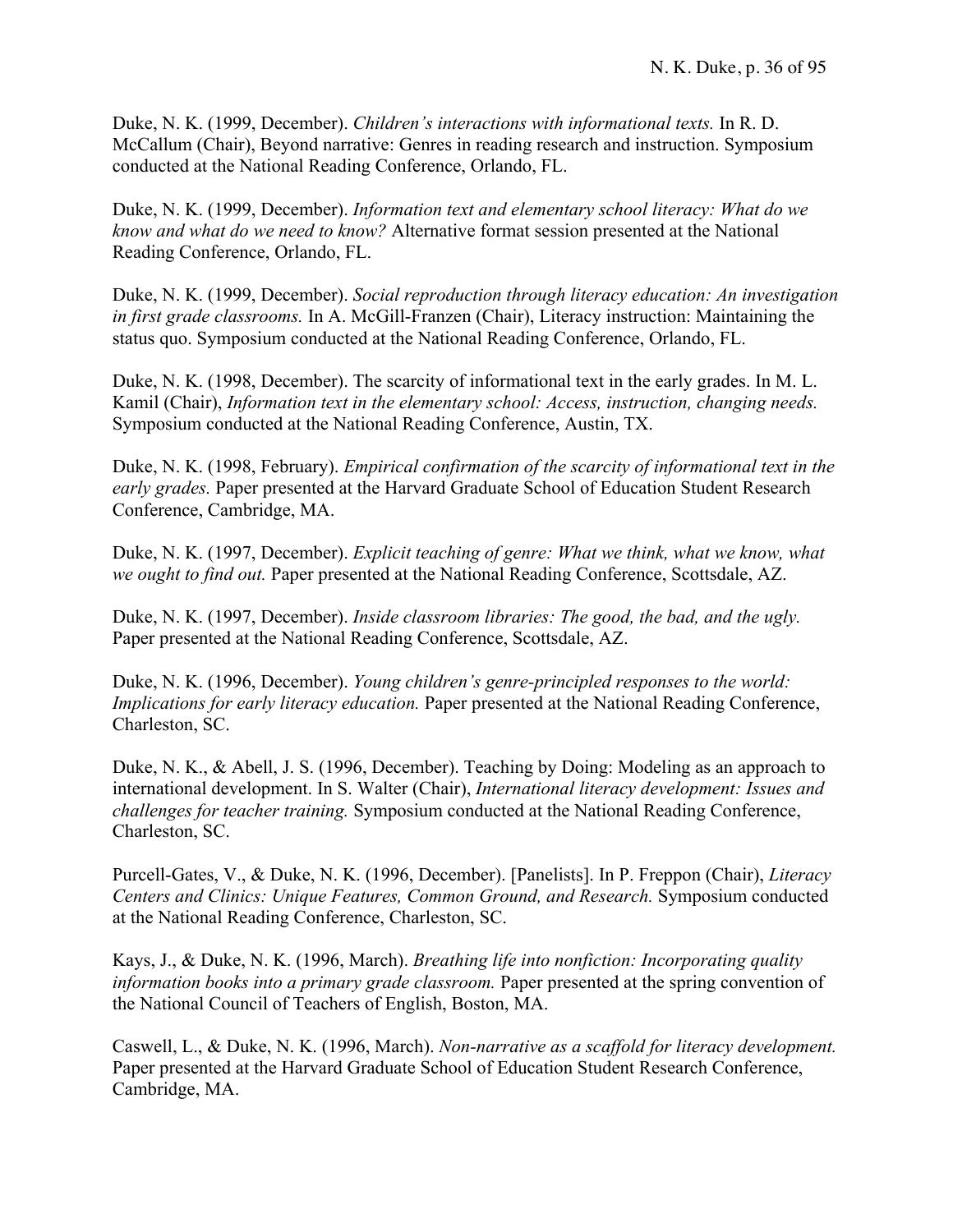Duke, N. K. (1999, December). *Children's interactions with informational texts.* In R. D. McCallum (Chair), Beyond narrative: Genres in reading research and instruction. Symposium conducted at the National Reading Conference, Orlando, FL.

Duke, N. K. (1999, December). *Information text and elementary school literacy: What do we know and what do we need to know?* Alternative format session presented at the National Reading Conference, Orlando, FL.

Duke, N. K. (1999, December). *Social reproduction through literacy education: An investigation in first grade classrooms.* In A. McGill-Franzen (Chair), Literacy instruction: Maintaining the status quo. Symposium conducted at the National Reading Conference, Orlando, FL.

Duke, N. K. (1998, December). The scarcity of informational text in the early grades. In M. L. Kamil (Chair), *Information text in the elementary school: Access, instruction, changing needs.* Symposium conducted at the National Reading Conference, Austin, TX.

Duke, N. K. (1998, February). *Empirical confirmation of the scarcity of informational text in the early grades.* Paper presented at the Harvard Graduate School of Education Student Research Conference, Cambridge, MA.

Duke, N. K. (1997, December). *Explicit teaching of genre: What we think, what we know, what we ought to find out.* Paper presented at the National Reading Conference, Scottsdale, AZ.

Duke, N. K. (1997, December). *Inside classroom libraries: The good, the bad, and the ugly.* Paper presented at the National Reading Conference, Scottsdale, AZ.

Duke, N. K. (1996, December). *Young children's genre-principled responses to the world: Implications for early literacy education.* Paper presented at the National Reading Conference, Charleston, SC.

Duke, N. K., & Abell, J. S. (1996, December). Teaching by Doing: Modeling as an approach to international development. In S. Walter (Chair), *International literacy development: Issues and challenges for teacher training.* Symposium conducted at the National Reading Conference, Charleston, SC.

Purcell-Gates, V., & Duke, N. K. (1996, December). [Panelists]. In P. Freppon (Chair), *Literacy Centers and Clinics: Unique Features, Common Ground, and Research.* Symposium conducted at the National Reading Conference, Charleston, SC.

Kays, J., & Duke, N. K. (1996, March). *Breathing life into nonfiction: Incorporating quality information books into a primary grade classroom.* Paper presented at the spring convention of the National Council of Teachers of English, Boston, MA.

Caswell, L., & Duke, N. K. (1996, March). *Non-narrative as a scaffold for literacy development.* Paper presented at the Harvard Graduate School of Education Student Research Conference, Cambridge, MA.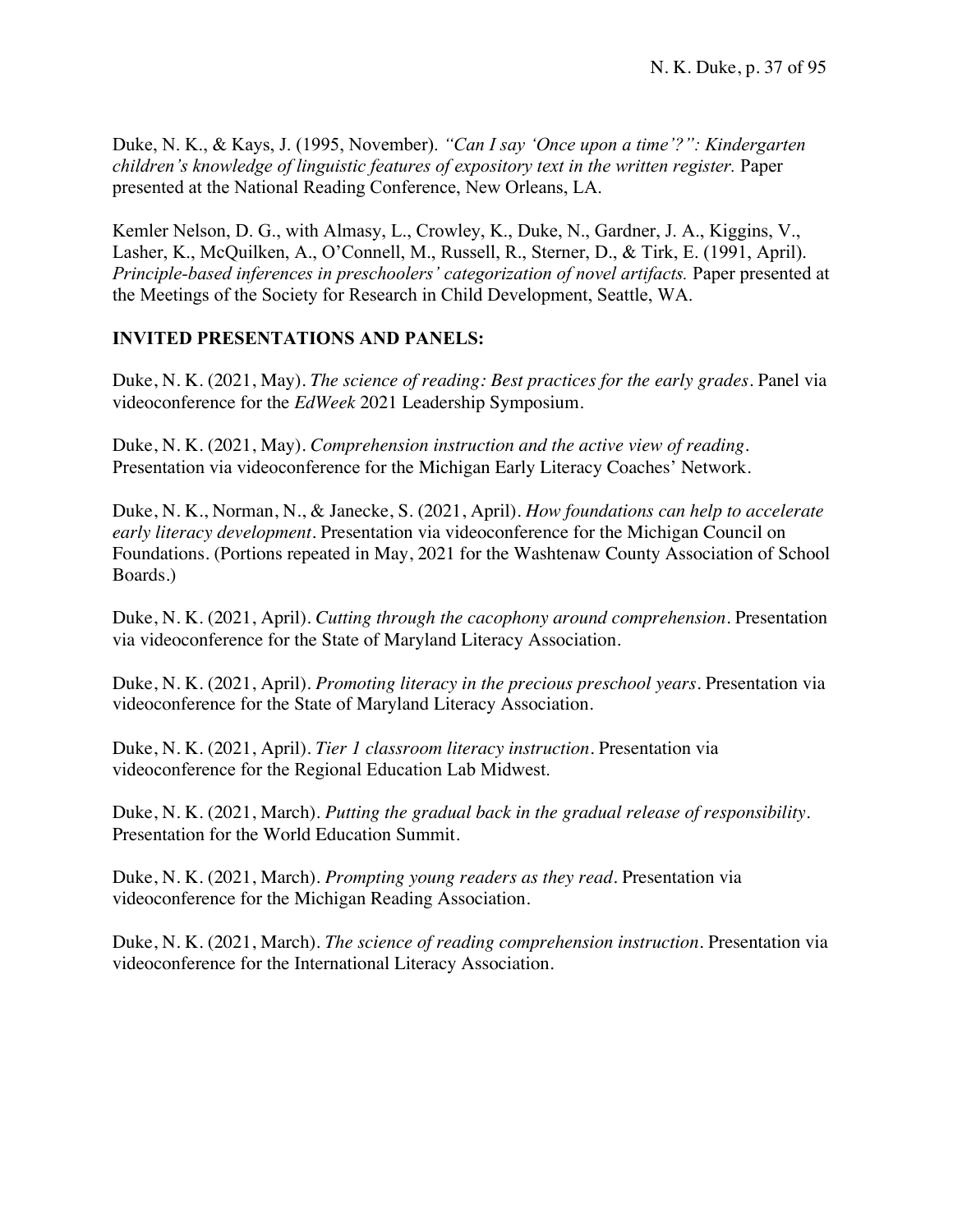Duke, N. K., & Kays, J. (1995, November). *"Can I say 'Once upon a time'?": Kindergarten children's knowledge of linguistic features of expository text in the written register.* Paper presented at the National Reading Conference, New Orleans, LA.

Kemler Nelson, D. G., with Almasy, L., Crowley, K., Duke, N., Gardner, J. A., Kiggins, V., Lasher, K., McQuilken, A., O'Connell, M., Russell, R., Sterner, D., & Tirk, E. (1991, April). *Principle-based inferences in preschoolers' categorization of novel artifacts.* Paper presented at the Meetings of the Society for Research in Child Development, Seattle, WA.

## INVITED PRESENTATIONS AND PANELS:

Duke, N. K. (2021, May). *The science of reading: Best practices for the early grades*. Panel via videoconference for the *EdWeek* 2021 Leadership Symposium.

Duke, N. K. (2021, May). *Comprehension instruction and the active view of reading*. Presentation via videoconference for the Michigan Early Literacy Coaches' Network.

Duke, N. K., Norman, N., & Janecke, S. (2021, April). *How foundations can help to accelerate early literacy development*. Presentation via videoconference for the Michigan Council on Foundations. (Portions repeated in May, 2021 for the Washtenaw County Association of School Boards.)

Duke, N. K. (2021, April). *Cutting through the cacophony around comprehension*. Presentation via videoconference for the State of Maryland Literacy Association.

Duke, N. K. (2021, April). *Promoting literacy in the precious preschool years*. Presentation via videoconference for the State of Maryland Literacy Association.

Duke, N. K. (2021, April). *Tier 1 classroom literacy instruction*. Presentation via videoconference for the Regional Education Lab Midwest.

Duke, N. K. (2021, March). *Putting the gradual back in the gradual release of responsibility*. Presentation for the World Education Summit.

Duke, N. K. (2021, March). *Prompting young readers as they read*. Presentation via videoconference for the Michigan Reading Association.

Duke, N. K. (2021, March). *The science of reading comprehension instruction*. Presentation via videoconference for the International Literacy Association.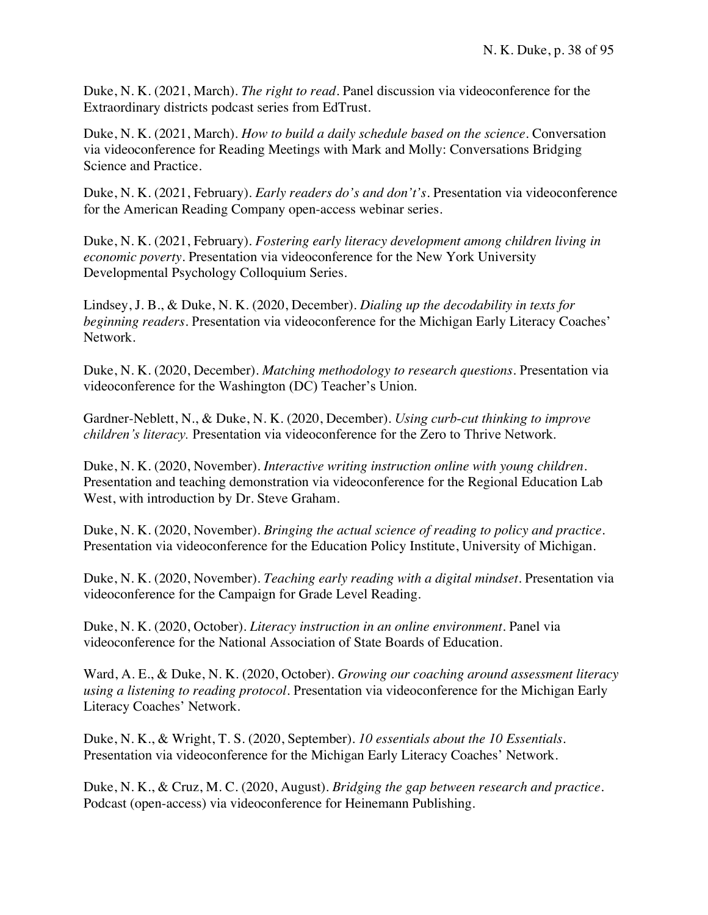Duke, N. K. (2021, March). *The right to read*. Panel discussion via videoconference for the Extraordinary districts podcast series from EdTrust.

Duke, N. K. (2021, March). *How to build a daily schedule based on the science*. Conversation via videoconference for Reading Meetings with Mark and Molly: Conversations Bridging Science and Practice.

Duke, N. K. (2021, February). *Early readers do's and don't's*. Presentation via videoconference for the American Reading Company open-access webinar series.

Duke, N. K. (2021, February). *Fostering early literacy development among children living in economic poverty*. Presentation via videoconference for the New York University Developmental Psychology Colloquium Series.

Lindsey, J. B., & Duke, N. K. (2020, December). *Dialing up the decodability in texts for beginning readers*. Presentation via videoconference for the Michigan Early Literacy Coaches' Network.

Duke, N. K. (2020, December). *Matching methodology to research questions*. Presentation via videoconference for the Washington (DC) Teacher's Union.

Gardner-Neblett, N., & Duke, N. K. (2020, December). *Using curb-cut thinking to improve children's literacy.* Presentation via videoconference for the Zero to Thrive Network.

Duke, N. K. (2020, November). *Interactive writing instruction online with young children*. Presentation and teaching demonstration via videoconference for the Regional Education Lab West, with introduction by Dr. Steve Graham.

Duke, N. K. (2020, November). *Bringing the actual science of reading to policy and practice*. Presentation via videoconference for the Education Policy Institute, University of Michigan.

Duke, N. K. (2020, November). *Teaching early reading with a digital mindset*. Presentation via videoconference for the Campaign for Grade Level Reading.

Duke, N. K. (2020, October). *Literacy instruction in an online environment*. Panel via videoconference for the National Association of State Boards of Education.

Ward, A. E., & Duke, N. K. (2020, October). *Growing our coaching around assessment literacy using a listening to reading protocol*. Presentation via videoconference for the Michigan Early Literacy Coaches' Network.

Duke, N. K., & Wright, T. S. (2020, September). *10 essentials about the 10 Essentials*. Presentation via videoconference for the Michigan Early Literacy Coaches' Network.

Duke, N. K., & Cruz, M. C. (2020, August). *Bridging the gap between research and practice*. Podcast (open-access) via videoconference for Heinemann Publishing.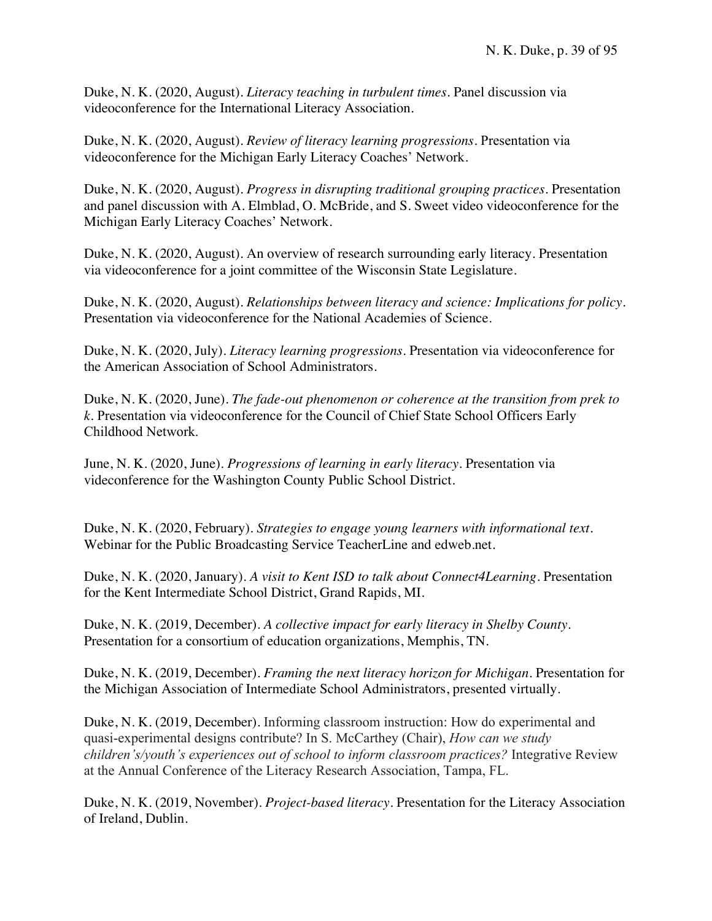Duke, N. K. (2020, August). *Literacy teaching in turbulent times*. Panel discussion via videoconference for the International Literacy Association.

Duke, N. K. (2020, August). *Review of literacy learning progressions*. Presentation via videoconference for the Michigan Early Literacy Coaches' Network.

Duke, N. K. (2020, August). *Progress in disrupting traditional grouping practices*. Presentation and panel discussion with A. Elmblad, O. McBride, and S. Sweet video videoconference for the Michigan Early Literacy Coaches' Network.

Duke, N. K. (2020, August). An overview of research surrounding early literacy. Presentation via videoconference for a joint committee of the Wisconsin State Legislature.

Duke, N. K. (2020, August). *Relationships between literacy and science: Implications for policy*. Presentation via videoconference for the National Academies of Science.

Duke, N. K. (2020, July). *Literacy learning progressions*. Presentation via videoconference for the American Association of School Administrators.

Duke, N. K. (2020, June). *The fade-out phenomenon or coherence at the transition from prek to k*. Presentation via videoconference for the Council of Chief State School Officers Early Childhood Network.

June, N. K. (2020, June). *Progressions of learning in early literacy*. Presentation via videoconference for the Washington County Public School District.

Duke, N. K. (2020, February). *Strategies to engage young learners with informational text*. Webinar for the Public Broadcasting Service TeacherLine and edweb.net.

Duke, N. K. (2020, January). *A visit to Kent ISD to talk about Connect4Learning*. Presentation for the Kent Intermediate School District, Grand Rapids, MI.

Duke, N. K. (2019, December). *A collective impact for early literacy in Shelby County*. Presentation for a consortium of education organizations, Memphis, TN.

Duke, N. K. (2019, December). *Framing the next literacy horizon for Michigan*. Presentation for the Michigan Association of Intermediate School Administrators, presented virtually.

Duke, N. K. (2019, December). Informing classroom instruction: How do experimental and quasi-experimental designs contribute? In S. McCarthey (Chair), *How can we study children's/youth's experiences out of school to inform classroom practices?* Integrative Review at the Annual Conference of the Literacy Research Association, Tampa, FL.

Duke, N. K. (2019, November). *Project-based literacy*. Presentation for the Literacy Association of Ireland, Dublin.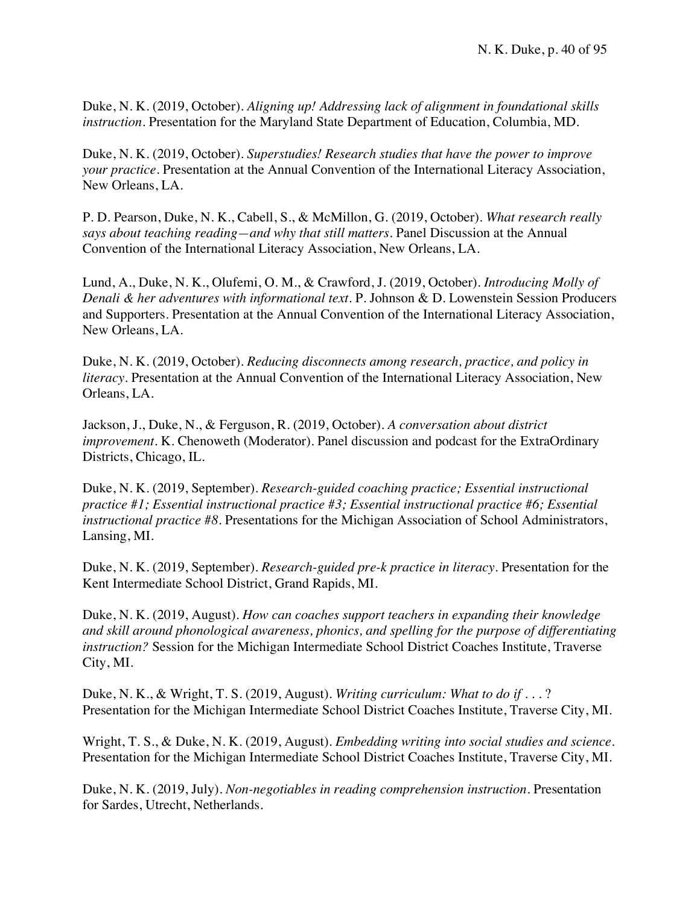Duke, N. K. (2019, October). *Aligning up! Addressing lack of alignment in foundational skills instruction*. Presentation for the Maryland State Department of Education, Columbia, MD.

Duke, N. K. (2019, October). *Superstudies! Research studies that have the power to improve your practice*. Presentation at the Annual Convention of the International Literacy Association, New Orleans, LA.

P. D. Pearson, Duke, N. K., Cabell, S., & McMillon, G. (2019, October). *What research really says about teaching reading—and why that still matters*. Panel Discussion at the Annual Convention of the International Literacy Association, New Orleans, LA.

Lund, A., Duke, N. K., Olufemi, O. M., & Crawford, J. (2019, October). *Introducing Molly of Denali & her adventures with informational text*. P. Johnson & D. Lowenstein Session Producers and Supporters. Presentation at the Annual Convention of the International Literacy Association, New Orleans, LA.

Duke, N. K. (2019, October). *Reducing disconnects among research, practice, and policy in literacy*. Presentation at the Annual Convention of the International Literacy Association, New Orleans, LA.

Jackson, J., Duke, N., & Ferguson, R. (2019, October). *A conversation about district improvement*. K. Chenoweth (Moderator). Panel discussion and podcast for the ExtraOrdinary Districts, Chicago, IL.

Duke, N. K. (2019, September). *Research-guided coaching practice; Essential instructional practice #1; Essential instructional practice #3; Essential instructional practice #6; Essential instructional practice #8*. Presentations for the Michigan Association of School Administrators, Lansing, MI.

Duke, N. K. (2019, September). *Research-guided pre-k practice in literacy*. Presentation for the Kent Intermediate School District, Grand Rapids, MI.

Duke, N. K. (2019, August). *How can coaches support teachers in expanding their knowledge and skill around phonological awareness, phonics, and spelling for the purpose of differentiating instruction?* Session for the Michigan Intermediate School District Coaches Institute, Traverse City, MI.

Duke, N. K., & Wright, T. S. (2019, August). *Writing curriculum: What to do if . . . ?* Presentation for the Michigan Intermediate School District Coaches Institute, Traverse City, MI.

Wright, T. S., & Duke, N. K. (2019, August). *Embedding writing into social studies and science*. Presentation for the Michigan Intermediate School District Coaches Institute, Traverse City, MI.

Duke, N. K. (2019, July). *Non-negotiables in reading comprehension instruction*. Presentation for Sardes, Utrecht, Netherlands.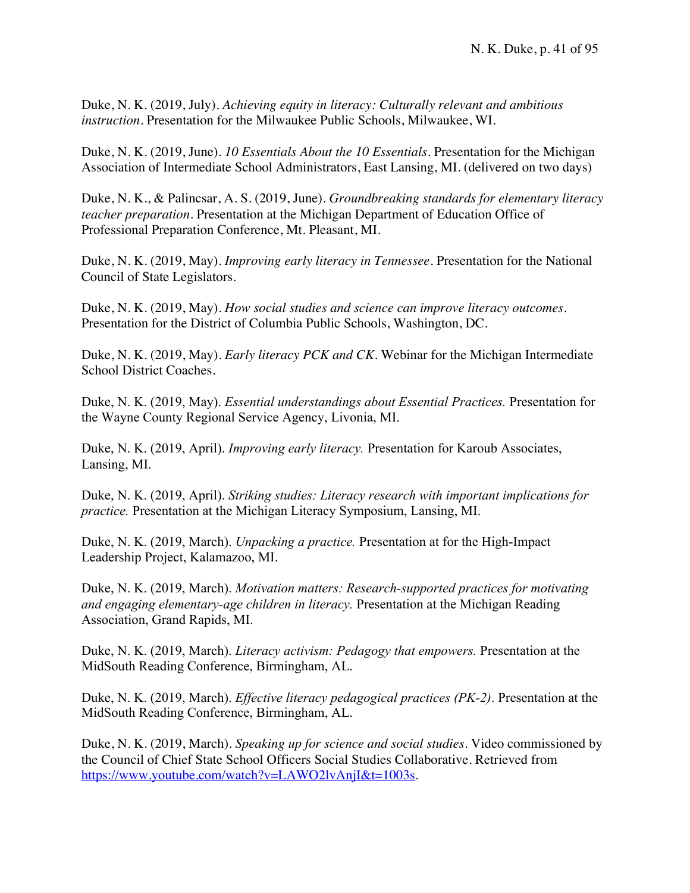Duke, N. K. (2019, July). *Achieving equity in literacy: Culturally relevant and ambitious instruction*. Presentation for the Milwaukee Public Schools, Milwaukee, WI.

Duke, N. K. (2019, June). *10 Essentials About the 10 Essentials*. Presentation for the Michigan Association of Intermediate School Administrators, East Lansing, MI. (delivered on two days)

Duke, N. K., & Palincsar, A. S. (2019, June). *Groundbreaking standards for elementary literacy teacher preparation*. Presentation at the Michigan Department of Education Office of Professional Preparation Conference, Mt. Pleasant, MI.

Duke, N. K. (2019, May). *Improving early literacy in Tennessee*. Presentation for the National Council of State Legislators.

Duke, N. K. (2019, May). *How social studies and science can improve literacy outcomes*. Presentation for the District of Columbia Public Schools, Washington, DC.

Duke, N. K. (2019, May). *Early literacy PCK and CK*. Webinar for the Michigan Intermediate School District Coaches.

Duke, N. K. (2019, May). *Essential understandings about Essential Practices.* Presentation for the Wayne County Regional Service Agency, Livonia, MI.

Duke, N. K. (2019, April). *Improving early literacy.* Presentation for Karoub Associates, Lansing, MI.

Duke, N. K. (2019, April). *Striking studies: Literacy research with important implications for practice.* Presentation at the Michigan Literacy Symposium, Lansing, MI.

Duke, N. K. (2019, March). *Unpacking a practice.* Presentation at for the High-Impact Leadership Project, Kalamazoo, MI.

Duke, N. K. (2019, March). *Motivation matters: Research-supported practices for motivating and engaging elementary-age children in literacy.* Presentation at the Michigan Reading Association, Grand Rapids, MI.

Duke, N. K. (2019, March). *Literacy activism: Pedagogy that empowers.* Presentation at the MidSouth Reading Conference, Birmingham, AL.

Duke, N. K. (2019, March). *Effective literacy pedagogical practices (PK-2)*. Presentation at the MidSouth Reading Conference, Birmingham, AL.

Duke, N. K. (2019, March). *Speaking up for science and social studies*. Video commissioned by the Council of Chief State School Officers Social Studies Collaborative. Retrieved from [https://www.youtube.com/watch?v=LAWO2lvAnjI&t=1003s](https://www.youtube.com/watch?v=LAWO2lvAnjI&t=1003s).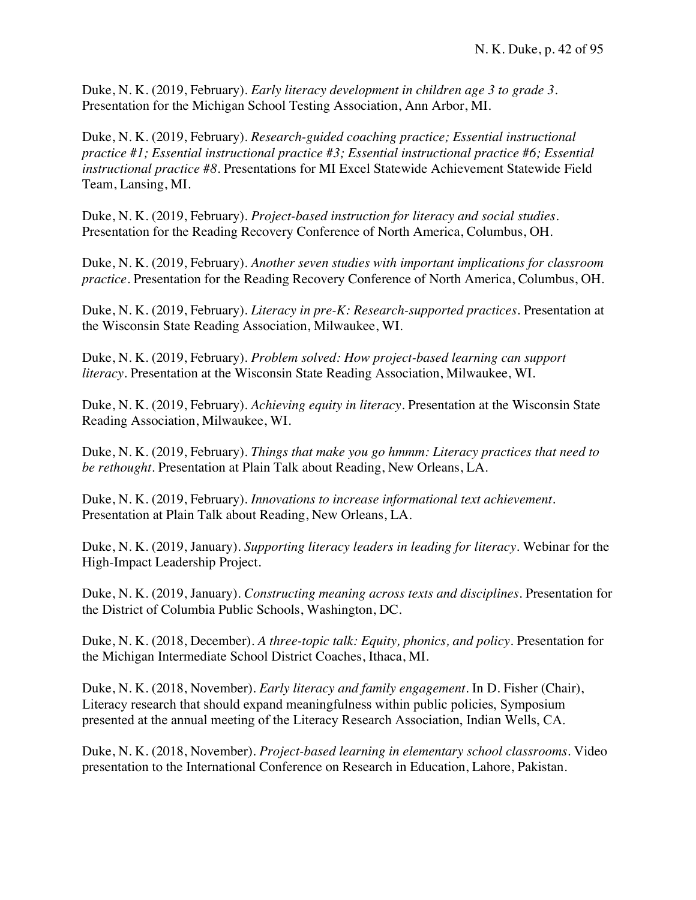Duke, N. K. (2019, February). *Early literacy development in children age 3 to grade 3*. Presentation for the Michigan School Testing Association, Ann Arbor, MI.

Duke, N. K. (2019, February). *Research-guided coaching practice; Essential instructional practice #1; Essential instructional practice #3; Essential instructional practice #6; Essential instructional practice #8*. Presentations for MI Excel Statewide Achievement Statewide Field Team, Lansing, MI.

Duke, N. K. (2019, February). *Project-based instruction for literacy and social studies*. Presentation for the Reading Recovery Conference of North America, Columbus, OH.

Duke, N. K. (2019, February). *Another seven studies with important implications for classroom practice*. Presentation for the Reading Recovery Conference of North America, Columbus, OH.

Duke, N. K. (2019, February). *Literacy in pre-K: Research-supported practices*. Presentation at the Wisconsin State Reading Association, Milwaukee, WI.

Duke, N. K. (2019, February). *Problem solved: How project-based learning can support literacy*. Presentation at the Wisconsin State Reading Association, Milwaukee, WI.

Duke, N. K. (2019, February). *Achieving equity in literacy*. Presentation at the Wisconsin State Reading Association, Milwaukee, WI.

Duke, N. K. (2019, February). *Things that make you go hmmm: Literacy practices that need to be rethought*. Presentation at Plain Talk about Reading, New Orleans, LA.

Duke, N. K. (2019, February). *Innovations to increase informational text achievement*. Presentation at Plain Talk about Reading, New Orleans, LA.

Duke, N. K. (2019, January). *Supporting literacy leaders in leading for literacy*. Webinar for the High-Impact Leadership Project.

Duke, N. K. (2019, January). *Constructing meaning across texts and disciplines*. Presentation for the District of Columbia Public Schools, Washington, DC.

Duke, N. K. (2018, December). *A three-topic talk: Equity, phonics, and policy*. Presentation for the Michigan Intermediate School District Coaches, Ithaca, MI.

Duke, N. K. (2018, November). *Early literacy and family engagement*. In D. Fisher (Chair), Literacy research that should expand meaningfulness within public policies, Symposium presented at the annual meeting of the Literacy Research Association, Indian Wells, CA.

Duke, N. K. (2018, November). *Project-based learning in elementary school classrooms*. Video presentation to the International Conference on Research in Education, Lahore, Pakistan.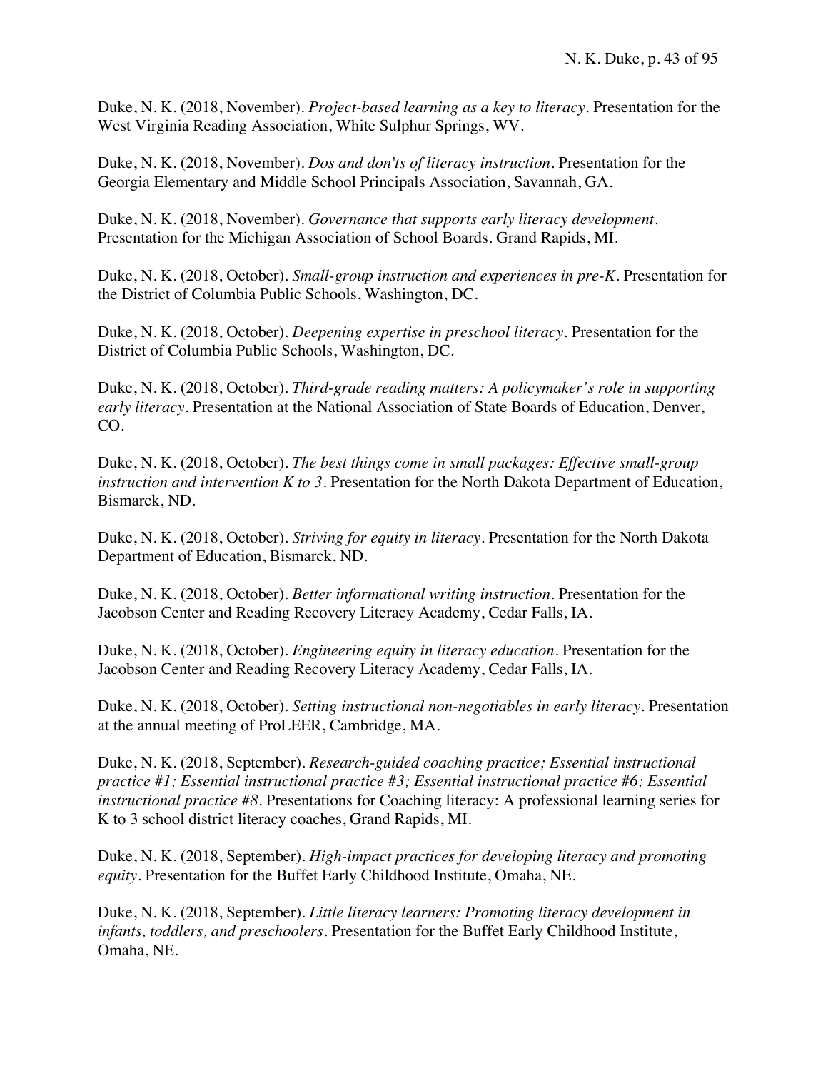Duke, N. K. (2018, November). *Project-based learning as a key to literacy*. Presentation for the West Virginia Reading Association, White Sulphur Springs, WV.

Duke, N. K. (2018, November). *Dos and don'ts of literacy instruction*. Presentation for the Georgia Elementary and Middle School Principals Association, Savannah, GA.

Duke, N. K. (2018, November). *Governance that supports early literacy development*. Presentation for the Michigan Association of School Boards. Grand Rapids, MI.

Duke, N. K. (2018, October). *Small-group instruction and experiences in pre-K*. Presentation for the District of Columbia Public Schools, Washington, DC.

Duke, N. K. (2018, October). *Deepening expertise in preschool literacy*. Presentation for the District of Columbia Public Schools, Washington, DC.

Duke, N. K. (2018, October). *Third-grade reading matters: A policymaker's role in supporting early literacy*. Presentation at the National Association of State Boards of Education, Denver, CO.

Duke, N. K. (2018, October). *The best things come in small packages: Effective small-group instruction and intervention K to 3*. Presentation for the North Dakota Department of Education, Bismarck, ND.

Duke, N. K. (2018, October). *Striving for equity in literacy*. Presentation for the North Dakota Department of Education, Bismarck, ND.

Duke, N. K. (2018, October). *Better informational writing instruction*. Presentation for the Jacobson Center and Reading Recovery Literacy Academy, Cedar Falls, IA.

Duke, N. K. (2018, October). *Engineering equity in literacy education*. Presentation for the Jacobson Center and Reading Recovery Literacy Academy, Cedar Falls, IA.

Duke, N. K. (2018, October). *Setting instructional non-negotiables in early literacy*. Presentation at the annual meeting of ProLEER, Cambridge, MA.

Duke, N. K. (2018, September). *Research-guided coaching practice; Essential instructional practice #1; Essential instructional practice #3; Essential instructional practice #6; Essential instructional practice #8*. Presentations for Coaching literacy: A professional learning series for K to 3 school district literacy coaches, Grand Rapids, MI.

Duke, N. K. (2018, September). *High-impact practices for developing literacy and promoting equity*. Presentation for the Buffet Early Childhood Institute, Omaha, NE.

Duke, N. K. (2018, September). *Little literacy learners: Promoting literacy development in infants, toddlers, and preschoolers*. Presentation for the Buffet Early Childhood Institute, Omaha, NE.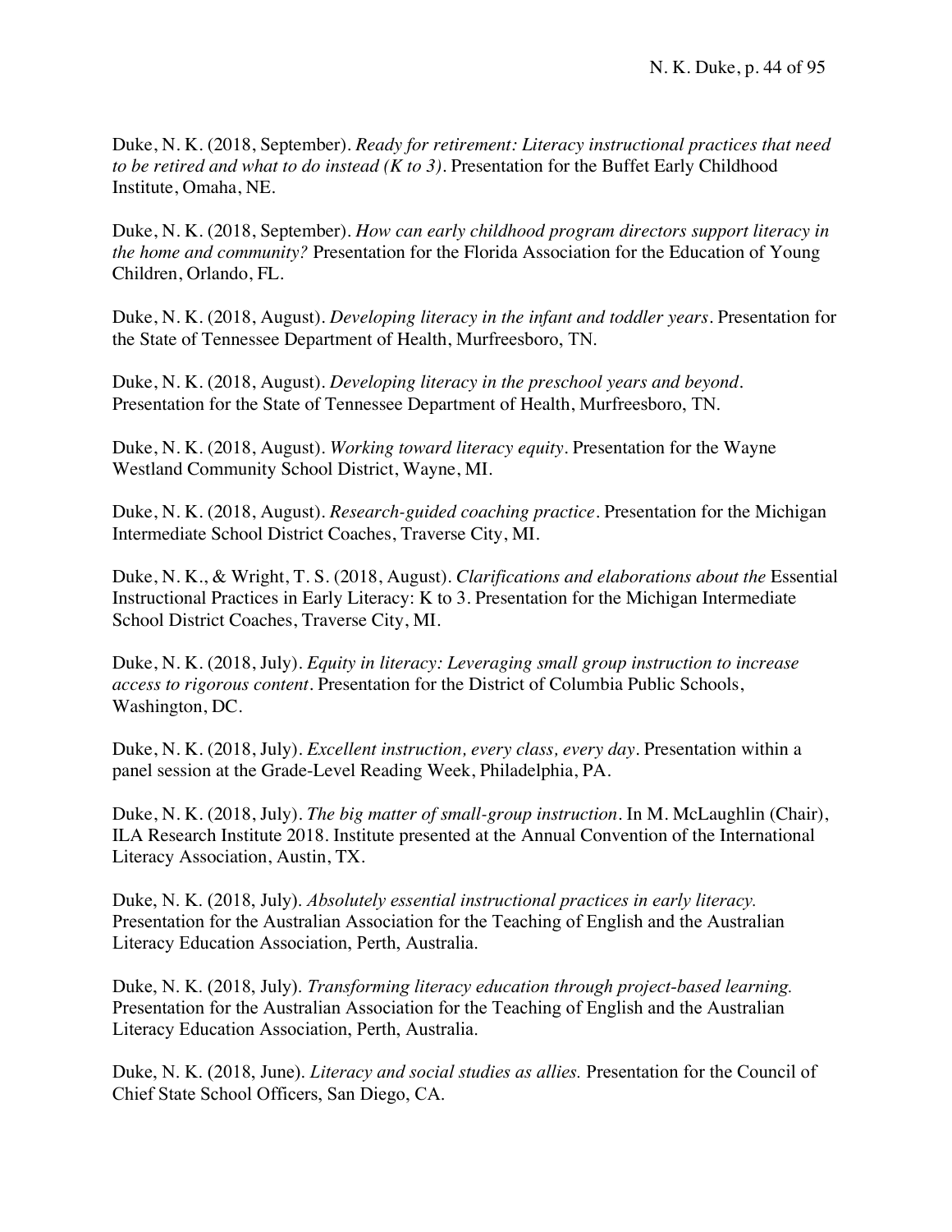Duke, N. K. (2018, September). *Ready for retirement: Literacy instructional practices that need to be retired and what to do instead (K to 3)*. Presentation for the Buffet Early Childhood Institute, Omaha, NE.

Duke, N. K. (2018, September). *How can early childhood program directors support literacy in the home and community?* Presentation for the Florida Association for the Education of Young Children, Orlando, FL.

Duke, N. K. (2018, August). *Developing literacy in the infant and toddler years*. Presentation for the State of Tennessee Department of Health, Murfreesboro, TN.

Duke, N. K. (2018, August). *Developing literacy in the preschool years and beyond*. Presentation for the State of Tennessee Department of Health, Murfreesboro, TN.

Duke, N. K. (2018, August). *Working toward literacy equity*. Presentation for the Wayne Westland Community School District, Wayne, MI.

Duke, N. K. (2018, August). *Research-guided coaching practice*. Presentation for the Michigan Intermediate School District Coaches, Traverse City, MI.

Duke, N. K., & Wright, T. S. (2018, August). *Clarifications and elaborations about the* Essential Instructional Practices in Early Literacy: K to 3. Presentation for the Michigan Intermediate School District Coaches, Traverse City, MI.

Duke, N. K. (2018, July). *Equity in literacy: Leveraging small group instruction to increase access to rigorous content*. Presentation for the District of Columbia Public Schools, Washington, DC.

Duke, N. K. (2018, July). *Excellent instruction, every class, every day*. Presentation within a panel session at the Grade-Level Reading Week, Philadelphia, PA.

Duke, N. K. (2018, July). *The big matter of small-group instruction*. In M. McLaughlin (Chair), ILA Research Institute 2018. Institute presented at the Annual Convention of the International Literacy Association, Austin, TX.

Duke, N. K. (2018, July). *Absolutely essential instructional practices in early literacy.* Presentation for the Australian Association for the Teaching of English and the Australian Literacy Education Association, Perth, Australia.

Duke, N. K. (2018, July). *Transforming literacy education through project-based learning.* Presentation for the Australian Association for the Teaching of English and the Australian Literacy Education Association, Perth, Australia.

Duke, N. K. (2018, June). *Literacy and social studies as allies.* Presentation for the Council of Chief State School Officers, San Diego, CA.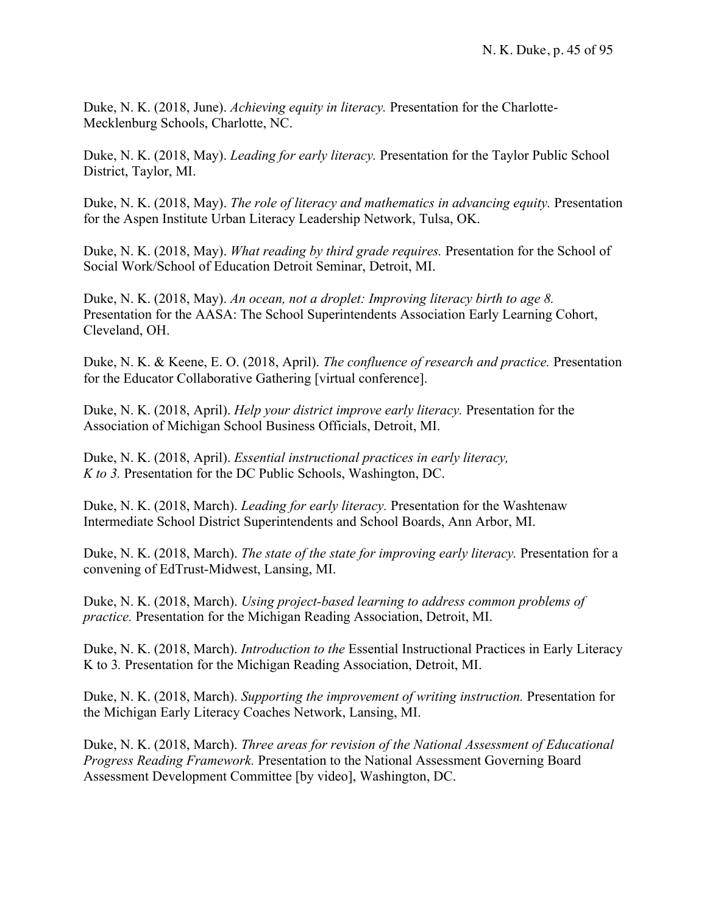Duke, N. K. (2018, June). *Achieving equity in literacy.* Presentation for the Charlotte-Mecklenburg Schools, Charlotte, NC.

Duke, N. K. (2018, May). *Leading for early literacy.* Presentation for the Taylor Public School District, Taylor, MI.

Duke, N. K. (2018, May). *The role of literacy and mathematics in advancing equity.* Presentation for the Aspen Institute Urban Literacy Leadership Network, Tulsa, OK.

Duke, N. K. (2018, May). *What reading by third grade requires.* Presentation for the School of Social Work/School of Education Detroit Seminar, Detroit, MI.

Duke, N. K. (2018, May). *An ocean, not a droplet: Improving literacy birth to age 8.* Presentation for the AASA: The School Superintendents Association Early Learning Cohort, Cleveland, OH.

Duke, N. K. & Keene, E. O. (2018, April). *The confluence of research and practice.* Presentation for the Educator Collaborative Gathering [virtual conference].

Duke, N. K. (2018, April). *Help your district improve early literacy.* Presentation for the Association of Michigan School Business Officials, Detroit, MI.

Duke, N. K. (2018, April). *Essential instructional practices in early literacy, K to 3.* Presentation for the DC Public Schools, Washington, DC.

Duke, N. K. (2018, March). *Leading for early literacy.* Presentation for the Washtenaw Intermediate School District Superintendents and School Boards, Ann Arbor, MI.

Duke, N. K. (2018, March). *The state of the state for improving early literacy.* Presentation for a convening of EdTrust-Midwest, Lansing, MI.

Duke, N. K. (2018, March). *Using project-based learning to address common problems of practice.* Presentation for the Michigan Reading Association, Detroit, MI.

Duke, N. K. (2018, March). *Introduction to the* Essential Instructional Practices in Early Literacy K to 3*.* Presentation for the Michigan Reading Association, Detroit, MI.

Duke, N. K. (2018, March). *Supporting the improvement of writing instruction.* Presentation for the Michigan Early Literacy Coaches Network, Lansing, MI.

Duke, N. K. (2018, March). *Three areas for revision of the National Assessment of Educational Progress Reading Framework.* Presentation to the National Assessment Governing Board Assessment Development Committee [by video], Washington, DC.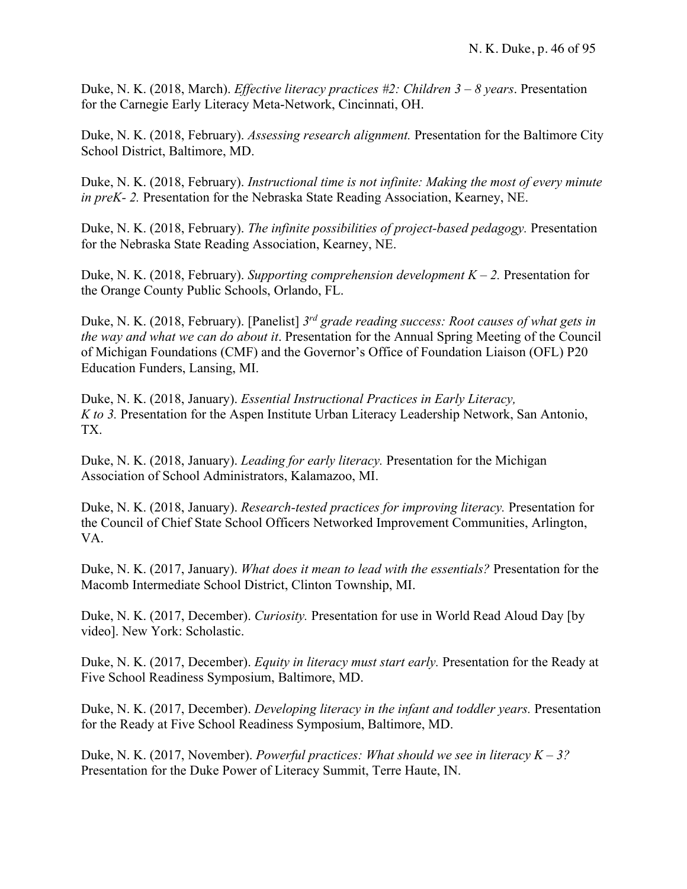Duke, N. K. (2018, March). *Effective literacy practices #2: Children 3 – 8 years*. Presentation for the Carnegie Early Literacy Meta-Network, Cincinnati, OH.

Duke, N. K. (2018, February). *Assessing research alignment.* Presentation for the Baltimore City School District, Baltimore, MD.

Duke, N. K. (2018, February). *Instructional time is not infinite: Making the most of every minute in preK- 2.* Presentation for the Nebraska State Reading Association, Kearney, NE.

Duke, N. K. (2018, February). *The infinite possibilities of project-based pedagogy.* Presentation for the Nebraska State Reading Association, Kearney, NE.

Duke, N. K. (2018, February). *Supporting comprehension development K – 2.* Presentation for the Orange County Public Schools, Orlando, FL.

Duke, N. K. (2018, February). [Panelist] *3rd grade reading success: Root causes of what gets in the way and what we can do about it*. Presentation for the Annual Spring Meeting of the Council of Michigan Foundations (CMF) and the Governor's Office of Foundation Liaison (OFL) P20 Education Funders, Lansing, MI.

Duke, N. K. (2018, January). *Essential Instructional Practices in Early Literacy, K to 3.* Presentation for the Aspen Institute Urban Literacy Leadership Network, San Antonio, TX.

Duke, N. K. (2018, January). *Leading for early literacy.* Presentation for the Michigan Association of School Administrators, Kalamazoo, MI.

Duke, N. K. (2018, January). *Research-tested practices for improving literacy.* Presentation for the Council of Chief State School Officers Networked Improvement Communities, Arlington, VA.

Duke, N. K. (2017, January). *What does it mean to lead with the essentials?* Presentation for the Macomb Intermediate School District, Clinton Township, MI.

Duke, N. K. (2017, December). *Curiosity.* Presentation for use in World Read Aloud Day [by video]. New York: Scholastic.

Duke, N. K. (2017, December). *Equity in literacy must start early.* Presentation for the Ready at Five School Readiness Symposium, Baltimore, MD.

Duke, N. K. (2017, December). *Developing literacy in the infant and toddler years.* Presentation for the Ready at Five School Readiness Symposium, Baltimore, MD.

Duke, N. K. (2017, November). *Powerful practices: What should we see in literacy K – 3?* Presentation for the Duke Power of Literacy Summit, Terre Haute, IN.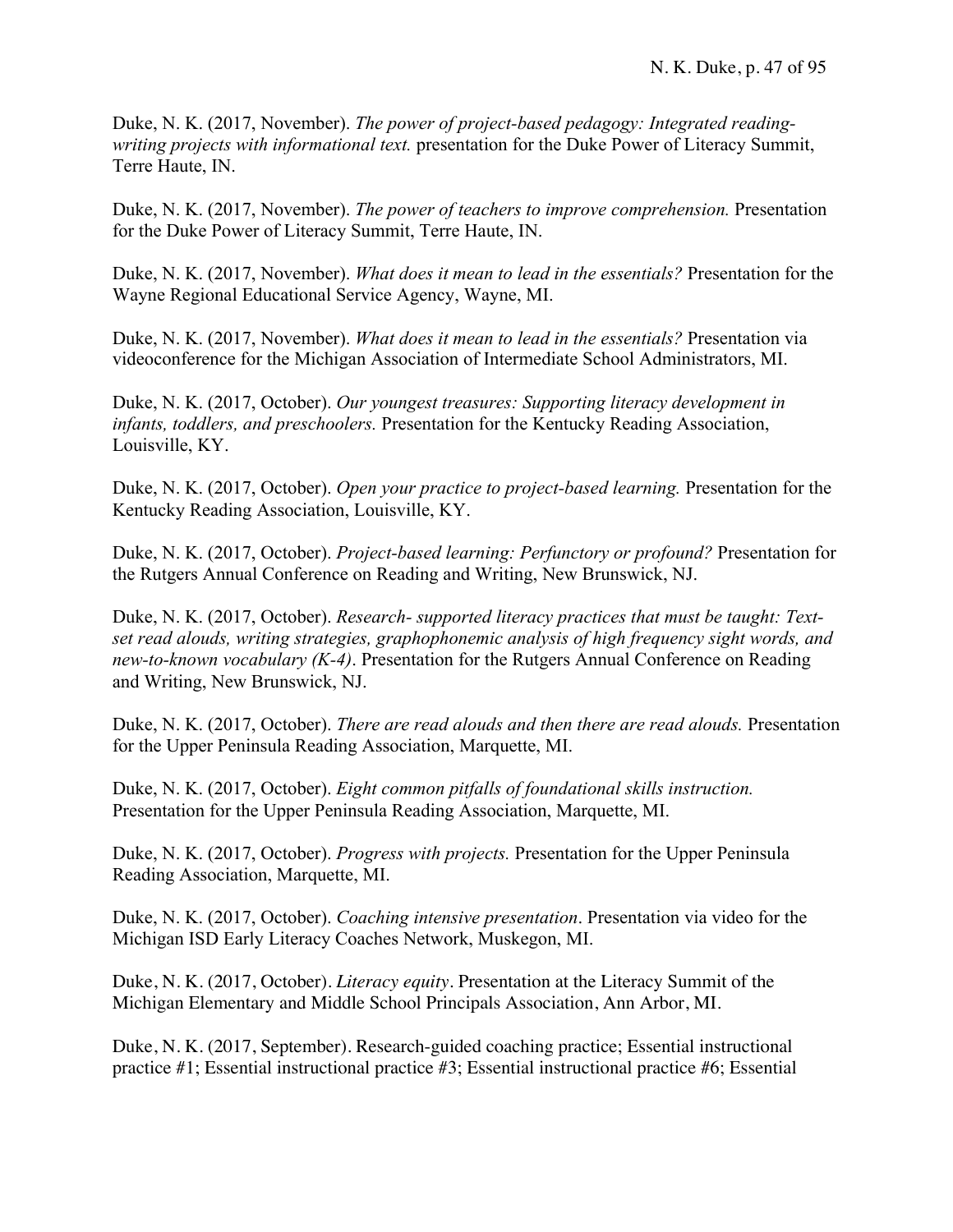Duke, N. K. (2017, November). *The power of project-based pedagogy: Integrated reading-writing projects with informational text.* presentation for the Duke Power of Literacy Summit, Terre Haute, IN.

Duke, N. K. (2017, November). *The power of teachers to improve comprehension.* Presentation for the Duke Power of Literacy Summit, Terre Haute, IN.

Duke, N. K. (2017, November). *What does it mean to lead in the essentials?* Presentation for the Wayne Regional Educational Service Agency, Wayne, MI.

Duke, N. K. (2017, November). *What does it mean to lead in the essentials?* Presentation via videoconference for the Michigan Association of Intermediate School Administrators, MI.

Duke, N. K. (2017, October). *Our youngest treasures: Supporting literacy development in infants, toddlers, and preschoolers.* Presentation for the Kentucky Reading Association, Louisville, KY.

Duke, N. K. (2017, October). *Open your practice to project-based learning.* Presentation for the Kentucky Reading Association, Louisville, KY.

Duke, N. K. (2017, October). *Project-based learning: Perfunctory or profound?* Presentation for the Rutgers Annual Conference on Reading and Writing, New Brunswick, NJ.

Duke, N. K. (2017, October). *Research- supported literacy practices that must be taught: Text-set read alouds, writing strategies, graphophonemic analysis of high frequency sight words, and new-to-known vocabulary (K-4)*. Presentation for the Rutgers Annual Conference on Reading and Writing, New Brunswick, NJ.

Duke, N. K. (2017, October). *There are read alouds and then there are read alouds.* Presentation for the Upper Peninsula Reading Association, Marquette, MI.

Duke, N. K. (2017, October). *Eight common pitfalls of foundational skills instruction.* Presentation for the Upper Peninsula Reading Association, Marquette, MI.

Duke, N. K. (2017, October). *Progress with projects.* Presentation for the Upper Peninsula Reading Association, Marquette, MI.

Duke, N. K. (2017, October). *Coaching intensive presentation*. Presentation via video for the Michigan ISD Early Literacy Coaches Network, Muskegon, MI.

Duke, N. K. (2017, October). *Literacy equity*. Presentation at the Literacy Summit of the Michigan Elementary and Middle School Principals Association, Ann Arbor, MI.

Duke, N. K. (2017, September). Research-guided coaching practice; Essential instructional practice #1; Essential instructional practice #3; Essential instructional practice #6; Essential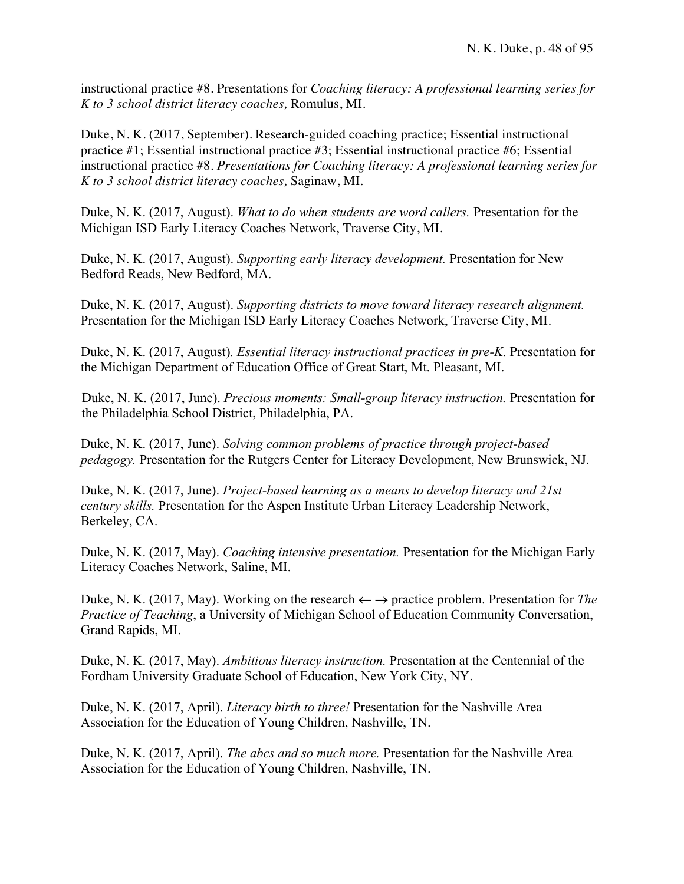instructional practice #8. Presentations for *Coaching literacy: A professional learning series for K to 3 school district literacy coaches,* Romulus, MI.

Duke, N. K. (2017, September). Research-guided coaching practice; Essential instructional practice #1; Essential instructional practice #3; Essential instructional practice #6; Essential instructional practice #8. *Presentations for Coaching literacy: A professional learning series for K to 3 school district literacy coaches,* Saginaw, MI.

Duke, N. K. (2017, August). *What to do when students are word callers.* Presentation for the Michigan ISD Early Literacy Coaches Network, Traverse City, MI.

Duke, N. K. (2017, August). *Supporting early literacy development.* Presentation for New Bedford Reads, New Bedford, MA.

Duke, N. K. (2017, August). *Supporting districts to move toward literacy research alignment.* Presentation for the Michigan ISD Early Literacy Coaches Network, Traverse City, MI.

Duke, N. K. (2017, August)*. Essential literacy instructional practices in pre-K.* Presentation for the Michigan Department of Education Office of Great Start, Mt. Pleasant, MI.

Duke, N. K. (2017, June). *Precious moments: Small-group literacy instruction.* Presentation for the Philadelphia School District, Philadelphia, PA.

Duke, N. K. (2017, June). *Solving common problems of practice through project-based pedagogy.* Presentation for the Rutgers Center for Literacy Development, New Brunswick, NJ.

Duke, N. K. (2017, June). *Project-based learning as a means to develop literacy and 21st century skills.* Presentation for the Aspen Institute Urban Literacy Leadership Network, Berkeley, CA.

Duke, N. K. (2017, May). *Coaching intensive presentation.* Presentation for the Michigan Early Literacy Coaches Network, Saline, MI.

Duke, N. K. (2017, May). Working on the research ← → practice problem. Presentation for *The Practice of Teaching*, a University of Michigan School of Education Community Conversation, Grand Rapids, MI.

Duke, N. K. (2017, May). *Ambitious literacy instruction.* Presentation at the Centennial of the Fordham University Graduate School of Education, New York City, NY.

Duke, N. K. (2017, April). *Literacy birth to three!* Presentation for the Nashville Area Association for the Education of Young Children, Nashville, TN.

Duke, N. K. (2017, April). *The abcs and so much more.* Presentation for the Nashville Area Association for the Education of Young Children, Nashville, TN.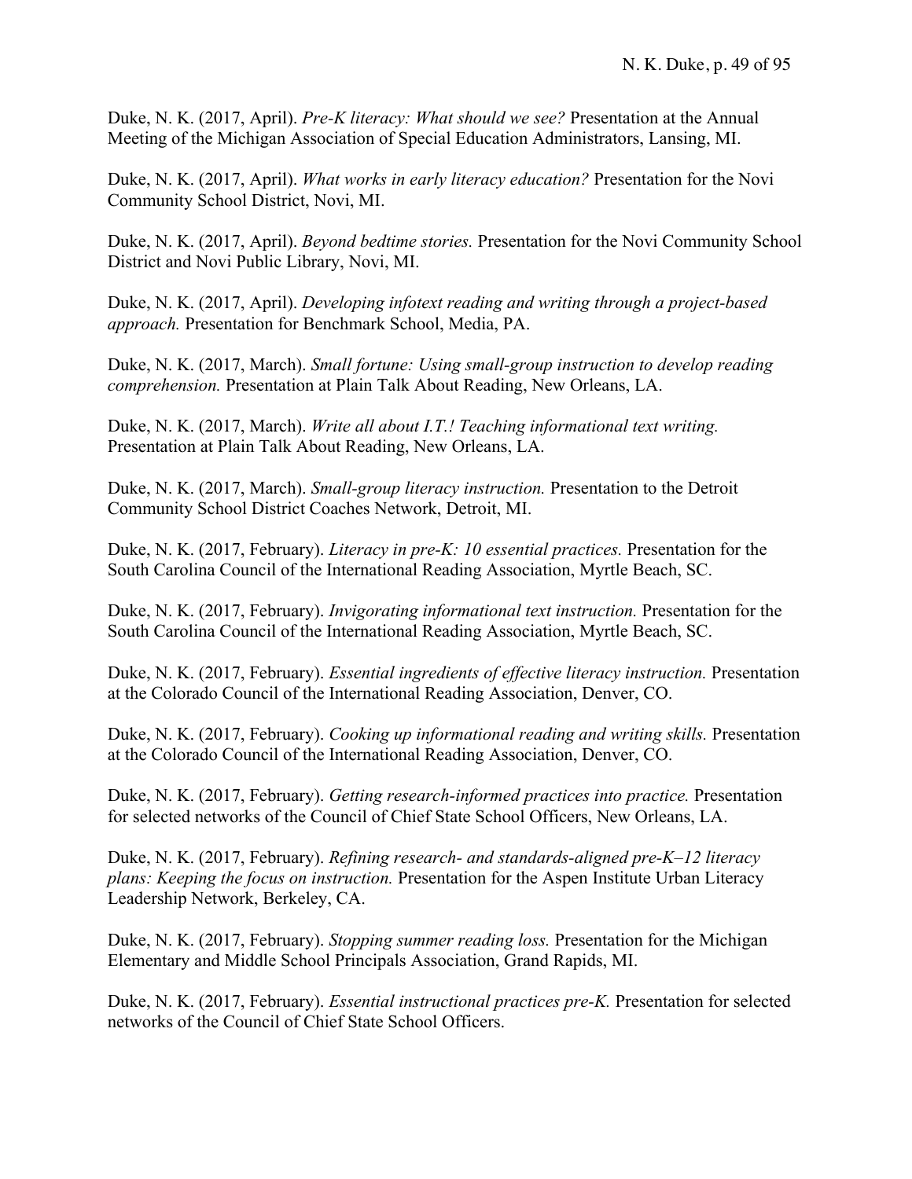Duke, N. K. (2017, April). *Pre-K literacy: What should we see?* Presentation at the Annual Meeting of the Michigan Association of Special Education Administrators, Lansing, MI.

Duke, N. K. (2017, April). *What works in early literacy education?* Presentation for the Novi Community School District, Novi, MI.

Duke, N. K. (2017, April). *Beyond bedtime stories.* Presentation for the Novi Community School District and Novi Public Library, Novi, MI.

Duke, N. K. (2017, April). *Developing infotext reading and writing through a project-based approach.* Presentation for Benchmark School, Media, PA.

Duke, N. K. (2017, March). *Small fortune: Using small-group instruction to develop reading comprehension.* Presentation at Plain Talk About Reading, New Orleans, LA.

Duke, N. K. (2017, March). *Write all about I.T.! Teaching informational text writing.* Presentation at Plain Talk About Reading, New Orleans, LA.

Duke, N. K. (2017, March). *Small-group literacy instruction.* Presentation to the Detroit Community School District Coaches Network, Detroit, MI.

Duke, N. K. (2017, February). *Literacy in pre-K: 10 essential practices.* Presentation for the South Carolina Council of the International Reading Association, Myrtle Beach, SC.

Duke, N. K. (2017, February). *Invigorating informational text instruction.* Presentation for the South Carolina Council of the International Reading Association, Myrtle Beach, SC.

Duke, N. K. (2017, February). *Essential ingredients of effective literacy instruction.* Presentation at the Colorado Council of the International Reading Association, Denver, CO.

Duke, N. K. (2017, February). *Cooking up informational reading and writing skills.* Presentation at the Colorado Council of the International Reading Association, Denver, CO.

Duke, N. K. (2017, February). *Getting research-informed practices into practice.* Presentation for selected networks of the Council of Chief State School Officers, New Orleans, LA.

Duke, N. K. (2017, February). *Refining research- and standards-aligned pre-K–12 literacy plans: Keeping the focus on instruction.* Presentation for the Aspen Institute Urban Literacy Leadership Network, Berkeley, CA.

Duke, N. K. (2017, February). *Stopping summer reading loss.* Presentation for the Michigan Elementary and Middle School Principals Association, Grand Rapids, MI.

Duke, N. K. (2017, February). *Essential instructional practices pre-K.* Presentation for selected networks of the Council of Chief State School Officers.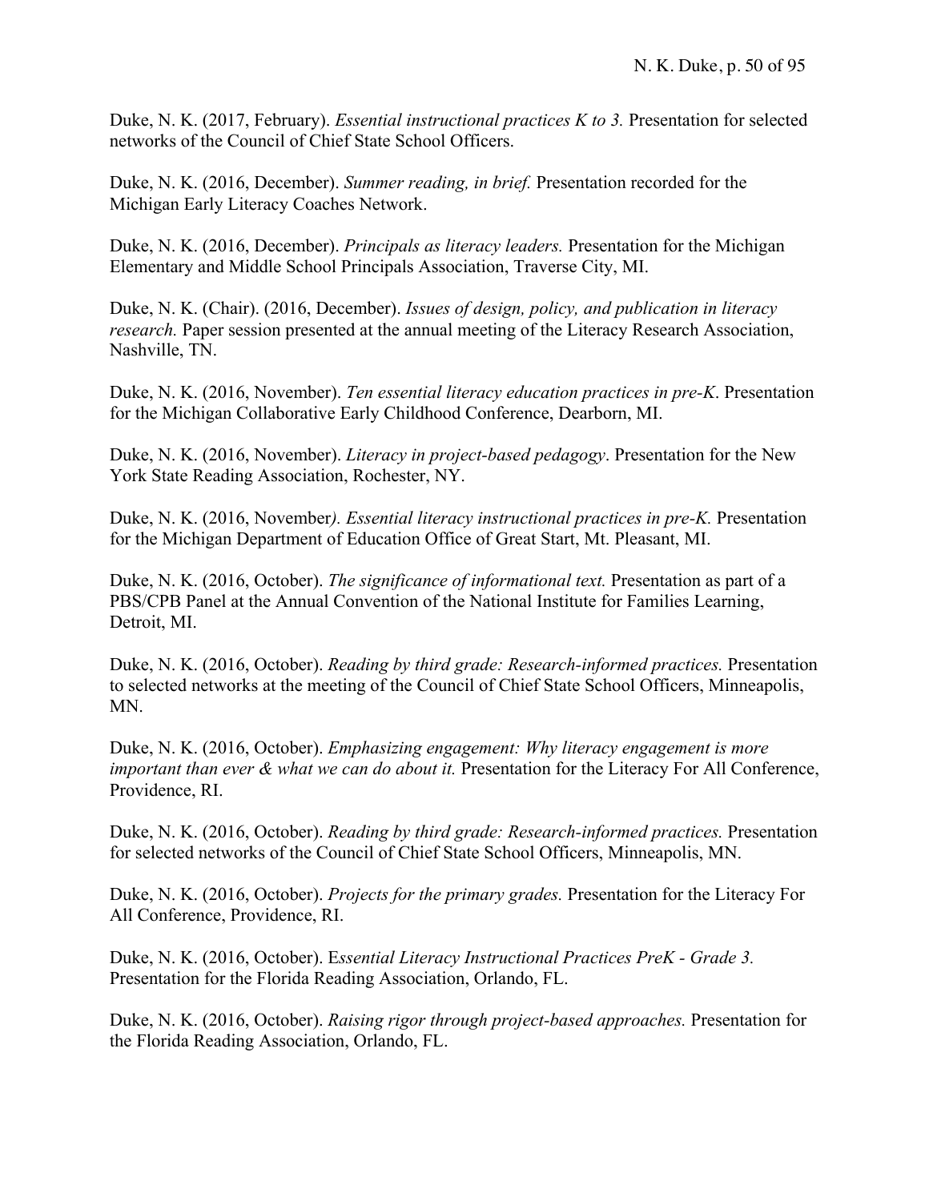Duke, N. K. (2017, February). *Essential instructional practices K to 3.* Presentation for selected networks of the Council of Chief State School Officers.

Duke, N. K. (2016, December). *Summer reading, in brief.* Presentation recorded for the Michigan Early Literacy Coaches Network.

Duke, N. K. (2016, December). *Principals as literacy leaders.* Presentation for the Michigan Elementary and Middle School Principals Association, Traverse City, MI.

Duke, N. K. (Chair). (2016, December). *Issues of design, policy, and publication in literacy research.* Paper session presented at the annual meeting of the Literacy Research Association, Nashville, TN.

Duke, N. K. (2016, November). *Ten essential literacy education practices in pre-K*. Presentation for the Michigan Collaborative Early Childhood Conference, Dearborn, MI.

Duke, N. K. (2016, November). *Literacy in project-based pedagogy*. Presentation for the New York State Reading Association, Rochester, NY.

Duke, N. K. (2016, November*). Essential literacy instructional practices in pre-K.* Presentation for the Michigan Department of Education Office of Great Start, Mt. Pleasant, MI.

Duke, N. K. (2016, October). *The significance of informational text.* Presentation as part of a PBS/CPB Panel at the Annual Convention of the National Institute for Families Learning, Detroit, MI.

Duke, N. K. (2016, October). *Reading by third grade: Research-informed practices.* Presentation to selected networks at the meeting of the Council of Chief State School Officers, Minneapolis, MN.

Duke, N. K. (2016, October). *Emphasizing engagement: Why literacy engagement is more important than ever & what we can do about it.* Presentation for the Literacy For All Conference, Providence, RI.

Duke, N. K. (2016, October). *Reading by third grade: Research-informed practices.* Presentation for selected networks of the Council of Chief State School Officers, Minneapolis, MN.

Duke, N. K. (2016, October). *Projects for the primary grades.* Presentation for the Literacy For All Conference, Providence, RI.

Duke, N. K. (2016, October). E*ssential Literacy Instructional Practices PreK - Grade 3.* Presentation for the Florida Reading Association, Orlando, FL.

Duke, N. K. (2016, October). *Raising rigor through project-based approaches.* Presentation for the Florida Reading Association, Orlando, FL.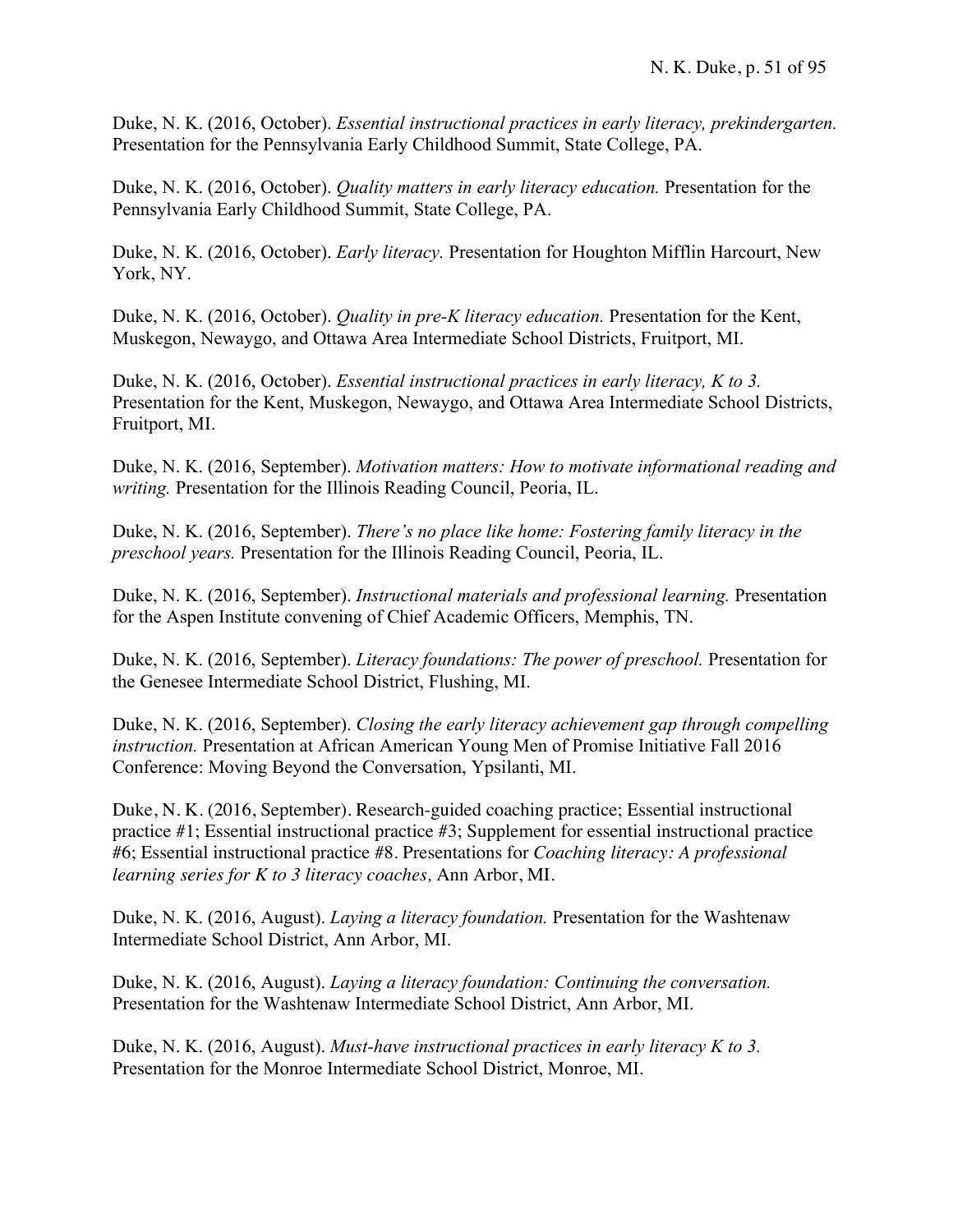Duke, N. K. (2016, October). *Essential instructional practices in early literacy, prekindergarten.* Presentation for the Pennsylvania Early Childhood Summit, State College, PA.

Duke, N. K. (2016, October). *Quality matters in early literacy education.* Presentation for the Pennsylvania Early Childhood Summit, State College, PA.

Duke, N. K. (2016, October). *Early literacy.* Presentation for Houghton Mifflin Harcourt, New York, NY.

Duke, N. K. (2016, October). *Quality in pre-K literacy education.* Presentation for the Kent, Muskegon, Newaygo, and Ottawa Area Intermediate School Districts, Fruitport, MI.

Duke, N. K. (2016, October). *Essential instructional practices in early literacy, K to 3.* Presentation for the Kent, Muskegon, Newaygo, and Ottawa Area Intermediate School Districts, Fruitport, MI.

Duke, N. K. (2016, September). *Motivation matters: How to motivate informational reading and writing.* Presentation for the Illinois Reading Council, Peoria, IL.

Duke, N. K. (2016, September). *There's no place like home: Fostering family literacy in the preschool years.* Presentation for the Illinois Reading Council, Peoria, IL.

Duke, N. K. (2016, September). *Instructional materials and professional learning.* Presentation for the Aspen Institute convening of Chief Academic Officers, Memphis, TN.

Duke, N. K. (2016, September). *Literacy foundations: The power of preschool.* Presentation for the Genesee Intermediate School District, Flushing, MI.

Duke, N. K. (2016, September). *Closing the early literacy achievement gap through compelling instruction.* Presentation at African American Young Men of Promise Initiative Fall 2016 Conference: Moving Beyond the Conversation, Ypsilanti, MI.

Duke, N. K. (2016, September). Research-guided coaching practice; Essential instructional practice #1; Essential instructional practice #3; Supplement for essential instructional practice #6; Essential instructional practice #8. Presentations for *Coaching literacy: A professional learning series for K to 3 literacy coaches,* Ann Arbor, MI.

Duke, N. K. (2016, August). *Laying a literacy foundation.* Presentation for the Washtenaw Intermediate School District, Ann Arbor, MI.

Duke, N. K. (2016, August). *Laying a literacy foundation: Continuing the conversation.* Presentation for the Washtenaw Intermediate School District, Ann Arbor, MI.

Duke, N. K. (2016, August). *Must-have instructional practices in early literacy K to 3.* Presentation for the Monroe Intermediate School District, Monroe, MI.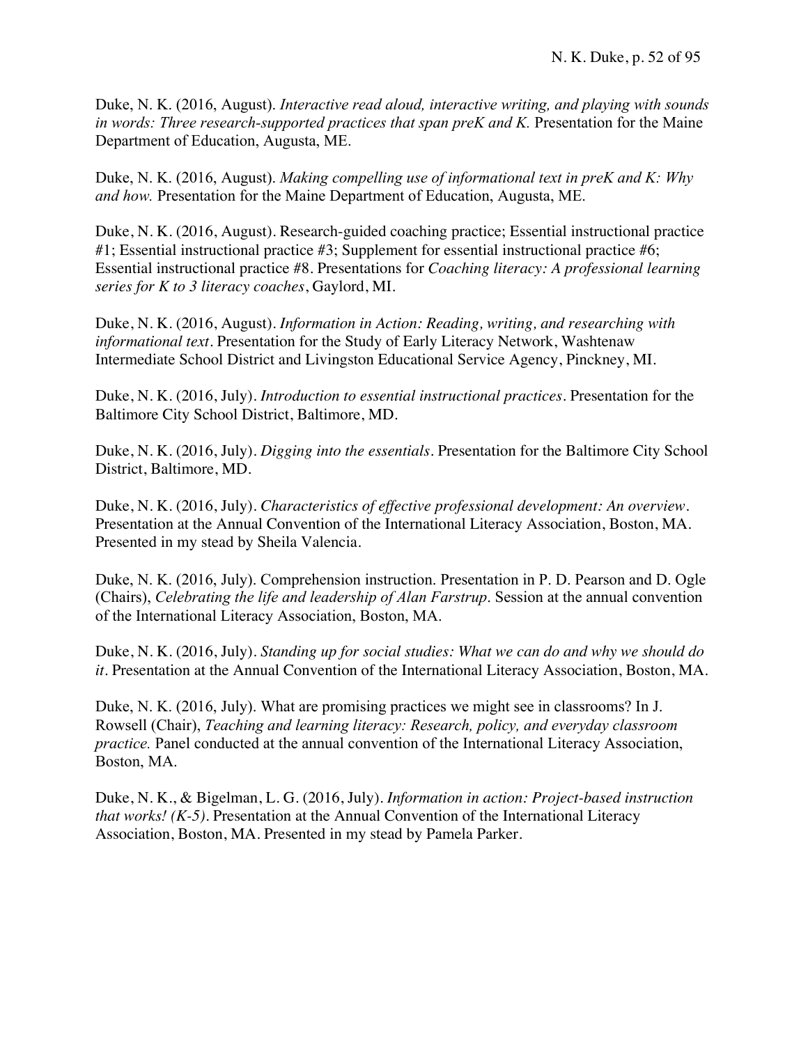Duke, N. K. (2016, August). *Interactive read aloud, interactive writing, and playing with sounds in words: Three research-supported practices that span preK and K.* Presentation for the Maine Department of Education, Augusta, ME.

Duke, N. K. (2016, August). *Making compelling use of informational text in preK and K: Why and how.* Presentation for the Maine Department of Education, Augusta, ME.

Duke, N. K. (2016, August). Research-guided coaching practice; Essential instructional practice #1; Essential instructional practice #3; Supplement for essential instructional practice #6; Essential instructional practice #8. Presentations for *Coaching literacy: A professional learning series for K to 3 literacy coaches*, Gaylord, MI.

Duke, N. K. (2016, August). *Information in Action: Reading, writing, and researching with informational text*. Presentation for the Study of Early Literacy Network, Washtenaw Intermediate School District and Livingston Educational Service Agency, Pinckney, MI.

Duke, N. K. (2016, July). *Introduction to essential instructional practices*. Presentation for the Baltimore City School District, Baltimore, MD.

Duke, N. K. (2016, July). *Digging into the essentials*. Presentation for the Baltimore City School District, Baltimore, MD.

Duke, N. K. (2016, July). *Characteristics of effective professional development: An overview*. Presentation at the Annual Convention of the International Literacy Association, Boston, MA. Presented in my stead by Sheila Valencia.

Duke, N. K. (2016, July). Comprehension instruction. Presentation in P. D. Pearson and D. Ogle (Chairs), *Celebrating the life and leadership of Alan Farstrup.* Session at the annual convention of the International Literacy Association, Boston, MA.

Duke, N. K. (2016, July). *Standing up for social studies: What we can do and why we should do it*. Presentation at the Annual Convention of the International Literacy Association, Boston, MA.

Duke, N. K. (2016, July). What are promising practices we might see in classrooms? In J. Rowsell (Chair), *Teaching and learning literacy: Research, policy, and everyday classroom practice.* Panel conducted at the annual convention of the International Literacy Association, Boston, MA.

Duke, N. K., & Bigelman, L. G. (2016, July). *Information in action: Project-based instruction that works! (K-5)*. Presentation at the Annual Convention of the International Literacy Association, Boston, MA. Presented in my stead by Pamela Parker.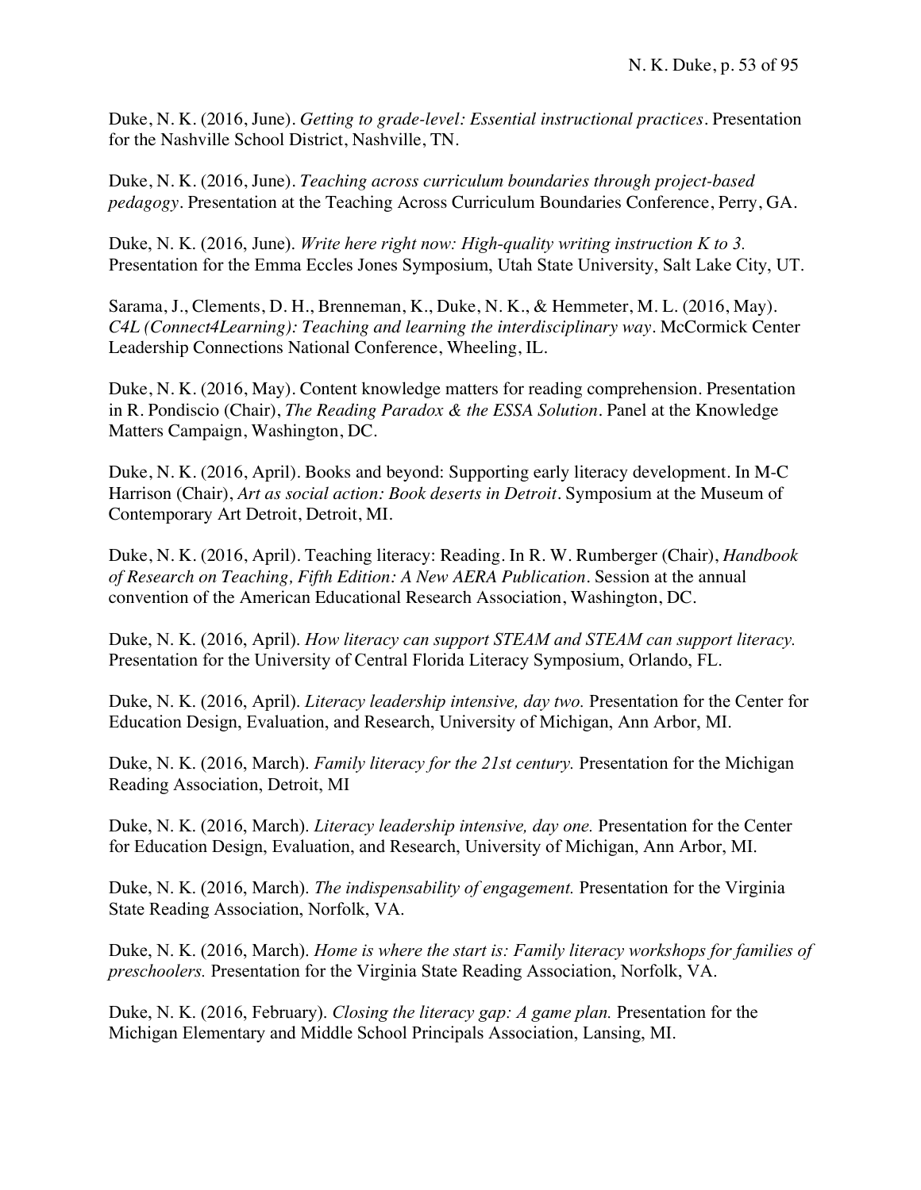Duke, N. K. (2016, June). *Getting to grade-level: Essential instructional practices*. Presentation for the Nashville School District, Nashville, TN.

Duke, N. K. (2016, June). *Teaching across curriculum boundaries through project-based pedagogy*. Presentation at the Teaching Across Curriculum Boundaries Conference, Perry, GA.

Duke, N. K. (2016, June). *Write here right now: High-quality writing instruction K to 3.* Presentation for the Emma Eccles Jones Symposium, Utah State University, Salt Lake City, UT.

Sarama, J., Clements, D. H., Brenneman, K., Duke, N. K., & Hemmeter, M. L. (2016, May). *C4L (Connect4Learning): Teaching and learning the interdisciplinary way*. McCormick Center Leadership Connections National Conference, Wheeling, IL.

Duke, N. K. (2016, May). Content knowledge matters for reading comprehension. Presentation in R. Pondiscio (Chair), *The Reading Paradox & the ESSA Solution*. Panel at the Knowledge Matters Campaign, Washington, DC.

Duke, N. K. (2016, April). Books and beyond: Supporting early literacy development. In M-C Harrison (Chair), *Art as social action: Book deserts in Detroit*. Symposium at the Museum of Contemporary Art Detroit, Detroit, MI.

Duke, N. K. (2016, April). Teaching literacy: Reading. In R. W. Rumberger (Chair), *Handbook of Research on Teaching, Fifth Edition: A New AERA Publication*. Session at the annual convention of the American Educational Research Association, Washington, DC.

Duke, N. K. (2016, April). *How literacy can support STEAM and STEAM can support literacy.* Presentation for the University of Central Florida Literacy Symposium, Orlando, FL.

Duke, N. K. (2016, April). *Literacy leadership intensive, day two.* Presentation for the Center for Education Design, Evaluation, and Research, University of Michigan, Ann Arbor, MI.

Duke, N. K. (2016, March). *Family literacy for the 21st century.* Presentation for the Michigan Reading Association, Detroit, MI

Duke, N. K. (2016, March). *Literacy leadership intensive, day one.* Presentation for the Center for Education Design, Evaluation, and Research, University of Michigan, Ann Arbor, MI.

Duke, N. K. (2016, March). *The indispensability of engagement.* Presentation for the Virginia State Reading Association, Norfolk, VA.

Duke, N. K. (2016, March). *Home is where the start is: Family literacy workshops for families of preschoolers.* Presentation for the Virginia State Reading Association, Norfolk, VA.

Duke, N. K. (2016, February). *Closing the literacy gap: A game plan.* Presentation for the Michigan Elementary and Middle School Principals Association, Lansing, MI.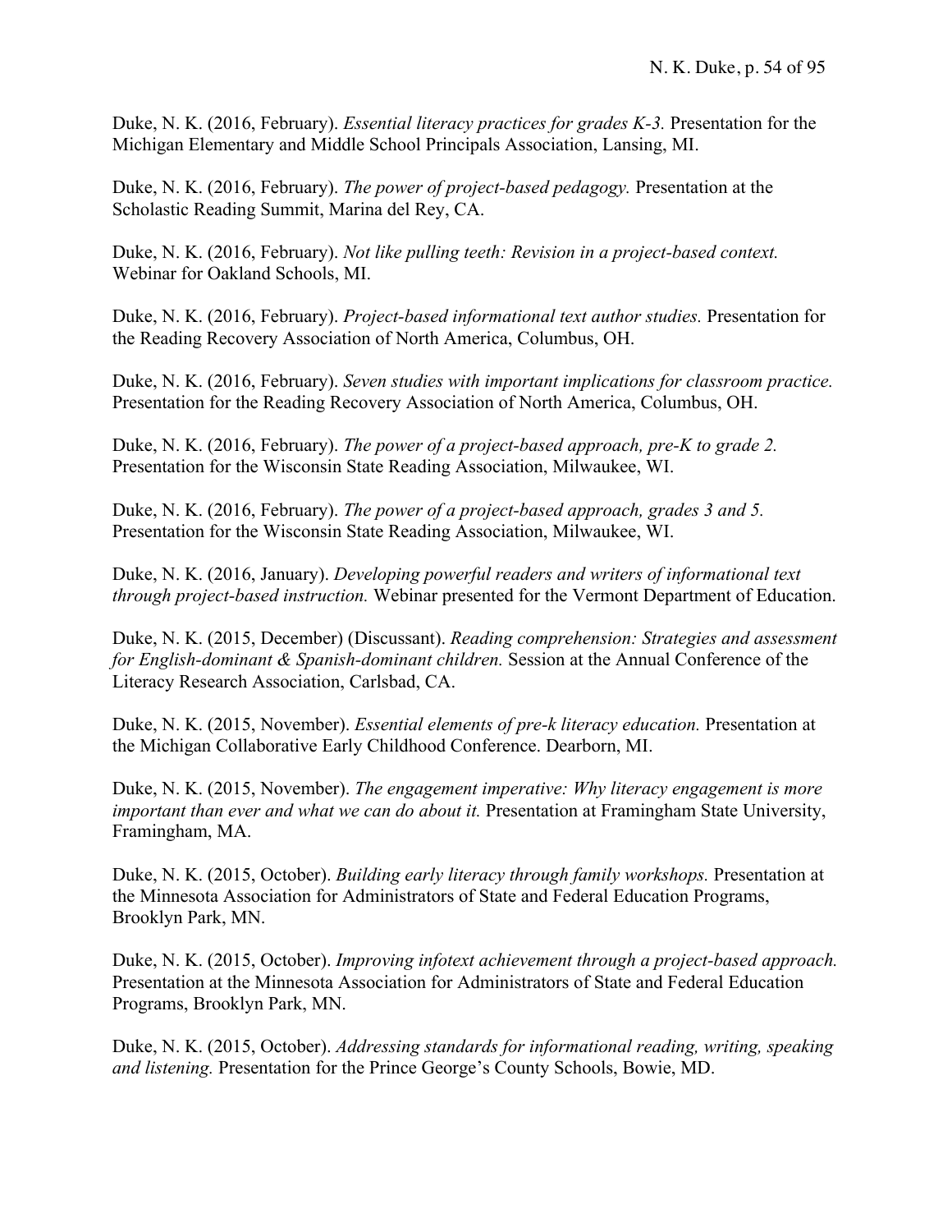Duke, N. K. (2016, February). *Essential literacy practices for grades K-3.* Presentation for the Michigan Elementary and Middle School Principals Association, Lansing, MI.

Duke, N. K. (2016, February). *The power of project-based pedagogy.* Presentation at the Scholastic Reading Summit, Marina del Rey, CA.

Duke, N. K. (2016, February). *Not like pulling teeth: Revision in a project-based context.* Webinar for Oakland Schools, MI.

Duke, N. K. (2016, February). *Project-based informational text author studies.* Presentation for the Reading Recovery Association of North America, Columbus, OH.

Duke, N. K. (2016, February). *Seven studies with important implications for classroom practice.* Presentation for the Reading Recovery Association of North America, Columbus, OH.

Duke, N. K. (2016, February). *The power of a project-based approach, pre-K to grade 2.* Presentation for the Wisconsin State Reading Association, Milwaukee, WI.

Duke, N. K. (2016, February). *The power of a project-based approach, grades 3 and 5.* Presentation for the Wisconsin State Reading Association, Milwaukee, WI.

Duke, N. K. (2016, January). *Developing powerful readers and writers of informational text through project-based instruction.* Webinar presented for the Vermont Department of Education.

Duke, N. K. (2015, December) (Discussant). *Reading comprehension: Strategies and assessment for English-dominant & Spanish-dominant children.* Session at the Annual Conference of the Literacy Research Association, Carlsbad, CA.

Duke, N. K. (2015, November). *Essential elements of pre-k literacy education.* Presentation at the Michigan Collaborative Early Childhood Conference. Dearborn, MI.

Duke, N. K. (2015, November). *The engagement imperative: Why literacy engagement is more important than ever and what we can do about it.* Presentation at Framingham State University, Framingham, MA.

Duke, N. K. (2015, October). *Building early literacy through family workshops.* Presentation at the Minnesota Association for Administrators of State and Federal Education Programs, Brooklyn Park, MN.

Duke, N. K. (2015, October). *Improving infotext achievement through a project-based approach.* Presentation at the Minnesota Association for Administrators of State and Federal Education Programs, Brooklyn Park, MN.

Duke, N. K. (2015, October). *Addressing standards for informational reading, writing, speaking and listening.* Presentation for the Prince George's County Schools, Bowie, MD.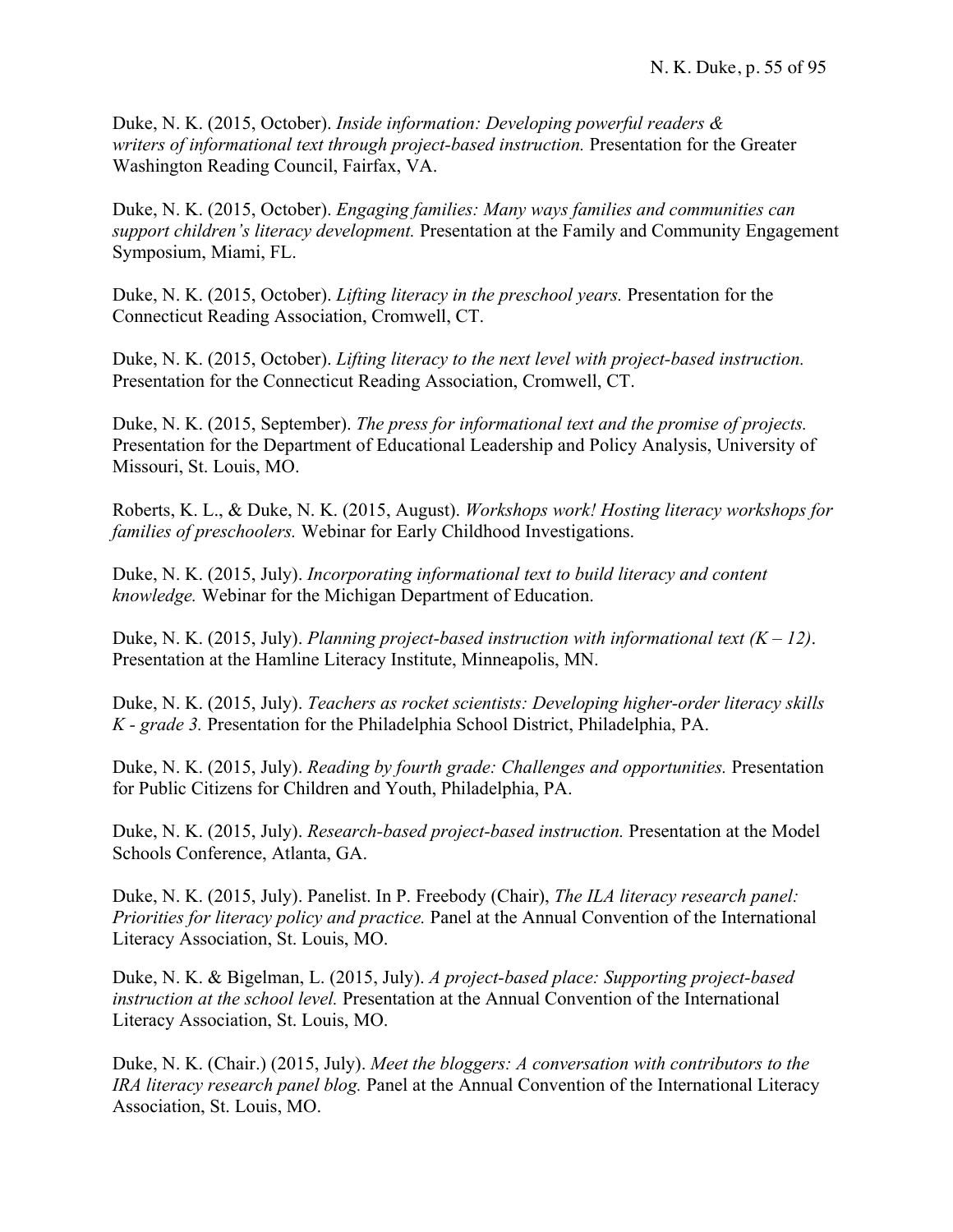Duke, N. K. (2015, October). *Inside information: Developing powerful readers & writers of informational text through project-based instruction.* Presentation for the Greater Washington Reading Council, Fairfax, VA.

Duke, N. K. (2015, October). *Engaging families: Many ways families and communities can support children's literacy development.* Presentation at the Family and Community Engagement Symposium, Miami, FL.

Duke, N. K. (2015, October). *Lifting literacy in the preschool years.* Presentation for the Connecticut Reading Association, Cromwell, CT.

Duke, N. K. (2015, October). *Lifting literacy to the next level with project-based instruction.* Presentation for the Connecticut Reading Association, Cromwell, CT.

Duke, N. K. (2015, September). *The press for informational text and the promise of projects.* Presentation for the Department of Educational Leadership and Policy Analysis, University of Missouri, St. Louis, MO.

Roberts, K. L., & Duke, N. K. (2015, August). *Workshops work! Hosting literacy workshops for families of preschoolers.* Webinar for Early Childhood Investigations.

Duke, N. K. (2015, July). *Incorporating informational text to build literacy and content knowledge.* Webinar for the Michigan Department of Education.

Duke, N. K. (2015, July). *Planning project-based instruction with informational text (K – 12)*. Presentation at the Hamline Literacy Institute, Minneapolis, MN.

Duke, N. K. (2015, July). *Teachers as rocket scientists: Developing higher-order literacy skills K - grade 3.* Presentation for the Philadelphia School District, Philadelphia, PA.

Duke, N. K. (2015, July). *Reading by fourth grade: Challenges and opportunities.* Presentation for Public Citizens for Children and Youth, Philadelphia, PA.

Duke, N. K. (2015, July). *Research-based project-based instruction.* Presentation at the Model Schools Conference, Atlanta, GA.

Duke, N. K. (2015, July). Panelist. In P. Freebody (Chair), *The ILA literacy research panel: Priorities for literacy policy and practice.* Panel at the Annual Convention of the International Literacy Association, St. Louis, MO.

Duke, N. K. & Bigelman, L. (2015, July). *A project-based place: Supporting project-based instruction at the school level.* Presentation at the Annual Convention of the International Literacy Association, St. Louis, MO.

Duke, N. K. (Chair.) (2015, July). *Meet the bloggers: A conversation with contributors to the IRA literacy research panel blog.* Panel at the Annual Convention of the International Literacy Association, St. Louis, MO.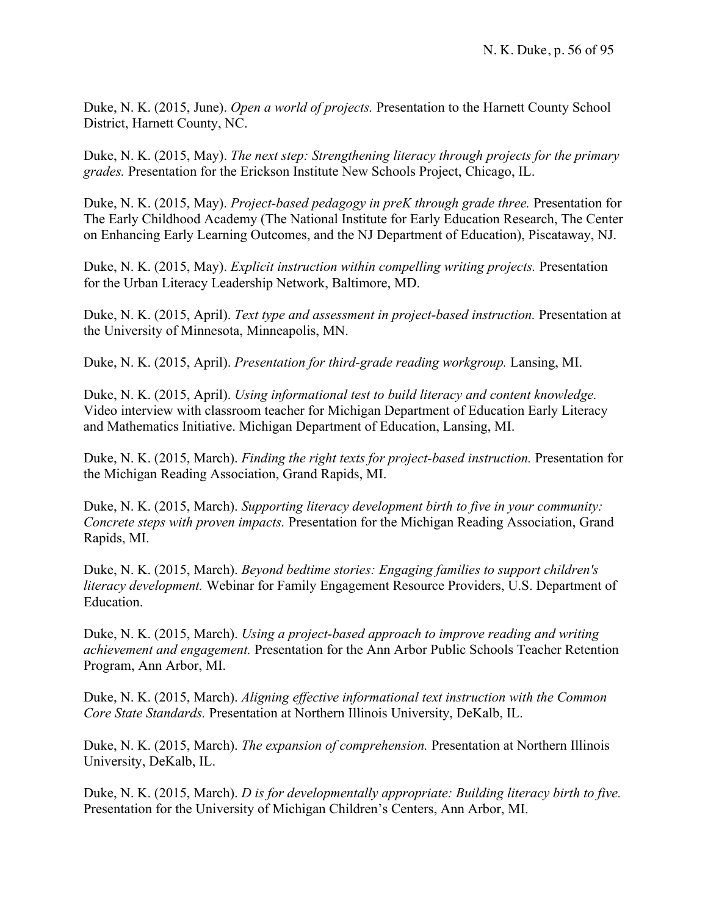Duke, N. K. (2015, June). *Open a world of projects.* Presentation to the Harnett County School District, Harnett County, NC.

Duke, N. K. (2015, May). *The next step: Strengthening literacy through projects for the primary grades.* Presentation for the Erickson Institute New Schools Project, Chicago, IL.

Duke, N. K. (2015, May). *Project-based pedagogy in preK through grade three.* Presentation for The Early Childhood Academy (The National Institute for Early Education Research, The Center on Enhancing Early Learning Outcomes, and the NJ Department of Education), Piscataway, NJ.

Duke, N. K. (2015, May). *Explicit instruction within compelling writing projects.* Presentation for the Urban Literacy Leadership Network, Baltimore, MD.

Duke, N. K. (2015, April). *Text type and assessment in project-based instruction.* Presentation at the University of Minnesota, Minneapolis, MN.

Duke, N. K. (2015, April). *Presentation for third-grade reading workgroup.* Lansing, MI.

Duke, N. K. (2015, April). *Using informational test to build literacy and content knowledge.* Video interview with classroom teacher for Michigan Department of Education Early Literacy and Mathematics Initiative. Michigan Department of Education, Lansing, MI.

Duke, N. K. (2015, March). *Finding the right texts for project-based instruction.* Presentation for the Michigan Reading Association, Grand Rapids, MI.

Duke, N. K. (2015, March). *Supporting literacy development birth to five in your community: Concrete steps with proven impacts.* Presentation for the Michigan Reading Association, Grand Rapids, MI.

Duke, N. K. (2015, March). *Beyond bedtime stories: Engaging families to support children's literacy development.* Webinar for Family Engagement Resource Providers, U.S. Department of Education.

Duke, N. K. (2015, March). *Using a project-based approach to improve reading and writing achievement and engagement.* Presentation for the Ann Arbor Public Schools Teacher Retention Program, Ann Arbor, MI.

Duke, N. K. (2015, March). *Aligning effective informational text instruction with the Common Core State Standards.* Presentation at Northern Illinois University, DeKalb, IL.

Duke, N. K. (2015, March). *The expansion of comprehension.* Presentation at Northern Illinois University, DeKalb, IL.

Duke, N. K. (2015, March). *D is for developmentally appropriate: Building literacy birth to five.* Presentation for the University of Michigan Children's Centers, Ann Arbor, MI.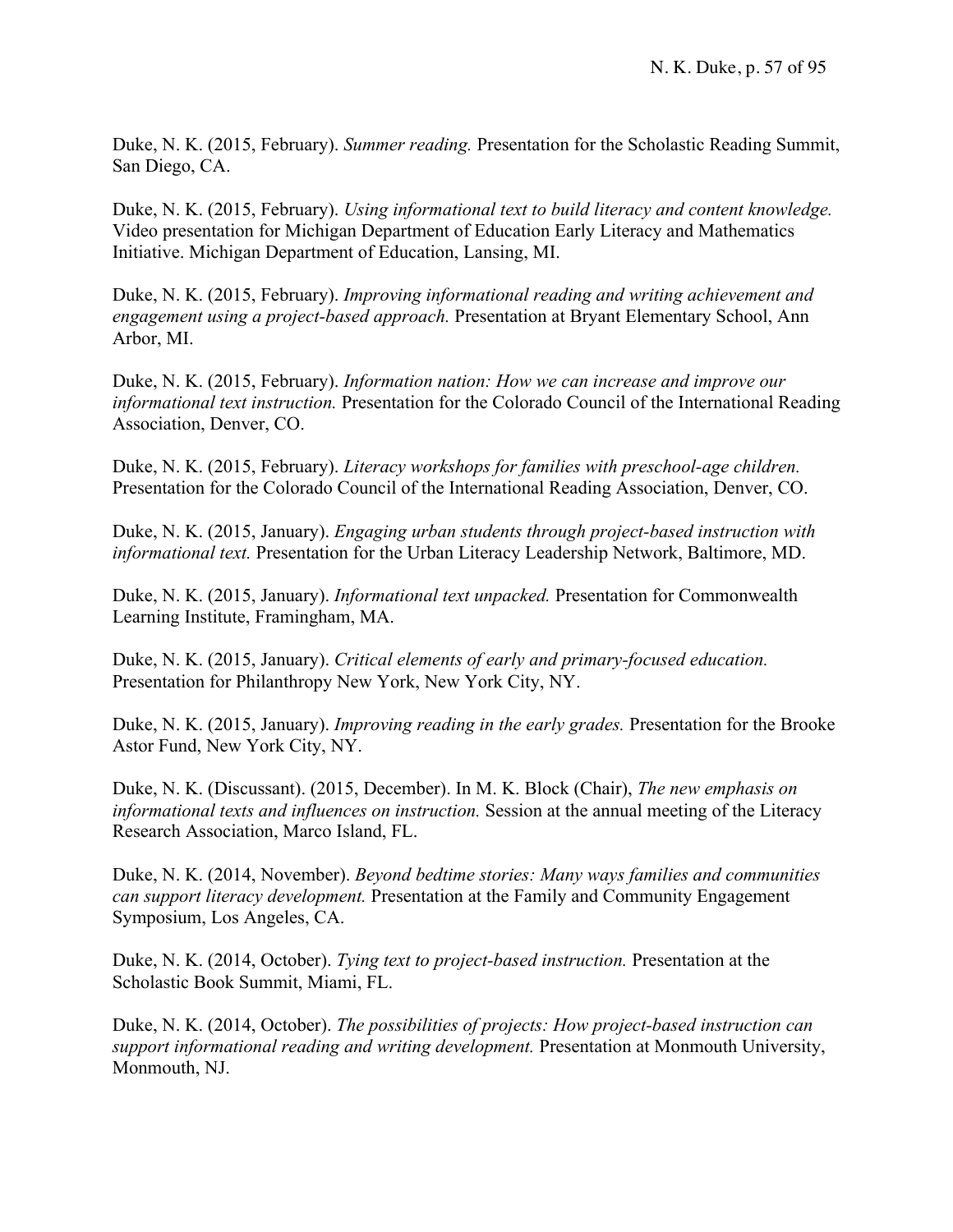Duke, N. K. (2015, February). *Summer reading.* Presentation for the Scholastic Reading Summit, San Diego, CA.

Duke, N. K. (2015, February). *Using informational text to build literacy and content knowledge.* Video presentation for Michigan Department of Education Early Literacy and Mathematics Initiative. Michigan Department of Education, Lansing, MI.

Duke, N. K. (2015, February). *Improving informational reading and writing achievement and engagement using a project-based approach.* Presentation at Bryant Elementary School, Ann Arbor, MI.

Duke, N. K. (2015, February). *Information nation: How we can increase and improve our informational text instruction.* Presentation for the Colorado Council of the International Reading Association, Denver, CO.

Duke, N. K. (2015, February). *Literacy workshops for families with preschool-age children.* Presentation for the Colorado Council of the International Reading Association, Denver, CO.

Duke, N. K. (2015, January). *Engaging urban students through project-based instruction with informational text.* Presentation for the Urban Literacy Leadership Network, Baltimore, MD.

Duke, N. K. (2015, January). *Informational text unpacked.* Presentation for Commonwealth Learning Institute, Framingham, MA.

Duke, N. K. (2015, January). *Critical elements of early and primary-focused education.* Presentation for Philanthropy New York, New York City, NY.

Duke, N. K. (2015, January). *Improving reading in the early grades.* Presentation for the Brooke Astor Fund, New York City, NY.

Duke, N. K. (Discussant). (2015, December). In M. K. Block (Chair), *The new emphasis on informational texts and influences on instruction.* Session at the annual meeting of the Literacy Research Association, Marco Island, FL.

Duke, N. K. (2014, November). *Beyond bedtime stories: Many ways families and communities can support literacy development.* Presentation at the Family and Community Engagement Symposium, Los Angeles, CA.

Duke, N. K. (2014, October). *Tying text to project-based instruction.* Presentation at the Scholastic Book Summit, Miami, FL.

Duke, N. K. (2014, October). *The possibilities of projects: How project-based instruction can support informational reading and writing development.* Presentation at Monmouth University, Monmouth, NJ.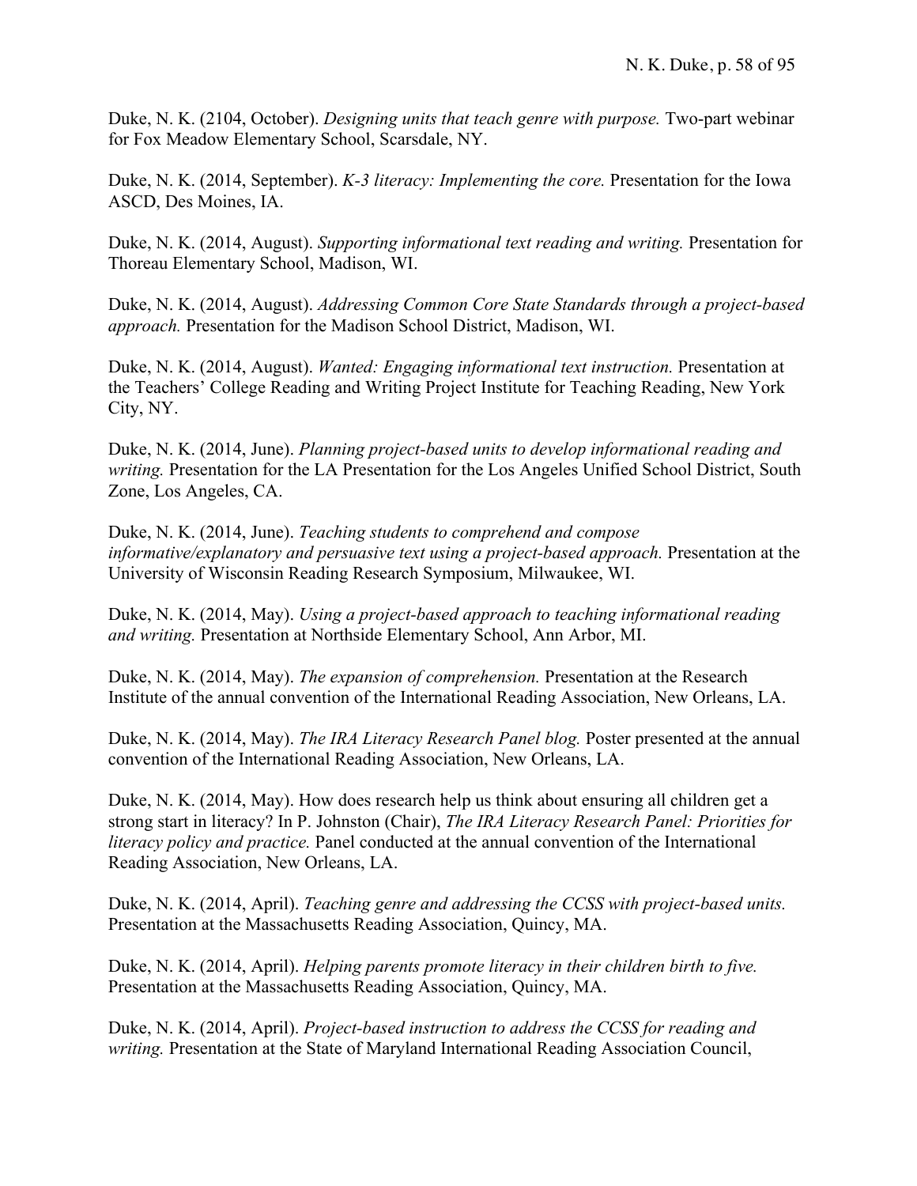Duke, N. K. (2104, October). *Designing units that teach genre with purpose.* Two-part webinar for Fox Meadow Elementary School, Scarsdale, NY.

Duke, N. K. (2014, September). *K-3 literacy: Implementing the core.* Presentation for the Iowa ASCD, Des Moines, IA.

Duke, N. K. (2014, August). *Supporting informational text reading and writing.* Presentation for Thoreau Elementary School, Madison, WI.

Duke, N. K. (2014, August). *Addressing Common Core State Standards through a project-based approach.* Presentation for the Madison School District, Madison, WI.

Duke, N. K. (2014, August). *Wanted: Engaging informational text instruction.* Presentation at the Teachers' College Reading and Writing Project Institute for Teaching Reading, New York City, NY.

Duke, N. K. (2014, June). *Planning project-based units to develop informational reading and writing.* Presentation for the LA Presentation for the Los Angeles Unified School District, South Zone, Los Angeles, CA.

Duke, N. K. (2014, June). *Teaching students to comprehend and compose informative/explanatory and persuasive text using a project-based approach.* Presentation at the University of Wisconsin Reading Research Symposium, Milwaukee, WI.

Duke, N. K. (2014, May). *Using a project-based approach to teaching informational reading and writing.* Presentation at Northside Elementary School, Ann Arbor, MI.

Duke, N. K. (2014, May). *The expansion of comprehension.* Presentation at the Research Institute of the annual convention of the International Reading Association, New Orleans, LA.

Duke, N. K. (2014, May). *The IRA Literacy Research Panel blog.* Poster presented at the annual convention of the International Reading Association, New Orleans, LA.

Duke, N. K. (2014, May). How does research help us think about ensuring all children get a strong start in literacy? In P. Johnston (Chair), *The IRA Literacy Research Panel: Priorities for literacy policy and practice.* Panel conducted at the annual convention of the International Reading Association, New Orleans, LA.

Duke, N. K. (2014, April). *Teaching genre and addressing the CCSS with project-based units.* Presentation at the Massachusetts Reading Association, Quincy, MA.

Duke, N. K. (2014, April). *Helping parents promote literacy in their children birth to five.* Presentation at the Massachusetts Reading Association, Quincy, MA.

Duke, N. K. (2014, April). *Project-based instruction to address the CCSS for reading and writing.* Presentation at the State of Maryland International Reading Association Council,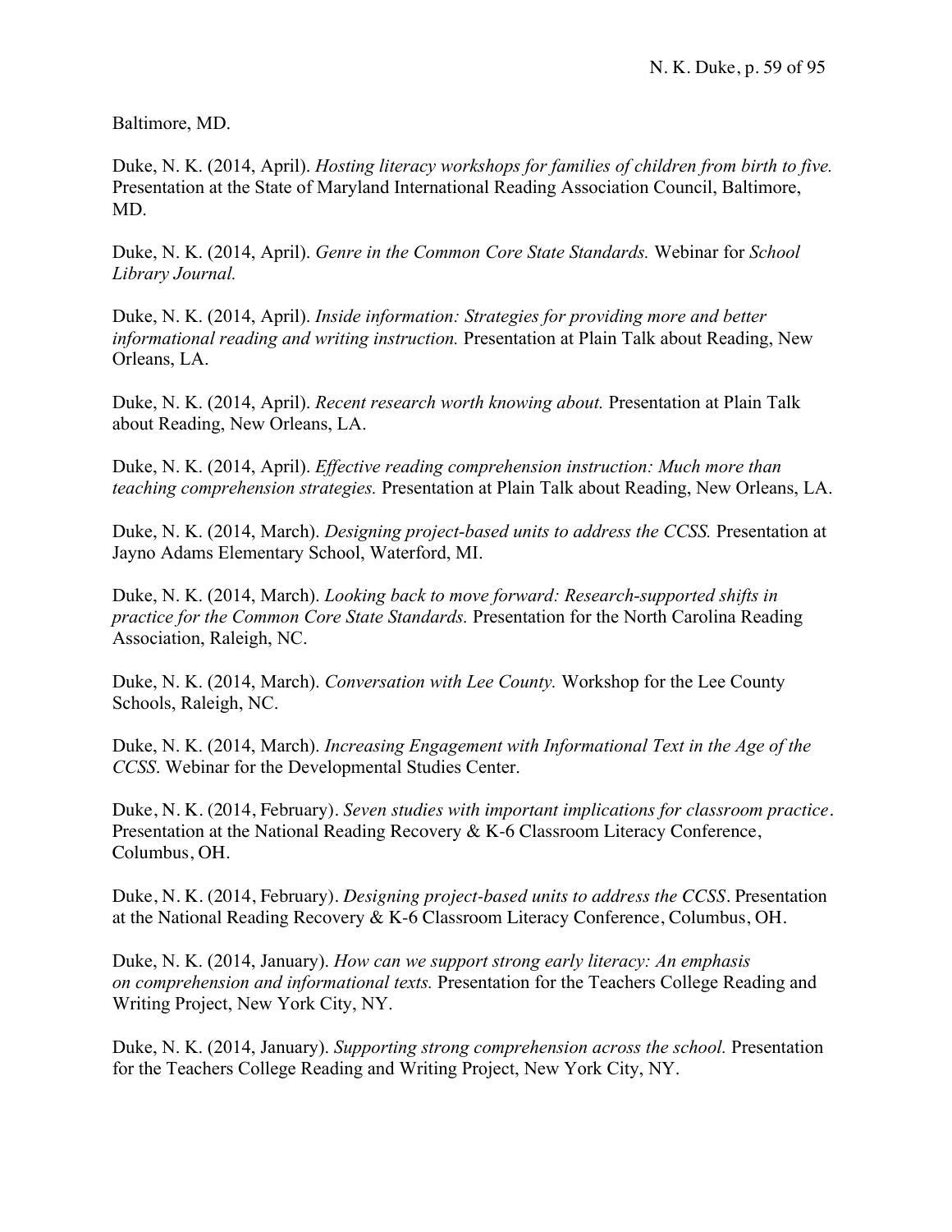Baltimore, MD.

Duke, N. K. (2014, April). *Hosting literacy workshops for families of children from birth to five.* Presentation at the State of Maryland International Reading Association Council, Baltimore, MD.

Duke, N. K. (2014, April). *Genre in the Common Core State Standards.* Webinar for *School Library Journal.*

Duke, N. K. (2014, April). *Inside information: Strategies for providing more and better informational reading and writing instruction.* Presentation at Plain Talk about Reading, New Orleans, LA.

Duke, N. K. (2014, April). *Recent research worth knowing about.* Presentation at Plain Talk about Reading, New Orleans, LA.

Duke, N. K. (2014, April). *Effective reading comprehension instruction: Much more than teaching comprehension strategies.* Presentation at Plain Talk about Reading, New Orleans, LA.

Duke, N. K. (2014, March). *Designing project-based units to address the CCSS.* Presentation at Jayno Adams Elementary School, Waterford, MI.

Duke, N. K. (2014, March). *Looking back to move forward: Research-supported shifts in practice for the Common Core State Standards.* Presentation for the North Carolina Reading Association, Raleigh, NC.

Duke, N. K. (2014, March). *Conversation with Lee County.* Workshop for the Lee County Schools, Raleigh, NC.

Duke, N. K. (2014, March). *Increasing Engagement with Informational Text in the Age of the CCSS*. Webinar for the Developmental Studies Center.

Duke, N. K. (2014, February). *Seven studies with important implications for classroom practice*. Presentation at the National Reading Recovery & K-6 Classroom Literacy Conference, Columbus, OH.

Duke, N. K. (2014, February). *Designing project-based units to address the CCSS*. Presentation at the National Reading Recovery & K-6 Classroom Literacy Conference, Columbus, OH.

Duke, N. K. (2014, January). *How can we support strong early literacy: An emphasis on comprehension and informational texts.* Presentation for the Teachers College Reading and Writing Project, New York City, NY.

Duke, N. K. (2014, January). *Supporting strong comprehension across the school.* Presentation for the Teachers College Reading and Writing Project, New York City, NY.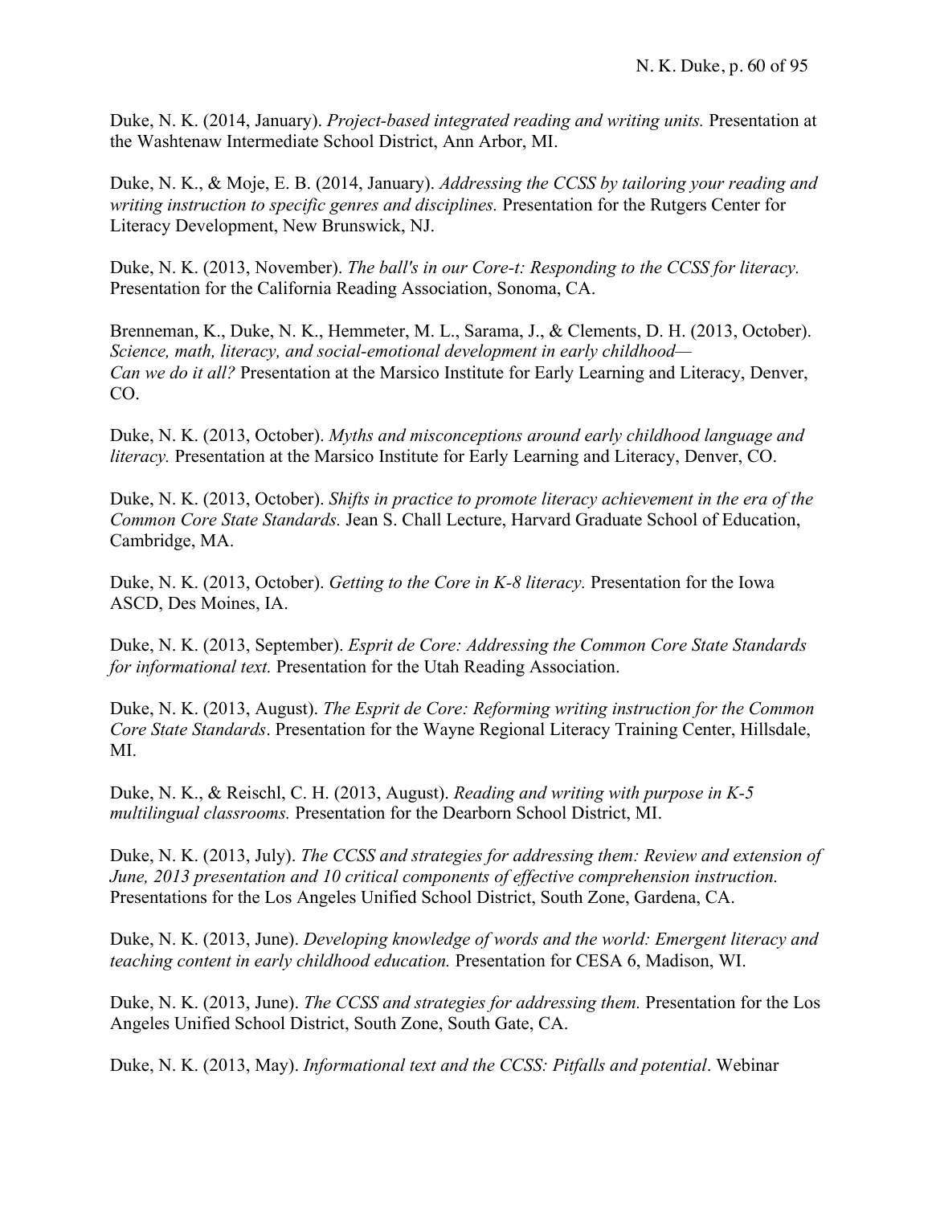Duke, N. K. (2014, January). *Project-based integrated reading and writing units.* Presentation at the Washtenaw Intermediate School District, Ann Arbor, MI.

Duke, N. K., & Moje, E. B. (2014, January). *Addressing the CCSS by tailoring your reading and writing instruction to specific genres and disciplines.* Presentation for the Rutgers Center for Literacy Development, New Brunswick, NJ.

Duke, N. K. (2013, November). *The ball's in our Core-t: Responding to the CCSS for literacy.* Presentation for the California Reading Association, Sonoma, CA.

Brenneman, K., Duke, N. K., Hemmeter, M. L., Sarama, J., & Clements, D. H. (2013, October). *Science, math, literacy, and social-emotional development in early childhood—Can we do it all?* Presentation at the Marsico Institute for Early Learning and Literacy, Denver, CO.

Duke, N. K. (2013, October). *Myths and misconceptions around early childhood language and literacy.* Presentation at the Marsico Institute for Early Learning and Literacy, Denver, CO.

Duke, N. K. (2013, October). *Shifts in practice to promote literacy achievement in the era of the Common Core State Standards.* Jean S. Chall Lecture, Harvard Graduate School of Education, Cambridge, MA.

Duke, N. K. (2013, October). *Getting to the Core in K-8 literacy.* Presentation for the Iowa ASCD, Des Moines, IA.

Duke, N. K. (2013, September). *Esprit de Core: Addressing the Common Core State Standards for informational text.* Presentation for the Utah Reading Association.

Duke, N. K. (2013, August). *The Esprit de Core: Reforming writing instruction for the Common Core State Standards*. Presentation for the Wayne Regional Literacy Training Center, Hillsdale, MI.

Duke, N. K., & Reischl, C. H. (2013, August). *Reading and writing with purpose in K-5 multilingual classrooms.* Presentation for the Dearborn School District, MI.

Duke, N. K. (2013, July). *The CCSS and strategies for addressing them: Review and extension of June, 2013 presentation and 10 critical components of effective comprehension instruction.* Presentations for the Los Angeles Unified School District, South Zone, Gardena, CA.

Duke, N. K. (2013, June). *Developing knowledge of words and the world: Emergent literacy and teaching content in early childhood education.* Presentation for CESA 6, Madison, WI.

Duke, N. K. (2013, June). *The CCSS and strategies for addressing them.* Presentation for the Los Angeles Unified School District, South Zone, South Gate, CA.

Duke, N. K. (2013, May). *Informational text and the CCSS: Pitfalls and potential*. Webinar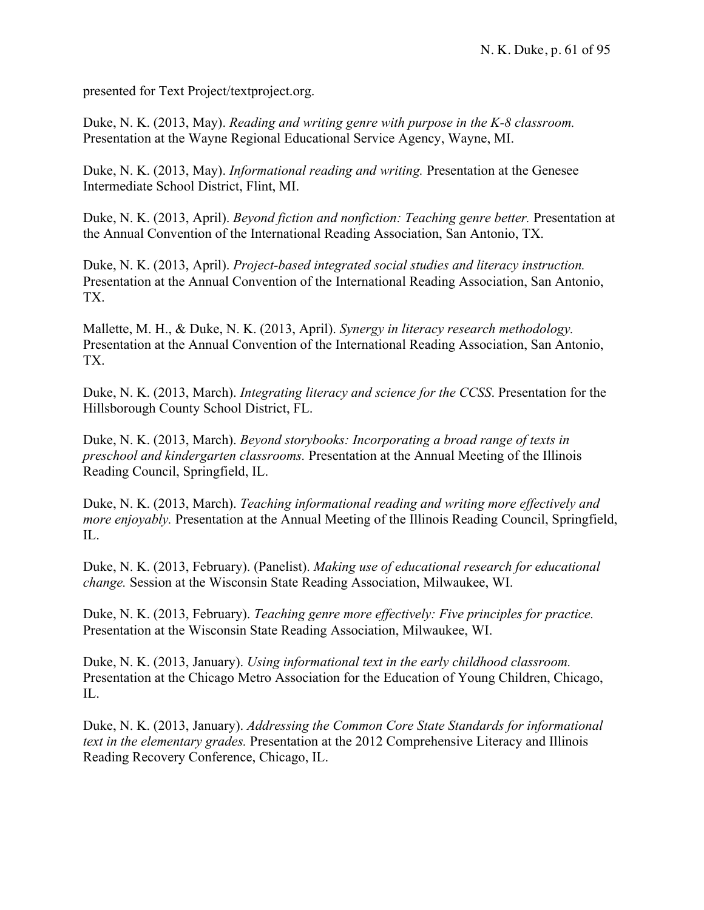presented for Text Project/textproject.org.

Duke, N. K. (2013, May). *Reading and writing genre with purpose in the K-8 classroom.* Presentation at the Wayne Regional Educational Service Agency, Wayne, MI.

Duke, N. K. (2013, May). *Informational reading and writing.* Presentation at the Genesee Intermediate School District, Flint, MI.

Duke, N. K. (2013, April). *Beyond fiction and nonfiction: Teaching genre better.* Presentation at the Annual Convention of the International Reading Association, San Antonio, TX.

Duke, N. K. (2013, April). *Project-based integrated social studies and literacy instruction.* Presentation at the Annual Convention of the International Reading Association, San Antonio, TX.

Mallette, M. H., & Duke, N. K. (2013, April). *Synergy in literacy research methodology.* Presentation at the Annual Convention of the International Reading Association, San Antonio, TX.

Duke, N. K. (2013, March). *Integrating literacy and science for the CCSS.* Presentation for the Hillsborough County School District, FL.

Duke, N. K. (2013, March). *Beyond storybooks: Incorporating a broad range of texts in preschool and kindergarten classrooms.* Presentation at the Annual Meeting of the Illinois Reading Council, Springfield, IL.

Duke, N. K. (2013, March). *Teaching informational reading and writing more effectively and more enjoyably.* Presentation at the Annual Meeting of the Illinois Reading Council, Springfield, IL.

Duke, N. K. (2013, February). (Panelist). *Making use of educational research for educational change.* Session at the Wisconsin State Reading Association, Milwaukee, WI.

Duke, N. K. (2013, February). *Teaching genre more effectively: Five principles for practice.* Presentation at the Wisconsin State Reading Association, Milwaukee, WI.

Duke, N. K. (2013, January). *Using informational text in the early childhood classroom.* Presentation at the Chicago Metro Association for the Education of Young Children, Chicago, IL.

Duke, N. K. (2013, January). *Addressing the Common Core State Standards for informational text in the elementary grades.* Presentation at the 2012 Comprehensive Literacy and Illinois Reading Recovery Conference, Chicago, IL.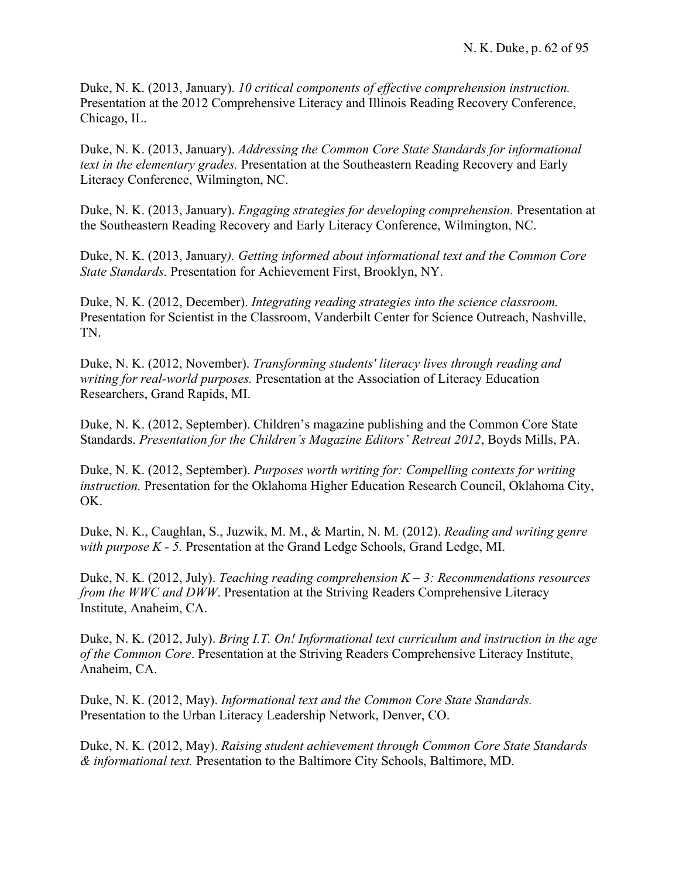Duke, N. K. (2013, January). *10 critical components of effective comprehension instruction.* Presentation at the 2012 Comprehensive Literacy and Illinois Reading Recovery Conference, Chicago, IL.

Duke, N. K. (2013, January). *Addressing the Common Core State Standards for informational text in the elementary grades.* Presentation at the Southeastern Reading Recovery and Early Literacy Conference, Wilmington, NC.

Duke, N. K. (2013, January). *Engaging strategies for developing comprehension.* Presentation at the Southeastern Reading Recovery and Early Literacy Conference, Wilmington, NC.

Duke, N. K. (2013, January*). Getting informed about informational text and the Common Core State Standards.* Presentation for Achievement First, Brooklyn, NY.

Duke, N. K. (2012, December). *Integrating reading strategies into the science classroom.* Presentation for Scientist in the Classroom, Vanderbilt Center for Science Outreach, Nashville, TN.

Duke, N. K. (2012, November). *Transforming students' literacy lives through reading and writing for real-world purposes.* Presentation at the Association of Literacy Education Researchers, Grand Rapids, MI.

Duke, N. K. (2012, September). Children's magazine publishing and the Common Core State Standards. *Presentation for the Children's Magazine Editors' Retreat 2012*, Boyds Mills, PA.

Duke, N. K. (2012, September). *Purposes worth writing for: Compelling contexts for writing instruction.* Presentation for the Oklahoma Higher Education Research Council, Oklahoma City, OK.

Duke, N. K., Caughlan, S., Juzwik, M. M., & Martin, N. M. (2012). *Reading and writing genre with purpose K - 5.* Presentation at the Grand Ledge Schools, Grand Ledge, MI.

Duke, N. K. (2012, July). *Teaching reading comprehension K – 3: Recommendations resources from the WWC and DWW*. Presentation at the Striving Readers Comprehensive Literacy Institute, Anaheim, CA.

Duke, N. K. (2012, July). *Bring I.T. On! Informational text curriculum and instruction in the age of the Common Core*. Presentation at the Striving Readers Comprehensive Literacy Institute, Anaheim, CA.

Duke, N. K. (2012, May). *Informational text and the Common Core State Standards.* Presentation to the Urban Literacy Leadership Network, Denver, CO.

Duke, N. K. (2012, May). *Raising student achievement through Common Core State Standards & informational text.* Presentation to the Baltimore City Schools, Baltimore, MD.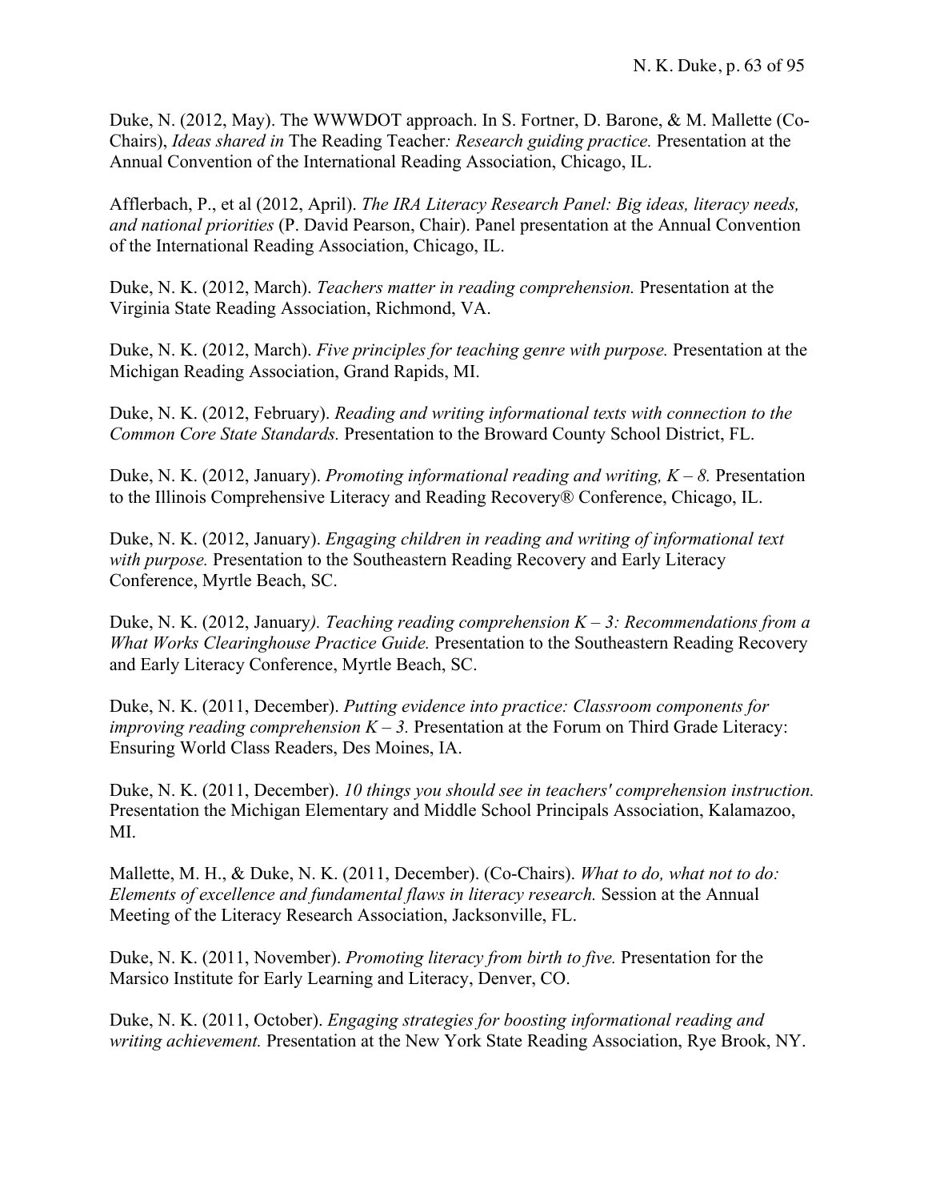Duke, N. (2012, May). The WWWDOT approach. In S. Fortner, D. Barone, & M. Mallette (Co-Chairs), *Ideas shared in* The Reading Teacher*: Research guiding practice.* Presentation at the Annual Convention of the International Reading Association, Chicago, IL.

Afflerbach, P., et al (2012, April). *The IRA Literacy Research Panel: Big ideas, literacy needs, and national priorities* (P. David Pearson, Chair). Panel presentation at the Annual Convention of the International Reading Association, Chicago, IL.

Duke, N. K. (2012, March). *Teachers matter in reading comprehension.* Presentation at the Virginia State Reading Association, Richmond, VA.

Duke, N. K. (2012, March). *Five principles for teaching genre with purpose.* Presentation at the Michigan Reading Association, Grand Rapids, MI.

Duke, N. K. (2012, February). *Reading and writing informational texts with connection to the Common Core State Standards.* Presentation to the Broward County School District, FL.

Duke, N. K. (2012, January). *Promoting informational reading and writing, K – 8.* Presentation to the Illinois Comprehensive Literacy and Reading Recovery® Conference, Chicago, IL.

Duke, N. K. (2012, January). *Engaging children in reading and writing of informational text with purpose.* Presentation to the Southeastern Reading Recovery and Early Literacy Conference, Myrtle Beach, SC.

Duke, N. K. (2012, January*). Teaching reading comprehension K – 3: Recommendations from a What Works Clearinghouse Practice Guide.* Presentation to the Southeastern Reading Recovery and Early Literacy Conference, Myrtle Beach, SC.

Duke, N. K. (2011, December). *Putting evidence into practice: Classroom components for improving reading comprehension K – 3.* Presentation at the Forum on Third Grade Literacy: Ensuring World Class Readers, Des Moines, IA.

Duke, N. K. (2011, December). *10 things you should see in teachers' comprehension instruction.* Presentation the Michigan Elementary and Middle School Principals Association, Kalamazoo, MI.

Mallette, M. H., & Duke, N. K. (2011, December). (Co-Chairs). *What to do, what not to do: Elements of excellence and fundamental flaws in literacy research.* Session at the Annual Meeting of the Literacy Research Association, Jacksonville, FL.

Duke, N. K. (2011, November). *Promoting literacy from birth to five.* Presentation for the Marsico Institute for Early Learning and Literacy, Denver, CO.

Duke, N. K. (2011, October). *Engaging strategies for boosting informational reading and writing achievement.* Presentation at the New York State Reading Association, Rye Brook, NY.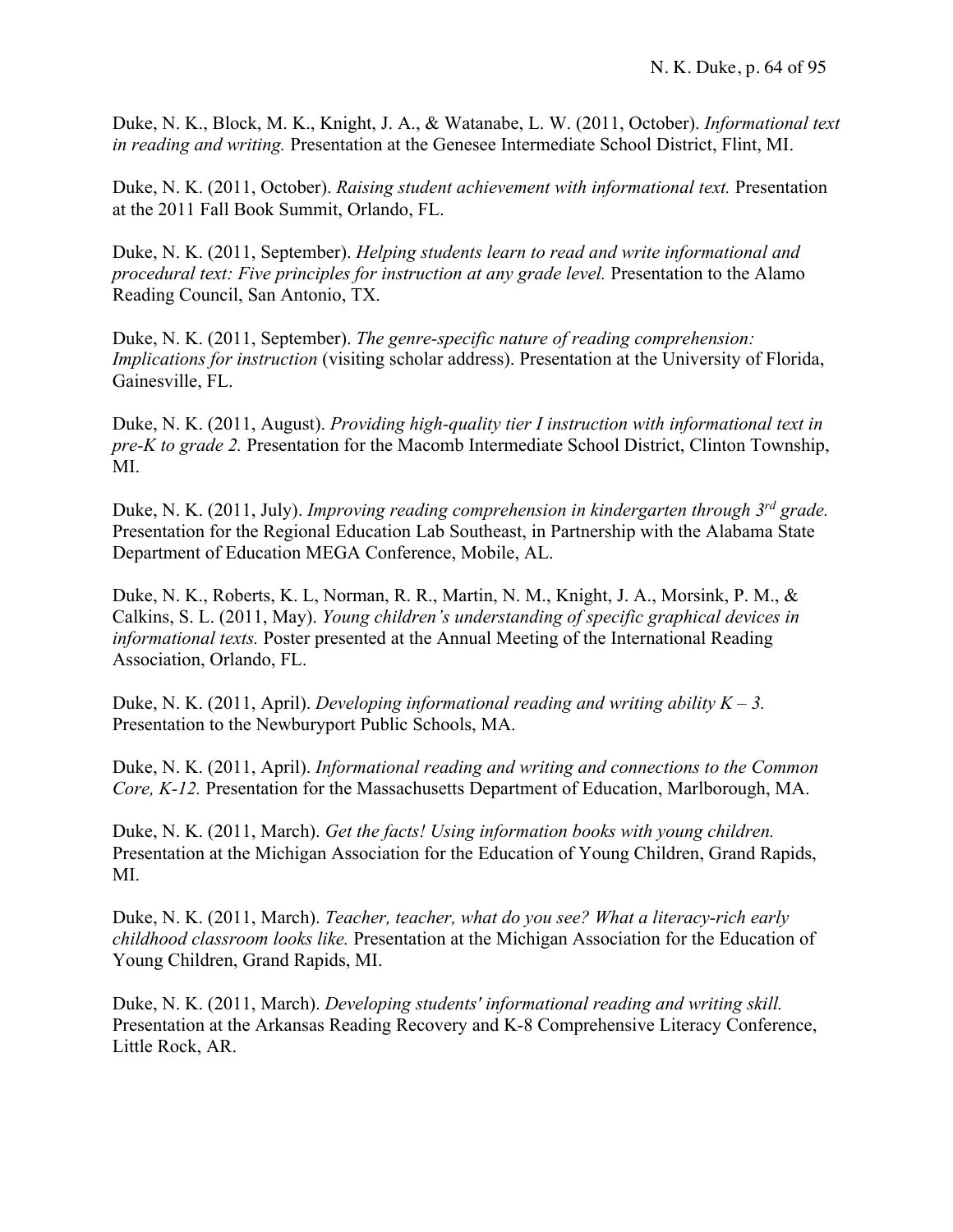Duke, N. K., Block, M. K., Knight, J. A., & Watanabe, L. W. (2011, October). *Informational text in reading and writing.* Presentation at the Genesee Intermediate School District, Flint, MI.

Duke, N. K. (2011, October). *Raising student achievement with informational text.* Presentation at the 2011 Fall Book Summit, Orlando, FL.

Duke, N. K. (2011, September). *Helping students learn to read and write informational and procedural text: Five principles for instruction at any grade level.* Presentation to the Alamo Reading Council, San Antonio, TX.

Duke, N. K. (2011, September). *The genre-specific nature of reading comprehension: Implications for instruction* (visiting scholar address). Presentation at the University of Florida, Gainesville, FL.

Duke, N. K. (2011, August). *Providing high-quality tier I instruction with informational text in pre-K to grade 2.* Presentation for the Macomb Intermediate School District, Clinton Township, MI.

Duke, N. K. (2011, July). *Improving reading comprehension in kindergarten through 3rd grade.* Presentation for the Regional Education Lab Southeast, in Partnership with the Alabama State Department of Education MEGA Conference, Mobile, AL.

Duke, N. K., Roberts, K. L, Norman, R. R., Martin, N. M., Knight, J. A., Morsink, P. M., & Calkins, S. L. (2011, May). *Young children's understanding of specific graphical devices in informational texts.* Poster presented at the Annual Meeting of the International Reading Association, Orlando, FL.

Duke, N. K. (2011, April). *Developing informational reading and writing ability K – 3.* Presentation to the Newburyport Public Schools, MA.

Duke, N. K. (2011, April). *Informational reading and writing and connections to the Common Core, K-12.* Presentation for the Massachusetts Department of Education, Marlborough, MA.

Duke, N. K. (2011, March). *Get the facts! Using information books with young children.* Presentation at the Michigan Association for the Education of Young Children, Grand Rapids, MI.

Duke, N. K. (2011, March). *Teacher, teacher, what do you see? What a literacy-rich early childhood classroom looks like.* Presentation at the Michigan Association for the Education of Young Children, Grand Rapids, MI.

Duke, N. K. (2011, March). *Developing students' informational reading and writing skill.* Presentation at the Arkansas Reading Recovery and K-8 Comprehensive Literacy Conference, Little Rock, AR.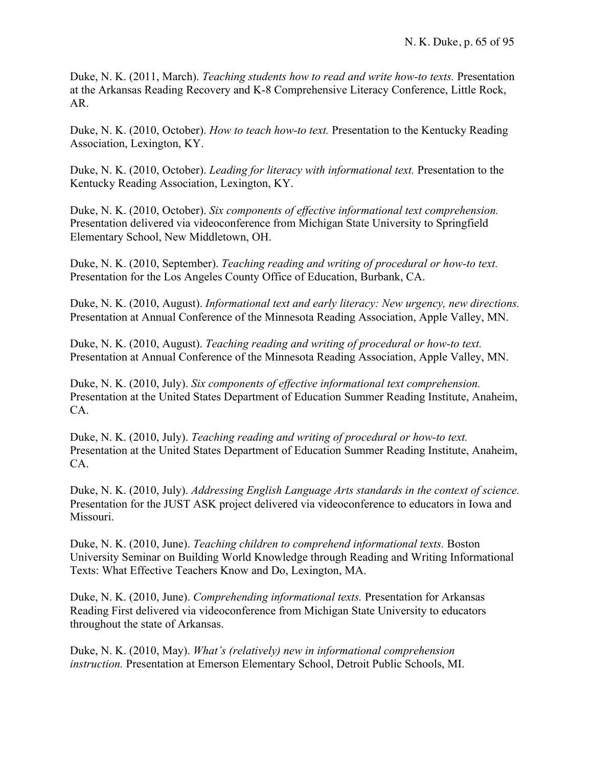Duke, N. K. (2011, March). *Teaching students how to read and write how-to texts.* Presentation at the Arkansas Reading Recovery and K-8 Comprehensive Literacy Conference, Little Rock, AR.

Duke, N. K. (2010, October). *How to teach how-to text.* Presentation to the Kentucky Reading Association, Lexington, KY.

Duke, N. K. (2010, October). *Leading for literacy with informational text.* Presentation to the Kentucky Reading Association, Lexington, KY.

Duke, N. K. (2010, October). *Six components of effective informational text comprehension.* Presentation delivered via videoconference from Michigan State University to Springfield Elementary School, New Middletown, OH.

Duke, N. K. (2010, September). *Teaching reading and writing of procedural or how-to text.* Presentation for the Los Angeles County Office of Education, Burbank, CA.

Duke, N. K. (2010, August). *Informational text and early literacy: New urgency, new directions.* Presentation at Annual Conference of the Minnesota Reading Association, Apple Valley, MN.

Duke, N. K. (2010, August). *Teaching reading and writing of procedural or how-to text.* Presentation at Annual Conference of the Minnesota Reading Association, Apple Valley, MN.

Duke, N. K. (2010, July). *Six components of effective informational text comprehension.* Presentation at the United States Department of Education Summer Reading Institute, Anaheim, CA.

Duke, N. K. (2010, July). *Teaching reading and writing of procedural or how-to text.* Presentation at the United States Department of Education Summer Reading Institute, Anaheim, CA.

Duke, N. K. (2010, July). *Addressing English Language Arts standards in the context of science.* Presentation for the JUST ASK project delivered via videoconference to educators in Iowa and Missouri.

Duke, N. K. (2010, June). *Teaching children to comprehend informational texts.* Boston University Seminar on Building World Knowledge through Reading and Writing Informational Texts: What Effective Teachers Know and Do, Lexington, MA.

Duke, N. K. (2010, June). *Comprehending informational texts.* Presentation for Arkansas Reading First delivered via videoconference from Michigan State University to educators throughout the state of Arkansas.

Duke, N. K. (2010, May). *What's (relatively) new in informational comprehension instruction.* Presentation at Emerson Elementary School, Detroit Public Schools, MI.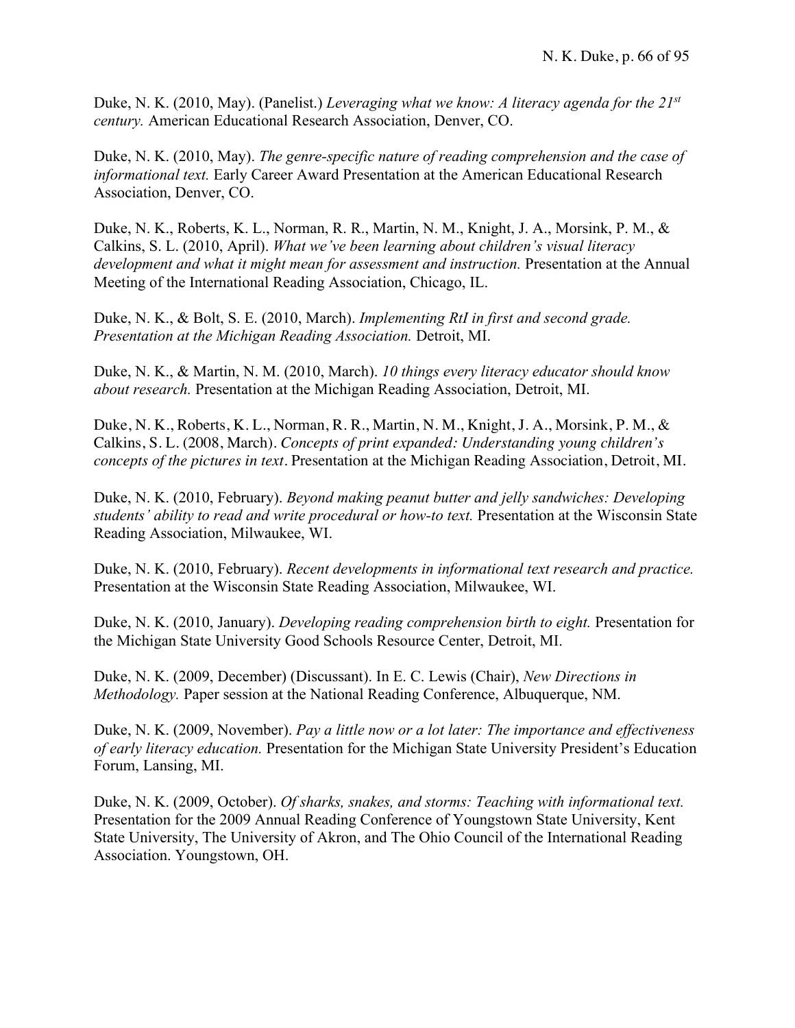Duke, N. K. (2010, May). (Panelist.) *Leveraging what we know: A literacy agenda for the 21st century.* American Educational Research Association, Denver, CO.

Duke, N. K. (2010, May). *The genre-specific nature of reading comprehension and the case of informational text.* Early Career Award Presentation at the American Educational Research Association, Denver, CO.

Duke, N. K., Roberts, K. L., Norman, R. R., Martin, N. M., Knight, J. A., Morsink, P. M., & Calkins, S. L. (2010, April). *What we've been learning about children's visual literacy development and what it might mean for assessment and instruction.* Presentation at the Annual Meeting of the International Reading Association, Chicago, IL.

Duke, N. K., & Bolt, S. E. (2010, March). *Implementing RtI in first and second grade. Presentation at the Michigan Reading Association.* Detroit, MI.

Duke, N. K., & Martin, N. M. (2010, March). *10 things every literacy educator should know about research.* Presentation at the Michigan Reading Association, Detroit, MI.

Duke, N. K., Roberts, K. L., Norman, R. R., Martin, N. M., Knight, J. A., Morsink, P. M., & Calkins, S. L. (2008, March). *Concepts of print expanded: Understanding young children's concepts of the pictures in text*. Presentation at the Michigan Reading Association, Detroit, MI.

Duke, N. K. (2010, February). *Beyond making peanut butter and jelly sandwiches: Developing students' ability to read and write procedural or how-to text.* Presentation at the Wisconsin State Reading Association, Milwaukee, WI.

Duke, N. K. (2010, February). *Recent developments in informational text research and practice.* Presentation at the Wisconsin State Reading Association, Milwaukee, WI.

Duke, N. K. (2010, January). *Developing reading comprehension birth to eight.* Presentation for the Michigan State University Good Schools Resource Center, Detroit, MI.

Duke, N. K. (2009, December) (Discussant). In E. C. Lewis (Chair), *New Directions in Methodology.* Paper session at the National Reading Conference, Albuquerque, NM.

Duke, N. K. (2009, November). *Pay a little now or a lot later: The importance and effectiveness of early literacy education.* Presentation for the Michigan State University President's Education Forum, Lansing, MI.

Duke, N. K. (2009, October). *Of sharks, snakes, and storms: Teaching with informational text.* Presentation for the 2009 Annual Reading Conference of Youngstown State University, Kent State University, The University of Akron, and The Ohio Council of the International Reading Association. Youngstown, OH.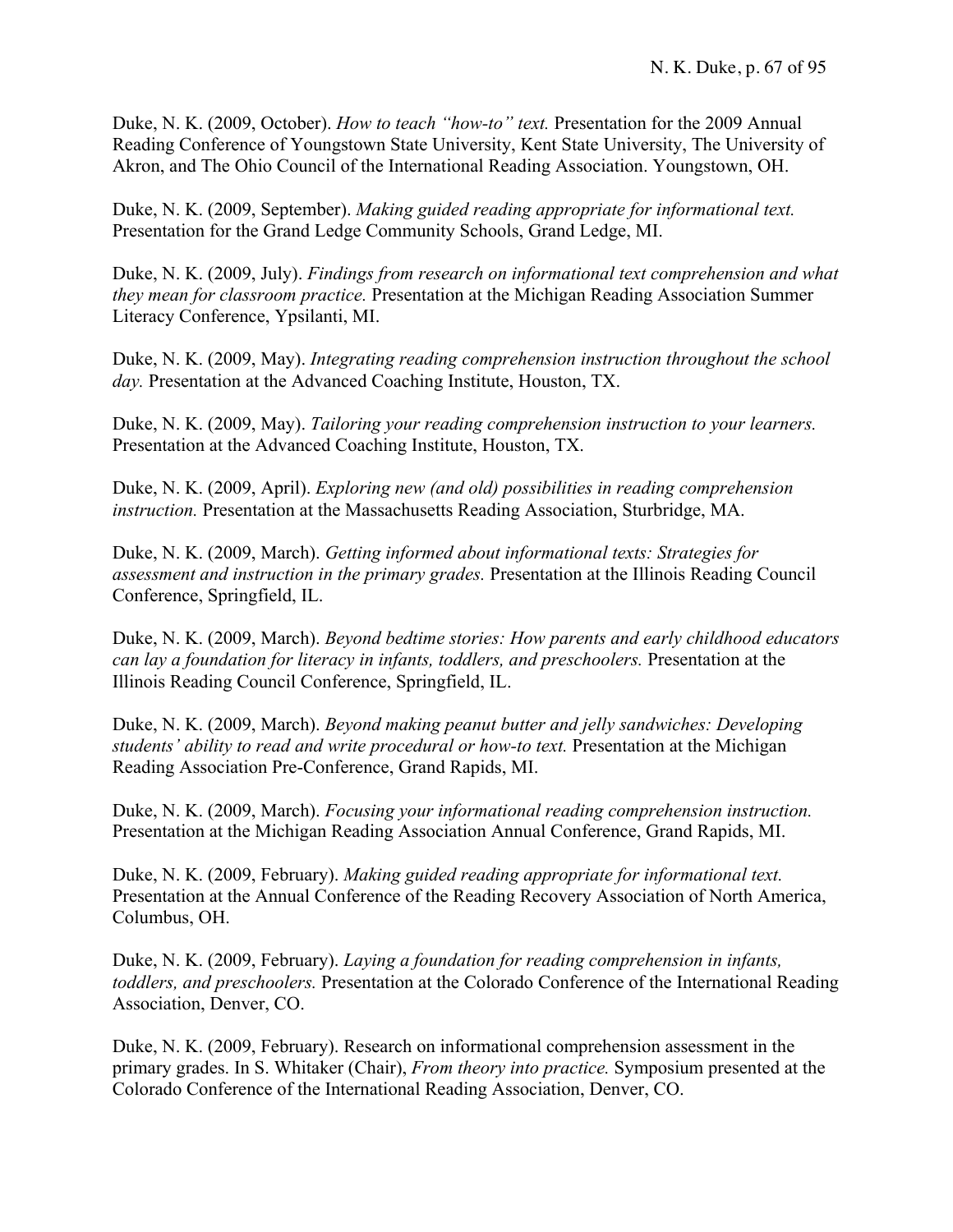Duke, N. K. (2009, October). *How to teach "how-to" text.* Presentation for the 2009 Annual Reading Conference of Youngstown State University, Kent State University, The University of Akron, and The Ohio Council of the International Reading Association. Youngstown, OH.

Duke, N. K. (2009, September). *Making guided reading appropriate for informational text.* Presentation for the Grand Ledge Community Schools, Grand Ledge, MI.

Duke, N. K. (2009, July). *Findings from research on informational text comprehension and what they mean for classroom practice.* Presentation at the Michigan Reading Association Summer Literacy Conference, Ypsilanti, MI.

Duke, N. K. (2009, May). *Integrating reading comprehension instruction throughout the school day.* Presentation at the Advanced Coaching Institute, Houston, TX.

Duke, N. K. (2009, May). *Tailoring your reading comprehension instruction to your learners.* Presentation at the Advanced Coaching Institute, Houston, TX.

Duke, N. K. (2009, April). *Exploring new (and old) possibilities in reading comprehension instruction.* Presentation at the Massachusetts Reading Association, Sturbridge, MA.

Duke, N. K. (2009, March). *Getting informed about informational texts: Strategies for assessment and instruction in the primary grades.* Presentation at the Illinois Reading Council Conference, Springfield, IL.

Duke, N. K. (2009, March). *Beyond bedtime stories: How parents and early childhood educators can lay a foundation for literacy in infants, toddlers, and preschoolers.* Presentation at the Illinois Reading Council Conference, Springfield, IL.

Duke, N. K. (2009, March). *Beyond making peanut butter and jelly sandwiches: Developing students' ability to read and write procedural or how-to text.* Presentation at the Michigan Reading Association Pre-Conference, Grand Rapids, MI.

Duke, N. K. (2009, March). *Focusing your informational reading comprehension instruction.* Presentation at the Michigan Reading Association Annual Conference, Grand Rapids, MI.

Duke, N. K. (2009, February). *Making guided reading appropriate for informational text.* Presentation at the Annual Conference of the Reading Recovery Association of North America, Columbus, OH.

Duke, N. K. (2009, February). *Laying a foundation for reading comprehension in infants, toddlers, and preschoolers.* Presentation at the Colorado Conference of the International Reading Association, Denver, CO.

Duke, N. K. (2009, February). Research on informational comprehension assessment in the primary grades. In S. Whitaker (Chair), *From theory into practice.* Symposium presented at the Colorado Conference of the International Reading Association, Denver, CO.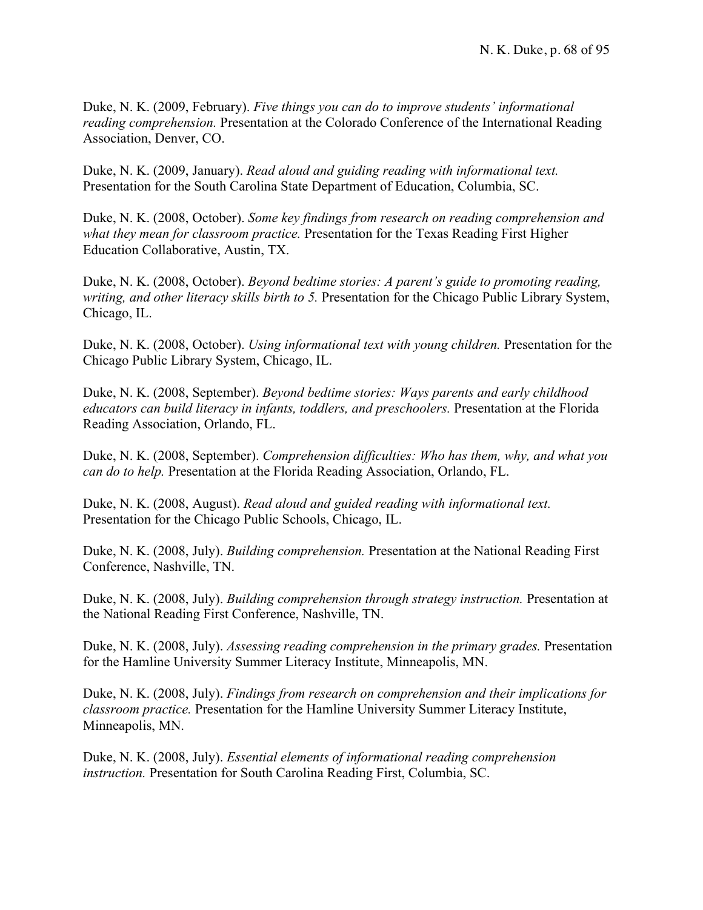Duke, N. K. (2009, February). *Five things you can do to improve students' informational reading comprehension.* Presentation at the Colorado Conference of the International Reading Association, Denver, CO.

Duke, N. K. (2009, January). *Read aloud and guiding reading with informational text.* Presentation for the South Carolina State Department of Education, Columbia, SC.

Duke, N. K. (2008, October). *Some key findings from research on reading comprehension and what they mean for classroom practice.* Presentation for the Texas Reading First Higher Education Collaborative, Austin, TX.

Duke, N. K. (2008, October). *Beyond bedtime stories: A parent's guide to promoting reading, writing, and other literacy skills birth to 5.* Presentation for the Chicago Public Library System, Chicago, IL.

Duke, N. K. (2008, October). *Using informational text with young children.* Presentation for the Chicago Public Library System, Chicago, IL.

Duke, N. K. (2008, September). *Beyond bedtime stories: Ways parents and early childhood educators can build literacy in infants, toddlers, and preschoolers.* Presentation at the Florida Reading Association, Orlando, FL.

Duke, N. K. (2008, September). *Comprehension difficulties: Who has them, why, and what you can do to help.* Presentation at the Florida Reading Association, Orlando, FL.

Duke, N. K. (2008, August). *Read aloud and guided reading with informational text.* Presentation for the Chicago Public Schools, Chicago, IL.

Duke, N. K. (2008, July). *Building comprehension.* Presentation at the National Reading First Conference, Nashville, TN.

Duke, N. K. (2008, July). *Building comprehension through strategy instruction.* Presentation at the National Reading First Conference, Nashville, TN.

Duke, N. K. (2008, July). *Assessing reading comprehension in the primary grades.* Presentation for the Hamline University Summer Literacy Institute, Minneapolis, MN.

Duke, N. K. (2008, July). *Findings from research on comprehension and their implications for classroom practice.* Presentation for the Hamline University Summer Literacy Institute, Minneapolis, MN.

Duke, N. K. (2008, July). *Essential elements of informational reading comprehension instruction.* Presentation for South Carolina Reading First, Columbia, SC.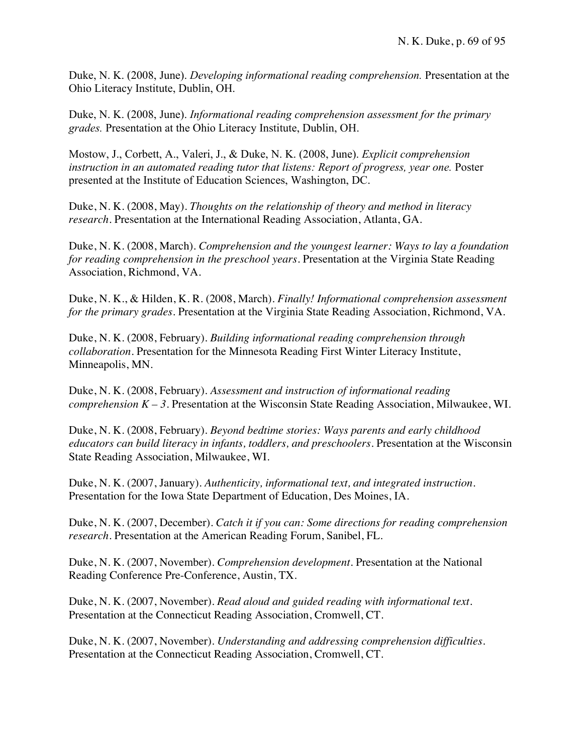Duke, N. K. (2008, June). *Developing informational reading comprehension.* Presentation at the Ohio Literacy Institute, Dublin, OH.

Duke, N. K. (2008, June). *Informational reading comprehension assessment for the primary grades.* Presentation at the Ohio Literacy Institute, Dublin, OH.

Mostow, J., Corbett, A., Valeri, J., & Duke, N. K. (2008, June). *Explicit comprehension instruction in an automated reading tutor that listens: Report of progress, year one.* Poster presented at the Institute of Education Sciences, Washington, DC.

Duke, N. K. (2008, May). *Thoughts on the relationship of theory and method in literacy research*. Presentation at the International Reading Association, Atlanta, GA.

Duke, N. K. (2008, March). *Comprehension and the youngest learner: Ways to lay a foundation for reading comprehension in the preschool years*. Presentation at the Virginia State Reading Association, Richmond, VA.

Duke, N. K., & Hilden, K. R. (2008, March). *Finally! Informational comprehension assessment for the primary grades*. Presentation at the Virginia State Reading Association, Richmond, VA.

Duke, N. K. (2008, February). *Building informational reading comprehension through collaboration*. Presentation for the Minnesota Reading First Winter Literacy Institute, Minneapolis, MN.

Duke, N. K. (2008, February). *Assessment and instruction of informational reading comprehension K – 3*. Presentation at the Wisconsin State Reading Association, Milwaukee, WI.

Duke, N. K. (2008, February). *Beyond bedtime stories: Ways parents and early childhood educators can build literacy in infants, toddlers, and preschoolers*. Presentation at the Wisconsin State Reading Association, Milwaukee, WI.

Duke, N. K. (2007, January). *Authenticity, informational text, and integrated instruction*. Presentation for the Iowa State Department of Education, Des Moines, IA.

Duke, N. K. (2007, December). *Catch it if you can: Some directions for reading comprehension research*. Presentation at the American Reading Forum, Sanibel, FL.

Duke, N. K. (2007, November). *Comprehension development*. Presentation at the National Reading Conference Pre-Conference, Austin, TX.

Duke, N. K. (2007, November). *Read aloud and guided reading with informational text*. Presentation at the Connecticut Reading Association, Cromwell, CT.

Duke, N. K. (2007, November). *Understanding and addressing comprehension difficulties*. Presentation at the Connecticut Reading Association, Cromwell, CT.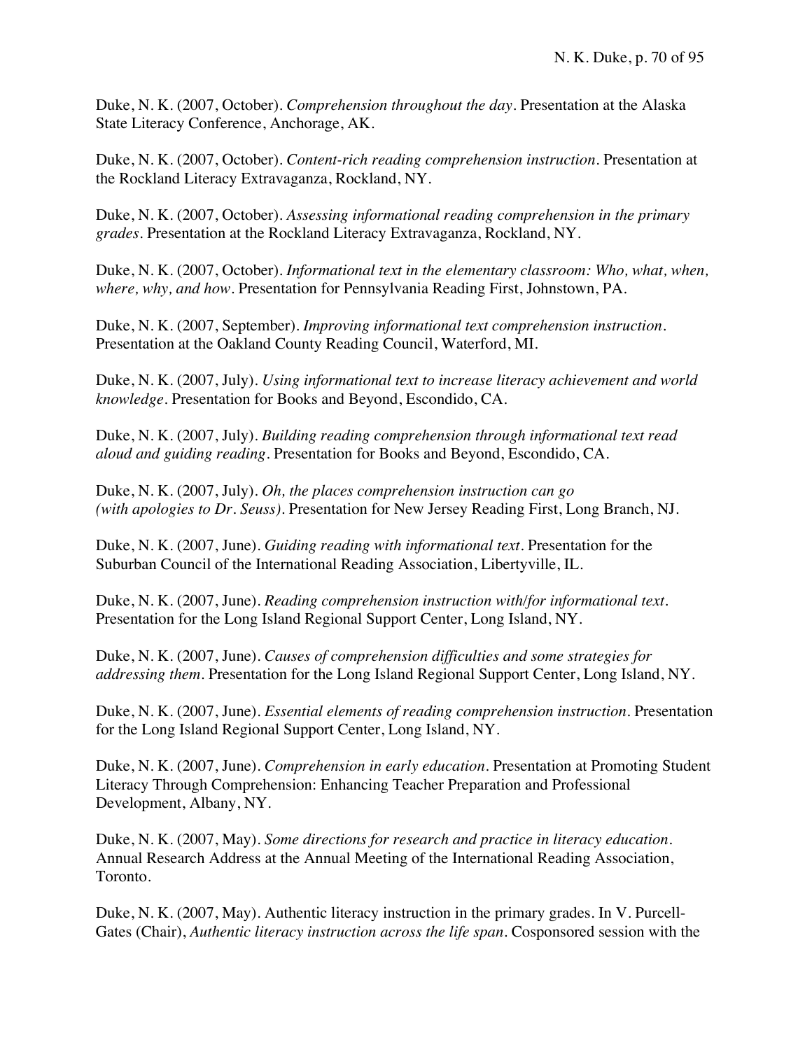Duke, N. K. (2007, October). *Comprehension throughout the day*. Presentation at the Alaska State Literacy Conference, Anchorage, AK.

Duke, N. K. (2007, October). *Content-rich reading comprehension instruction*. Presentation at the Rockland Literacy Extravaganza, Rockland, NY.

Duke, N. K. (2007, October). *Assessing informational reading comprehension in the primary grades*. Presentation at the Rockland Literacy Extravaganza, Rockland, NY.

Duke, N. K. (2007, October). *Informational text in the elementary classroom: Who, what, when, where, why, and how*. Presentation for Pennsylvania Reading First, Johnstown, PA.

Duke, N. K. (2007, September). *Improving informational text comprehension instruction*. Presentation at the Oakland County Reading Council, Waterford, MI.

Duke, N. K. (2007, July). *Using informational text to increase literacy achievement and world knowledge*. Presentation for Books and Beyond, Escondido, CA.

Duke, N. K. (2007, July). *Building reading comprehension through informational text read aloud and guiding reading*. Presentation for Books and Beyond, Escondido, CA.

Duke, N. K. (2007, July). *Oh, the places comprehension instruction can go (with apologies to Dr. Seuss)*. Presentation for New Jersey Reading First, Long Branch, NJ.

Duke, N. K. (2007, June). *Guiding reading with informational text*. Presentation for the Suburban Council of the International Reading Association, Libertyville, IL.

Duke, N. K. (2007, June). *Reading comprehension instruction with/for informational text*. Presentation for the Long Island Regional Support Center, Long Island, NY.

Duke, N. K. (2007, June). *Causes of comprehension difficulties and some strategies for addressing them*. Presentation for the Long Island Regional Support Center, Long Island, NY.

Duke, N. K. (2007, June). *Essential elements of reading comprehension instruction*. Presentation for the Long Island Regional Support Center, Long Island, NY.

Duke, N. K. (2007, June). *Comprehension in early education*. Presentation at Promoting Student Literacy Through Comprehension: Enhancing Teacher Preparation and Professional Development, Albany, NY.

Duke, N. K. (2007, May). *Some directions for research and practice in literacy education*. Annual Research Address at the Annual Meeting of the International Reading Association, Toronto.

Duke, N. K. (2007, May). Authentic literacy instruction in the primary grades. In V. Purcell-Gates (Chair), *Authentic literacy instruction across the life span*. Cosponsored session with the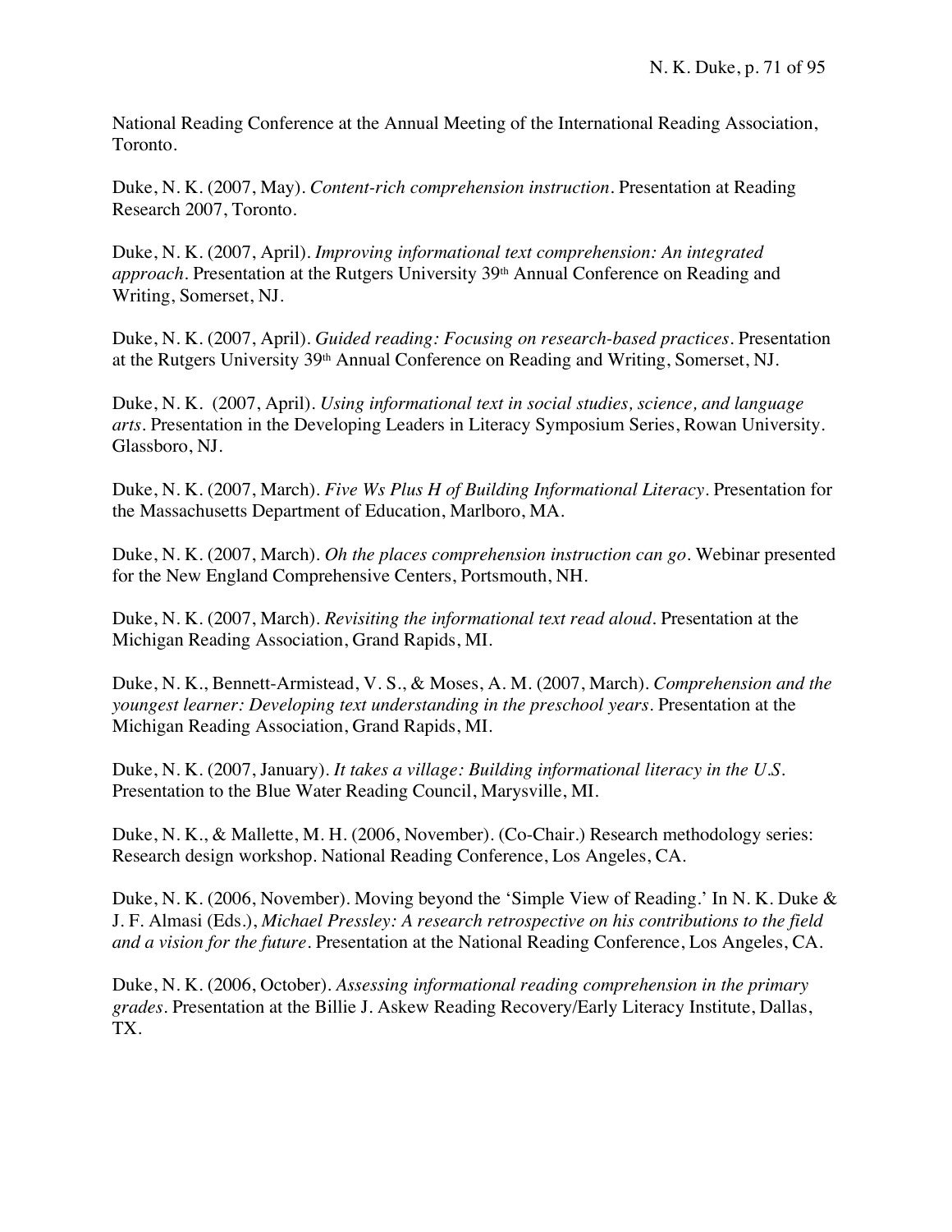National Reading Conference at the Annual Meeting of the International Reading Association, Toronto.

Duke, N. K. (2007, May). *Content-rich comprehension instruction*. Presentation at Reading Research 2007, Toronto.

Duke, N. K. (2007, April). *Improving informational text comprehension: An integrated approach*. Presentation at the Rutgers University 39th Annual Conference on Reading and Writing, Somerset, NJ.

Duke, N. K. (2007, April). *Guided reading: Focusing on research-based practices*. Presentation at the Rutgers University 39th Annual Conference on Reading and Writing, Somerset, NJ.

Duke, N. K. (2007, April). *Using informational text in social studies, science, and language arts*. Presentation in the Developing Leaders in Literacy Symposium Series, Rowan University. Glassboro, NJ.

Duke, N. K. (2007, March). *Five Ws Plus H of Building Informational Literacy*. Presentation for the Massachusetts Department of Education, Marlboro, MA.

Duke, N. K. (2007, March). *Oh the places comprehension instruction can go*. Webinar presented for the New England Comprehensive Centers, Portsmouth, NH.

Duke, N. K. (2007, March). *Revisiting the informational text read aloud*. Presentation at the Michigan Reading Association, Grand Rapids, MI.

Duke, N. K., Bennett-Armistead, V. S., & Moses, A. M. (2007, March). *Comprehension and the youngest learner: Developing text understanding in the preschool years*. Presentation at the Michigan Reading Association, Grand Rapids, MI.

Duke, N. K. (2007, January). *It takes a village: Building informational literacy in the U.S.* Presentation to the Blue Water Reading Council, Marysville, MI.

Duke, N. K., & Mallette, M. H. (2006, November). (Co-Chair.) Research methodology series: Research design workshop. National Reading Conference, Los Angeles, CA.

Duke, N. K. (2006, November). Moving beyond the 'Simple View of Reading.' In N. K. Duke & J. F. Almasi (Eds.), *Michael Pressley: A research retrospective on his contributions to the field and a vision for the future*. Presentation at the National Reading Conference, Los Angeles, CA.

Duke, N. K. (2006, October). *Assessing informational reading comprehension in the primary grades*. Presentation at the Billie J. Askew Reading Recovery/Early Literacy Institute, Dallas, TX.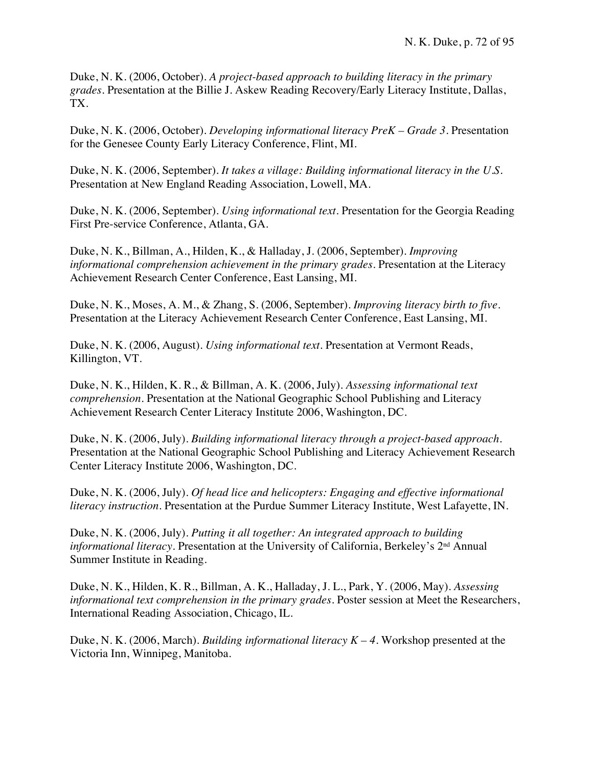Duke, N. K. (2006, October). *A project-based approach to building literacy in the primary grades*. Presentation at the Billie J. Askew Reading Recovery/Early Literacy Institute, Dallas, TX.

Duke, N. K. (2006, October). *Developing informational literacy PreK – Grade 3*. Presentation for the Genesee County Early Literacy Conference, Flint, MI.

Duke, N. K. (2006, September). *It takes a village: Building informational literacy in the U.S.* Presentation at New England Reading Association, Lowell, MA.

Duke, N. K. (2006, September). *Using informational text*. Presentation for the Georgia Reading First Pre-service Conference, Atlanta, GA.

Duke, N. K., Billman, A., Hilden, K., & Halladay, J. (2006, September). *Improving informational comprehension achievement in the primary grades*. Presentation at the Literacy Achievement Research Center Conference, East Lansing, MI.

Duke, N. K., Moses, A. M., & Zhang, S. (2006, September). *Improving literacy birth to five*. Presentation at the Literacy Achievement Research Center Conference, East Lansing, MI.

Duke, N. K. (2006, August). *Using informational text*. Presentation at Vermont Reads, Killington, VT.

Duke, N. K., Hilden, K. R., & Billman, A. K. (2006, July). *Assessing informational text comprehension*. Presentation at the National Geographic School Publishing and Literacy Achievement Research Center Literacy Institute 2006, Washington, DC.

Duke, N. K. (2006, July). *Building informational literacy through a project-based approach*. Presentation at the National Geographic School Publishing and Literacy Achievement Research Center Literacy Institute 2006, Washington, DC.

Duke, N. K. (2006, July). *Of head lice and helicopters: Engaging and effective informational literacy instruction*. Presentation at the Purdue Summer Literacy Institute, West Lafayette, IN.

Duke, N. K. (2006, July). *Putting it all together: An integrated approach to building informational literacy*. Presentation at the University of California, Berkeley's 2nd Annual Summer Institute in Reading.

Duke, N. K., Hilden, K. R., Billman, A. K., Halladay, J. L., Park, Y. (2006, May). *Assessing informational text comprehension in the primary grades*. Poster session at Meet the Researchers, International Reading Association, Chicago, IL.

Duke, N. K. (2006, March). *Building informational literacy K – 4*. Workshop presented at the Victoria Inn, Winnipeg, Manitoba.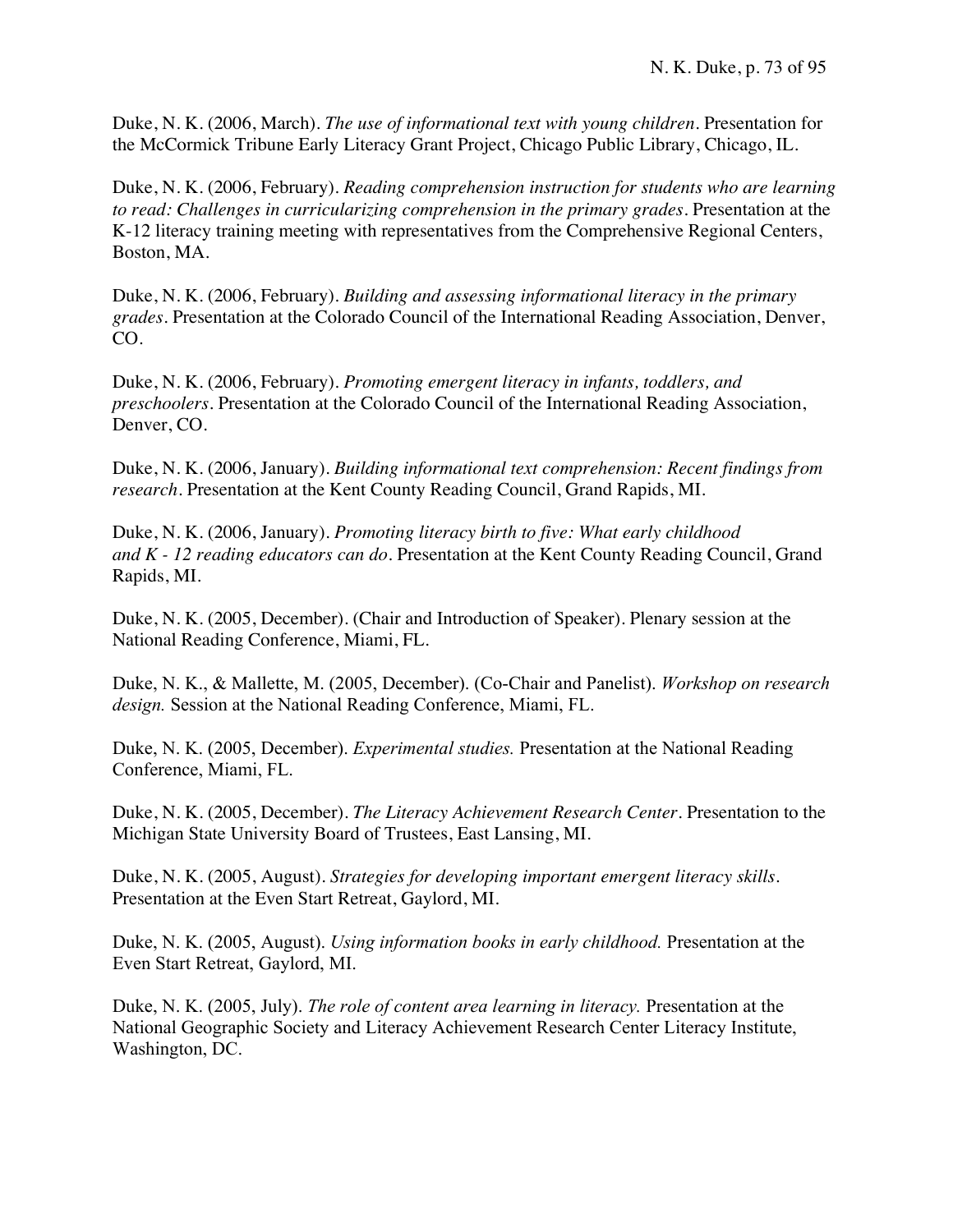Duke, N. K. (2006, March). *The use of informational text with young children*. Presentation for the McCormick Tribune Early Literacy Grant Project, Chicago Public Library, Chicago, IL.

Duke, N. K. (2006, February). *Reading comprehension instruction for students who are learning to read: Challenges in curricularizing comprehension in the primary grades*. Presentation at the K-12 literacy training meeting with representatives from the Comprehensive Regional Centers, Boston, MA.

Duke, N. K. (2006, February). *Building and assessing informational literacy in the primary grades*. Presentation at the Colorado Council of the International Reading Association, Denver, CO.

Duke, N. K. (2006, February). *Promoting emergent literacy in infants, toddlers, and preschoolers*. Presentation at the Colorado Council of the International Reading Association, Denver, CO.

Duke, N. K. (2006, January). *Building informational text comprehension: Recent findings from research*. Presentation at the Kent County Reading Council, Grand Rapids, MI.

Duke, N. K. (2006, January). *Promoting literacy birth to five: What early childhood and K - 12 reading educators can do*. Presentation at the Kent County Reading Council, Grand Rapids, MI.

Duke, N. K. (2005, December). (Chair and Introduction of Speaker). Plenary session at the National Reading Conference, Miami, FL.

Duke, N. K., & Mallette, M. (2005, December). (Co-Chair and Panelist). *Workshop on research design.* Session at the National Reading Conference, Miami, FL.

Duke, N. K. (2005, December). *Experimental studies.* Presentation at the National Reading Conference, Miami, FL.

Duke, N. K. (2005, December). *The Literacy Achievement Research Center*. Presentation to the Michigan State University Board of Trustees, East Lansing, MI.

Duke, N. K. (2005, August). *Strategies for developing important emergent literacy skills*. Presentation at the Even Start Retreat, Gaylord, MI.

Duke, N. K. (2005, August). *Using information books in early childhood.* Presentation at the Even Start Retreat, Gaylord, MI.

Duke, N. K. (2005, July). *The role of content area learning in literacy.* Presentation at the National Geographic Society and Literacy Achievement Research Center Literacy Institute, Washington, DC.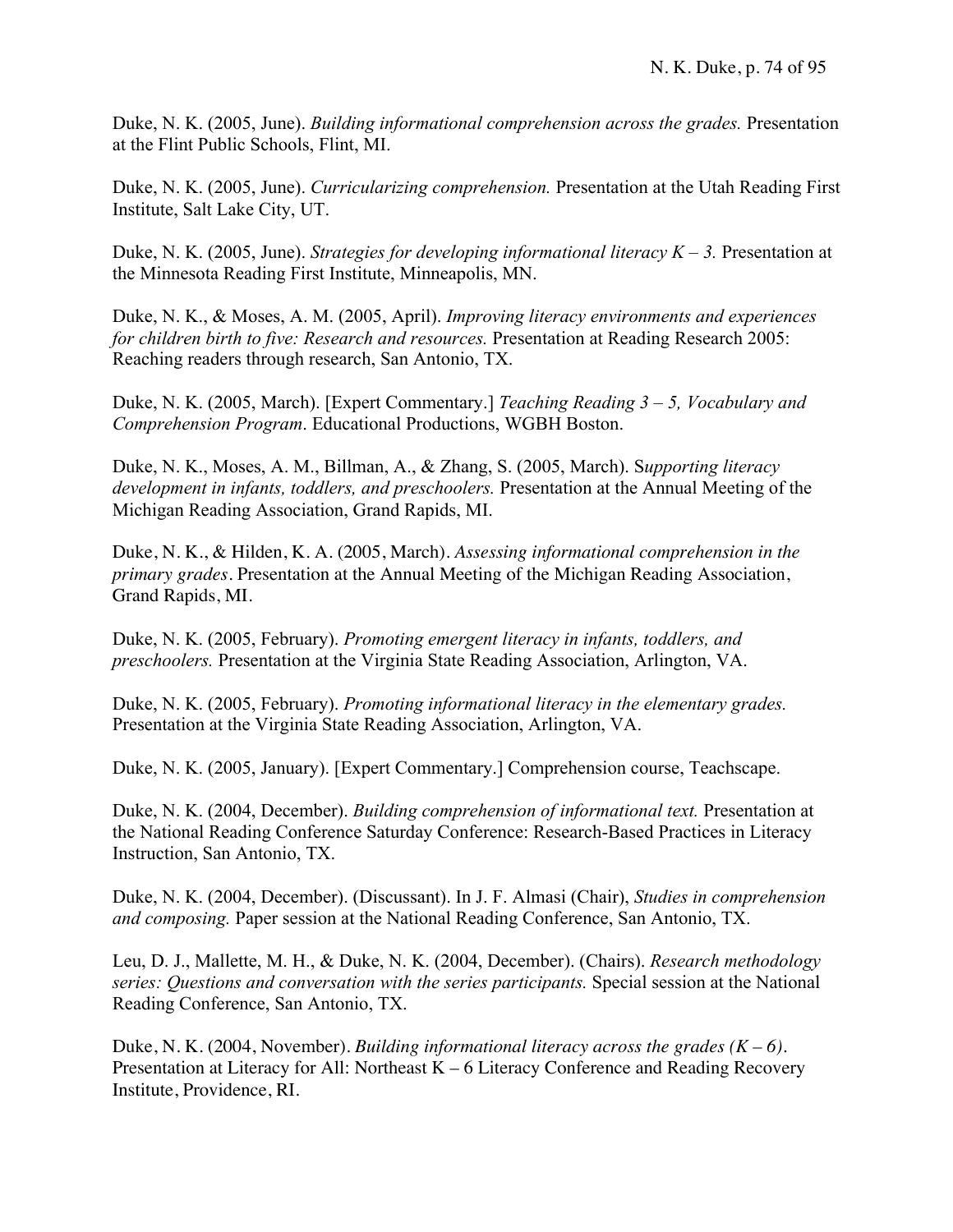Duke, N. K. (2005, June). *Building informational comprehension across the grades.* Presentation at the Flint Public Schools, Flint, MI.

Duke, N. K. (2005, June). *Curricularizing comprehension.* Presentation at the Utah Reading First Institute, Salt Lake City, UT.

Duke, N. K. (2005, June). *Strategies for developing informational literacy K – 3.* Presentation at the Minnesota Reading First Institute, Minneapolis, MN.

Duke, N. K., & Moses, A. M. (2005, April). *Improving literacy environments and experiences for children birth to five: Research and resources.* Presentation at Reading Research 2005: Reaching readers through research, San Antonio, TX.

Duke, N. K. (2005, March). [Expert Commentary.] *Teaching Reading 3 – 5, Vocabulary and Comprehension Program*. Educational Productions, WGBH Boston.

Duke, N. K., Moses, A. M., Billman, A., & Zhang, S. (2005, March). S*upporting literacy development in infants, toddlers, and preschoolers.* Presentation at the Annual Meeting of the Michigan Reading Association, Grand Rapids, MI.

Duke, N. K., & Hilden, K. A. (2005, March). *Assessing informational comprehension in the primary grades*. Presentation at the Annual Meeting of the Michigan Reading Association, Grand Rapids, MI.

Duke, N. K. (2005, February). *Promoting emergent literacy in infants, toddlers, and preschoolers.* Presentation at the Virginia State Reading Association, Arlington, VA.

Duke, N. K. (2005, February). *Promoting informational literacy in the elementary grades.* Presentation at the Virginia State Reading Association, Arlington, VA.

Duke, N. K. (2005, January). [Expert Commentary.] Comprehension course, Teachscape.

Duke, N. K. (2004, December). *Building comprehension of informational text.* Presentation at the National Reading Conference Saturday Conference: Research-Based Practices in Literacy Instruction, San Antonio, TX.

Duke, N. K. (2004, December). (Discussant). In J. F. Almasi (Chair), *Studies in comprehension and composing.* Paper session at the National Reading Conference, San Antonio, TX.

Leu, D. J., Mallette, M. H., & Duke, N. K. (2004, December). (Chairs). *Research methodology series: Questions and conversation with the series participants.* Special session at the National Reading Conference, San Antonio, TX.

Duke, N. K. (2004, November). *Building informational literacy across the grades (K – 6)*. Presentation at Literacy for All: Northeast K – 6 Literacy Conference and Reading Recovery Institute, Providence, RI.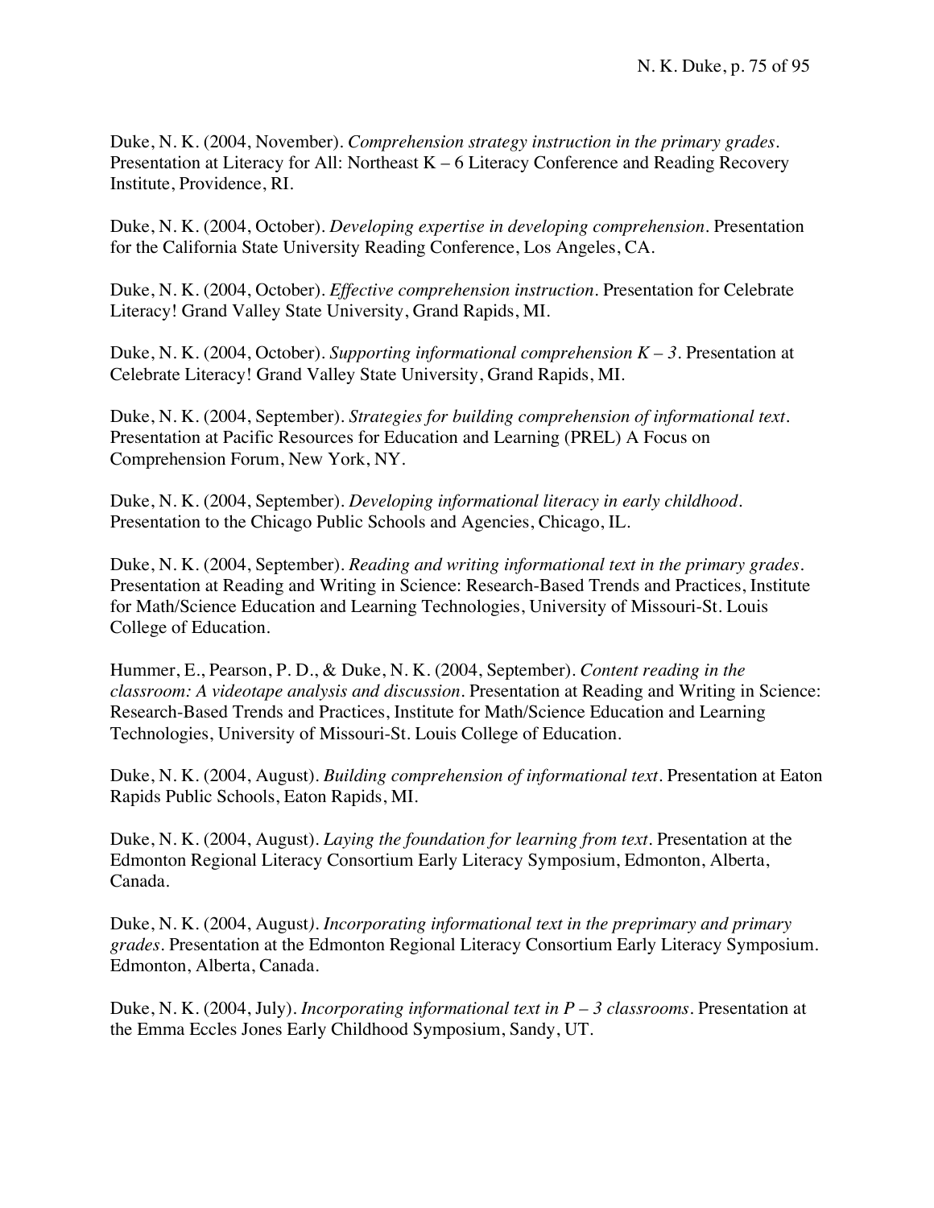Duke, N. K. (2004, November). *Comprehension strategy instruction in the primary grades*. Presentation at Literacy for All: Northeast K – 6 Literacy Conference and Reading Recovery Institute, Providence, RI.

Duke, N. K. (2004, October). *Developing expertise in developing comprehension*. Presentation for the California State University Reading Conference, Los Angeles, CA.

Duke, N. K. (2004, October). *Effective comprehension instruction*. Presentation for Celebrate Literacy! Grand Valley State University, Grand Rapids, MI.

Duke, N. K. (2004, October). *Supporting informational comprehension K – 3*. Presentation at Celebrate Literacy! Grand Valley State University, Grand Rapids, MI.

Duke, N. K. (2004, September). *Strategies for building comprehension of informational text*. Presentation at Pacific Resources for Education and Learning (PREL) A Focus on Comprehension Forum, New York, NY.

Duke, N. K. (2004, September). *Developing informational literacy in early childhood*. Presentation to the Chicago Public Schools and Agencies, Chicago, IL.

Duke, N. K. (2004, September). *Reading and writing informational text in the primary grades*. Presentation at Reading and Writing in Science: Research-Based Trends and Practices, Institute for Math/Science Education and Learning Technologies, University of Missouri-St. Louis College of Education.

Hummer, E., Pearson, P. D., & Duke, N. K. (2004, September). *Content reading in the classroom: A videotape analysis and discussion*. Presentation at Reading and Writing in Science: Research-Based Trends and Practices, Institute for Math/Science Education and Learning Technologies, University of Missouri-St. Louis College of Education.

Duke, N. K. (2004, August). *Building comprehension of informational text*. Presentation at Eaton Rapids Public Schools, Eaton Rapids, MI.

Duke, N. K. (2004, August). *Laying the foundation for learning from text*. Presentation at the Edmonton Regional Literacy Consortium Early Literacy Symposium, Edmonton, Alberta, Canada.

Duke, N. K. (2004, August). *Incorporating informational text in the preprimary and primary grades*. Presentation at the Edmonton Regional Literacy Consortium Early Literacy Symposium. Edmonton, Alberta, Canada.

Duke, N. K. (2004, July). *Incorporating informational text in P – 3 classrooms*. Presentation at the Emma Eccles Jones Early Childhood Symposium, Sandy, UT.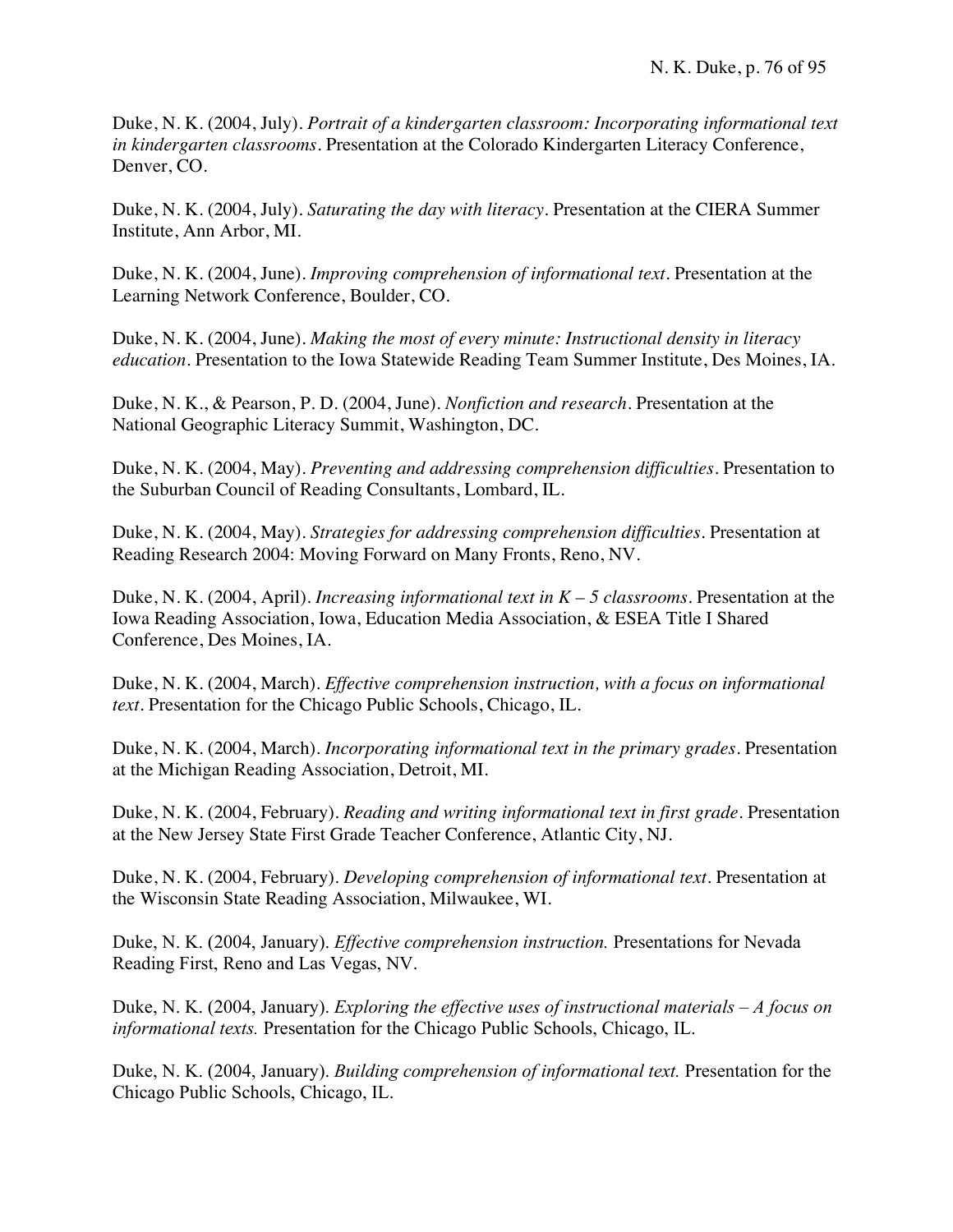Duke, N. K. (2004, July). *Portrait of a kindergarten classroom: Incorporating informational text in kindergarten classrooms*. Presentation at the Colorado Kindergarten Literacy Conference, Denver, CO.

Duke, N. K. (2004, July). *Saturating the day with literacy*. Presentation at the CIERA Summer Institute, Ann Arbor, MI.

Duke, N. K. (2004, June). *Improving comprehension of informational text*. Presentation at the Learning Network Conference, Boulder, CO.

Duke, N. K. (2004, June). *Making the most of every minute: Instructional density in literacy education*. Presentation to the Iowa Statewide Reading Team Summer Institute, Des Moines, IA.

Duke, N. K., & Pearson, P. D. (2004, June). *Nonfiction and research*. Presentation at the National Geographic Literacy Summit, Washington, DC.

Duke, N. K. (2004, May). *Preventing and addressing comprehension difficulties*. Presentation to the Suburban Council of Reading Consultants, Lombard, IL.

Duke, N. K. (2004, May). *Strategies for addressing comprehension difficulties*. Presentation at Reading Research 2004: Moving Forward on Many Fronts, Reno, NV.

Duke, N. K. (2004, April). *Increasing informational text in K – 5 classrooms*. Presentation at the Iowa Reading Association, Iowa, Education Media Association, & ESEA Title I Shared Conference, Des Moines, IA.

Duke, N. K. (2004, March). *Effective comprehension instruction, with a focus on informational text*. Presentation for the Chicago Public Schools, Chicago, IL.

Duke, N. K. (2004, March). *Incorporating informational text in the primary grades*. Presentation at the Michigan Reading Association, Detroit, MI.

Duke, N. K. (2004, February). *Reading and writing informational text in first grade*. Presentation at the New Jersey State First Grade Teacher Conference, Atlantic City, NJ.

Duke, N. K. (2004, February). *Developing comprehension of informational text*. Presentation at the Wisconsin State Reading Association, Milwaukee, WI.

Duke, N. K. (2004, January). *Effective comprehension instruction.* Presentations for Nevada Reading First, Reno and Las Vegas, NV.

Duke, N. K. (2004, January). *Exploring the effective uses of instructional materials – A focus on informational texts.* Presentation for the Chicago Public Schools, Chicago, IL.

Duke, N. K. (2004, January). *Building comprehension of informational text.* Presentation for the Chicago Public Schools, Chicago, IL.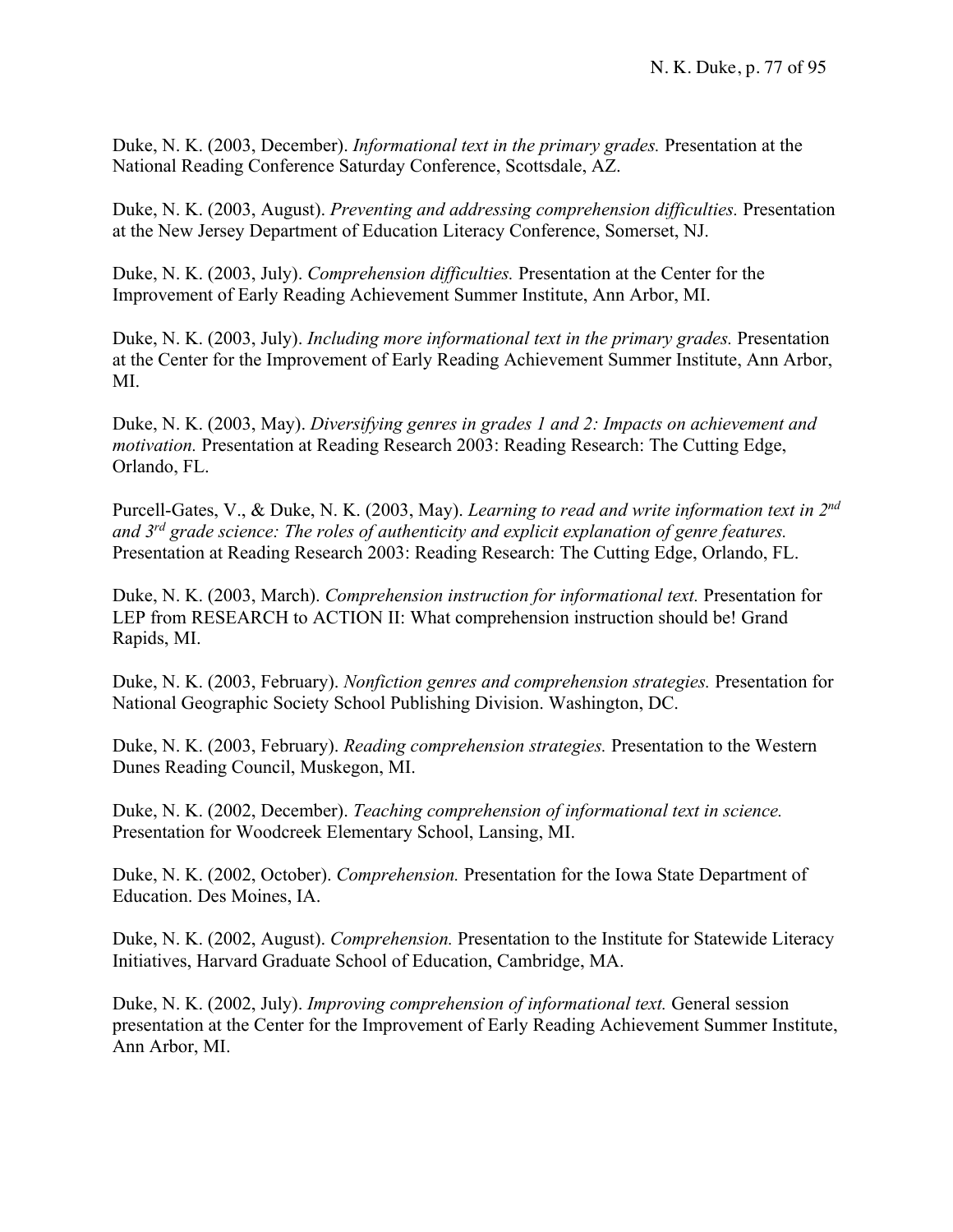Duke, N. K. (2003, December). *Informational text in the primary grades.* Presentation at the National Reading Conference Saturday Conference, Scottsdale, AZ.

Duke, N. K. (2003, August). *Preventing and addressing comprehension difficulties.* Presentation at the New Jersey Department of Education Literacy Conference, Somerset, NJ.

Duke, N. K. (2003, July). *Comprehension difficulties.* Presentation at the Center for the Improvement of Early Reading Achievement Summer Institute, Ann Arbor, MI.

Duke, N. K. (2003, July). *Including more informational text in the primary grades.* Presentation at the Center for the Improvement of Early Reading Achievement Summer Institute, Ann Arbor, MI.

Duke, N. K. (2003, May). *Diversifying genres in grades 1 and 2: Impacts on achievement and motivation.* Presentation at Reading Research 2003: Reading Research: The Cutting Edge, Orlando, FL.

Purcell-Gates, V., & Duke, N. K. (2003, May). *Learning to read and write information text in 2nd and 3rd grade science: The roles of authenticity and explicit explanation of genre features.* Presentation at Reading Research 2003: Reading Research: The Cutting Edge, Orlando, FL.

Duke, N. K. (2003, March). *Comprehension instruction for informational text.* Presentation for LEP from RESEARCH to ACTION II: What comprehension instruction should be! Grand Rapids, MI.

Duke, N. K. (2003, February). *Nonfiction genres and comprehension strategies.* Presentation for National Geographic Society School Publishing Division. Washington, DC.

Duke, N. K. (2003, February). *Reading comprehension strategies.* Presentation to the Western Dunes Reading Council, Muskegon, MI.

Duke, N. K. (2002, December). *Teaching comprehension of informational text in science.* Presentation for Woodcreek Elementary School, Lansing, MI.

Duke, N. K. (2002, October). *Comprehension.* Presentation for the Iowa State Department of Education. Des Moines, IA.

Duke, N. K. (2002, August). *Comprehension.* Presentation to the Institute for Statewide Literacy Initiatives, Harvard Graduate School of Education, Cambridge, MA.

Duke, N. K. (2002, July). *Improving comprehension of informational text.* General session presentation at the Center for the Improvement of Early Reading Achievement Summer Institute, Ann Arbor, MI.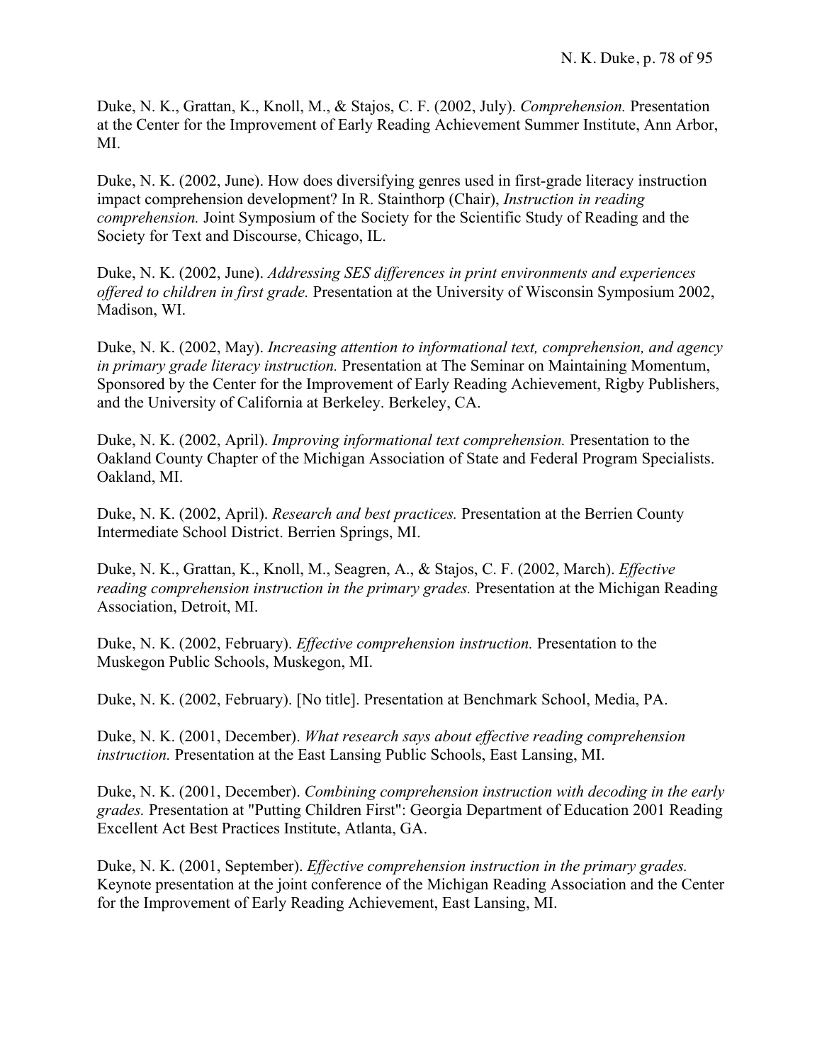Duke, N. K., Grattan, K., Knoll, M., & Stajos, C. F. (2002, July). *Comprehension.* Presentation at the Center for the Improvement of Early Reading Achievement Summer Institute, Ann Arbor, MI.

Duke, N. K. (2002, June). How does diversifying genres used in first-grade literacy instruction impact comprehension development? In R. Stainthorp (Chair), *Instruction in reading comprehension.* Joint Symposium of the Society for the Scientific Study of Reading and the Society for Text and Discourse, Chicago, IL.

Duke, N. K. (2002, June). *Addressing SES differences in print environments and experiences offered to children in first grade.* Presentation at the University of Wisconsin Symposium 2002, Madison, WI.

Duke, N. K. (2002, May). *Increasing attention to informational text, comprehension, and agency in primary grade literacy instruction.* Presentation at The Seminar on Maintaining Momentum, Sponsored by the Center for the Improvement of Early Reading Achievement, Rigby Publishers, and the University of California at Berkeley. Berkeley, CA.

Duke, N. K. (2002, April). *Improving informational text comprehension.* Presentation to the Oakland County Chapter of the Michigan Association of State and Federal Program Specialists. Oakland, MI.

Duke, N. K. (2002, April). *Research and best practices.* Presentation at the Berrien County Intermediate School District. Berrien Springs, MI.

Duke, N. K., Grattan, K., Knoll, M., Seagren, A., & Stajos, C. F. (2002, March). *Effective reading comprehension instruction in the primary grades.* Presentation at the Michigan Reading Association, Detroit, MI.

Duke, N. K. (2002, February). *Effective comprehension instruction.* Presentation to the Muskegon Public Schools, Muskegon, MI.

Duke, N. K. (2002, February). [No title]. Presentation at Benchmark School, Media, PA.

Duke, N. K. (2001, December). *What research says about effective reading comprehension instruction.* Presentation at the East Lansing Public Schools, East Lansing, MI.

Duke, N. K. (2001, December). *Combining comprehension instruction with decoding in the early grades.* Presentation at "Putting Children First": Georgia Department of Education 2001 Reading Excellent Act Best Practices Institute, Atlanta, GA.

Duke, N. K. (2001, September). *Effective comprehension instruction in the primary grades.* Keynote presentation at the joint conference of the Michigan Reading Association and the Center for the Improvement of Early Reading Achievement, East Lansing, MI.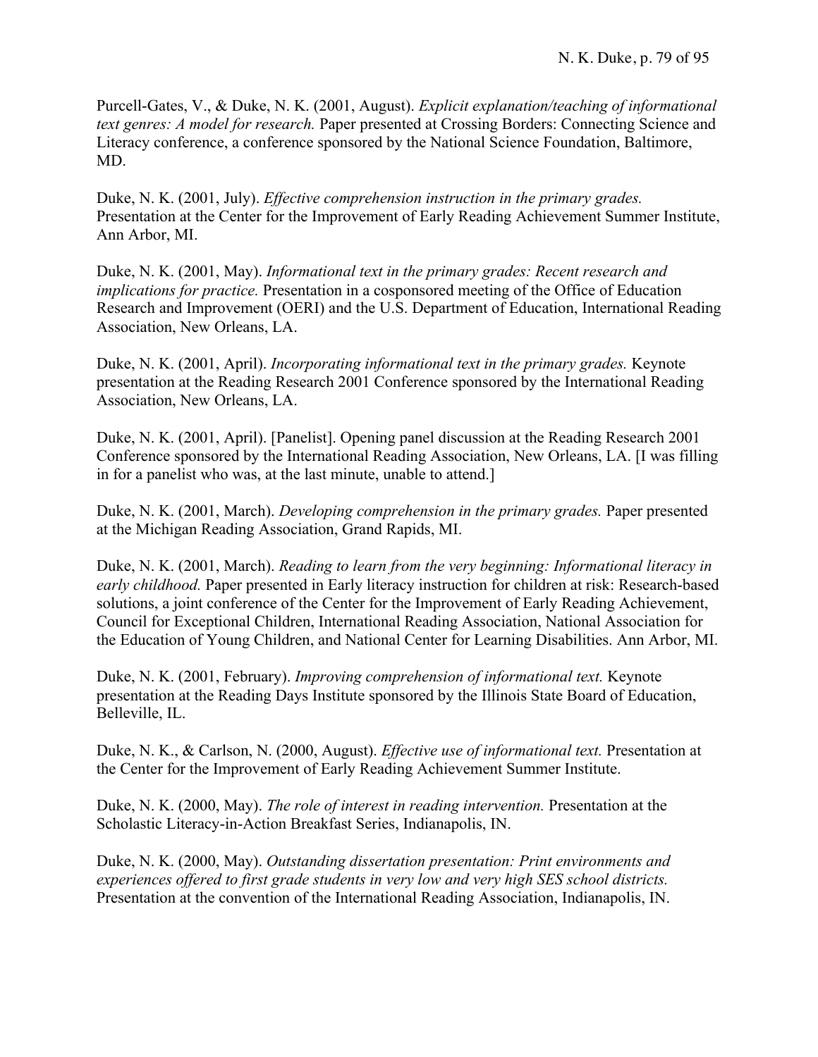Purcell-Gates, V., & Duke, N. K. (2001, August). *Explicit explanation/teaching of informational text genres: A model for research.* Paper presented at Crossing Borders: Connecting Science and Literacy conference, a conference sponsored by the National Science Foundation, Baltimore, MD.

Duke, N. K. (2001, July). *Effective comprehension instruction in the primary grades.* Presentation at the Center for the Improvement of Early Reading Achievement Summer Institute, Ann Arbor, MI.

Duke, N. K. (2001, May). *Informational text in the primary grades: Recent research and implications for practice.* Presentation in a cosponsored meeting of the Office of Education Research and Improvement (OERI) and the U.S. Department of Education, International Reading Association, New Orleans, LA.

Duke, N. K. (2001, April). *Incorporating informational text in the primary grades.* Keynote presentation at the Reading Research 2001 Conference sponsored by the International Reading Association, New Orleans, LA.

Duke, N. K. (2001, April). [Panelist]. Opening panel discussion at the Reading Research 2001 Conference sponsored by the International Reading Association, New Orleans, LA. [I was filling in for a panelist who was, at the last minute, unable to attend.]

Duke, N. K. (2001, March). *Developing comprehension in the primary grades.* Paper presented at the Michigan Reading Association, Grand Rapids, MI.

Duke, N. K. (2001, March). *Reading to learn from the very beginning: Informational literacy in early childhood.* Paper presented in Early literacy instruction for children at risk: Research-based solutions, a joint conference of the Center for the Improvement of Early Reading Achievement, Council for Exceptional Children, International Reading Association, National Association for the Education of Young Children, and National Center for Learning Disabilities. Ann Arbor, MI.

Duke, N. K. (2001, February). *Improving comprehension of informational text.* Keynote presentation at the Reading Days Institute sponsored by the Illinois State Board of Education, Belleville, IL.

Duke, N. K., & Carlson, N. (2000, August). *Effective use of informational text.* Presentation at the Center for the Improvement of Early Reading Achievement Summer Institute.

Duke, N. K. (2000, May). *The role of interest in reading intervention.* Presentation at the Scholastic Literacy-in-Action Breakfast Series, Indianapolis, IN.

Duke, N. K. (2000, May). *Outstanding dissertation presentation: Print environments and experiences offered to first grade students in very low and very high SES school districts.* Presentation at the convention of the International Reading Association, Indianapolis, IN.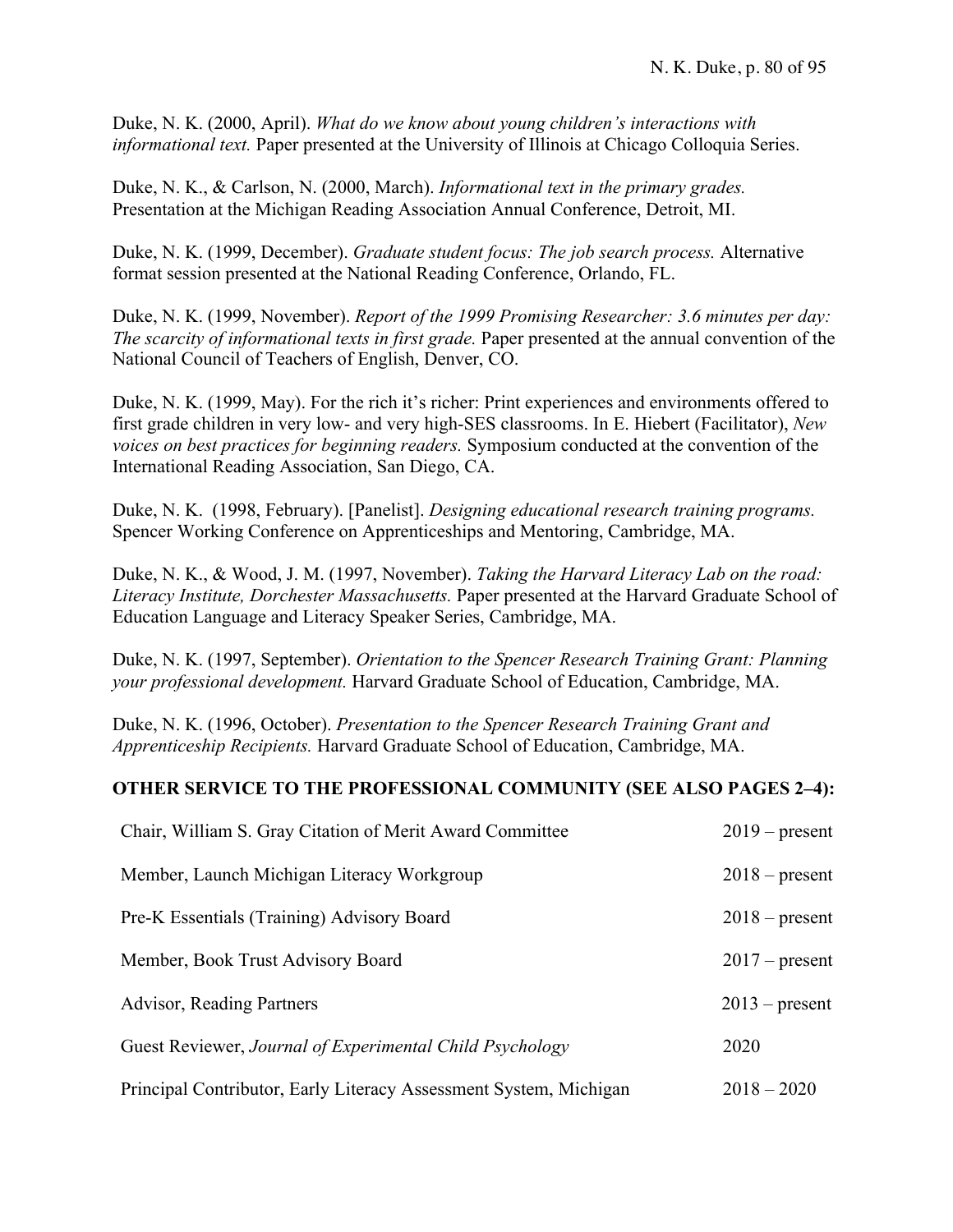Duke, N. K. (2000, April). *What do we know about young children's interactions with informational text.* Paper presented at the University of Illinois at Chicago Colloquia Series.

Duke, N. K., & Carlson, N. (2000, March). *Informational text in the primary grades.* Presentation at the Michigan Reading Association Annual Conference, Detroit, MI.

Duke, N. K. (1999, December). *Graduate student focus: The job search process.* Alternative format session presented at the National Reading Conference, Orlando, FL.

Duke, N. K. (1999, November). *Report of the 1999 Promising Researcher: 3.6 minutes per day: The scarcity of informational texts in first grade.* Paper presented at the annual convention of the National Council of Teachers of English, Denver, CO.

Duke, N. K. (1999, May). For the rich it's richer: Print experiences and environments offered to first grade children in very low- and very high-SES classrooms. In E. Hiebert (Facilitator), *New voices on best practices for beginning readers.* Symposium conducted at the convention of the International Reading Association, San Diego, CA.

Duke, N. K. (1998, February). [Panelist]. *Designing educational research training programs.* Spencer Working Conference on Apprenticeships and Mentoring, Cambridge, MA.

Duke, N. K., & Wood, J. M. (1997, November). *Taking the Harvard Literacy Lab on the road: Literacy Institute, Dorchester Massachusetts.* Paper presented at the Harvard Graduate School of Education Language and Literacy Speaker Series, Cambridge, MA.

Duke, N. K. (1997, September). *Orientation to the Spencer Research Training Grant: Planning your professional development.* Harvard Graduate School of Education, Cambridge, MA.

Duke, N. K. (1996, October). *Presentation to the Spencer Research Training Grant and Apprenticeship Recipients.* Harvard Graduate School of Education, Cambridge, MA.

## OTHER SERVICE TO THE PROFESSIONAL COMMUNITY (SEE ALSO PAGES 2–4):

| | |
|---|---|
| Chair, William S. Gray Citation of Merit Award Committee | 2019 – present |
| Member, Launch Michigan Literacy Workgroup | 2018 – present |
| Pre-K Essentials (Training) Advisory Board | 2018 – present |
| Member, Book Trust Advisory Board | 2017 – present |
| Advisor, Reading Partners | 2013 – present |
| Guest Reviewer, *Journal of Experimental Child Psychology* | 2020 |
| Principal Contributor, Early Literacy Assessment System, Michigan | 2018 – 2020 |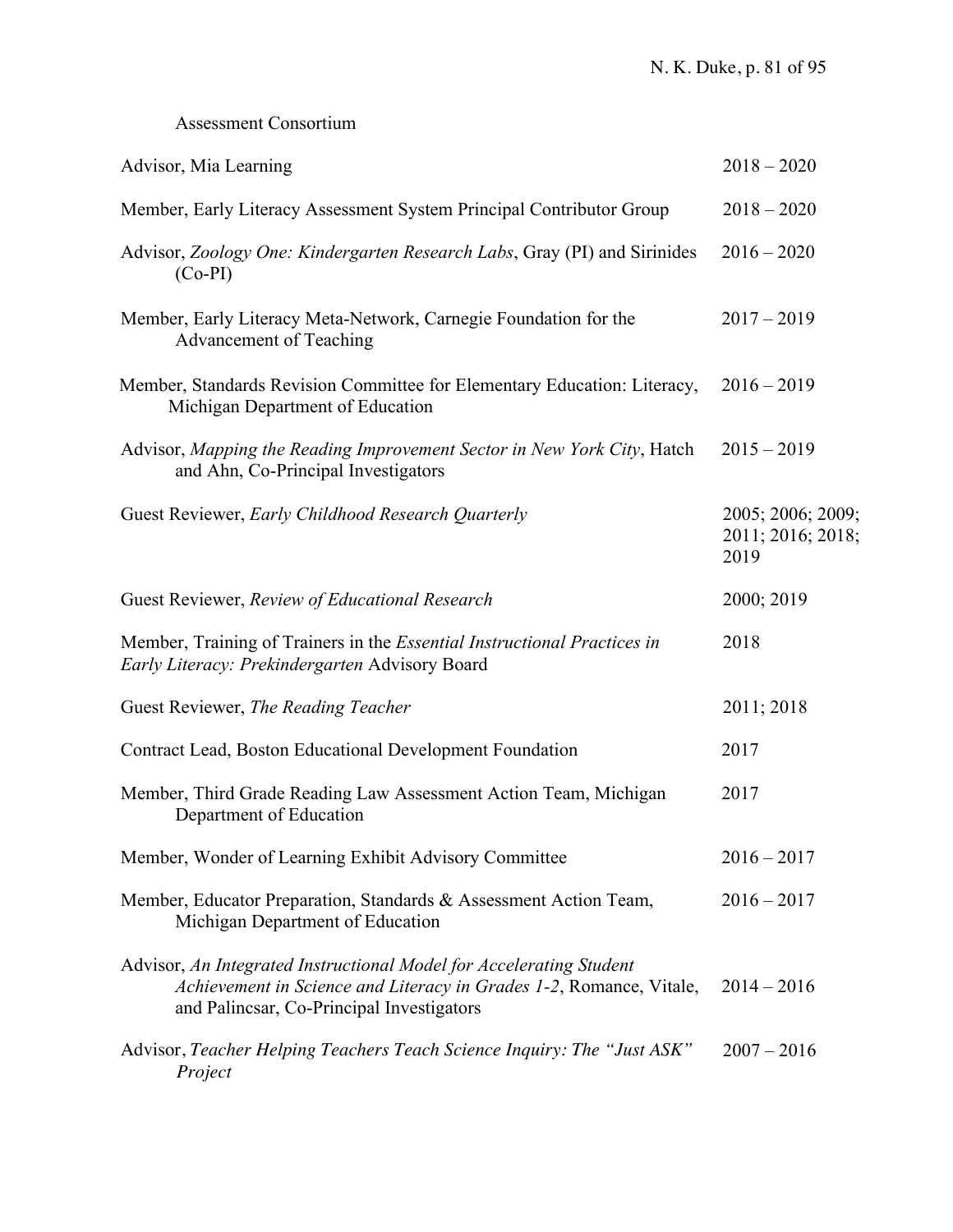Assessment Consortium

| | |
|---|---|
| Advisor, Mia Learning | 2018 – 2020 |
| Member, Early Literacy Assessment System Principal Contributor Group | 2018 – 2020 |
| Advisor, *Zoology One: Kindergarten Research Labs*, Gray (PI) and Sirinides (Co-PI) | 2016 – 2020 |
| Member, Early Literacy Meta-Network, Carnegie Foundation for the Advancement of Teaching | 2017 – 2019 |
| Member, Standards Revision Committee for Elementary Education: Literacy, Michigan Department of Education | 2016 – 2019 |
| Advisor, *Mapping the Reading Improvement Sector in New York City*, Hatch and Ahn, Co-Principal Investigators | 2015 – 2019 |
| Guest Reviewer, *Early Childhood Research Quarterly* | 2005; 2006; 2009; 2011; 2016; 2018; 2019 |
| Guest Reviewer, *Review of Educational Research* | 2000; 2019 |
| Member, Training of Trainers in the *Essential Instructional Practices in Early Literacy: Prekindergarten* Advisory Board | 2018 |
| Guest Reviewer, *The Reading Teacher* | 2011; 2018 |
| Contract Lead, Boston Educational Development Foundation | 2017 |
| Member, Third Grade Reading Law Assessment Action Team, Michigan Department of Education | 2017 |
| Member, Wonder of Learning Exhibit Advisory Committee | 2016 – 2017 |
| Member, Educator Preparation, Standards & Assessment Action Team, Michigan Department of Education | 2016 – 2017 |
| Advisor, *An Integrated Instructional Model for Accelerating Student Achievement in Science and Literacy in Grades 1-2*, Romance, Vitale, and Palincsar, Co-Principal Investigators | 2014 – 2016 |
| Advisor, *Teacher Helping Teachers Teach Science Inquiry: The "Just ASK" Project* | 2007 – 2016 |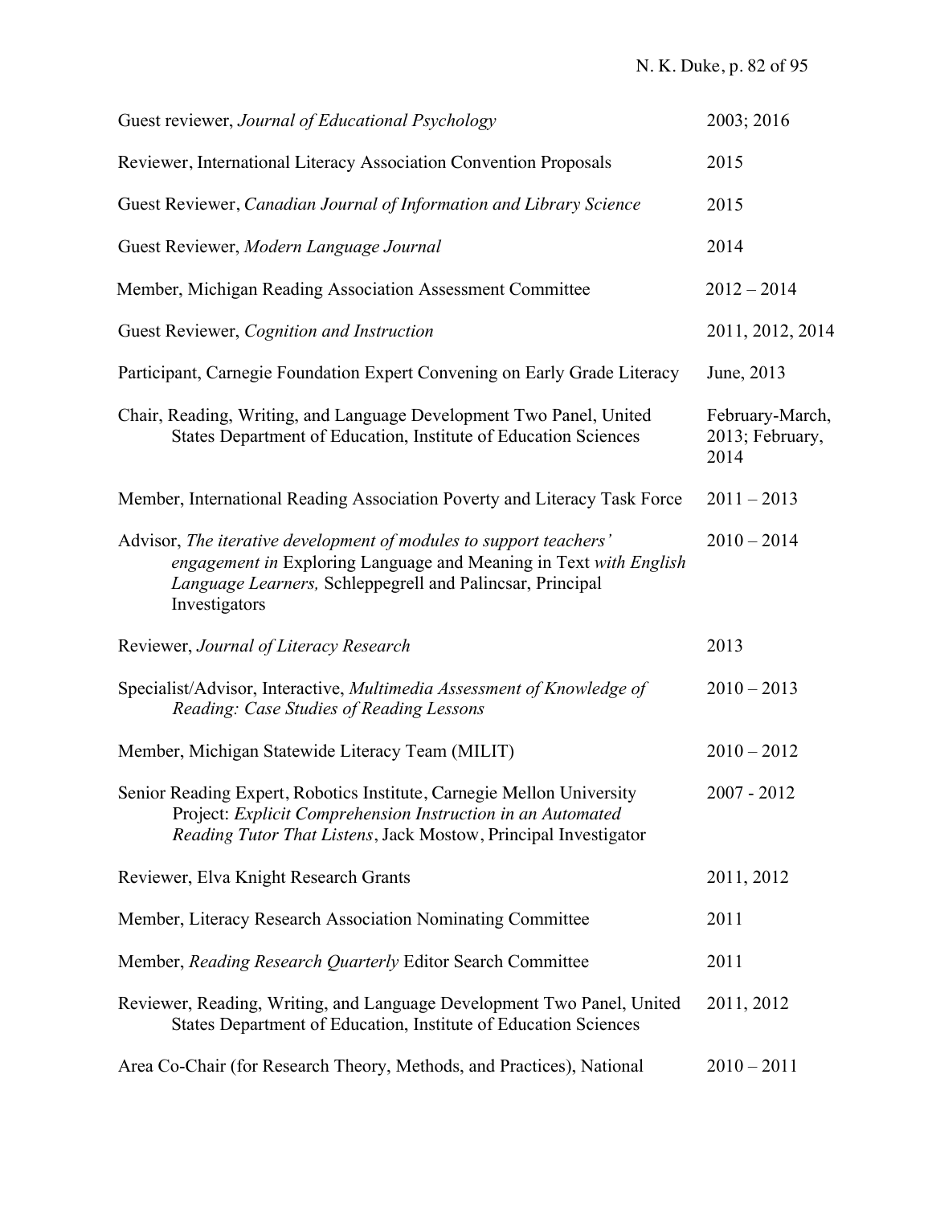| | |
|---|---|
| Guest reviewer, *Journal of Educational Psychology* | 2003; 2016 |
| Reviewer, International Literacy Association Convention Proposals | 2015 |
| Guest Reviewer, *Canadian Journal of Information and Library Science* | 2015 |
| Guest Reviewer, *Modern Language Journal* | 2014 |
| Member, Michigan Reading Association Assessment Committee | 2012 – 2014 |
| Guest Reviewer, *Cognition and Instruction* | 2011, 2012, 2014 |
| Participant, Carnegie Foundation Expert Convening on Early Grade Literacy | June, 2013 |
| Chair, Reading, Writing, and Language Development Two Panel, United States Department of Education, Institute of Education Sciences | February-March, 2013; February, 2014 |
| Member, International Reading Association Poverty and Literacy Task Force | 2011 – 2013 |
| Advisor, *The iterative development of modules to support teachers' engagement in* Exploring Language and Meaning in Text *with English Language Learners,* Schleppegrell and Palincsar, Principal Investigators | 2010 – 2014 |
| Reviewer, *Journal of Literacy Research* | 2013 |
| Specialist/Advisor, Interactive, *Multimedia Assessment of Knowledge of Reading: Case Studies of Reading Lessons* | 2010 – 2013 |
| Member, Michigan Statewide Literacy Team (MILIT) | 2010 – 2012 |
| Senior Reading Expert, Robotics Institute, Carnegie Mellon University Project: *Explicit Comprehension Instruction in an Automated Reading Tutor That Listens*, Jack Mostow, Principal Investigator | 2007 - 2012 |
| Reviewer, Elva Knight Research Grants | 2011, 2012 |
| Member, Literacy Research Association Nominating Committee | 2011 |
| Member, *Reading Research Quarterly* Editor Search Committee | 2011 |
| Reviewer, Reading, Writing, and Language Development Two Panel, United States Department of Education, Institute of Education Sciences | 2011, 2012 |
| Area Co-Chair (for Research Theory, Methods, and Practices), National | 2010 – 2011 |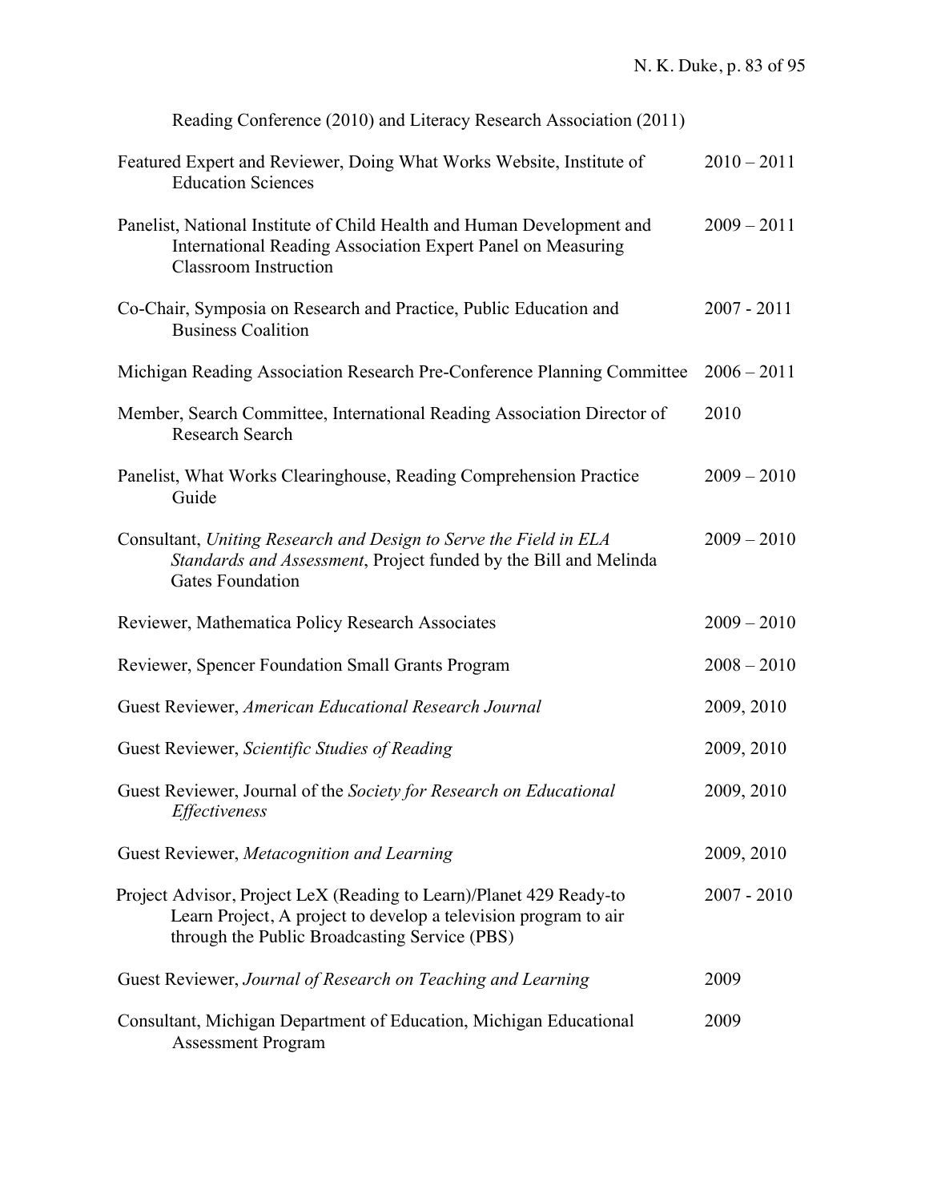Reading Conference (2010) and Literacy Research Association (2011)

| | |
|---|---|
| Featured Expert and Reviewer, Doing What Works Website, Institute of Education Sciences | 2010 – 2011 |
| Panelist, National Institute of Child Health and Human Development and International Reading Association Expert Panel on Measuring Classroom Instruction | 2009 – 2011 |
| Co-Chair, Symposia on Research and Practice, Public Education and Business Coalition | 2007 - 2011 |
| Michigan Reading Association Research Pre-Conference Planning Committee | 2006 – 2011 |
| Member, Search Committee, International Reading Association Director of Research Search | 2010 |
| Panelist, What Works Clearinghouse, Reading Comprehension Practice Guide | 2009 – 2010 |
| Consultant, *Uniting Research and Design to Serve the Field in ELA Standards and Assessment*, Project funded by the Bill and Melinda Gates Foundation | 2009 – 2010 |
| Reviewer, Mathematica Policy Research Associates | 2009 – 2010 |
| Reviewer, Spencer Foundation Small Grants Program | 2008 – 2010 |
| Guest Reviewer, *American Educational Research Journal* | 2009, 2010 |
| Guest Reviewer, *Scientific Studies of Reading* | 2009, 2010 |
| Guest Reviewer, Journal of the *Society for Research on Educational Effectiveness* | 2009, 2010 |
| Guest Reviewer, *Metacognition and Learning* | 2009, 2010 |
| Project Advisor, Project LeX (Reading to Learn)/Planet 429 Ready-to Learn Project, A project to develop a television program to air through the Public Broadcasting Service (PBS) | 2007 - 2010 |
| Guest Reviewer, *Journal of Research on Teaching and Learning* | 2009 |
| Consultant, Michigan Department of Education, Michigan Educational Assessment Program | 2009 |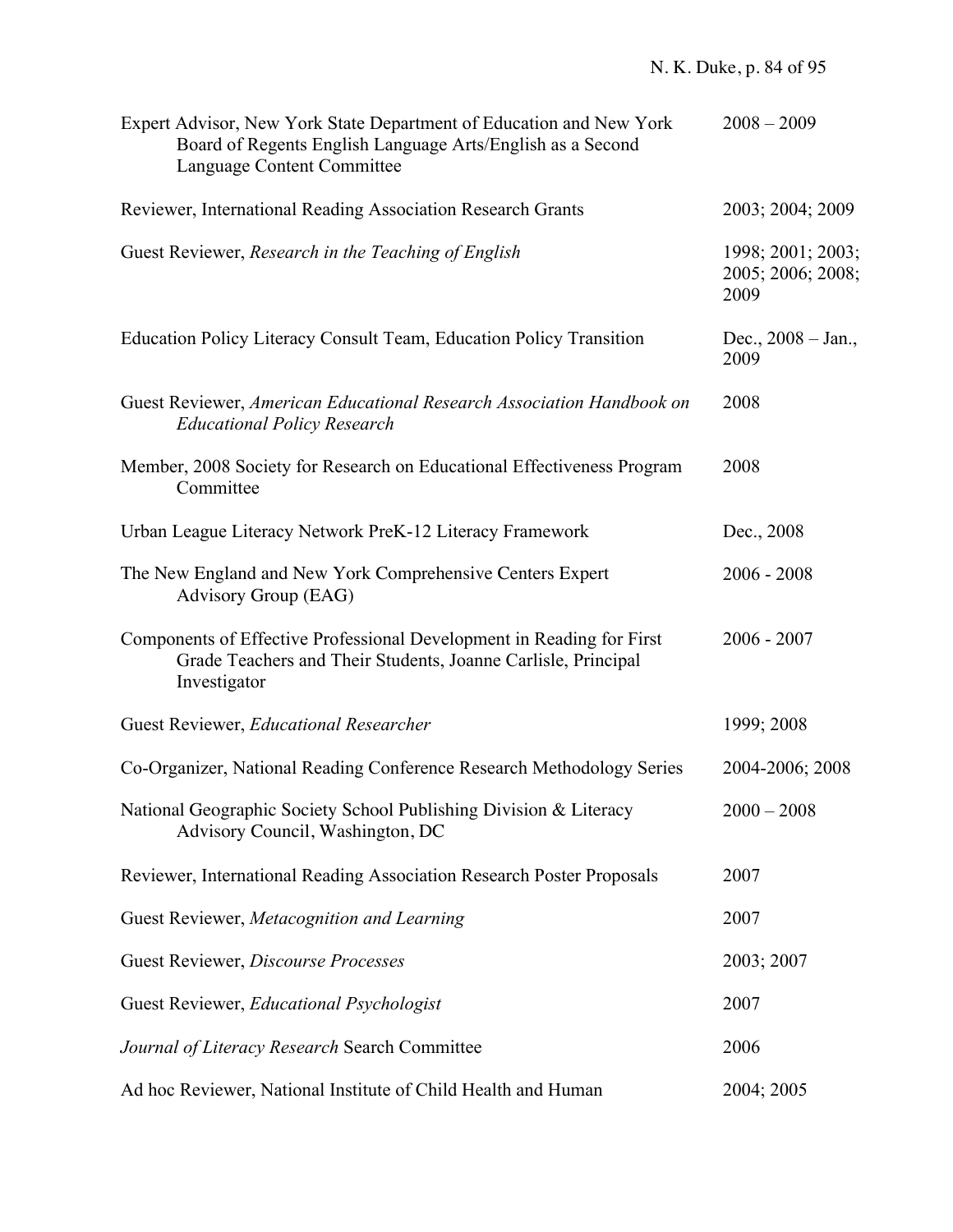| | |
|---|---|
| Expert Advisor, New York State Department of Education and New York Board of Regents English Language Arts/English as a Second Language Content Committee | 2008 – 2009 |
| Reviewer, International Reading Association Research Grants | 2003; 2004; 2009 |
| Guest Reviewer, *Research in the Teaching of English* | 1998; 2001; 2003; 2005; 2006; 2008; 2009 |
| Education Policy Literacy Consult Team, Education Policy Transition | Dec., 2008 – Jan., 2009 |
| Guest Reviewer, *American Educational Research Association Handbook on Educational Policy Research* | 2008 |
| Member, 2008 Society for Research on Educational Effectiveness Program Committee | 2008 |
| Urban League Literacy Network PreK-12 Literacy Framework | Dec., 2008 |
| The New England and New York Comprehensive Centers Expert Advisory Group (EAG) | 2006 - 2008 |
| Components of Effective Professional Development in Reading for First Grade Teachers and Their Students, Joanne Carlisle, Principal Investigator | 2006 - 2007 |
| Guest Reviewer, *Educational Researcher* | 1999; 2008 |
| Co-Organizer, National Reading Conference Research Methodology Series | 2004-2006; 2008 |
| National Geographic Society School Publishing Division & Literacy Advisory Council, Washington, DC | 2000 – 2008 |
| Reviewer, International Reading Association Research Poster Proposals | 2007 |
| Guest Reviewer, *Metacognition and Learning* | 2007 |
| Guest Reviewer, *Discourse Processes* | 2003; 2007 |
| Guest Reviewer, *Educational Psychologist* | 2007 |
| *Journal of Literacy Research* Search Committee | 2006 |
| Ad hoc Reviewer, National Institute of Child Health and Human | 2004; 2005 |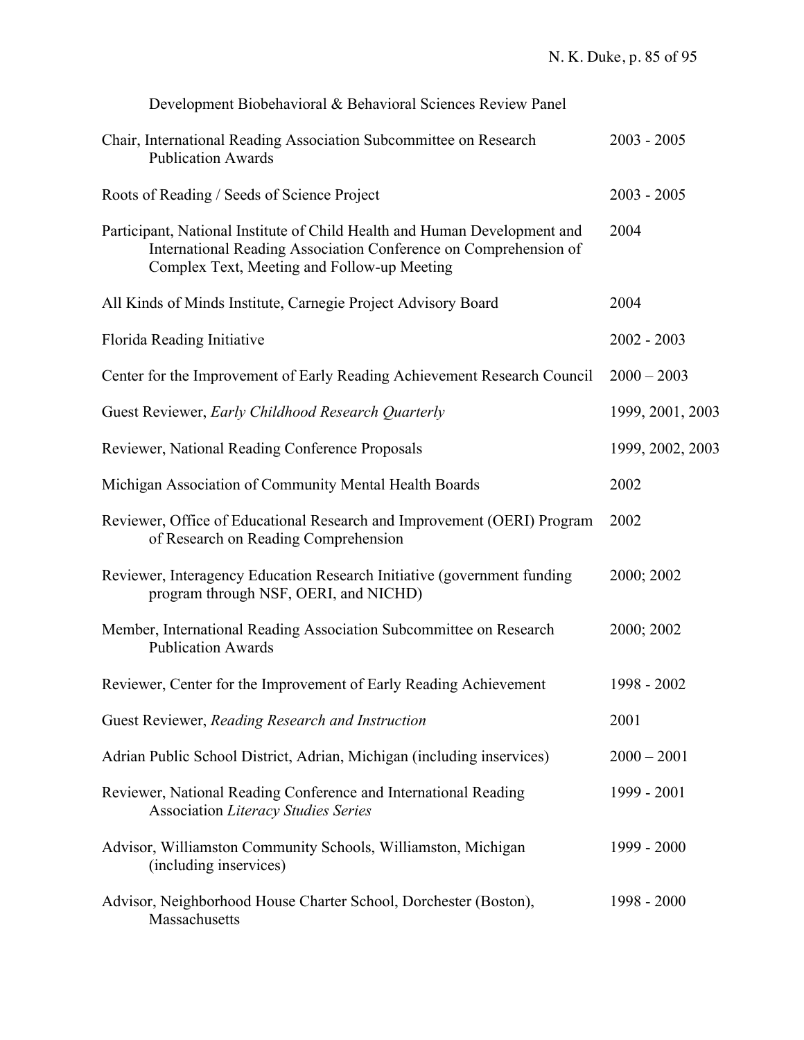Development Biobehavioral & Behavioral Sciences Review Panel

| | |
|---|---|
| Chair, International Reading Association Subcommittee on Research Publication Awards | 2003 - 2005 |
| Roots of Reading / Seeds of Science Project | 2003 - 2005 |
| Participant, National Institute of Child Health and Human Development and International Reading Association Conference on Comprehension of Complex Text, Meeting and Follow-up Meeting | 2004 |
| All Kinds of Minds Institute, Carnegie Project Advisory Board | 2004 |
| Florida Reading Initiative | 2002 - 2003 |
| Center for the Improvement of Early Reading Achievement Research Council | 2000 – 2003 |
| Guest Reviewer, *Early Childhood Research Quarterly* | 1999, 2001, 2003 |
| Reviewer, National Reading Conference Proposals | 1999, 2002, 2003 |
| Michigan Association of Community Mental Health Boards | 2002 |
| Reviewer, Office of Educational Research and Improvement (OERI) Program of Research on Reading Comprehension | 2002 |
| Reviewer, Interagency Education Research Initiative (government funding program through NSF, OERI, and NICHD) | 2000; 2002 |
| Member, International Reading Association Subcommittee on Research Publication Awards | 2000; 2002 |
| Reviewer, Center for the Improvement of Early Reading Achievement | 1998 - 2002 |
| Guest Reviewer, *Reading Research and Instruction* | 2001 |
| Adrian Public School District, Adrian, Michigan (including inservices) | 2000 – 2001 |
| Reviewer, National Reading Conference and International Reading Association *Literacy Studies Series* | 1999 - 2001 |
| Advisor, Williamston Community Schools, Williamston, Michigan (including inservices) | 1999 - 2000 |
| Advisor, Neighborhood House Charter School, Dorchester (Boston), Massachusetts | 1998 - 2000 |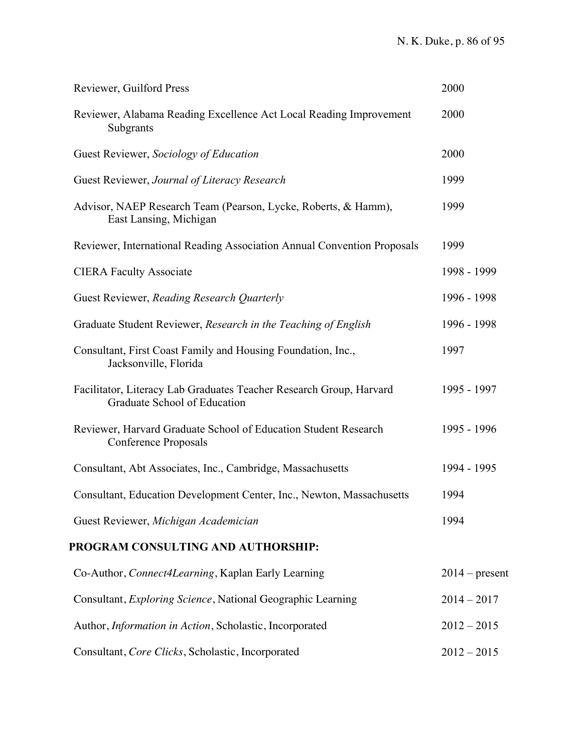| | |
|---|---|
| Reviewer, Guilford Press | 2000 |
| Reviewer, Alabama Reading Excellence Act Local Reading Improvement Subgrants | 2000 |
| Guest Reviewer, *Sociology of Education* | 2000 |
| Guest Reviewer, *Journal of Literacy Research* | 1999 |
| Advisor, NAEP Research Team (Pearson, Lycke, Roberts, & Hamm), East Lansing, Michigan | 1999 |
| Reviewer, International Reading Association Annual Convention Proposals | 1999 |
| CIERA Faculty Associate | 1998 - 1999 |
| Guest Reviewer, *Reading Research Quarterly* | 1996 - 1998 |
| Graduate Student Reviewer, *Research in the Teaching of English* | 1996 - 1998 |
| Consultant, First Coast Family and Housing Foundation, Inc., Jacksonville, Florida | 1997 |
| Facilitator, Literacy Lab Graduates Teacher Research Group, Harvard Graduate School of Education | 1995 - 1997 |
| Reviewer, Harvard Graduate School of Education Student Research Conference Proposals | 1995 - 1996 |
| Consultant, Abt Associates, Inc., Cambridge, Massachusetts | 1994 - 1995 |
| Consultant, Education Development Center, Inc., Newton, Massachusetts | 1994 |
| Guest Reviewer, *Michigan Academician* | 1994 |

## PROGRAM CONSULTING AND AUTHORSHIP:

| | |
|---|---|
| Co-Author, *Connect4Learning*, Kaplan Early Learning | 2014 – present |
| Consultant, *Exploring Science*, National Geographic Learning | 2014 – 2017 |
| Author, *Information in Action*, Scholastic, Incorporated | 2012 – 2015 |
| Consultant, *Core Clicks*, Scholastic, Incorporated | 2012 – 2015 |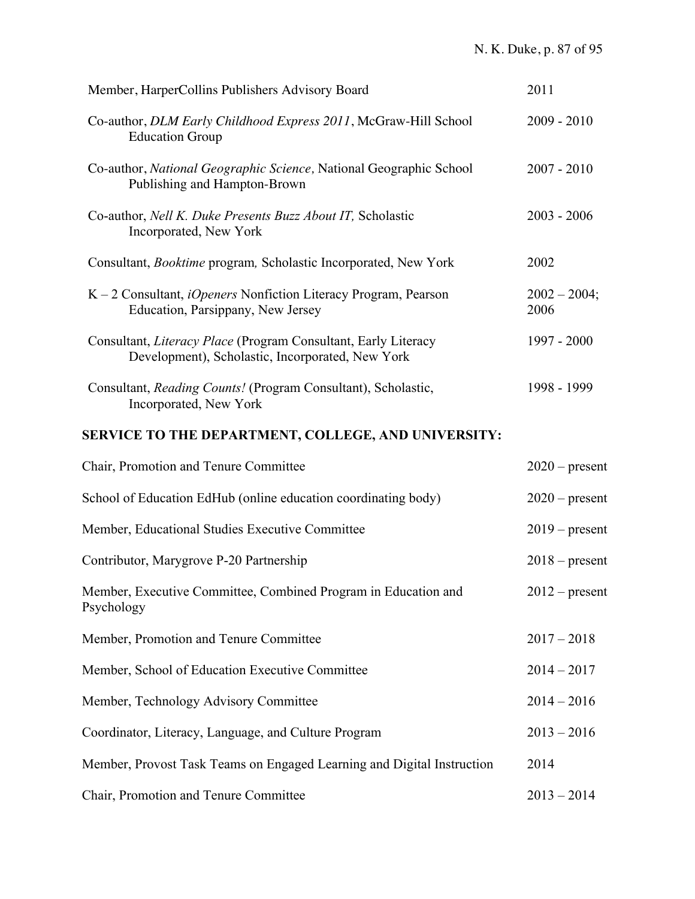| | |
|---|---|
| Member, HarperCollins Publishers Advisory Board | 2011 |
| Co-author, *DLM Early Childhood Express 2011*, McGraw-Hill School Education Group | 2009 - 2010 |
| Co-author, *National Geographic Science,* National Geographic School Publishing and Hampton-Brown | 2007 - 2010 |
| Co-author, *Nell K. Duke Presents Buzz About IT,* Scholastic Incorporated, New York | 2003 - 2006 |
| Consultant, *Booktime* program*,* Scholastic Incorporated, New York | 2002 |
| K – 2 Consultant, *iOpeners* Nonfiction Literacy Program, Pearson Education, Parsippany, New Jersey | 2002 – 2004; 2006 |
| Consultant, *Literacy Place* (Program Consultant, Early Literacy Development), Scholastic, Incorporated, New York | 1997 - 2000 |
| Consultant, *Reading Counts!* (Program Consultant), Scholastic, Incorporated, New York | 1998 - 1999 |

## SERVICE TO THE DEPARTMENT, COLLEGE, AND UNIVERSITY:

| | |
|---|---|
| Chair, Promotion and Tenure Committee | 2020 – present |
| School of Education EdHub (online education coordinating body) | 2020 – present |
| Member, Educational Studies Executive Committee | 2019 – present |
| Contributor, Marygrove P-20 Partnership | 2018 – present |
| Member, Executive Committee, Combined Program in Education and Psychology | 2012 – present |
| Member, Promotion and Tenure Committee | 2017 – 2018 |
| Member, School of Education Executive Committee | 2014 – 2017 |
| Member, Technology Advisory Committee | 2014 – 2016 |
| Coordinator, Literacy, Language, and Culture Program | 2013 – 2016 |
| Member, Provost Task Teams on Engaged Learning and Digital Instruction | 2014 |
| Chair, Promotion and Tenure Committee | 2013 – 2014 |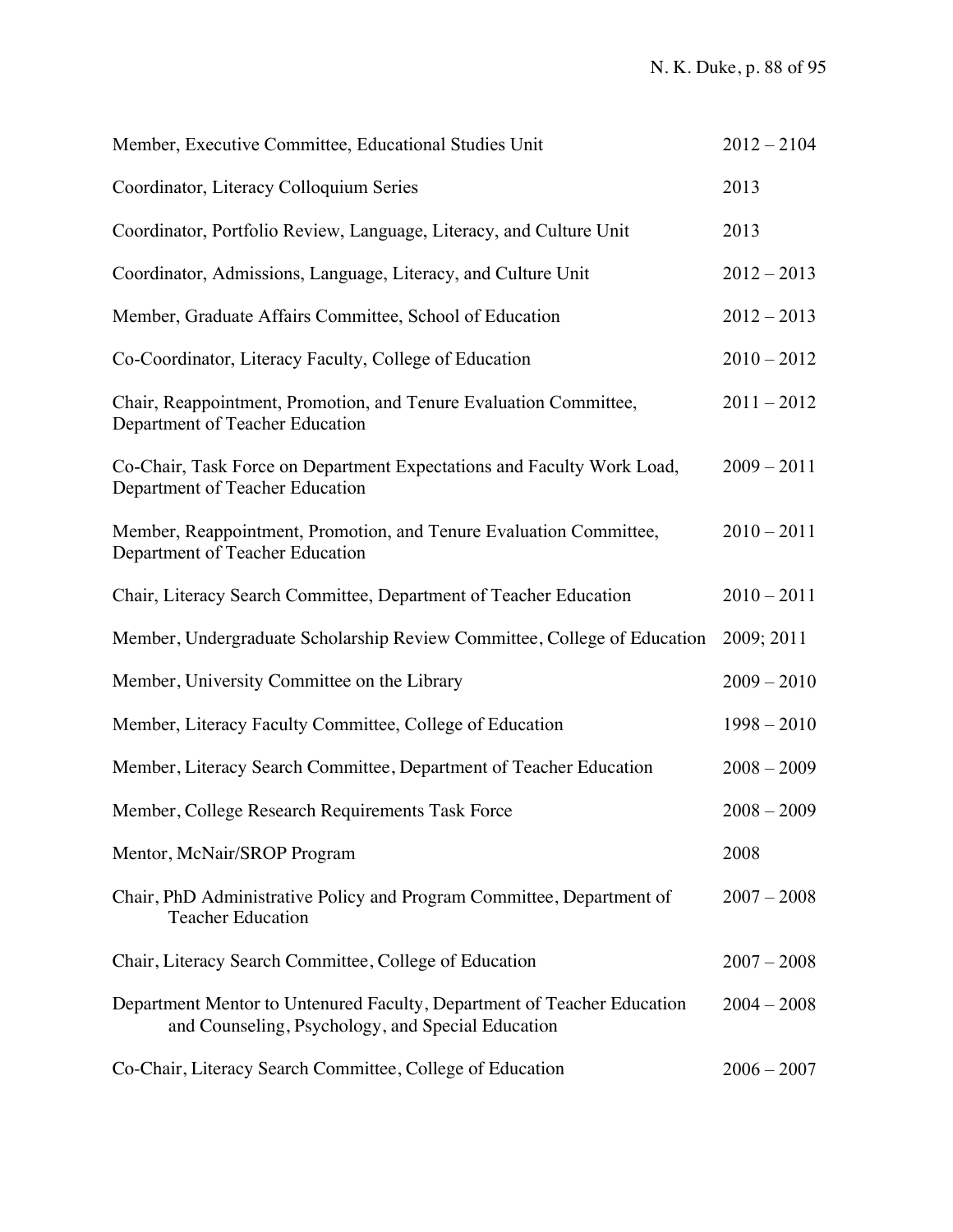| | |
|---|---|
| Member, Executive Committee, Educational Studies Unit | 2012 – 2104 |
| Coordinator, Literacy Colloquium Series | 2013 |
| Coordinator, Portfolio Review, Language, Literacy, and Culture Unit | 2013 |
| Coordinator, Admissions, Language, Literacy, and Culture Unit | 2012 – 2013 |
| Member, Graduate Affairs Committee, School of Education | 2012 – 2013 |
| Co-Coordinator, Literacy Faculty, College of Education | 2010 – 2012 |
| Chair, Reappointment, Promotion, and Tenure Evaluation Committee, Department of Teacher Education | 2011 – 2012 |
| Co-Chair, Task Force on Department Expectations and Faculty Work Load, Department of Teacher Education | 2009 – 2011 |
| Member, Reappointment, Promotion, and Tenure Evaluation Committee, Department of Teacher Education | 2010 – 2011 |
| Chair, Literacy Search Committee, Department of Teacher Education | 2010 – 2011 |
| Member, Undergraduate Scholarship Review Committee, College of Education | 2009; 2011 |
| Member, University Committee on the Library | 2009 – 2010 |
| Member, Literacy Faculty Committee, College of Education | 1998 – 2010 |
| Member, Literacy Search Committee, Department of Teacher Education | 2008 – 2009 |
| Member, College Research Requirements Task Force | 2008 – 2009 |
| Mentor, McNair/SROP Program | 2008 |
| Chair, PhD Administrative Policy and Program Committee, Department of Teacher Education | 2007 – 2008 |
| Chair, Literacy Search Committee, College of Education | 2007 – 2008 |
| Department Mentor to Untenured Faculty, Department of Teacher Education and Counseling, Psychology, and Special Education | 2004 – 2008 |
| Co-Chair, Literacy Search Committee, College of Education | 2006 – 2007 |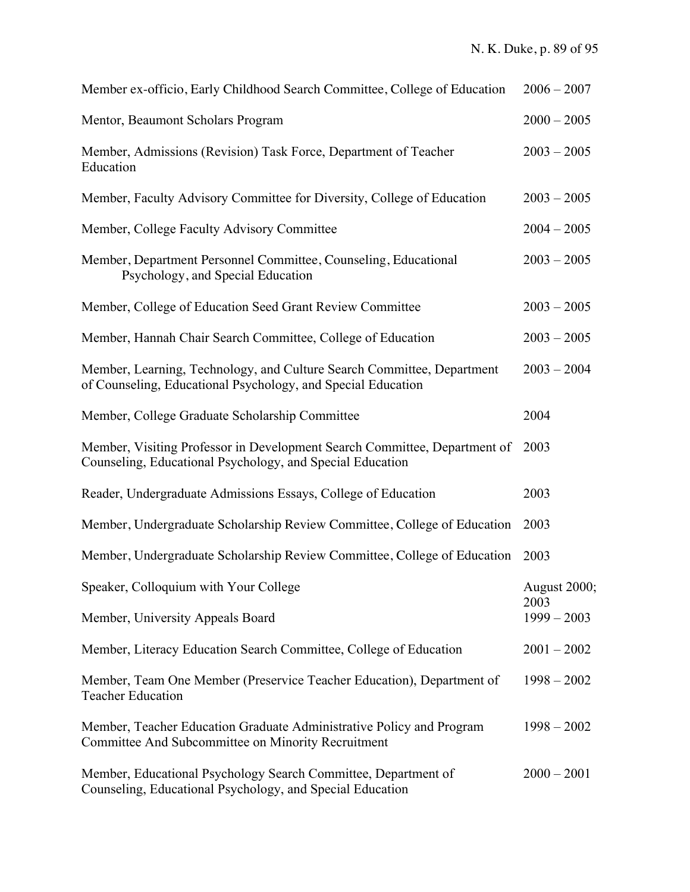| | |
|---|---|
| Member ex-officio, Early Childhood Search Committee, College of Education | 2006 – 2007 |
| Mentor, Beaumont Scholars Program | 2000 – 2005 |
| Member, Admissions (Revision) Task Force, Department of Teacher Education | 2003 – 2005 |
| Member, Faculty Advisory Committee for Diversity, College of Education | 2003 – 2005 |
| Member, College Faculty Advisory Committee | 2004 – 2005 |
| Member, Department Personnel Committee, Counseling, Educational Psychology, and Special Education | 2003 – 2005 |
| Member, College of Education Seed Grant Review Committee | 2003 – 2005 |
| Member, Hannah Chair Search Committee, College of Education | 2003 – 2005 |
| Member, Learning, Technology, and Culture Search Committee, Department of Counseling, Educational Psychology, and Special Education | 2003 – 2004 |
| Member, College Graduate Scholarship Committee | 2004 |
| Member, Visiting Professor in Development Search Committee, Department of Counseling, Educational Psychology, and Special Education | 2003 |
| Reader, Undergraduate Admissions Essays, College of Education | 2003 |
| Member, Undergraduate Scholarship Review Committee, College of Education | 2003 |
| Member, Undergraduate Scholarship Review Committee, College of Education | 2003 |
| Speaker, Colloquium with Your College | August 2000; 2003 |
| Member, University Appeals Board | 1999 – 2003 |
| Member, Literacy Education Search Committee, College of Education | 2001 – 2002 |
| Member, Team One Member (Preservice Teacher Education), Department of Teacher Education | 1998 – 2002 |
| Member, Teacher Education Graduate Administrative Policy and Program Committee And Subcommittee on Minority Recruitment | 1998 – 2002 |
| Member, Educational Psychology Search Committee, Department of Counseling, Educational Psychology, and Special Education | 2000 – 2001 |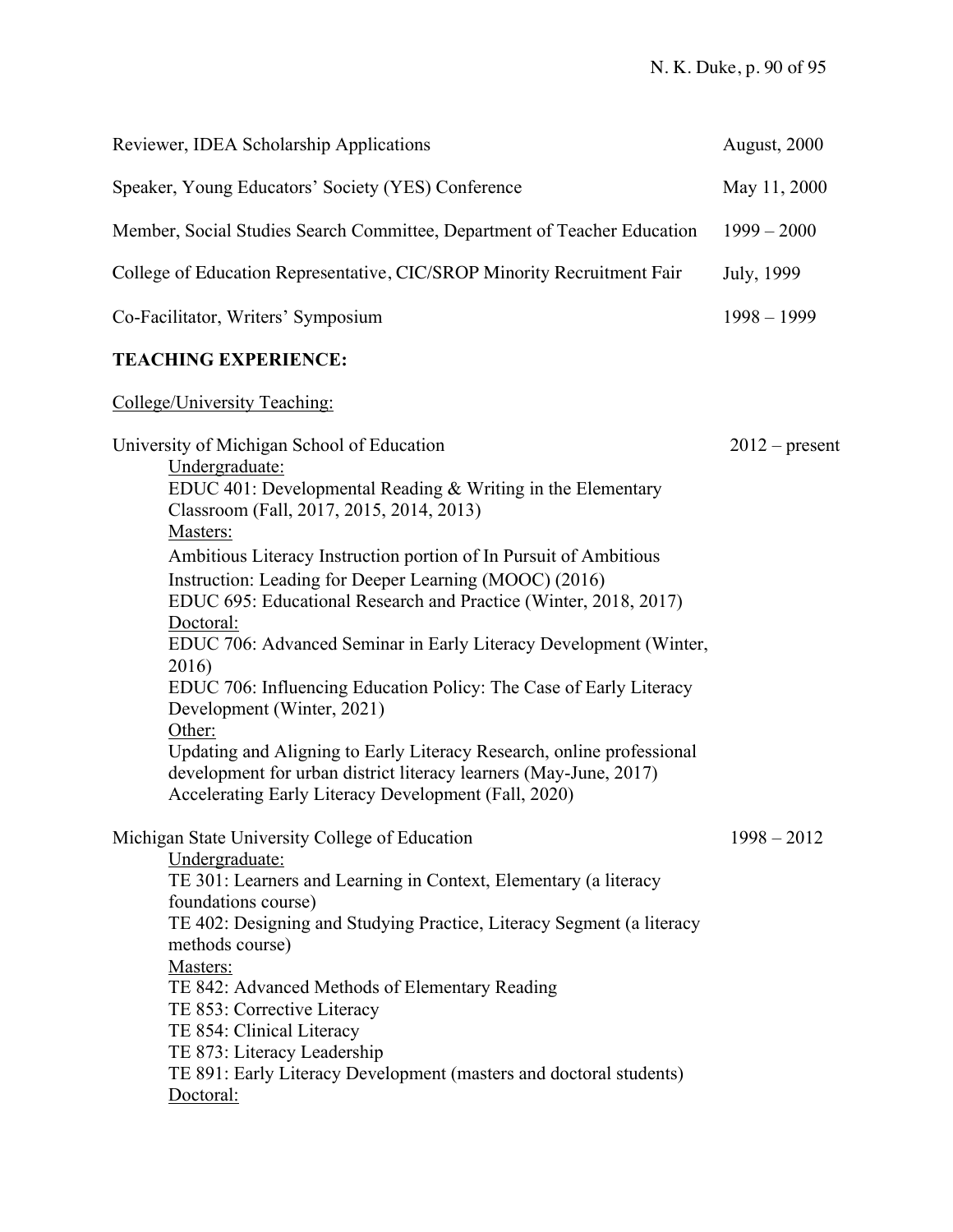Reviewer, IDEA Scholarship Applications — August, 2000

Speaker, Young Educators' Society (YES) Conference — May 11, 2000

Member, Social Studies Search Committee, Department of Teacher Education — 1999 – 2000

College of Education Representative, CIC/SROP Minority Recruitment Fair — July, 1999

Co-Facilitator, Writers' Symposium — 1998 – 1999

**TEACHING EXPERIENCE:**

<u>College/University Teaching:</u>

University of Michigan School of Education — 2012 – present

<u>Undergraduate:</u>
EDUC 401: Developmental Reading & Writing in the Elementary Classroom (Fall, 2017, 2015, 2014, 2013)

<u>Masters:</u>
Ambitious Literacy Instruction portion of In Pursuit of Ambitious Instruction: Leading for Deeper Learning (MOOC) (2016)
EDUC 695: Educational Research and Practice (Winter, 2018, 2017)

<u>Doctoral:</u>
EDUC 706: Advanced Seminar in Early Literacy Development (Winter, 2016)
EDUC 706: Influencing Education Policy: The Case of Early Literacy Development (Winter, 2021)

<u>Other:</u>
Updating and Aligning to Early Literacy Research, online professional development for urban district literacy learners (May-June, 2017)
Accelerating Early Literacy Development (Fall, 2020)

Michigan State University College of Education — 1998 – 2012

<u>Undergraduate:</u>
TE 301: Learners and Learning in Context, Elementary (a literacy foundations course)
TE 402: Designing and Studying Practice, Literacy Segment (a literacy methods course)

<u>Masters:</u>
TE 842: Advanced Methods of Elementary Reading
TE 853: Corrective Literacy
TE 854: Clinical Literacy
TE 873: Literacy Leadership
TE 891: Early Literacy Development (masters and doctoral students)

<u>Doctoral:</u>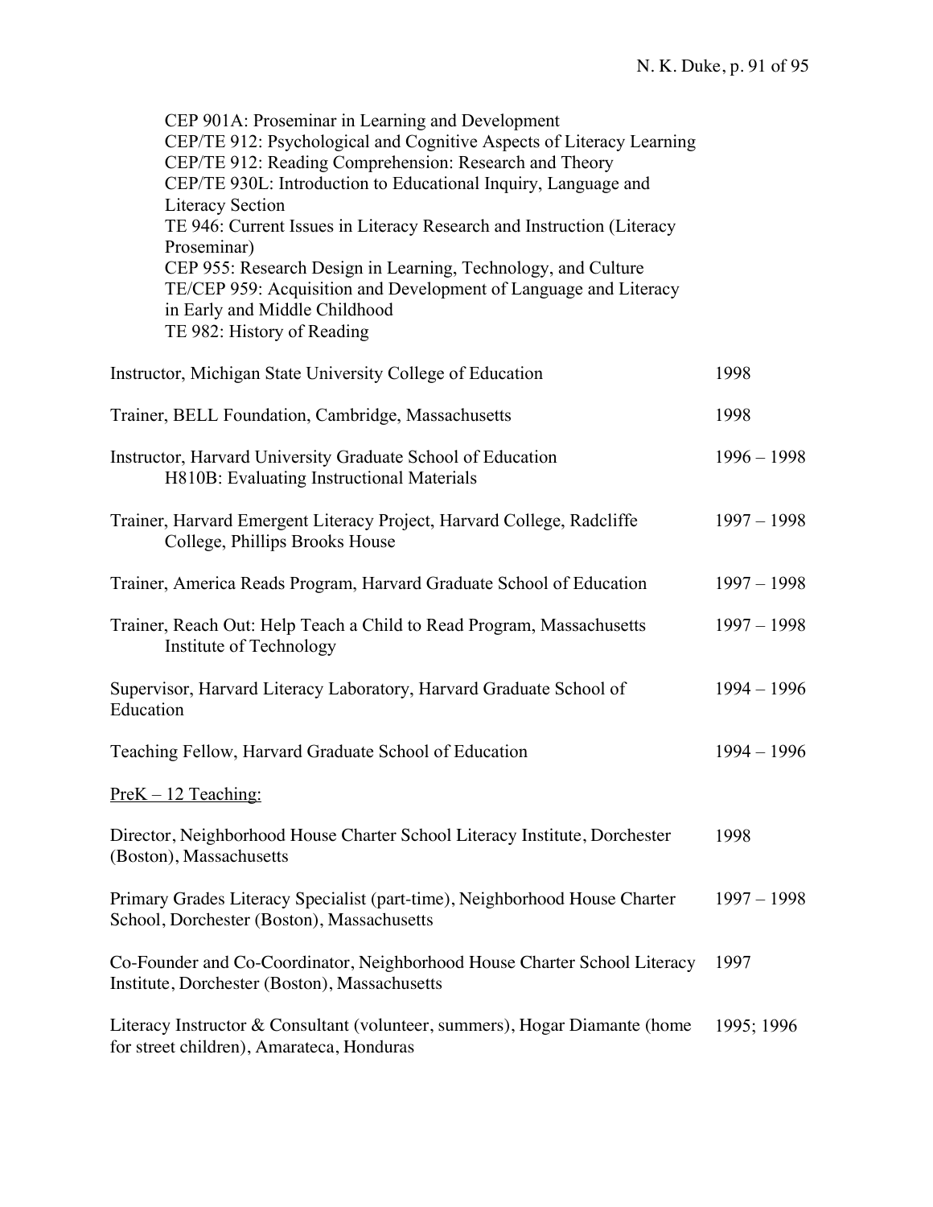CEP 901A: Proseminar in Learning and Development
CEP/TE 912: Psychological and Cognitive Aspects of Literacy Learning
CEP/TE 912: Reading Comprehension: Research and Theory
CEP/TE 930L: Introduction to Educational Inquiry, Language and Literacy Section
TE 946: Current Issues in Literacy Research and Instruction (Literacy Proseminar)
CEP 955: Research Design in Learning, Technology, and Culture
TE/CEP 959: Acquisition and Development of Language and Literacy in Early and Middle Childhood
TE 982: History of Reading

Instructor, Michigan State University College of Education — 1998

Trainer, BELL Foundation, Cambridge, Massachusetts — 1998

Instructor, Harvard University Graduate School of Education — 1996 – 1998
H810B: Evaluating Instructional Materials

Trainer, Harvard Emergent Literacy Project, Harvard College, Radcliffe College, Phillips Brooks House — 1997 – 1998

Trainer, America Reads Program, Harvard Graduate School of Education — 1997 – 1998

Trainer, Reach Out: Help Teach a Child to Read Program, Massachusetts Institute of Technology — 1997 – 1998

Supervisor, Harvard Literacy Laboratory, Harvard Graduate School of Education — 1994 – 1996

Teaching Fellow, Harvard Graduate School of Education — 1994 – 1996

PreK – 12 Teaching:

Director, Neighborhood House Charter School Literacy Institute, Dorchester (Boston), Massachusetts — 1998

Primary Grades Literacy Specialist (part-time), Neighborhood House Charter School, Dorchester (Boston), Massachusetts — 1997 – 1998

Co-Founder and Co-Coordinator, Neighborhood House Charter School Literacy Institute, Dorchester (Boston), Massachusetts — 1997

Literacy Instructor & Consultant (volunteer, summers), Hogar Diamante (home for street children), Amarateca, Honduras — 1995; 1996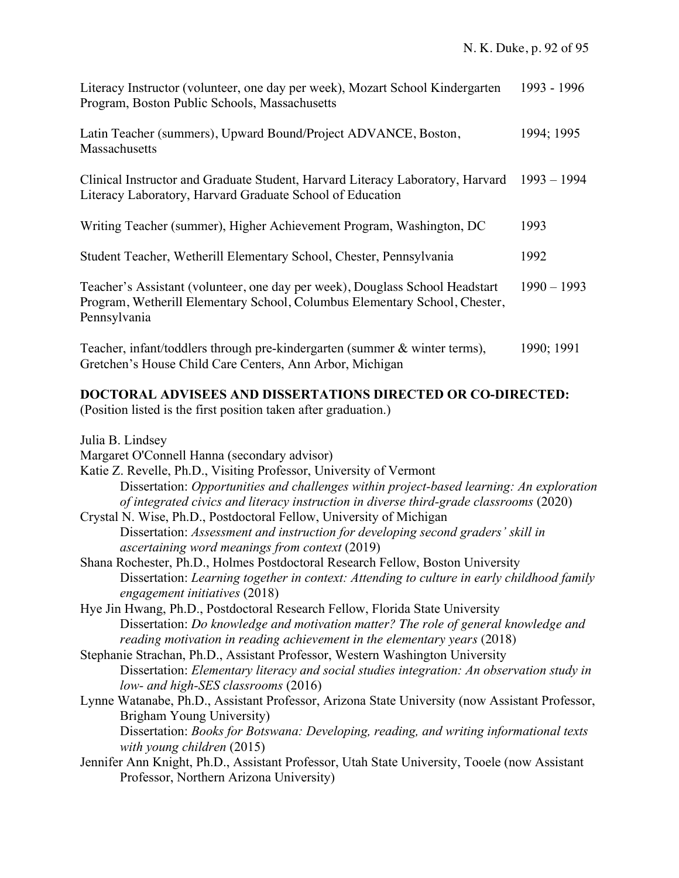Literacy Instructor (volunteer, one day per week), Mozart School Kindergarten Program, Boston Public Schools, Massachusetts — 1993 - 1996

Latin Teacher (summers), Upward Bound/Project ADVANCE, Boston, Massachusetts — 1994; 1995

Clinical Instructor and Graduate Student, Harvard Literacy Laboratory, Harvard Literacy Laboratory, Harvard Graduate School of Education — 1993 – 1994

Writing Teacher (summer), Higher Achievement Program, Washington, DC — 1993

Student Teacher, Wetherill Elementary School, Chester, Pennsylvania — 1992

Teacher's Assistant (volunteer, one day per week), Douglass School Headstart Program, Wetherill Elementary School, Columbus Elementary School, Chester, Pennsylvania — 1990 – 1993

Teacher, infant/toddlers through pre-kindergarten (summer & winter terms), Gretchen's House Child Care Centers, Ann Arbor, Michigan — 1990; 1991

## DOCTORAL ADVISEES AND DISSERTATIONS DIRECTED OR CO-DIRECTED:

(Position listed is the first position taken after graduation.)

Julia B. Lindsey

Margaret O'Connell Hanna (secondary advisor)

Katie Z. Revelle, Ph.D., Visiting Professor, University of Vermont
    Dissertation: *Opportunities and challenges within project-based learning: An exploration of integrated civics and literacy instruction in diverse third-grade classrooms* (2020)

Crystal N. Wise, Ph.D., Postdoctoral Fellow, University of Michigan
    Dissertation: *Assessment and instruction for developing second graders' skill in ascertaining word meanings from context* (2019)

Shana Rochester, Ph.D., Holmes Postdoctoral Research Fellow, Boston University
    Dissertation: *Learning together in context: Attending to culture in early childhood family engagement initiatives* (2018)

Hye Jin Hwang, Ph.D., Postdoctoral Research Fellow, Florida State University
    Dissertation: *Do knowledge and motivation matter? The role of general knowledge and reading motivation in reading achievement in the elementary years* (2018)

Stephanie Strachan, Ph.D., Assistant Professor, Western Washington University
    Dissertation: *Elementary literacy and social studies integration: An observation study in low- and high-SES classrooms* (2016)

Lynne Watanabe, Ph.D., Assistant Professor, Arizona State University (now Assistant Professor, Brigham Young University)
    Dissertation: *Books for Botswana: Developing, reading, and writing informational texts with young children* (2015)

Jennifer Ann Knight, Ph.D., Assistant Professor, Utah State University, Tooele (now Assistant Professor, Northern Arizona University)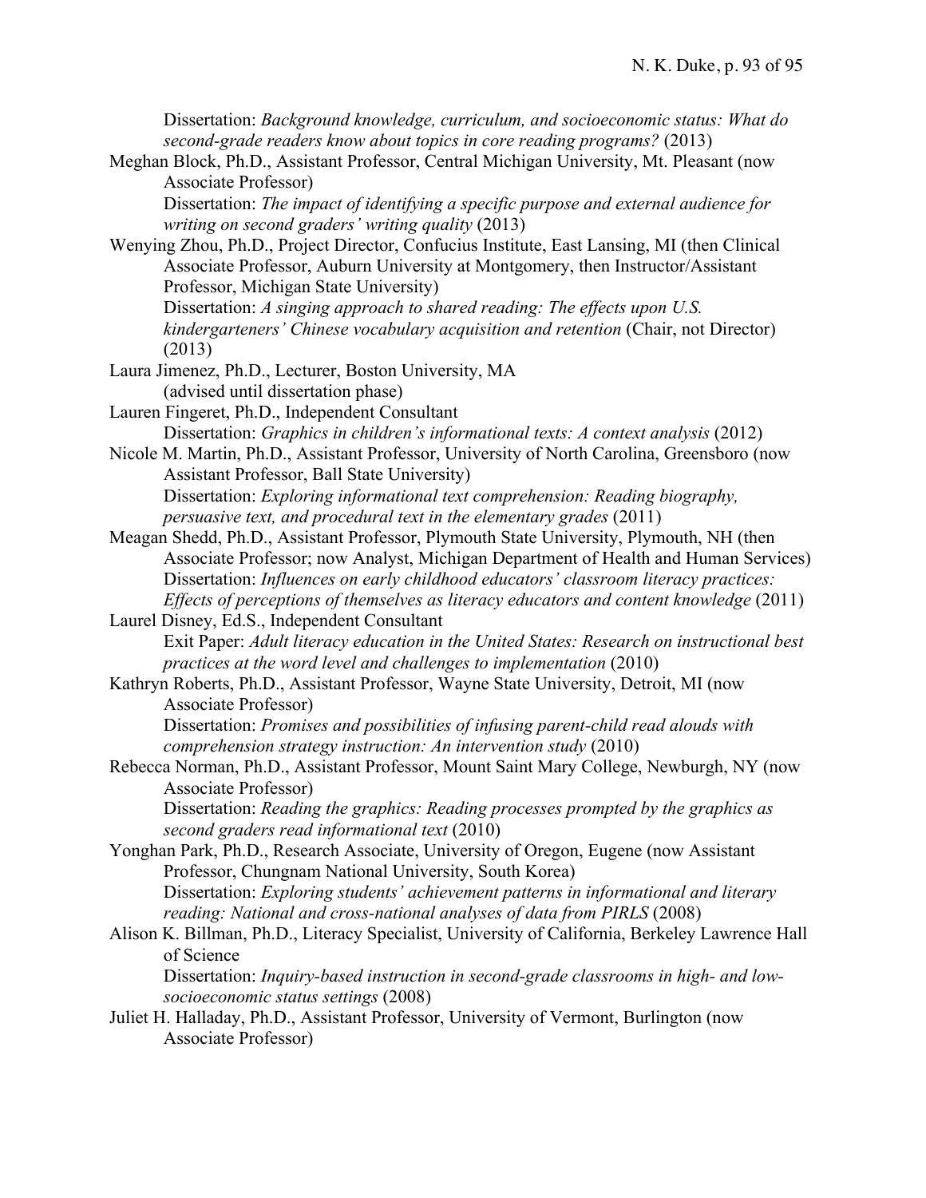Dissertation: *Background knowledge, curriculum, and socioeconomic status: What do second-grade readers know about topics in core reading programs?* (2013)

Meghan Block, Ph.D., Assistant Professor, Central Michigan University, Mt. Pleasant (now Associate Professor)
Dissertation: *The impact of identifying a specific purpose and external audience for writing on second graders' writing quality* (2013)

Wenying Zhou, Ph.D., Project Director, Confucius Institute, East Lansing, MI (then Clinical Associate Professor, Auburn University at Montgomery, then Instructor/Assistant Professor, Michigan State University)
Dissertation: *A singing approach to shared reading: The effects upon U.S. kindergarteners' Chinese vocabulary acquisition and retention* (Chair, not Director) (2013)

Laura Jimenez, Ph.D., Lecturer, Boston University, MA
(advised until dissertation phase)

Lauren Fingeret, Ph.D., Independent Consultant
Dissertation: *Graphics in children's informational texts: A context analysis* (2012)

Nicole M. Martin, Ph.D., Assistant Professor, University of North Carolina, Greensboro (now Assistant Professor, Ball State University)
Dissertation: *Exploring informational text comprehension: Reading biography, persuasive text, and procedural text in the elementary grades* (2011)

Meagan Shedd, Ph.D., Assistant Professor, Plymouth State University, Plymouth, NH (then Associate Professor; now Analyst, Michigan Department of Health and Human Services)
Dissertation: *Influences on early childhood educators' classroom literacy practices: Effects of perceptions of themselves as literacy educators and content knowledge* (2011)

Laurel Disney, Ed.S., Independent Consultant
Exit Paper: *Adult literacy education in the United States: Research on instructional best practices at the word level and challenges to implementation* (2010)

Kathryn Roberts, Ph.D., Assistant Professor, Wayne State University, Detroit, MI (now Associate Professor)
Dissertation: *Promises and possibilities of infusing parent-child read alouds with comprehension strategy instruction: An intervention study* (2010)

Rebecca Norman, Ph.D., Assistant Professor, Mount Saint Mary College, Newburgh, NY (now Associate Professor)
Dissertation: *Reading the graphics: Reading processes prompted by the graphics as second graders read informational text* (2010)

Yonghan Park, Ph.D., Research Associate, University of Oregon, Eugene (now Assistant Professor, Chungnam National University, South Korea)
Dissertation: *Exploring students' achievement patterns in informational and literary reading: National and cross-national analyses of data from PIRLS* (2008)

Alison K. Billman, Ph.D., Literacy Specialist, University of California, Berkeley Lawrence Hall of Science
Dissertation: *Inquiry-based instruction in second-grade classrooms in high- and low-socioeconomic status settings* (2008)

Juliet H. Halladay, Ph.D., Assistant Professor, University of Vermont, Burlington (now Associate Professor)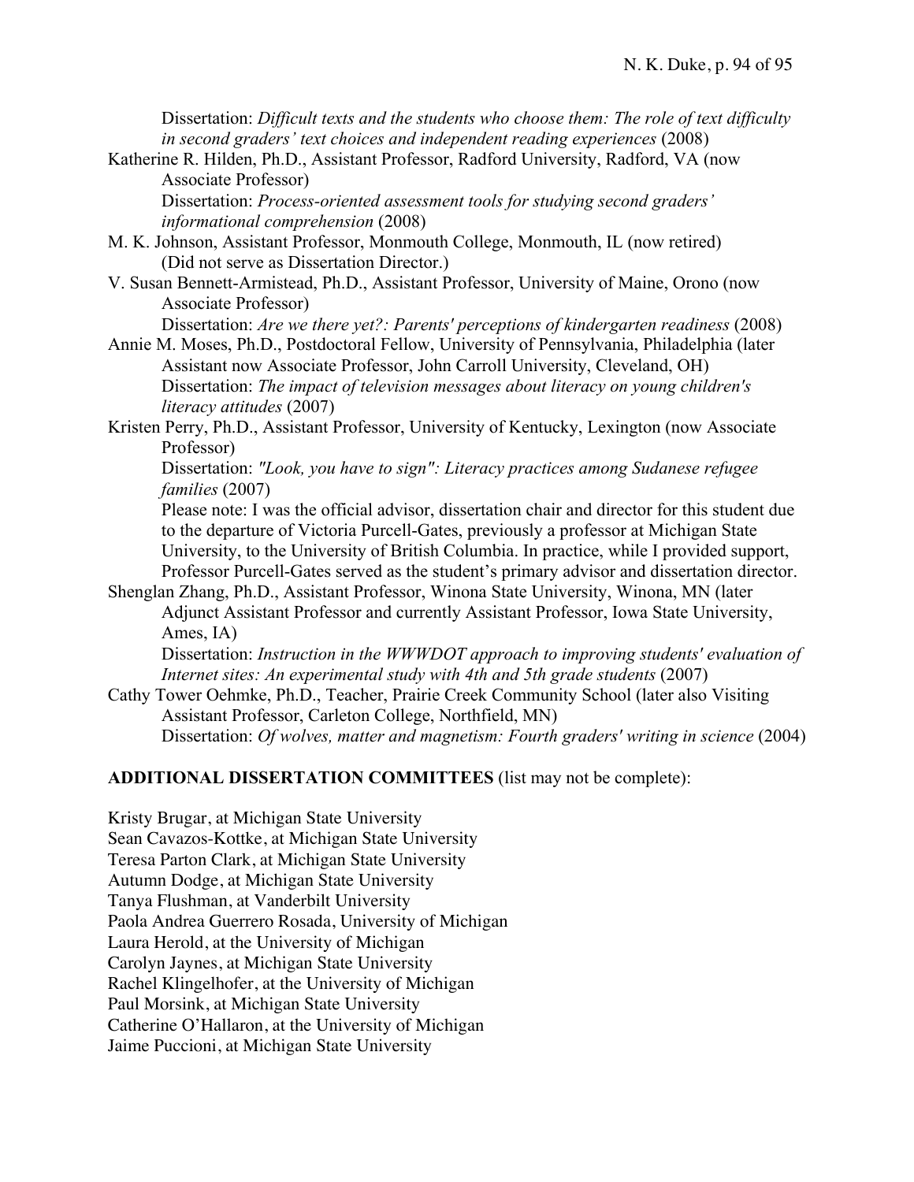Dissertation: *Difficult texts and the students who choose them: The role of text difficulty in second graders' text choices and independent reading experiences* (2008)

Katherine R. Hilden, Ph.D., Assistant Professor, Radford University, Radford, VA (now Associate Professor)
Dissertation: *Process-oriented assessment tools for studying second graders' informational comprehension* (2008)

M. K. Johnson, Assistant Professor, Monmouth College, Monmouth, IL (now retired)
(Did not serve as Dissertation Director.)

V. Susan Bennett-Armistead, Ph.D., Assistant Professor, University of Maine, Orono (now Associate Professor)
Dissertation: *Are we there yet?: Parents' perceptions of kindergarten readiness* (2008)

Annie M. Moses, Ph.D., Postdoctoral Fellow, University of Pennsylvania, Philadelphia (later Assistant now Associate Professor, John Carroll University, Cleveland, OH)
Dissertation: *The impact of television messages about literacy on young children's literacy attitudes* (2007)

Kristen Perry, Ph.D., Assistant Professor, University of Kentucky, Lexington (now Associate Professor)
Dissertation: *"Look, you have to sign": Literacy practices among Sudanese refugee families* (2007)
Please note: I was the official advisor, dissertation chair and director for this student due to the departure of Victoria Purcell-Gates, previously a professor at Michigan State University, to the University of British Columbia. In practice, while I provided support, Professor Purcell-Gates served as the student's primary advisor and dissertation director.

Shenglan Zhang, Ph.D., Assistant Professor, Winona State University, Winona, MN (later Adjunct Assistant Professor and currently Assistant Professor, Iowa State University, Ames, IA)
Dissertation: *Instruction in the WWWDOT approach to improving students' evaluation of Internet sites: An experimental study with 4th and 5th grade students* (2007)

Cathy Tower Oehmke, Ph.D., Teacher, Prairie Creek Community School (later also Visiting Assistant Professor, Carleton College, Northfield, MN)
Dissertation: *Of wolves, matter and magnetism: Fourth graders' writing in science* (2004)

**ADDITIONAL DISSERTATION COMMITTEES** (list may not be complete):

Kristy Brugar, at Michigan State University
Sean Cavazos-Kottke, at Michigan State University
Teresa Parton Clark, at Michigan State University
Autumn Dodge, at Michigan State University
Tanya Flushman, at Vanderbilt University
Paola Andrea Guerrero Rosada, University of Michigan
Laura Herold, at the University of Michigan
Carolyn Jaynes, at Michigan State University
Rachel Klingelhofer, at the University of Michigan
Paul Morsink, at Michigan State University
Catherine O'Hallaron, at the University of Michigan
Jaime Puccioni, at Michigan State University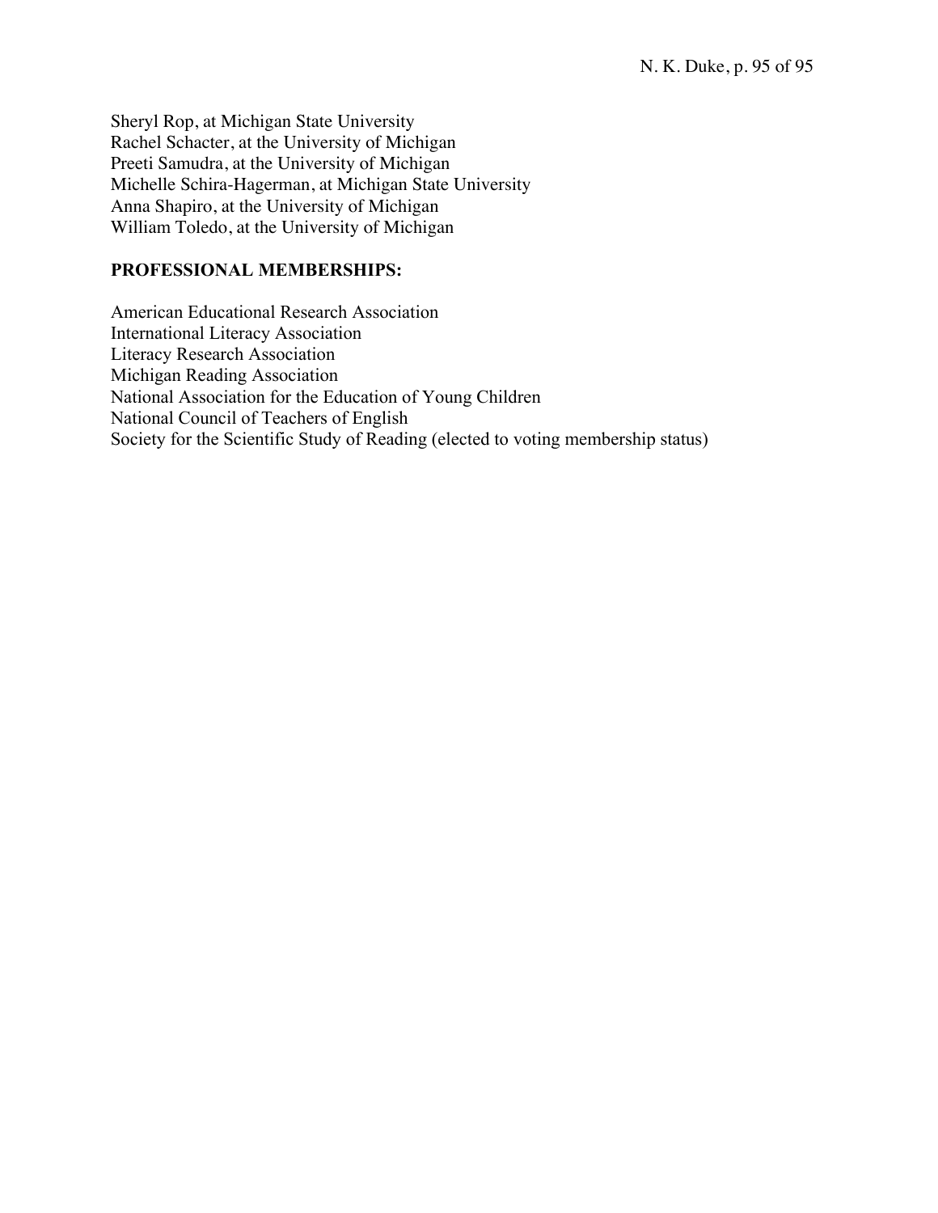Sheryl Rop, at Michigan State University
Rachel Schacter, at the University of Michigan
Preeti Samudra, at the University of Michigan
Michelle Schira-Hagerman, at Michigan State University
Anna Shapiro, at the University of Michigan
William Toledo, at the University of Michigan

**PROFESSIONAL MEMBERSHIPS:**

American Educational Research Association
International Literacy Association
Literacy Research Association
Michigan Reading Association
National Association for the Education of Young Children
National Council of Teachers of English
Society for the Scientific Study of Reading (elected to voting membership status)